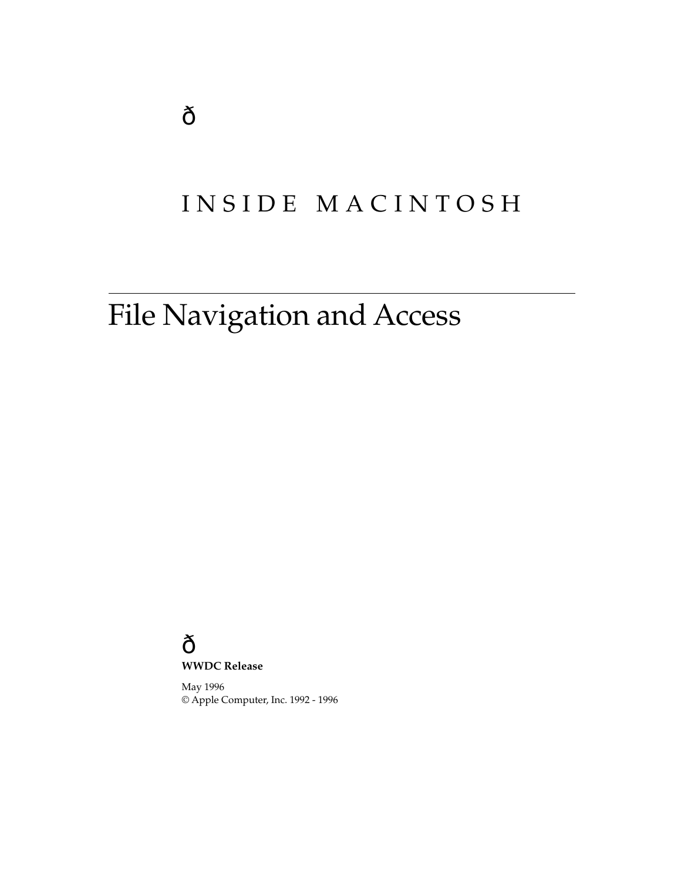ð

INSIDE MACINTOSH

# File Navigation and Access

ð

**WWDC Release**

May 1996
© Apple Computer, Inc. 1992 - 1996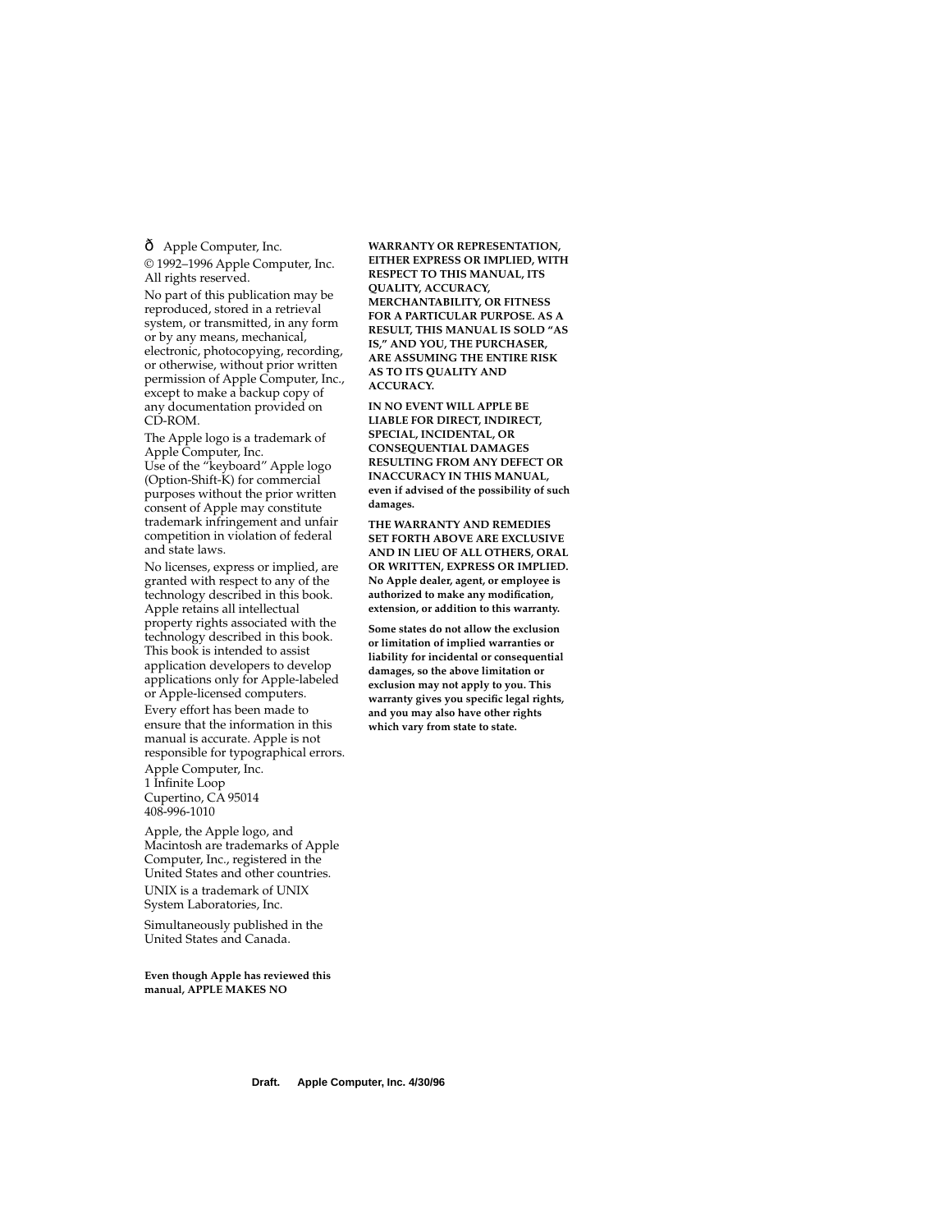Apple Computer, Inc.

© 1992–1996 Apple Computer, Inc. All rights reserved.

No part of this publication may be reproduced, stored in a retrieval system, or transmitted, in any form or by any means, mechanical, electronic, photocopying, recording, or otherwise, without prior written permission of Apple Computer, Inc., except to make a backup copy of any documentation provided on CD-ROM.

The Apple logo is a trademark of Apple Computer, Inc.
Use of the “keyboard” Apple logo (Option-Shift-K) for commercial purposes without the prior written consent of Apple may constitute trademark infringement and unfair competition in violation of federal and state laws.

No licenses, express or implied, are granted with respect to any of the technology described in this book. Apple retains all intellectual property rights associated with the technology described in this book. This book is intended to assist application developers to develop applications only for Apple-labeled or Apple-licensed computers.

Every effort has been made to ensure that the information in this manual is accurate. Apple is not responsible for typographical errors.

Apple Computer, Inc.
1 Infinite Loop
Cupertino, CA 95014
408-996-1010

Apple, the Apple logo, and Macintosh are trademarks of Apple Computer, Inc., registered in the United States and other countries.

UNIX is a trademark of UNIX System Laboratories, Inc.

Simultaneously published in the United States and Canada.

**Even though Apple has reviewed this manual, APPLE MAKES NO WARRANTY OR REPRESENTATION, EITHER EXPRESS OR IMPLIED, WITH RESPECT TO THIS MANUAL, ITS QUALITY, ACCURACY, MERCHANTABILITY, OR FITNESS FOR A PARTICULAR PURPOSE. AS A RESULT, THIS MANUAL IS SOLD “AS IS,” AND YOU, THE PURCHASER, ARE ASSUMING THE ENTIRE RISK AS TO ITS QUALITY AND ACCURACY.**

**IN NO EVENT WILL APPLE BE LIABLE FOR DIRECT, INDIRECT, SPECIAL, INCIDENTAL, OR CONSEQUENTIAL DAMAGES RESULTING FROM ANY DEFECT OR INACCURACY IN THIS MANUAL, even if advised of the possibility of such damages.**

**THE WARRANTY AND REMEDIES SET FORTH ABOVE ARE EXCLUSIVE AND IN LIEU OF ALL OTHERS, ORAL OR WRITTEN, EXPRESS OR IMPLIED. No Apple dealer, agent, or employee is authorized to make any modification, extension, or addition to this warranty.**

**Some states do not allow the exclusion or limitation of implied warranties or liability for incidental or consequential damages, so the above limitation or exclusion may not apply to you. This warranty gives you specific legal rights, and you may also have other rights which vary from state to state.**

**Draft. Apple Computer, Inc. 4/30/96**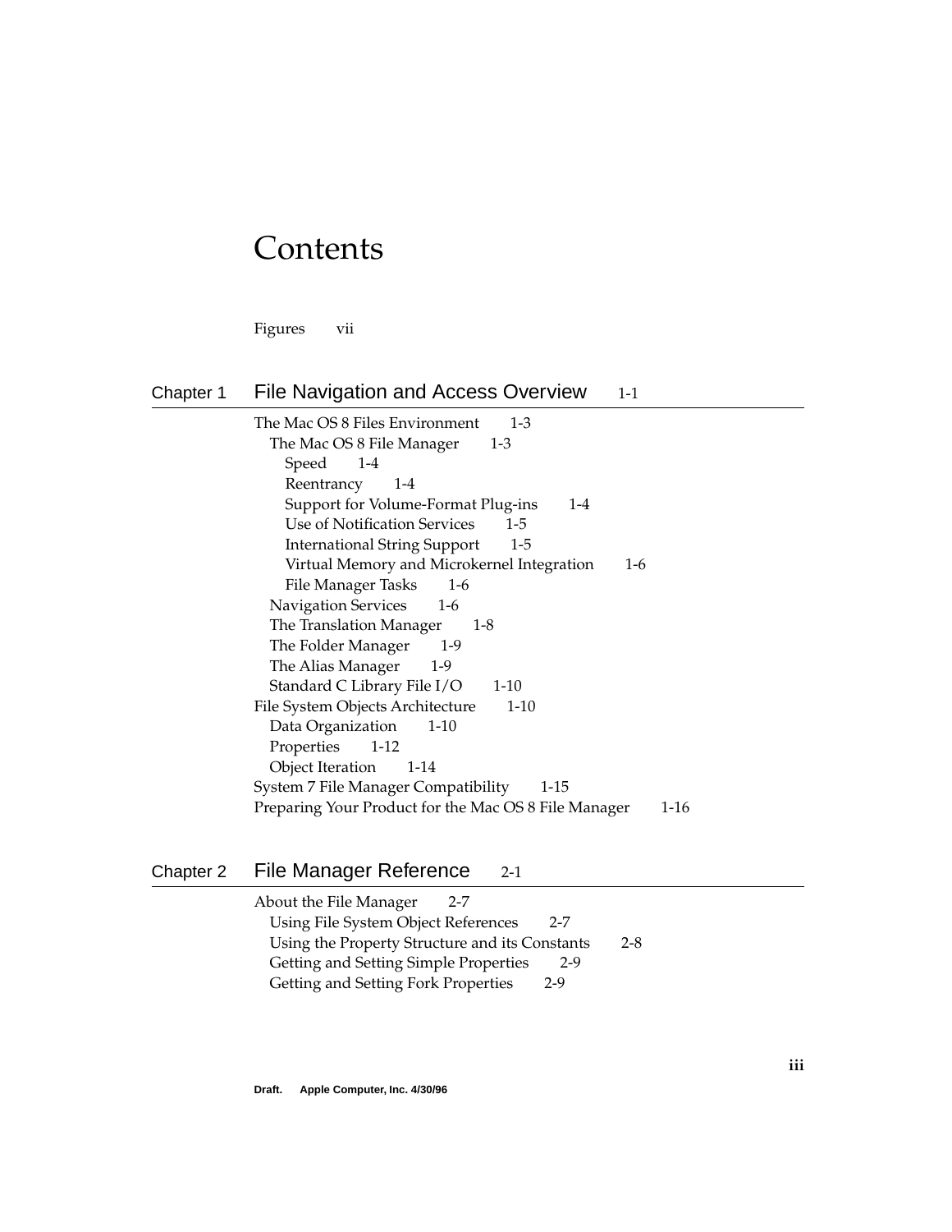# Contents

Figures vii

## Chapter 1 File Navigation and Access Overview 1-1

- The Mac OS 8 Files Environment 1-3
  - The Mac OS 8 File Manager 1-3
    - Speed 1-4
    - Reentrancy 1-4
    - Support for Volume-Format Plug-ins 1-4
    - Use of Notification Services 1-5
    - International String Support 1-5
    - Virtual Memory and Microkernel Integration 1-6
    - File Manager Tasks 1-6
  - Navigation Services 1-6
  - The Translation Manager 1-8
  - The Folder Manager 1-9
  - The Alias Manager 1-9
  - Standard C Library File I/O 1-10
- File System Objects Architecture 1-10
  - Data Organization 1-10
  - Properties 1-12
  - Object Iteration 1-14
- System 7 File Manager Compatibility 1-15
- Preparing Your Product for the Mac OS 8 File Manager 1-16

## Chapter 2 File Manager Reference 2-1

- About the File Manager 2-7
  - Using File System Object References 2-7
  - Using the Property Structure and its Constants 2-8
  - Getting and Setting Simple Properties 2-9
  - Getting and Setting Fork Properties 2-9

**Draft. Apple Computer, Inc. 4/30/96**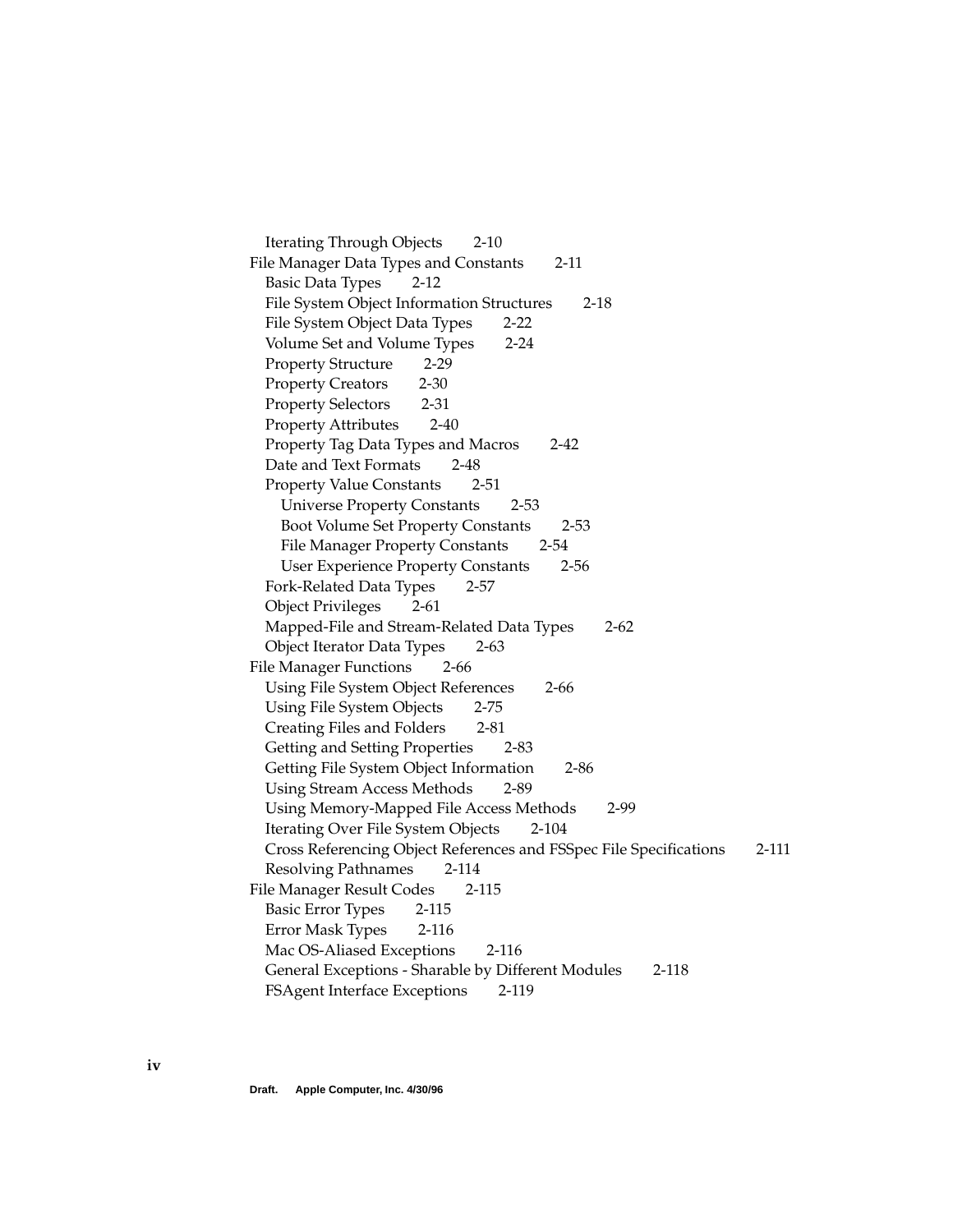- Iterating Through Objects 2-10
- File Manager Data Types and Constants 2-11
  - Basic Data Types 2-12
  - File System Object Information Structures 2-18
  - File System Object Data Types 2-22
  - Volume Set and Volume Types 2-24
  - Property Structure 2-29
  - Property Creators 2-30
  - Property Selectors 2-31
  - Property Attributes 2-40
  - Property Tag Data Types and Macros 2-42
  - Date and Text Formats 2-48
  - Property Value Constants 2-51
    - Universe Property Constants 2-53
    - Boot Volume Set Property Constants 2-53
    - File Manager Property Constants 2-54
    - User Experience Property Constants 2-56
  - Fork-Related Data Types 2-57
  - Object Privileges 2-61
  - Mapped-File and Stream-Related Data Types 2-62
  - Object Iterator Data Types 2-63
- File Manager Functions 2-66
  - Using File System Object References 2-66
  - Using File System Objects 2-75
  - Creating Files and Folders 2-81
  - Getting and Setting Properties 2-83
  - Getting File System Object Information 2-86
  - Using Stream Access Methods 2-89
  - Using Memory-Mapped File Access Methods 2-99
  - Iterating Over File System Objects 2-104
  - Cross Referencing Object References and FSSpec File Specifications 2-111
  - Resolving Pathnames 2-114
- File Manager Result Codes 2-115
  - Basic Error Types 2-115
  - Error Mask Types 2-116
  - Mac OS-Aliased Exceptions 2-116
  - General Exceptions - Sharable by Different Modules 2-118
  - FSAgent Interface Exceptions 2-119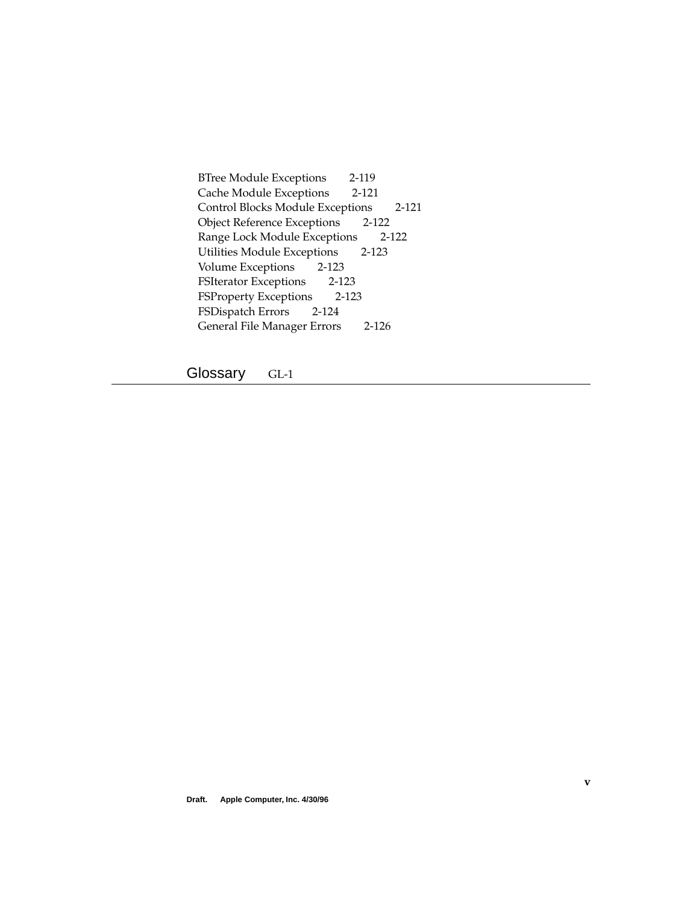BTree Module Exceptions 2-119
Cache Module Exceptions 2-121
Control Blocks Module Exceptions 2-121
Object Reference Exceptions 2-122
Range Lock Module Exceptions 2-122
Utilities Module Exceptions 2-123
Volume Exceptions 2-123
FSIterator Exceptions 2-123
FSProperty Exceptions 2-123
FSDispatch Errors 2-124
General File Manager Errors 2-126

## Glossary GL-1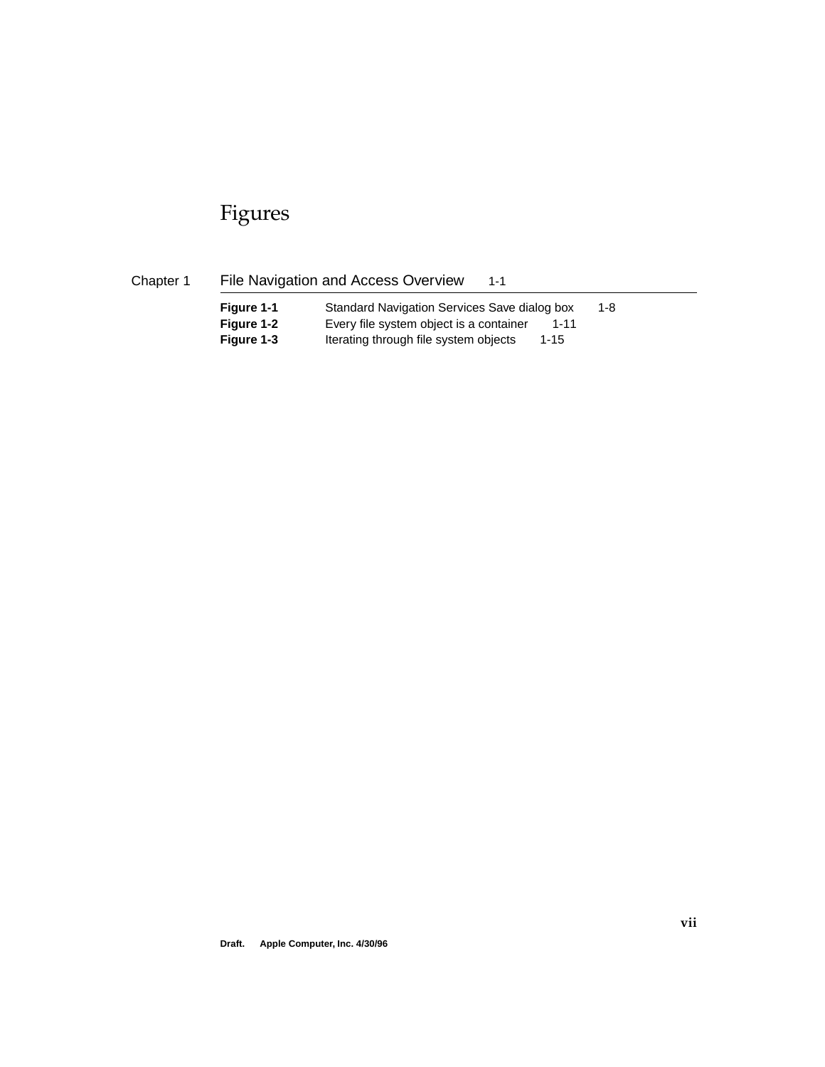# Figures

## Chapter 1 File Navigation and Access Overview 1-1

| | | |
|---|---|---|
| **Figure 1-1** | Standard Navigation Services Save dialog box | 1-8 |
| **Figure 1-2** | Every file system object is a container | 1-11 |
| **Figure 1-3** | Iterating through file system objects | 1-15 |

Draft. Apple Computer, Inc. 4/30/96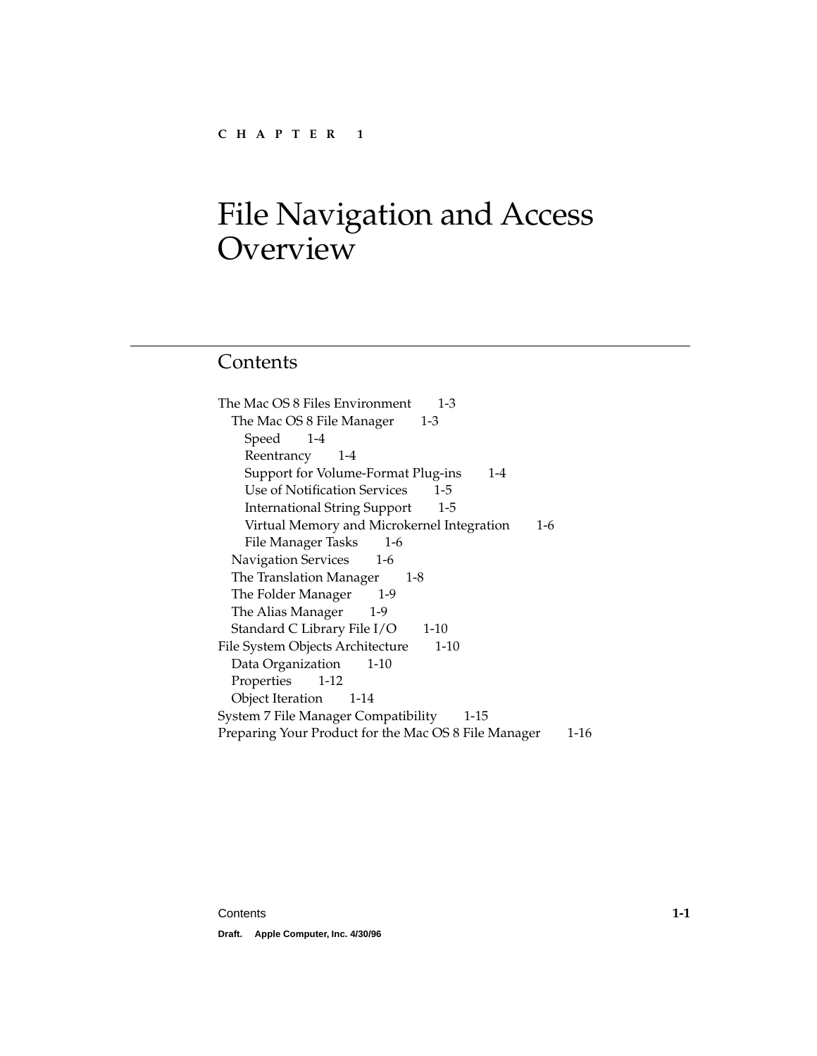CHAPTER 1

# File Navigation and Access Overview

## Contents

- The Mac OS 8 Files Environment 1-3
  - The Mac OS 8 File Manager 1-3
    - Speed 1-4
    - Reentrancy 1-4
    - Support for Volume-Format Plug-ins 1-4
    - Use of Notification Services 1-5
    - International String Support 1-5
    - Virtual Memory and Microkernel Integration 1-6
    - File Manager Tasks 1-6
  - Navigation Services 1-6
  - The Translation Manager 1-8
  - The Folder Manager 1-9
  - The Alias Manager 1-9
  - Standard C Library File I/O 1-10
- File System Objects Architecture 1-10
  - Data Organization 1-10
  - Properties 1-12
  - Object Iteration 1-14
- System 7 File Manager Compatibility 1-15
- Preparing Your Product for the Mac OS 8 File Manager 1-16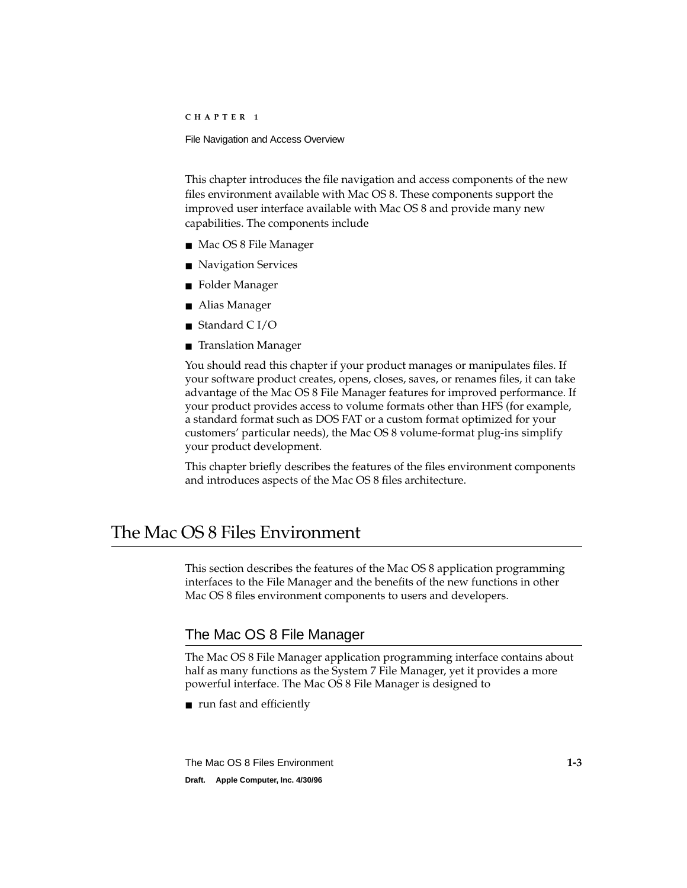This chapter introduces the file navigation and access components of the new files environment available with Mac OS 8. These components support the improved user interface available with Mac OS 8 and provide many new capabilities. The components include

- Mac OS 8 File Manager
- Navigation Services
- Folder Manager
- Alias Manager
- Standard C I/O
- Translation Manager

You should read this chapter if your product manages or manipulates files. If your software product creates, opens, closes, saves, or renames files, it can take advantage of the Mac OS 8 File Manager features for improved performance. If your product provides access to volume formats other than HFS (for example, a standard format such as DOS FAT or a custom format optimized for your customers' particular needs), the Mac OS 8 volume-format plug-ins simplify your product development.

This chapter briefly describes the features of the files environment components and introduces aspects of the Mac OS 8 files architecture.

# The Mac OS 8 Files Environment

This section describes the features of the Mac OS 8 application programming interfaces to the File Manager and the benefits of the new functions in other Mac OS 8 files environment components to users and developers.

## The Mac OS 8 File Manager

The Mac OS 8 File Manager application programming interface contains about half as many functions as the System 7 File Manager, yet it provides a more powerful interface. The Mac OS 8 File Manager is designed to

- run fast and efficiently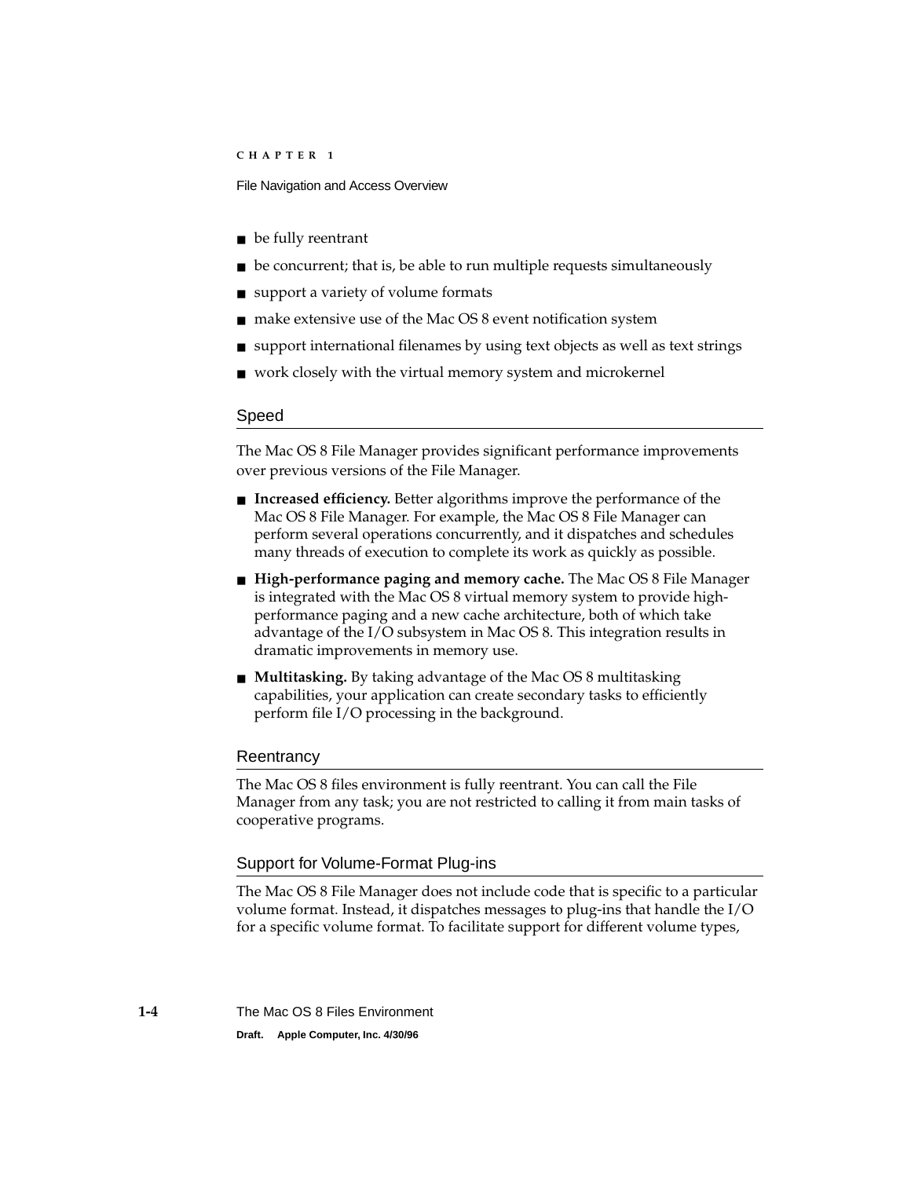- be fully reentrant
- be concurrent; that is, be able to run multiple requests simultaneously
- support a variety of volume formats
- make extensive use of the Mac OS 8 event notification system
- support international filenames by using text objects as well as text strings
- work closely with the virtual memory system and microkernel

## Speed

The Mac OS 8 File Manager provides significant performance improvements over previous versions of the File Manager.

- **Increased efficiency.** Better algorithms improve the performance of the Mac OS 8 File Manager. For example, the Mac OS 8 File Manager can perform several operations concurrently, and it dispatches and schedules many threads of execution to complete its work as quickly as possible.
- **High-performance paging and memory cache.** The Mac OS 8 File Manager is integrated with the Mac OS 8 virtual memory system to provide high-performance paging and a new cache architecture, both of which take advantage of the I/O subsystem in Mac OS 8. This integration results in dramatic improvements in memory use.
- **Multitasking.** By taking advantage of the Mac OS 8 multitasking capabilities, your application can create secondary tasks to efficiently perform file I/O processing in the background.

## Reentrancy

The Mac OS 8 files environment is fully reentrant. You can call the File Manager from any task; you are not restricted to calling it from main tasks of cooperative programs.

## Support for Volume-Format Plug-ins

The Mac OS 8 File Manager does not include code that is specific to a particular volume format. Instead, it dispatches messages to plug-ins that handle the I/O for a specific volume format. To facilitate support for different volume types,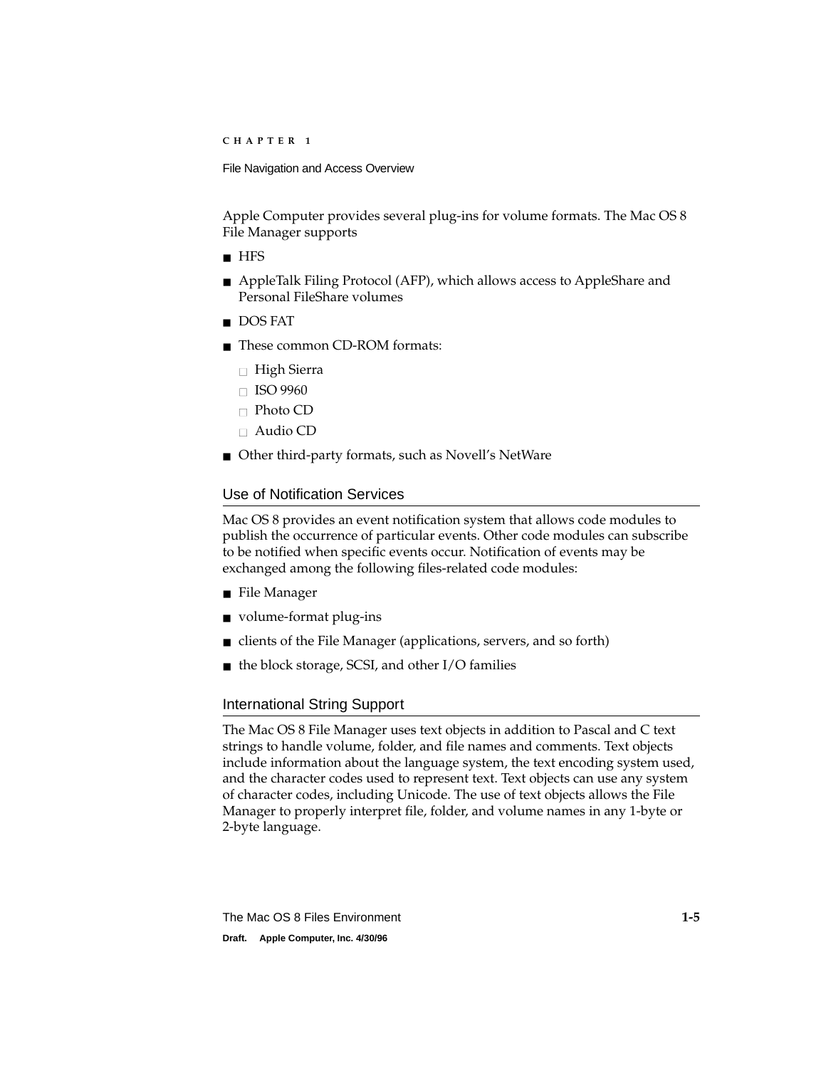Apple Computer provides several plug-ins for volume formats. The Mac OS 8 File Manager supports

- HFS
- AppleTalk Filing Protocol (AFP), which allows access to AppleShare and Personal FileShare volumes
- DOS FAT
- These common CD-ROM formats:
  - High Sierra
  - ISO 9960
  - Photo CD
  - Audio CD
- Other third-party formats, such as Novell's NetWare

## Use of Notification Services

Mac OS 8 provides an event notification system that allows code modules to publish the occurrence of particular events. Other code modules can subscribe to be notified when specific events occur. Notification of events may be exchanged among the following files-related code modules:

- File Manager
- volume-format plug-ins
- clients of the File Manager (applications, servers, and so forth)
- the block storage, SCSI, and other I/O families

## International String Support

The Mac OS 8 File Manager uses text objects in addition to Pascal and C text strings to handle volume, folder, and file names and comments. Text objects include information about the language system, the text encoding system used, and the character codes used to represent text. Text objects can use any system of character codes, including Unicode. The use of text objects allows the File Manager to properly interpret file, folder, and volume names in any 1-byte or 2-byte language.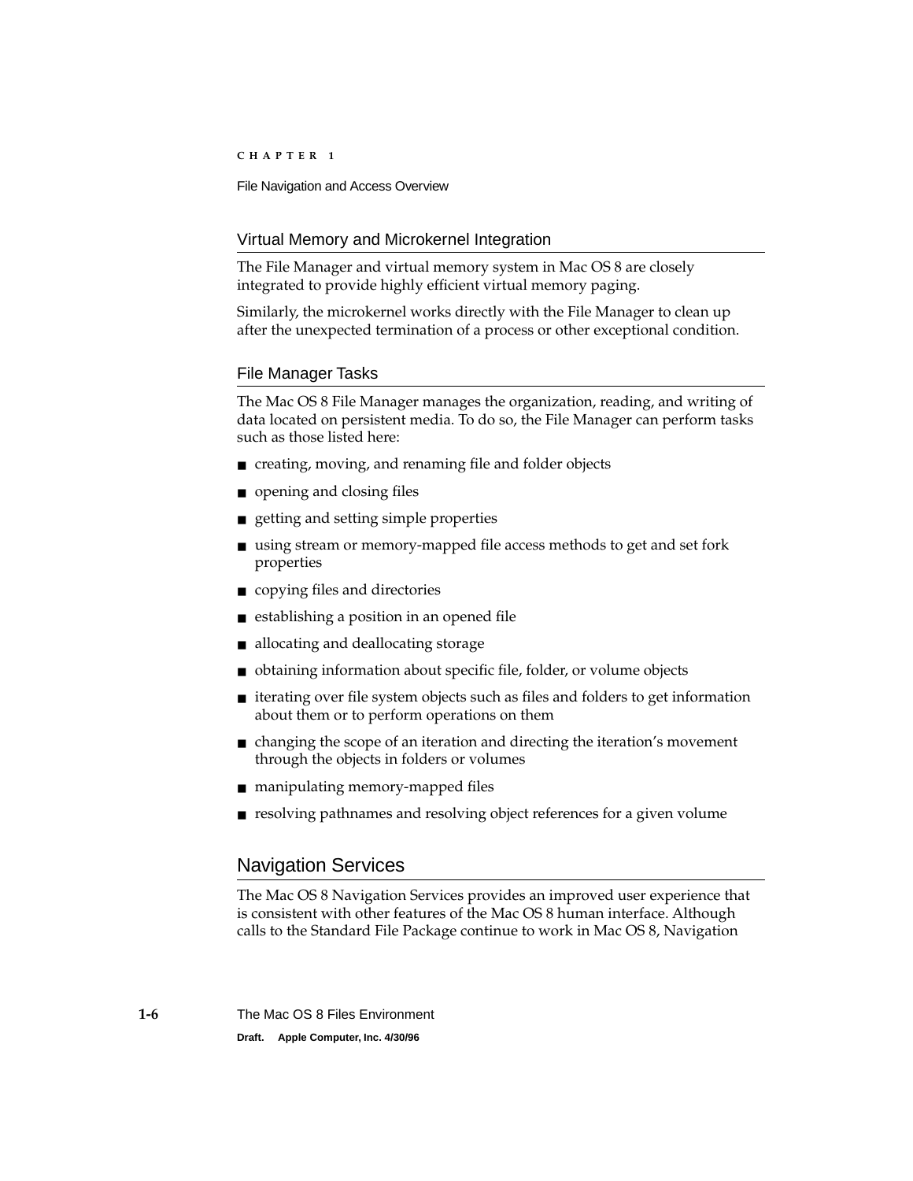### Virtual Memory and Microkernel Integration

The File Manager and virtual memory system in Mac OS 8 are closely integrated to provide highly efficient virtual memory paging.

Similarly, the microkernel works directly with the File Manager to clean up after the unexpected termination of a process or other exceptional condition.

### File Manager Tasks

The Mac OS 8 File Manager manages the organization, reading, and writing of data located on persistent media. To do so, the File Manager can perform tasks such as those listed here:

- creating, moving, and renaming file and folder objects
- opening and closing files
- getting and setting simple properties
- using stream or memory-mapped file access methods to get and set fork properties
- copying files and directories
- establishing a position in an opened file
- allocating and deallocating storage
- obtaining information about specific file, folder, or volume objects
- iterating over file system objects such as files and folders to get information about them or to perform operations on them
- changing the scope of an iteration and directing the iteration's movement through the objects in folders or volumes
- manipulating memory-mapped files
- resolving pathnames and resolving object references for a given volume

## Navigation Services

The Mac OS 8 Navigation Services provides an improved user experience that is consistent with other features of the Mac OS 8 human interface. Although calls to the Standard File Package continue to work in Mac OS 8, Navigation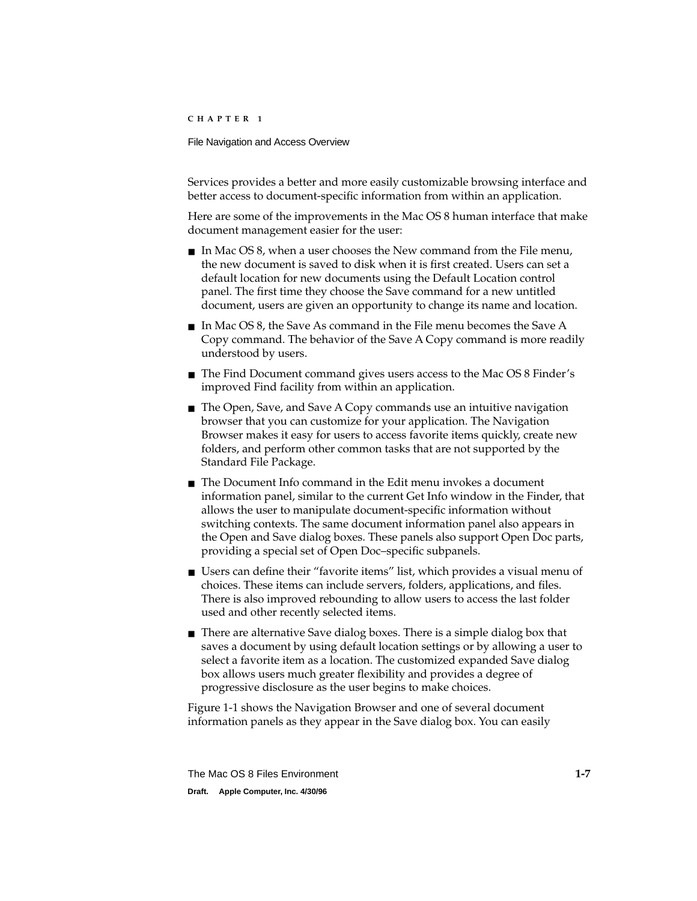Services provides a better and more easily customizable browsing interface and better access to document-specific information from within an application.

Here are some of the improvements in the Mac OS 8 human interface that make document management easier for the user:

- In Mac OS 8, when a user chooses the New command from the File menu, the new document is saved to disk when it is first created. Users can set a default location for new documents using the Default Location control panel. The first time they choose the Save command for a new untitled document, users are given an opportunity to change its name and location.
- In Mac OS 8, the Save As command in the File menu becomes the Save A Copy command. The behavior of the Save A Copy command is more readily understood by users.
- The Find Document command gives users access to the Mac OS 8 Finder's improved Find facility from within an application.
- The Open, Save, and Save A Copy commands use an intuitive navigation browser that you can customize for your application. The Navigation Browser makes it easy for users to access favorite items quickly, create new folders, and perform other common tasks that are not supported by the Standard File Package.
- The Document Info command in the Edit menu invokes a document information panel, similar to the current Get Info window in the Finder, that allows the user to manipulate document-specific information without switching contexts. The same document information panel also appears in the Open and Save dialog boxes. These panels also support Open Doc parts, providing a special set of Open Doc–specific subpanels.
- Users can define their "favorite items" list, which provides a visual menu of choices. These items can include servers, folders, applications, and files. There is also improved rebounding to allow users to access the last folder used and other recently selected items.
- There are alternative Save dialog boxes. There is a simple dialog box that saves a document by using default location settings or by allowing a user to select a favorite item as a location. The customized expanded Save dialog box allows users much greater flexibility and provides a degree of progressive disclosure as the user begins to make choices.

Figure 1-1 shows the Navigation Browser and one of several document information panels as they appear in the Save dialog box. You can easily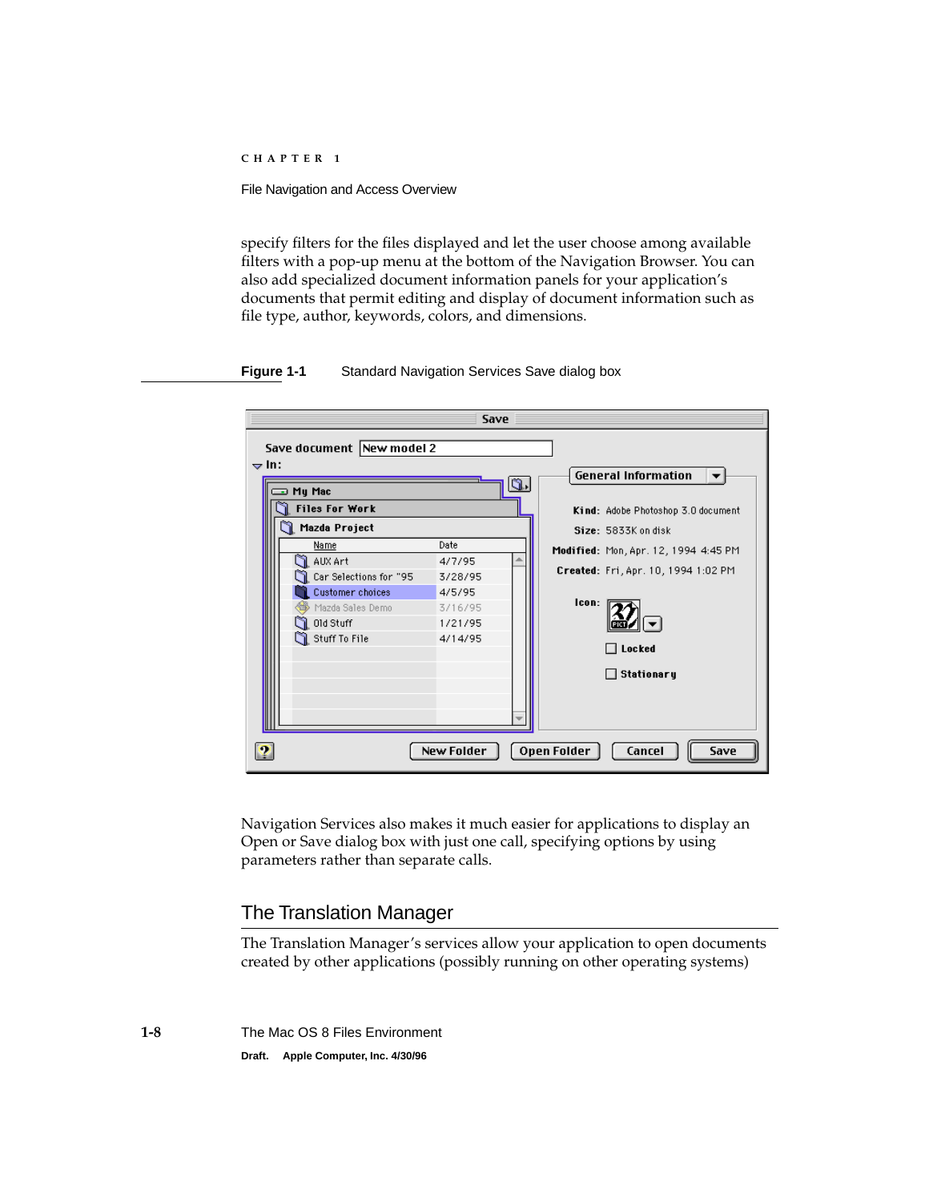specify filters for the files displayed and let the user choose among available filters with a pop-up menu at the bottom of the Navigation Browser. You can also add specialized document information panels for your application's documents that permit editing and display of document information such as file type, author, keywords, colors, and dimensions.

**Figure 1-1** Standard Navigation Services Save dialog box

Navigation Services also makes it much easier for applications to display an Open or Save dialog box with just one call, specifying options by using parameters rather than separate calls.

## The Translation Manager

The Translation Manager's services allow your application to open documents created by other applications (possibly running on other operating systems)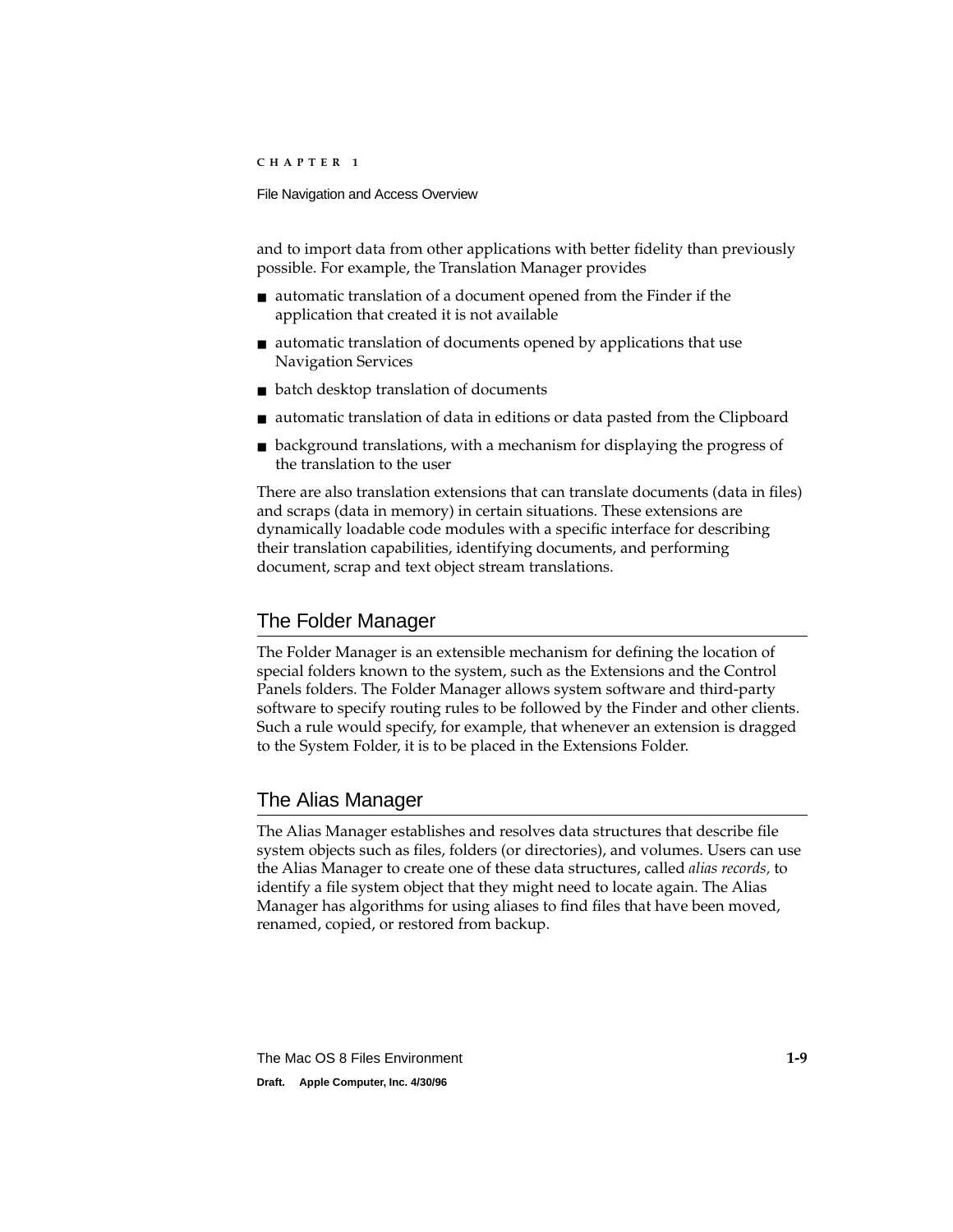and to import data from other applications with better fidelity than previously possible. For example, the Translation Manager provides

- automatic translation of a document opened from the Finder if the application that created it is not available
- automatic translation of documents opened by applications that use Navigation Services
- batch desktop translation of documents
- automatic translation of data in editions or data pasted from the Clipboard
- background translations, with a mechanism for displaying the progress of the translation to the user

There are also translation extensions that can translate documents (data in files) and scraps (data in memory) in certain situations. These extensions are dynamically loadable code modules with a specific interface for describing their translation capabilities, identifying documents, and performing document, scrap and text object stream translations.

## The Folder Manager

The Folder Manager is an extensible mechanism for defining the location of special folders known to the system, such as the Extensions and the Control Panels folders. The Folder Manager allows system software and third-party software to specify routing rules to be followed by the Finder and other clients. Such a rule would specify, for example, that whenever an extension is dragged to the System Folder, it is to be placed in the Extensions Folder.

## The Alias Manager

The Alias Manager establishes and resolves data structures that describe file system objects such as files, folders (or directories), and volumes. Users can use the Alias Manager to create one of these data structures, called *alias records,* to identify a file system object that they might need to locate again. The Alias Manager has algorithms for using aliases to find files that have been moved, renamed, copied, or restored from backup.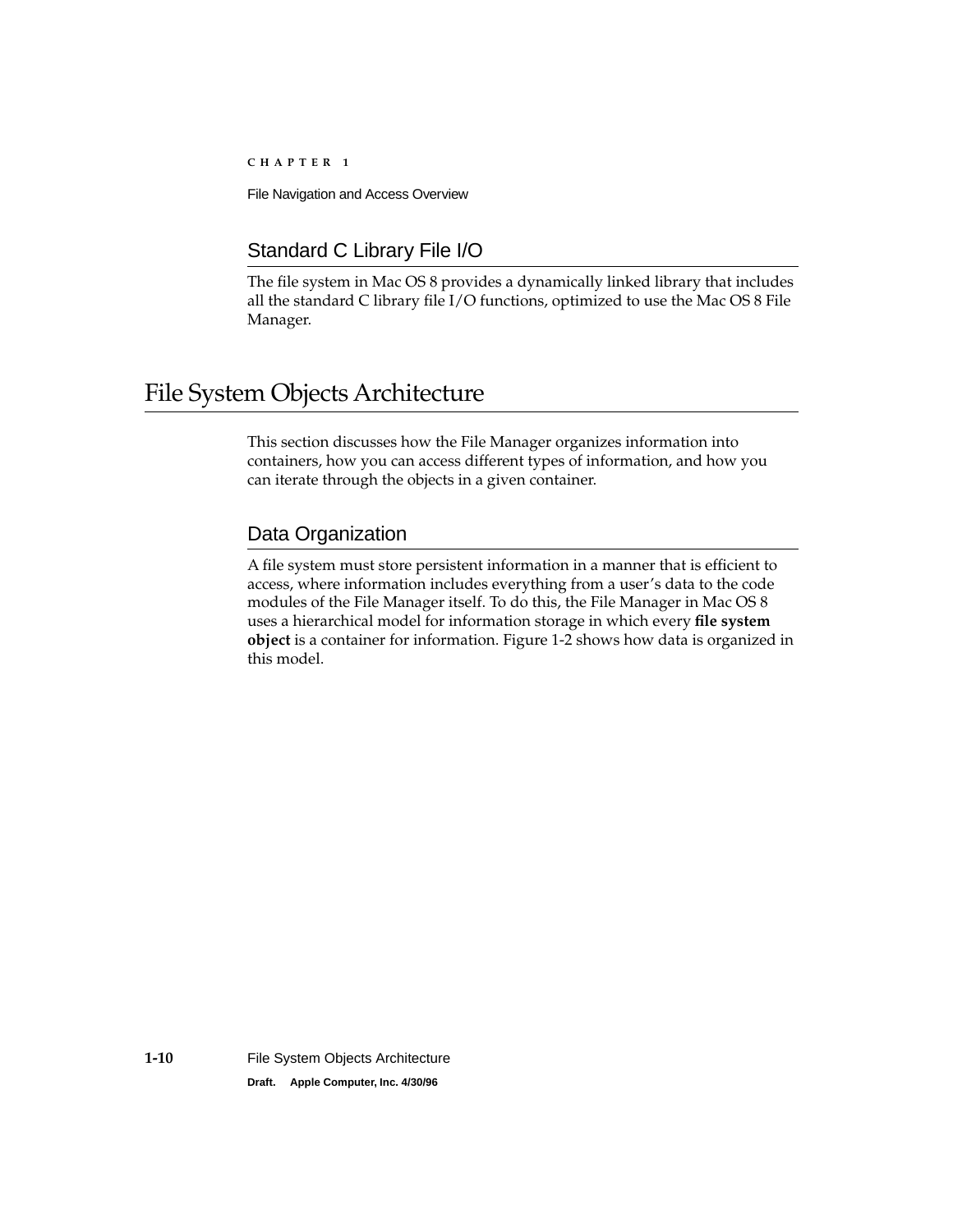## Standard C Library File I/O

The file system in Mac OS 8 provides a dynamically linked library that includes all the standard C library file I/O functions, optimized to use the Mac OS 8 File Manager.

# File System Objects Architecture

This section discusses how the File Manager organizes information into containers, how you can access different types of information, and how you can iterate through the objects in a given container.

## Data Organization

A file system must store persistent information in a manner that is efficient to access, where information includes everything from a user's data to the code modules of the File Manager itself. To do this, the File Manager in Mac OS 8 uses a hierarchical model for information storage in which every **file system object** is a container for information. Figure 1-2 shows how data is organized in this model.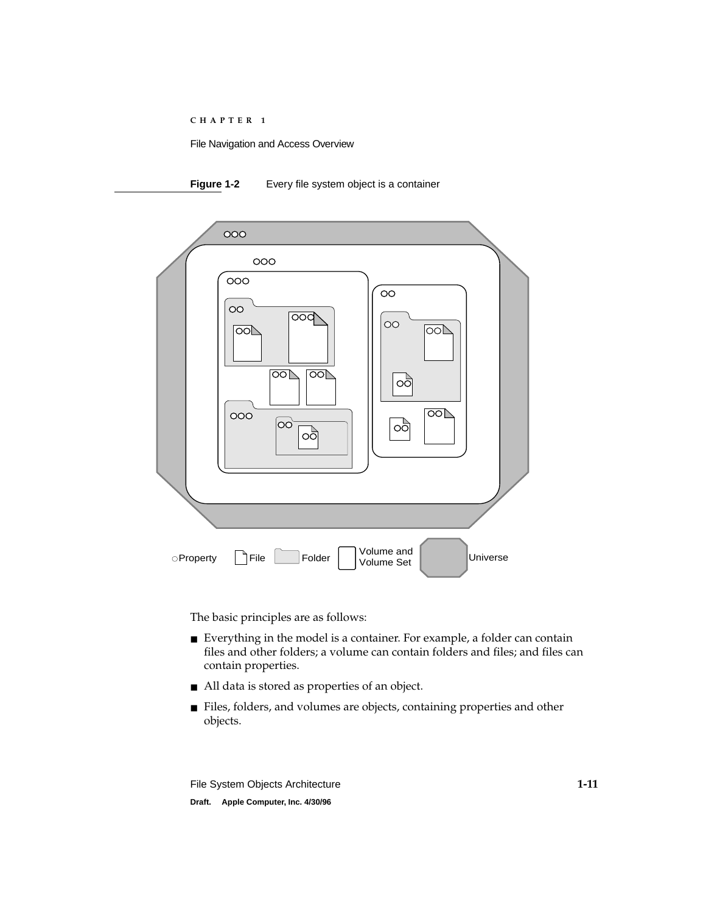**Figure 1-2** Every file system object is a container

The basic principles are as follows:

- Everything in the model is a container. For example, a folder can contain files and other folders; a volume can contain folders and files; and files can contain properties.
- All data is stored as properties of an object.
- Files, folders, and volumes are objects, containing properties and other objects.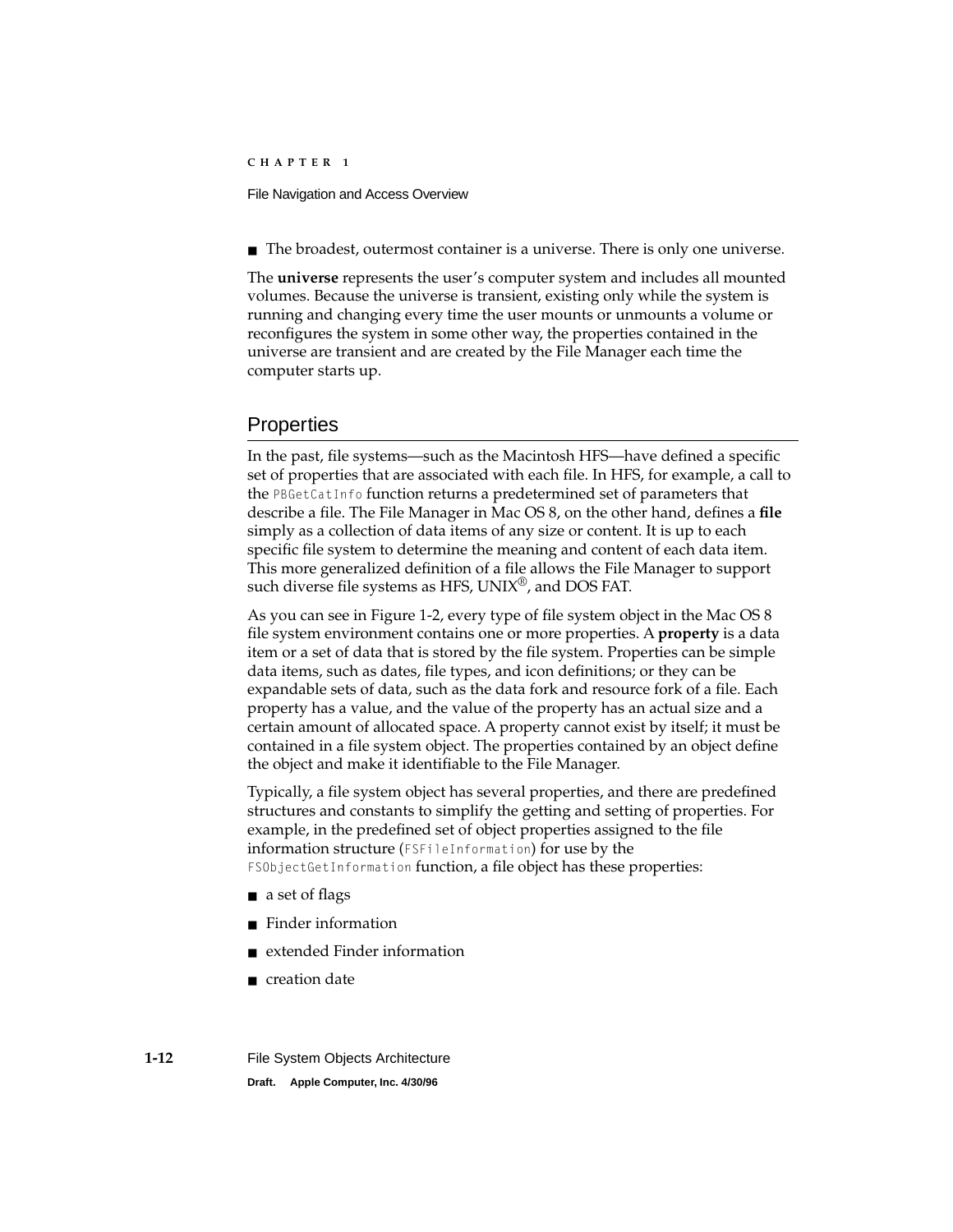- The broadest, outermost container is a universe. There is only one universe.

The **universe** represents the user's computer system and includes all mounted volumes. Because the universe is transient, existing only while the system is running and changing every time the user mounts or unmounts a volume or reconfigures the system in some other way, the properties contained in the universe are transient and are created by the File Manager each time the computer starts up.

## Properties

In the past, file systems—such as the Macintosh HFS—have defined a specific set of properties that are associated with each file. In HFS, for example, a call to the `PBGetCatInfo` function returns a predetermined set of parameters that describe a file. The File Manager in Mac OS 8, on the other hand, defines a **file** simply as a collection of data items of any size or content. It is up to each specific file system to determine the meaning and content of each data item. This more generalized definition of a file allows the File Manager to support such diverse file systems as HFS, UNIX®, and DOS FAT.

As you can see in Figure 1-2, every type of file system object in the Mac OS 8 file system environment contains one or more properties. A **property** is a data item or a set of data that is stored by the file system. Properties can be simple data items, such as dates, file types, and icon definitions; or they can be expandable sets of data, such as the data fork and resource fork of a file. Each property has a value, and the value of the property has an actual size and a certain amount of allocated space. A property cannot exist by itself; it must be contained in a file system object. The properties contained by an object define the object and make it identifiable to the File Manager.

Typically, a file system object has several properties, and there are predefined structures and constants to simplify the getting and setting of properties. For example, in the predefined set of object properties assigned to the file information structure (`FSFileInformation`) for use by the `FSObjectGetInformation` function, a file object has these properties:

- a set of flags
- Finder information
- extended Finder information
- creation date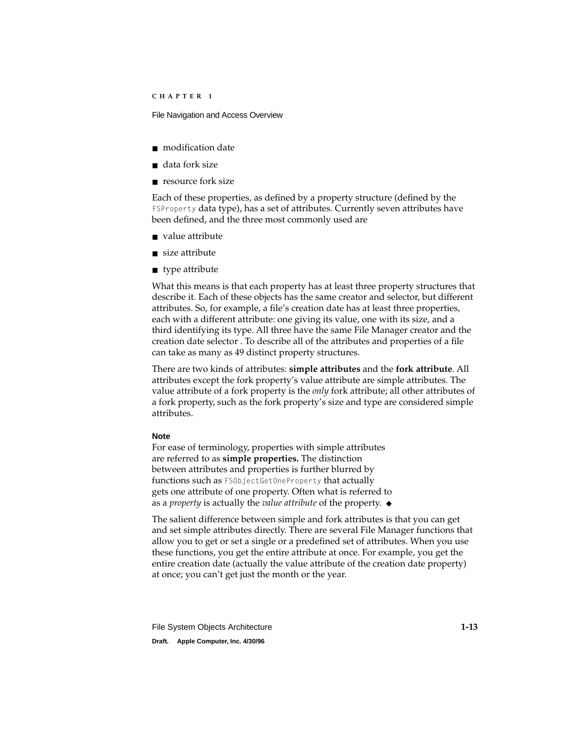- modification date
- data fork size
- resource fork size

Each of these properties, as defined by a property structure (defined by the `FSProperty` data type), has a set of attributes. Currently seven attributes have been defined, and the three most commonly used are

- value attribute
- size attribute
- type attribute

What this means is that each property has at least three property structures that describe it. Each of these objects has the same creator and selector, but different attributes. So, for example, a file's creation date has at least three properties, each with a different attribute: one giving its value, one with its size, and a third identifying its type. All three have the same File Manager creator and the creation date selector . To describe all of the attributes and properties of a file can take as many as 49 distinct property structures.

There are two kinds of attributes: **simple attributes** and the **fork attribute**. All attributes except the fork property's value attribute are simple attributes. The value attribute of a fork property is the *only* fork attribute; all other attributes of a fork property, such as the fork property's size and type are considered simple attributes.

**Note**

For ease of terminology, properties with simple attributes are referred to as **simple properties.** The distinction between attributes and properties is further blurred by functions such as `FSObjectGetOneProperty` that actually gets one attribute of one property. Often what is referred to as a *property* is actually the *value attribute* of the property. ◆

The salient difference between simple and fork attributes is that you can get and set simple attributes directly. There are several File Manager functions that allow you to get or set a single or a predefined set of attributes. When you use these functions, you get the entire attribute at once. For example, you get the entire creation date (actually the value attribute of the creation date property) at once; you can't get just the month or the year.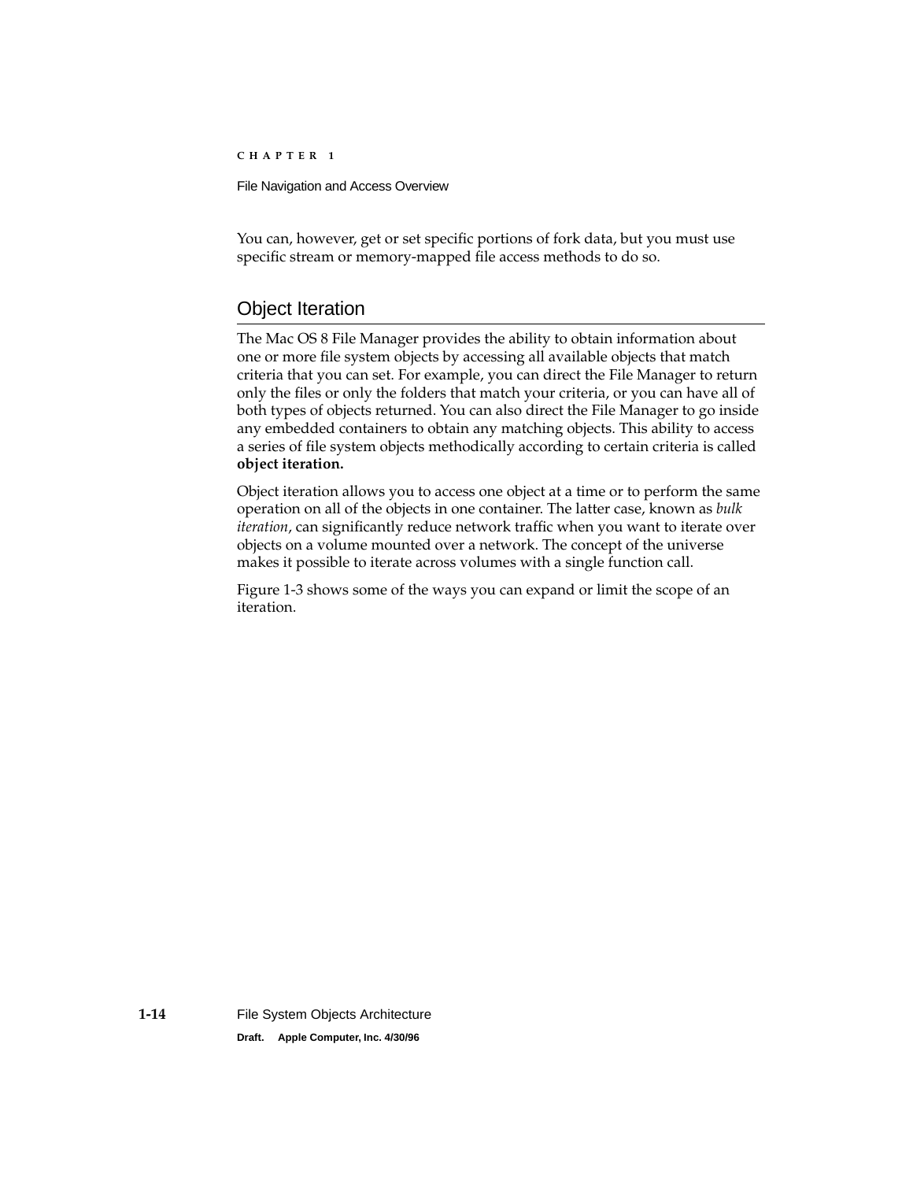You can, however, get or set specific portions of fork data, but you must use specific stream or memory-mapped file access methods to do so.

## Object Iteration

The Mac OS 8 File Manager provides the ability to obtain information about one or more file system objects by accessing all available objects that match criteria that you can set. For example, you can direct the File Manager to return only the files or only the folders that match your criteria, or you can have all of both types of objects returned. You can also direct the File Manager to go inside any embedded containers to obtain any matching objects. This ability to access a series of file system objects methodically according to certain criteria is called **object iteration.**

Object iteration allows you to access one object at a time or to perform the same operation on all of the objects in one container. The latter case, known as *bulk iteration*, can significantly reduce network traffic when you want to iterate over objects on a volume mounted over a network. The concept of the universe makes it possible to iterate across volumes with a single function call.

Figure 1-3 shows some of the ways you can expand or limit the scope of an iteration.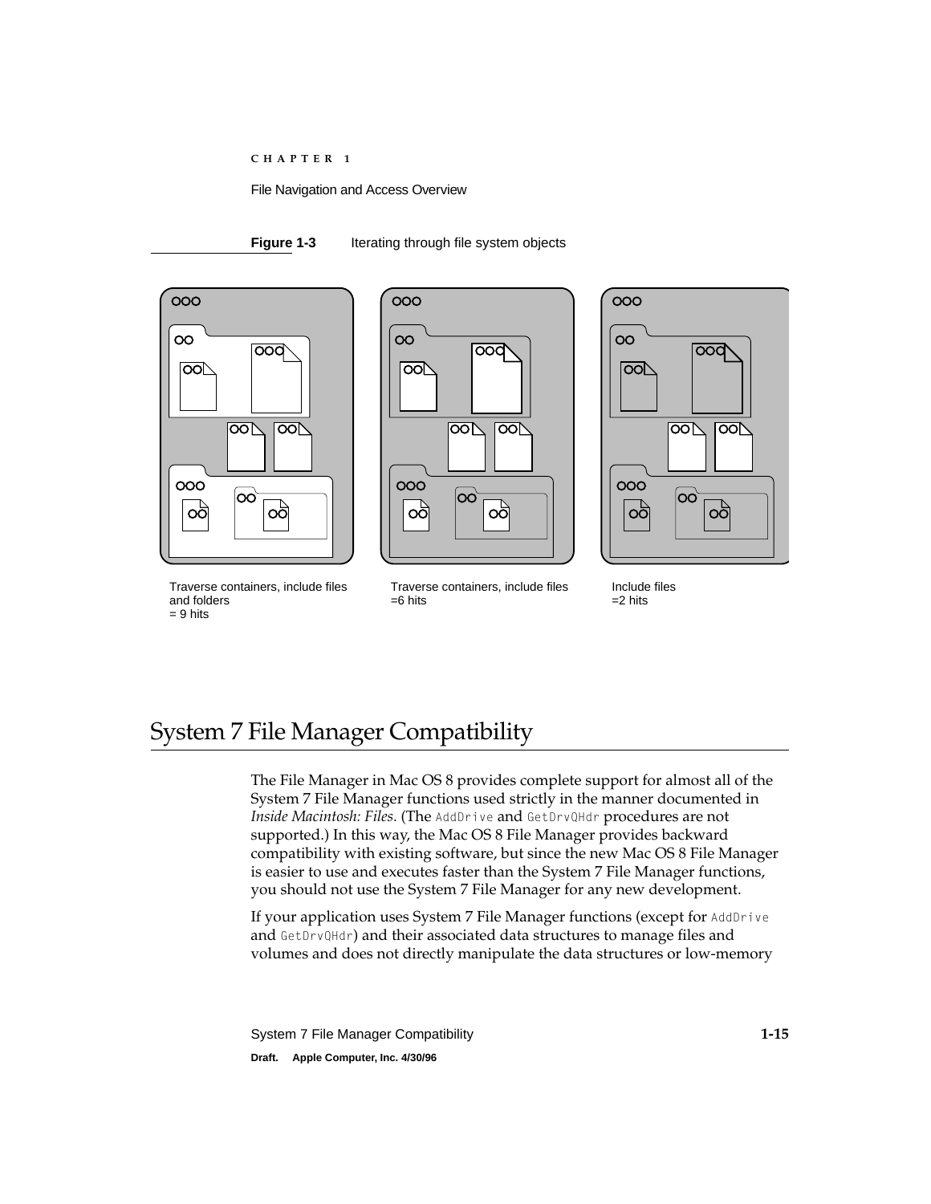**Figure 1-3** Iterating through file system objects

Traverse containers, include files and folders
= 9 hits

Traverse containers, include files
=6 hits

Include files
=2 hits

# System 7 File Manager Compatibility

The File Manager in Mac OS 8 provides complete support for almost all of the System 7 File Manager functions used strictly in the manner documented in *Inside Macintosh: Files*. (The `AddDrive` and `GetDrvQHdr` procedures are not supported.) In this way, the Mac OS 8 File Manager provides backward compatibility with existing software, but since the new Mac OS 8 File Manager is easier to use and executes faster than the System 7 File Manager functions, you should not use the System 7 File Manager for any new development.

If your application uses System 7 File Manager functions (except for `AddDrive` and `GetDrvQHdr`) and their associated data structures to manage files and volumes and does not directly manipulate the data structures or low-memory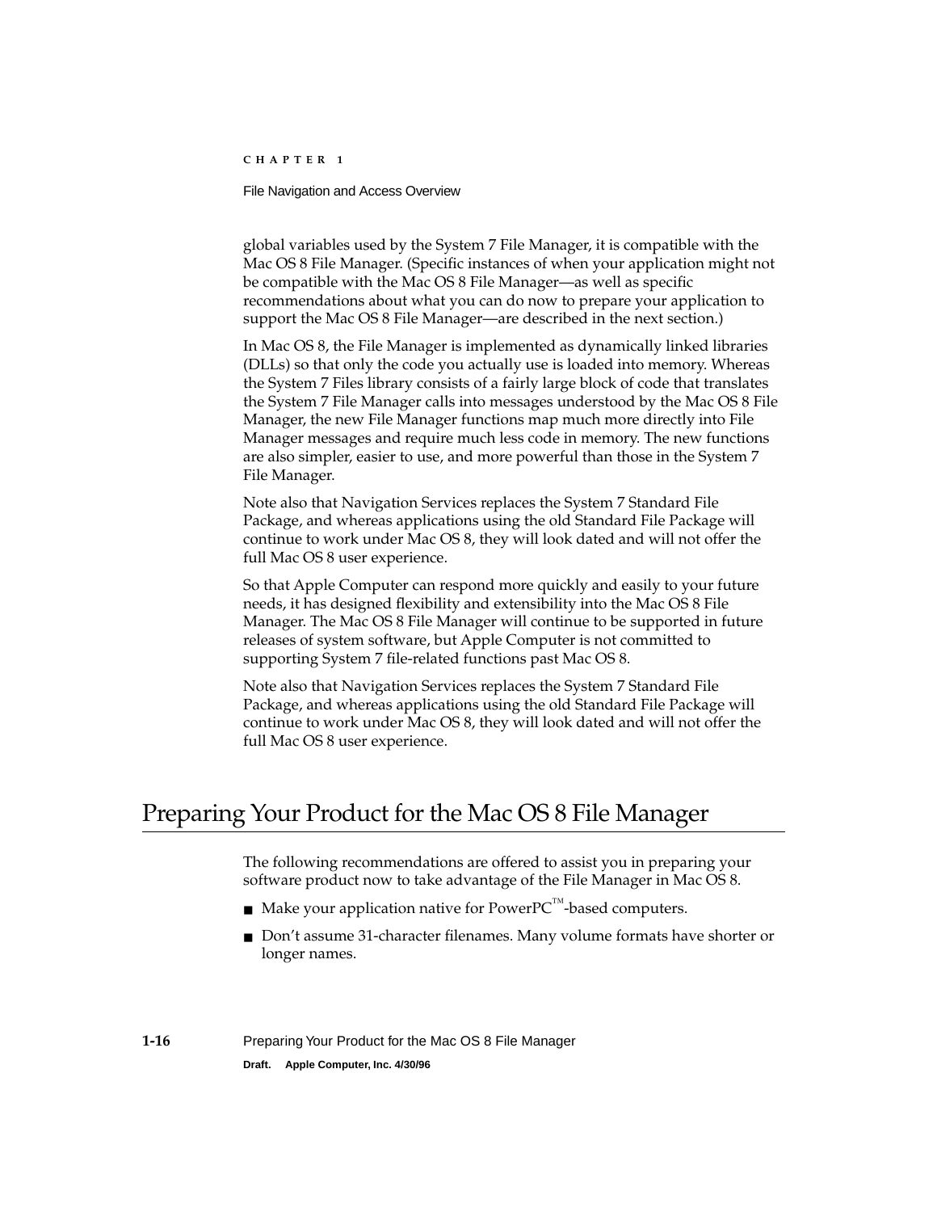global variables used by the System 7 File Manager, it is compatible with the Mac OS 8 File Manager. (Specific instances of when your application might not be compatible with the Mac OS 8 File Manager—as well as specific recommendations about what you can do now to prepare your application to support the Mac OS 8 File Manager—are described in the next section.)

In Mac OS 8, the File Manager is implemented as dynamically linked libraries (DLLs) so that only the code you actually use is loaded into memory. Whereas the System 7 Files library consists of a fairly large block of code that translates the System 7 File Manager calls into messages understood by the Mac OS 8 File Manager, the new File Manager functions map much more directly into File Manager messages and require much less code in memory. The new functions are also simpler, easier to use, and more powerful than those in the System 7 File Manager.

Note also that Navigation Services replaces the System 7 Standard File Package, and whereas applications using the old Standard File Package will continue to work under Mac OS 8, they will look dated and will not offer the full Mac OS 8 user experience.

So that Apple Computer can respond more quickly and easily to your future needs, it has designed flexibility and extensibility into the Mac OS 8 File Manager. The Mac OS 8 File Manager will continue to be supported in future releases of system software, but Apple Computer is not committed to supporting System 7 file-related functions past Mac OS 8.

Note also that Navigation Services replaces the System 7 Standard File Package, and whereas applications using the old Standard File Package will continue to work under Mac OS 8, they will look dated and will not offer the full Mac OS 8 user experience.

# Preparing Your Product for the Mac OS 8 File Manager

The following recommendations are offered to assist you in preparing your software product now to take advantage of the File Manager in Mac OS 8.

- Make your application native for PowerPC™-based computers.
- Don’t assume 31-character filenames. Many volume formats have shorter or longer names.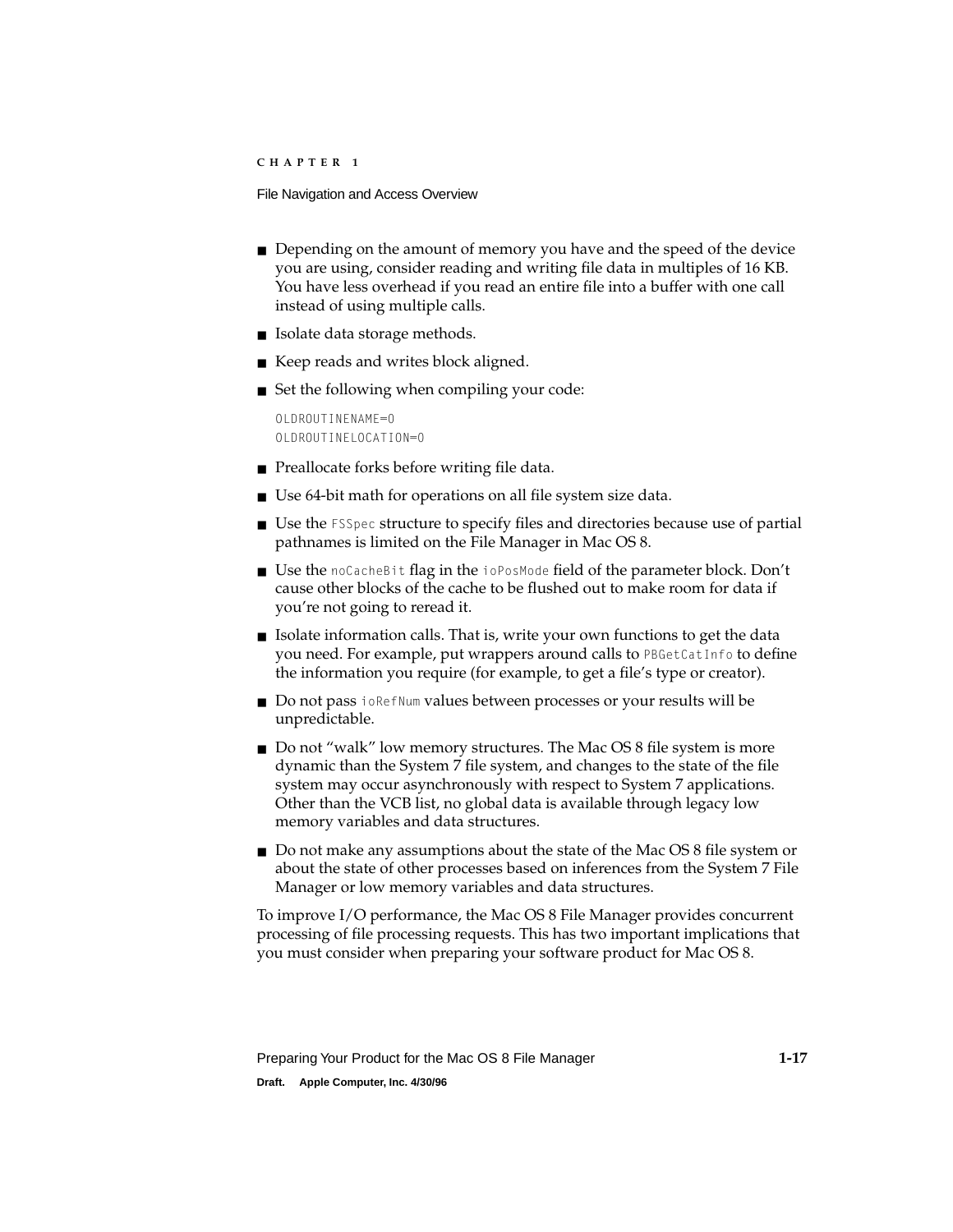- Depending on the amount of memory you have and the speed of the device you are using, consider reading and writing file data in multiples of 16 KB. You have less overhead if you read an entire file into a buffer with one call instead of using multiple calls.
- Isolate data storage methods.
- Keep reads and writes block aligned.
- Set the following when compiling your code:

```
OLDROUTINENAME=0
OLDROUTINELOCATION=0
```

- Preallocate forks before writing file data.
- Use 64-bit math for operations on all file system size data.
- Use the `FSSpec` structure to specify files and directories because use of partial pathnames is limited on the File Manager in Mac OS 8.
- Use the `noCacheBit` flag in the `ioPosMode` field of the parameter block. Don't cause other blocks of the cache to be flushed out to make room for data if you're not going to reread it.
- Isolate information calls. That is, write your own functions to get the data you need. For example, put wrappers around calls to `PBGetCatInfo` to define the information you require (for example, to get a file's type or creator).
- Do not pass `ioRefNum` values between processes or your results will be unpredictable.
- Do not "walk" low memory structures. The Mac OS 8 file system is more dynamic than the System 7 file system, and changes to the state of the file system may occur asynchronously with respect to System 7 applications. Other than the VCB list, no global data is available through legacy low memory variables and data structures.
- Do not make any assumptions about the state of the Mac OS 8 file system or about the state of other processes based on inferences from the System 7 File Manager or low memory variables and data structures.

To improve I/O performance, the Mac OS 8 File Manager provides concurrent processing of file processing requests. This has two important implications that you must consider when preparing your software product for Mac OS 8.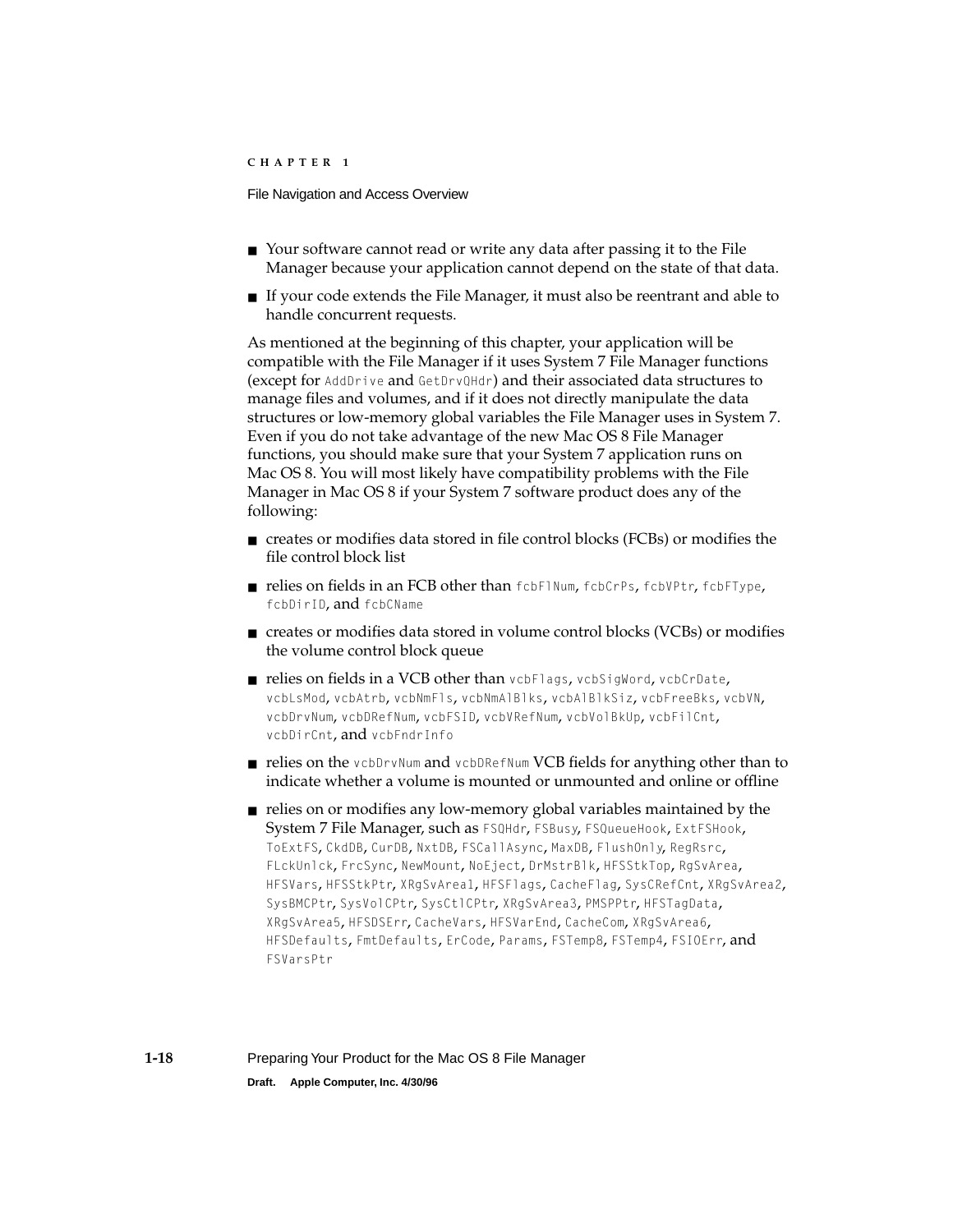- Your software cannot read or write any data after passing it to the File Manager because your application cannot depend on the state of that data.
- If your code extends the File Manager, it must also be reentrant and able to handle concurrent requests.

As mentioned at the beginning of this chapter, your application will be compatible with the File Manager if it uses System 7 File Manager functions (except for `AddDrive` and `GetDrvQHdr`) and their associated data structures to manage files and volumes, and if it does not directly manipulate the data structures or low-memory global variables the File Manager uses in System 7. Even if you do not take advantage of the new Mac OS 8 File Manager functions, you should make sure that your System 7 application runs on Mac OS 8. You will most likely have compatibility problems with the File Manager in Mac OS 8 if your System 7 software product does any of the following:

- creates or modifies data stored in file control blocks (FCBs) or modifies the file control block list
- relies on fields in an FCB other than `fcbFlNum`, `fcbCrPs`, `fcbVPtr`, `fcbFType`, `fcbDirID`, and `fcbCName`
- creates or modifies data stored in volume control blocks (VCBs) or modifies the volume control block queue
- relies on fields in a VCB other than `vcbFlags`, `vcbSigWord`, `vcbCrDate`, `vcbLsMod`, `vcbAtrb`, `vcbNmFls`, `vcbNmAlBlks`, `vcbAlBlkSiz`, `vcbFreeBks`, `vcbVN`, `vcbDrvNum`, `vcbDRefNum`, `vcbFSID`, `vcbVRefNum`, `vcbVolBkUp`, `vcbFilCnt`, `vcbDirCnt`, and `vcbFndrInfo`
- relies on the `vcbDrvNum` and `vcbDRefNum` VCB fields for anything other than to indicate whether a volume is mounted or unmounted and online or offline
- relies on or modifies any low-memory global variables maintained by the System 7 File Manager, such as `FSQHdr`, `FSBusy`, `FSQueueHook`, `ExtFSHook`, `ToExtFS`, `CkdDB`, `CurDB`, `NxtDB`, `FSCallAsync`, `MaxDB`, `FlushOnly`, `RegRsrc`, `FLckUnlck`, `FrcSync`, `NewMount`, `NoEject`, `DrMstrBlk`, `HFSStkTop`, `RgSvArea`, `HFSVars`, `HFSStkPtr`, `XRgSvArea1`, `HFSFlags`, `CacheFlag`, `SysCRefCnt`, `XRgSvArea2`, `SysBMCPtr`, `SysVolCPtr`, `SysCtlCPtr`, `XRgSvArea3`, `PMSPPtr`, `HFSTagData`, `XRgSvArea5`, `HFSDSErr`, `CacheVars`, `HFSVarEnd`, `CacheCom`, `XRgSvArea6`, `HFSDefaults`, `FmtDefaults`, `ErCode`, `Params`, `FSTemp8`, `FSTemp4`, `FSIOErr`, and `FSVarsPtr`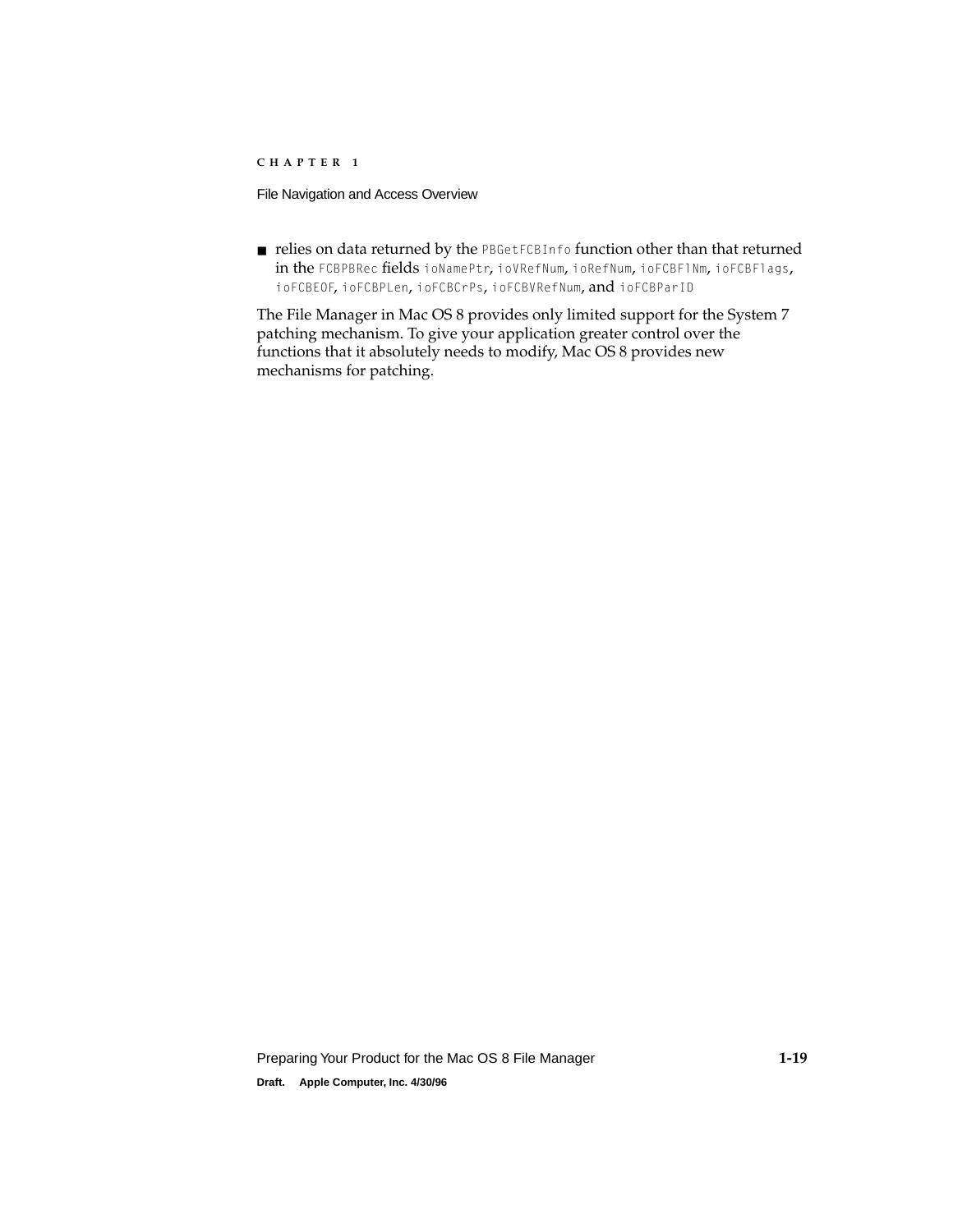- relies on data returned by the `PBGetFCBInfo` function other than that returned in the `FCBPBRec` fields `ioNamePtr`, `ioVRefNum`, `ioRefNum`, `ioFCBFlNm`, `ioFCBFlags`, `ioFCBEOF`, `ioFCBPLen`, `ioFCBCrPs`, `ioFCBVRefNum`, and `ioFCBParID`

The File Manager in Mac OS 8 provides only limited support for the System 7 patching mechanism. To give your application greater control over the functions that it absolutely needs to modify, Mac OS 8 provides new mechanisms for patching.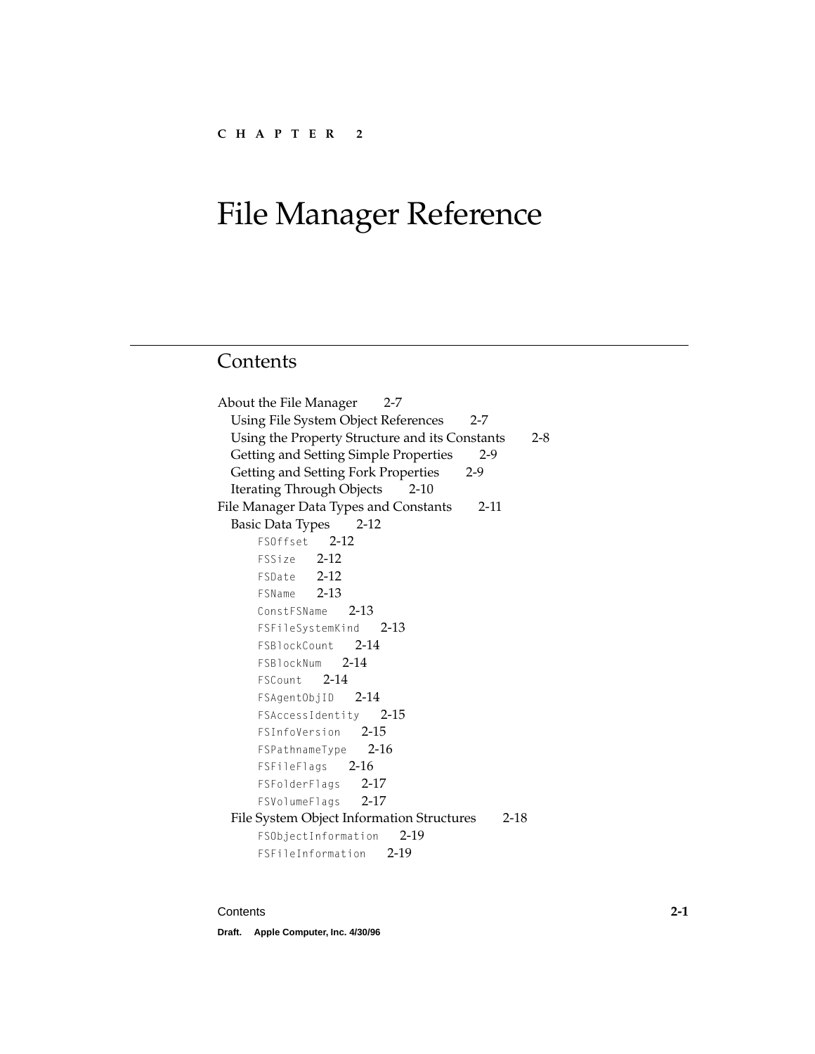CHAPTER 2

# File Manager Reference

## Contents

About the File Manager 2-7
- Using File System Object References 2-7
- Using the Property Structure and its Constants 2-8
- Getting and Setting Simple Properties 2-9
- Getting and Setting Fork Properties 2-9
- Iterating Through Objects 2-10

File Manager Data Types and Constants 2-11
- Basic Data Types 2-12
  - `FSOffset` 2-12
  - `FSSize` 2-12
  - `FSDate` 2-12
  - `FSName` 2-13
  - `ConstFSName` 2-13
  - `FSFileSystemKind` 2-13
  - `FSBlockCount` 2-14
  - `FSBlockNum` 2-14
  - `FSCount` 2-14
  - `FSAgentObjID` 2-14
  - `FSAccessIdentity` 2-15
  - `FSInfoVersion` 2-15
  - `FSPathnameType` 2-16
  - `FSFileFlags` 2-16
  - `FSFolderFlags` 2-17
  - `FSVolumeFlags` 2-17
- File System Object Information Structures 2-18
  - `FSObjectInformation` 2-19
  - `FSFileInformation` 2-19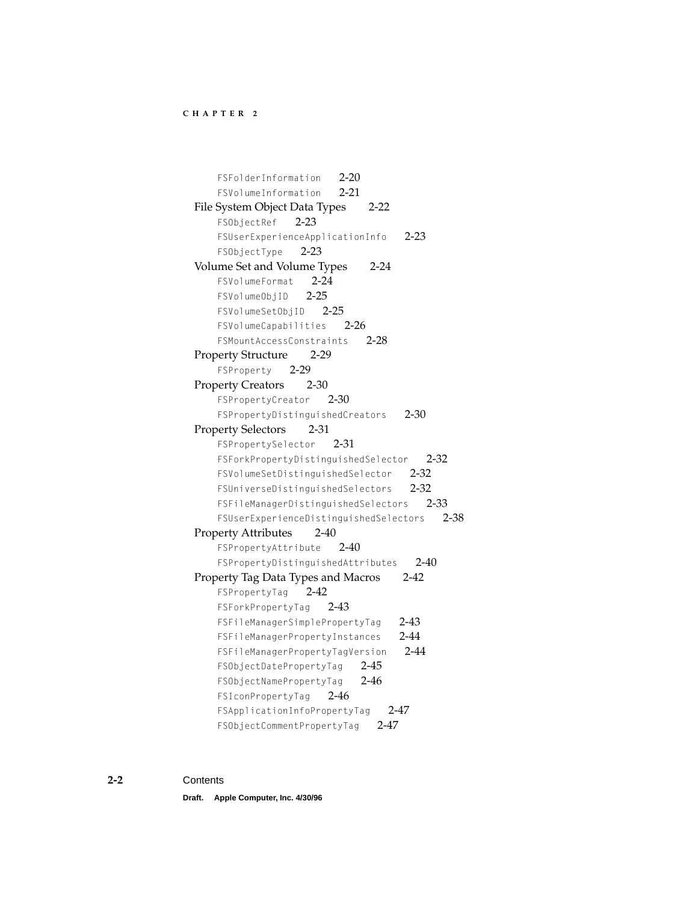- `FSFolderInformation` 2-20
- `FSVolumeInformation` 2-21

File System Object Data Types 2-22

- `FSObjectRef` 2-23
- `FSUserExperienceApplicationInfo` 2-23
- `FSObjectType` 2-23

Volume Set and Volume Types 2-24

- `FSVolumeFormat` 2-24
- `FSVolumeObjID` 2-25
- `FSVolumeSetObjID` 2-25
- `FSVolumeCapabilities` 2-26
- `FSMountAccessConstraints` 2-28

Property Structure 2-29

- `FSProperty` 2-29

Property Creators 2-30

- `FSPropertyCreator` 2-30
- `FSPropertyDistinguishedCreators` 2-30

Property Selectors 2-31

- `FSPropertySelector` 2-31
- `FSForkPropertyDistinguishedSelector` 2-32
- `FSVolumeSetDistinguishedSelector` 2-32
- `FSUniverseDistinguishedSelectors` 2-32
- `FSFileManagerDistinguishedSelectors` 2-33
- `FSUserExperienceDistinguishedSelectors` 2-38

Property Attributes 2-40

- `FSPropertyAttribute` 2-40
- `FSPropertyDistinguishedAttributes` 2-40

Property Tag Data Types and Macros 2-42

- `FSPropertyTag` 2-42
- `FSForkPropertyTag` 2-43
- `FSFileManagerSimplePropertyTag` 2-43
- `FSFileManagerPropertyInstances` 2-44
- `FSFileManagerPropertyTagVersion` 2-44
- `FSObjectDatePropertyTag` 2-45
- `FSObjectNamePropertyTag` 2-46
- `FSIconPropertyTag` 2-46
- `FSApplicationInfoPropertyTag` 2-47
- `FSObjectCommentPropertyTag` 2-47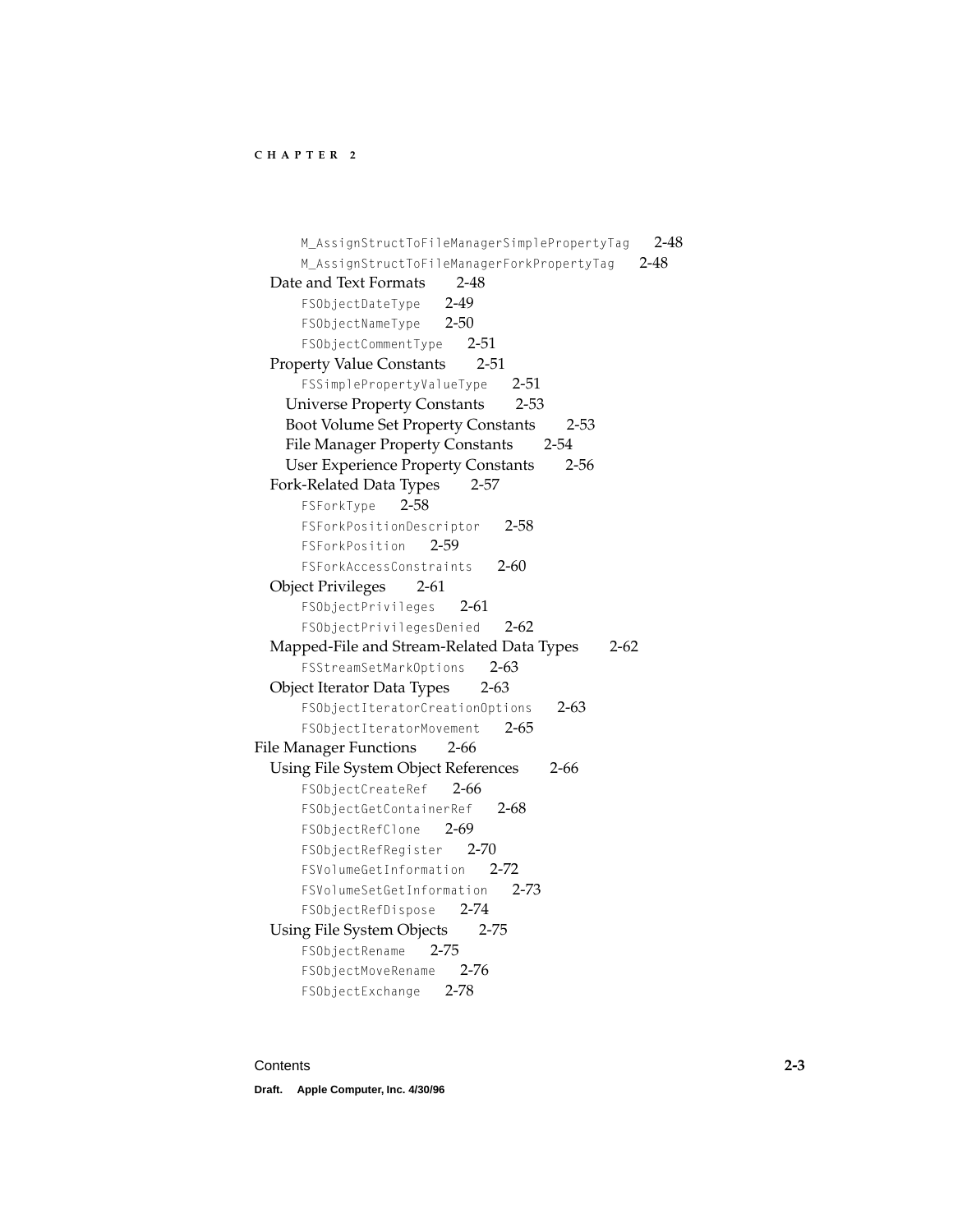M_AssignStructToFileManagerSimplePropertyTag 2-48
M_AssignStructToFileManagerForkPropertyTag 2-48

Date and Text Formats 2-48

- FSObjectDateType 2-49
- FSObjectNameType 2-50
- FSObjectCommentType 2-51

Property Value Constants 2-51

- FSSimplePropertyValueType 2-51
- Universe Property Constants 2-53
- Boot Volume Set Property Constants 2-53
- File Manager Property Constants 2-54
- User Experience Property Constants 2-56

Fork-Related Data Types 2-57

- FSForkType 2-58
- FSForkPositionDescriptor 2-58
- FSForkPosition 2-59
- FSForkAccessConstraints 2-60

Object Privileges 2-61

- FSObjectPrivileges 2-61
- FSObjectPrivilegesDenied 2-62

Mapped-File and Stream-Related Data Types 2-62

- FSStreamSetMarkOptions 2-63

Object Iterator Data Types 2-63

- FSObjectIteratorCreationOptions 2-63
- FSObjectIteratorMovement 2-65

File Manager Functions 2-66

Using File System Object References 2-66

- FSObjectCreateRef 2-66
- FSObjectGetContainerRef 2-68
- FSObjectRefClone 2-69
- FSObjectRefRegister 2-70
- FSVolumeGetInformation 2-72
- FSVolumeSetGetInformation 2-73
- FSObjectRefDispose 2-74

Using File System Objects 2-75

- FSObjectRename 2-75
- FSObjectMoveRename 2-76
- FSObjectExchange 2-78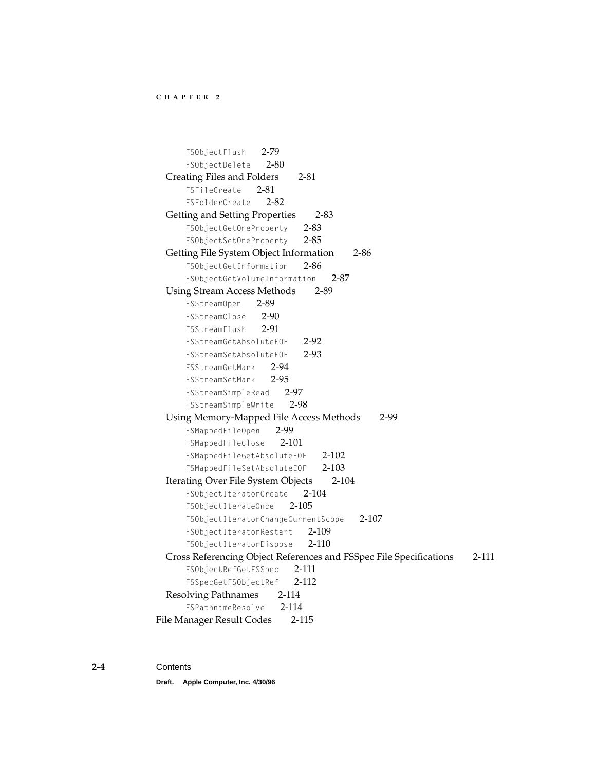- `FSObjectFlush` 2-79
- `FSObjectDelete` 2-80

Creating Files and Folders 2-81
- `FSFileCreate` 2-81
- `FSFolderCreate` 2-82

Getting and Setting Properties 2-83
- `FSObjectGetOneProperty` 2-83
- `FSObjectSetOneProperty` 2-85

Getting File System Object Information 2-86
- `FSObjectGetInformation` 2-86
- `FSObjectGetVolumeInformation` 2-87

Using Stream Access Methods 2-89
- `FSStreamOpen` 2-89
- `FSStreamClose` 2-90
- `FSStreamFlush` 2-91
- `FSStreamGetAbsoluteEOF` 2-92
- `FSStreamSetAbsoluteEOF` 2-93
- `FSStreamGetMark` 2-94
- `FSStreamSetMark` 2-95
- `FSStreamSimpleRead` 2-97
- `FSStreamSimpleWrite` 2-98

Using Memory-Mapped File Access Methods 2-99
- `FSMappedFileOpen` 2-99
- `FSMappedFileClose` 2-101
- `FSMappedFileGetAbsoluteEOF` 2-102
- `FSMappedFileSetAbsoluteEOF` 2-103

Iterating Over File System Objects 2-104
- `FSObjectIteratorCreate` 2-104
- `FSObjectIterateOnce` 2-105
- `FSObjectIteratorChangeCurrentScope` 2-107
- `FSObjectIteratorRestart` 2-109
- `FSObjectIteratorDispose` 2-110

Cross Referencing Object References and FSSpec File Specifications 2-111
- `FSObjectRefGetFSSpec` 2-111
- `FSSpecGetFSObjectRef` 2-112

Resolving Pathnames 2-114
- `FSPathnameResolve` 2-114

File Manager Result Codes 2-115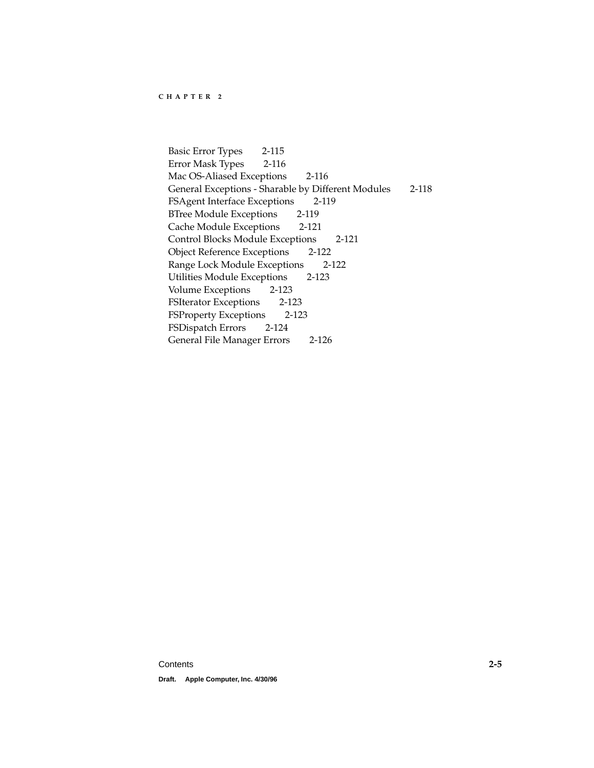Basic Error Types 2-115
Error Mask Types 2-116
Mac OS-Aliased Exceptions 2-116
General Exceptions - Sharable by Different Modules 2-118
FSAgent Interface Exceptions 2-119
BTree Module Exceptions 2-119
Cache Module Exceptions 2-121
Control Blocks Module Exceptions 2-121
Object Reference Exceptions 2-122
Range Lock Module Exceptions 2-122
Utilities Module Exceptions 2-123
Volume Exceptions 2-123
FSIterator Exceptions 2-123
FSProperty Exceptions 2-123
FSDispatch Errors 2-124
General File Manager Errors 2-126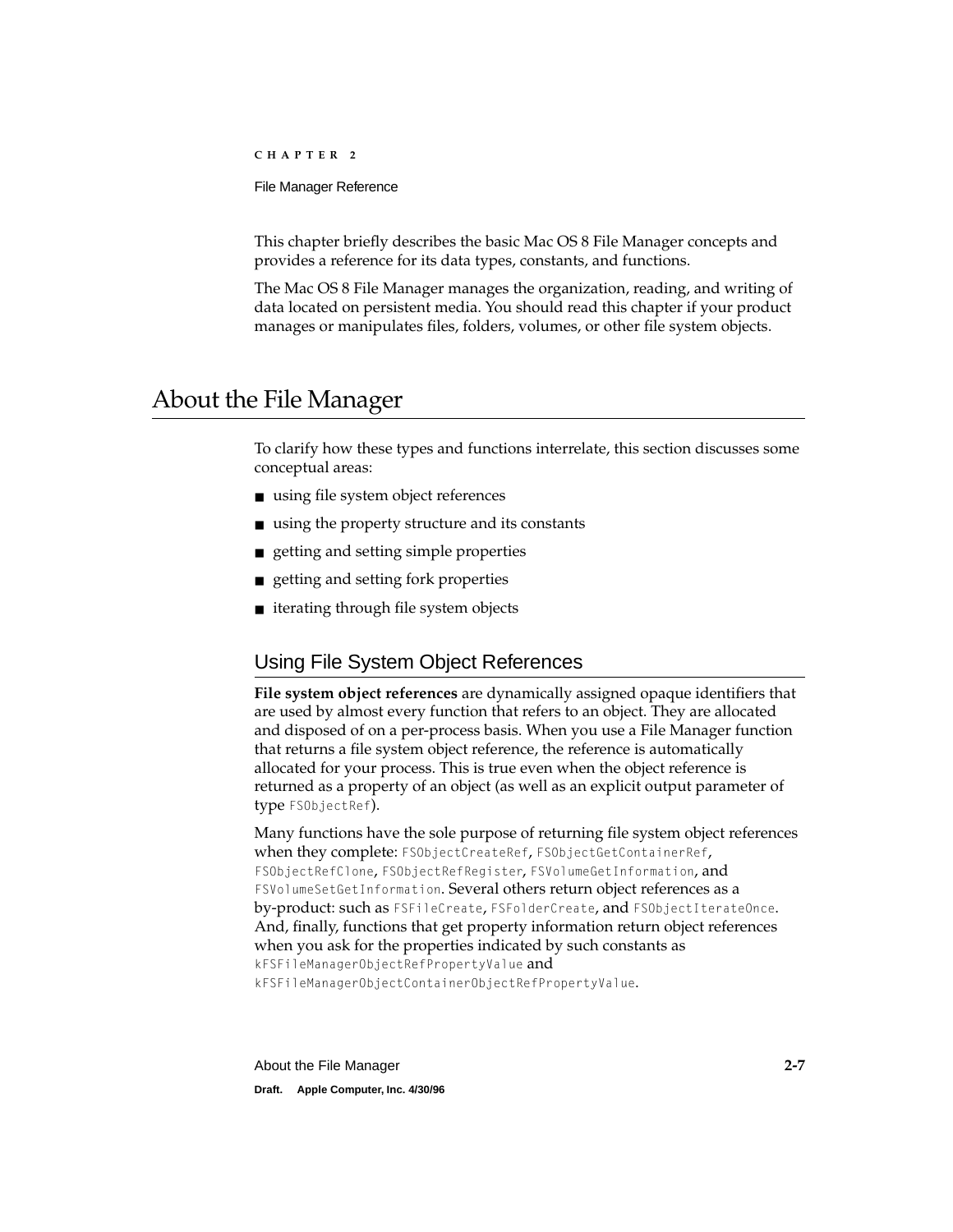This chapter briefly describes the basic Mac OS 8 File Manager concepts and provides a reference for its data types, constants, and functions.

The Mac OS 8 File Manager manages the organization, reading, and writing of data located on persistent media. You should read this chapter if your product manages or manipulates files, folders, volumes, or other file system objects.

# About the File Manager

To clarify how these types and functions interrelate, this section discusses some conceptual areas:

- using file system object references
- using the property structure and its constants
- getting and setting simple properties
- getting and setting fork properties
- iterating through file system objects

## Using File System Object References

**File system object references** are dynamically assigned opaque identifiers that are used by almost every function that refers to an object. They are allocated and disposed of on a per-process basis. When you use a File Manager function that returns a file system object reference, the reference is automatically allocated for your process. This is true even when the object reference is returned as a property of an object (as well as an explicit output parameter of type `FSObjectRef`).

Many functions have the sole purpose of returning file system object references when they complete: `FSObjectCreateRef`, `FSObjectGetContainerRef`, `FSObjectRefClone`, `FSObjectRefRegister`, `FSVolumeGetInformation`, and `FSVolumeSetGetInformation`. Several others return object references as a by-product: such as `FSFileCreate`, `FSFolderCreate`, and `FSObjectIterateOnce`. And, finally, functions that get property information return object references when you ask for the properties indicated by such constants as `kFSFileManagerObjectRefPropertyValue` and `kFSFileManagerObjectContainerObjectRefPropertyValue`.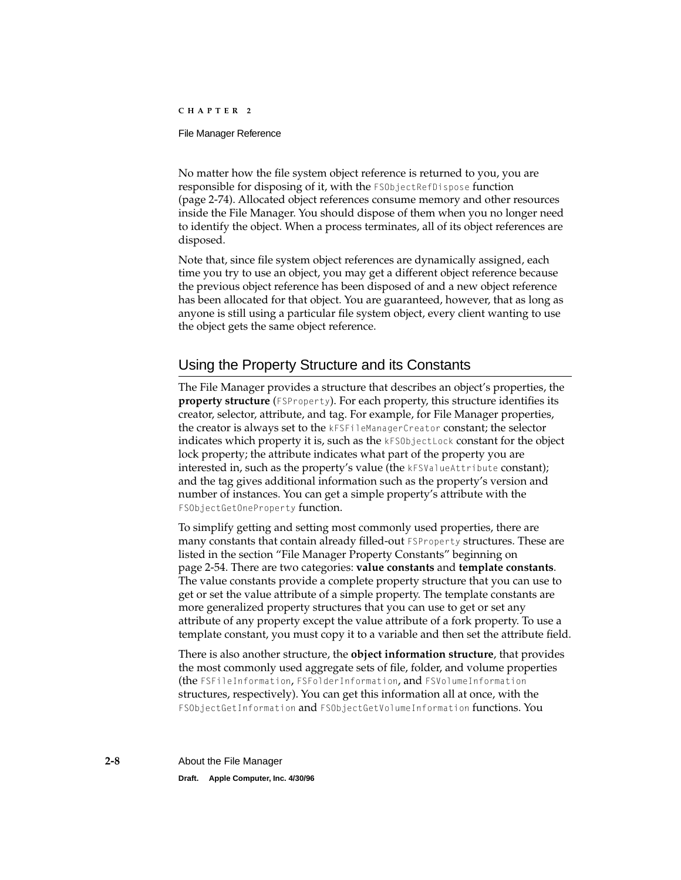No matter how the file system object reference is returned to you, you are responsible for disposing of it, with the `FSObjectRefDispose` function (page 2-74). Allocated object references consume memory and other resources inside the File Manager. You should dispose of them when you no longer need to identify the object. When a process terminates, all of its object references are disposed.

Note that, since file system object references are dynamically assigned, each time you try to use an object, you may get a different object reference because the previous object reference has been disposed of and a new object reference has been allocated for that object. You are guaranteed, however, that as long as anyone is still using a particular file system object, every client wanting to use the object gets the same object reference.

## Using the Property Structure and its Constants

The File Manager provides a structure that describes an object's properties, the **property structure** (`FSProperty`). For each property, this structure identifies its creator, selector, attribute, and tag. For example, for File Manager properties, the creator is always set to the `kFSFileManagerCreator` constant; the selector indicates which property it is, such as the `kFSObjectLock` constant for the object lock property; the attribute indicates what part of the property you are interested in, such as the property's value (the `kFSValueAttribute` constant); and the tag gives additional information such as the property's version and number of instances. You can get a simple property's attribute with the `FSObjectGetOneProperty` function.

To simplify getting and setting most commonly used properties, there are many constants that contain already filled-out `FSProperty` structures. These are listed in the section "File Manager Property Constants" beginning on page 2-54. There are two categories: **value constants** and **template constants**. The value constants provide a complete property structure that you can use to get or set the value attribute of a simple property. The template constants are more generalized property structures that you can use to get or set any attribute of any property except the value attribute of a fork property. To use a template constant, you must copy it to a variable and then set the attribute field.

There is also another structure, the **object information structure**, that provides the most commonly used aggregate sets of file, folder, and volume properties (the `FSFileInformation`, `FSFolderInformation`, and `FSVolumeInformation` structures, respectively). You can get this information all at once, with the `FSObjectGetInformation` and `FSObjectGetVolumeInformation` functions. You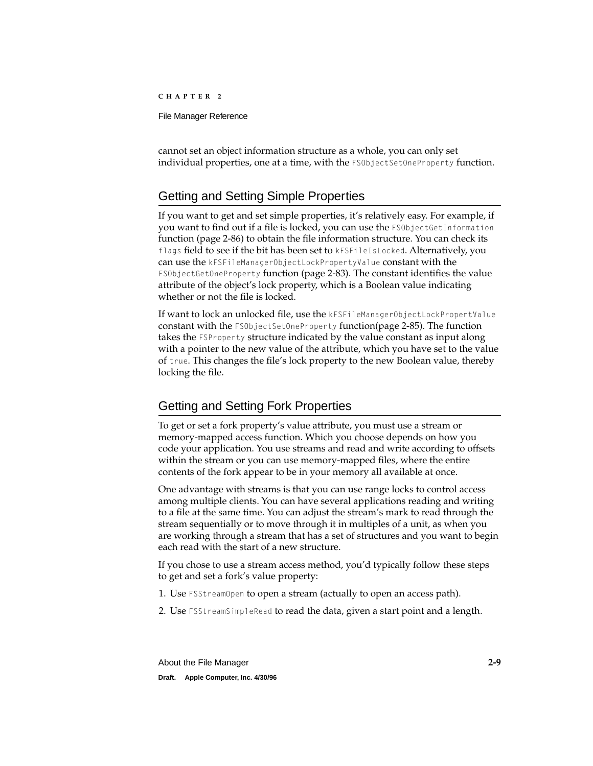cannot set an object information structure as a whole, you can only set individual properties, one at a time, with the `FSObjectSetOneProperty` function.

## Getting and Setting Simple Properties

If you want to get and set simple properties, it's relatively easy. For example, if you want to find out if a file is locked, you can use the `FSObjectGetInformation` function (page 2-86) to obtain the file information structure. You can check its `flags` field to see if the bit has been set to `kFSFileIsLocked`. Alternatively, you can use the `kFSFileManagerObjectLockPropertyValue` constant with the `FSObjectGetOneProperty` function (page 2-83). The constant identifies the value attribute of the object's lock property, which is a Boolean value indicating whether or not the file is locked.

If want to lock an unlocked file, use the `kFSFileManagerObjectLockPropertValue` constant with the `FSObjectSetOneProperty` function(page 2-85). The function takes the `FSProperty` structure indicated by the value constant as input along with a pointer to the new value of the attribute, which you have set to the value of `true`. This changes the file's lock property to the new Boolean value, thereby locking the file.

## Getting and Setting Fork Properties

To get or set a fork property's value attribute, you must use a stream or memory-mapped access function. Which you choose depends on how you code your application. You use streams and read and write according to offsets within the stream or you can use memory-mapped files, where the entire contents of the fork appear to be in your memory all available at once.

One advantage with streams is that you can use range locks to control access among multiple clients. You can have several applications reading and writing to a file at the same time. You can adjust the stream's mark to read through the stream sequentially or to move through it in multiples of a unit, as when you are working through a stream that has a set of structures and you want to begin each read with the start of a new structure.

If you chose to use a stream access method, you'd typically follow these steps to get and set a fork's value property:

1. Use `FSStreamOpen` to open a stream (actually to open an access path).
2. Use `FSStreamSimpleRead` to read the data, given a start point and a length.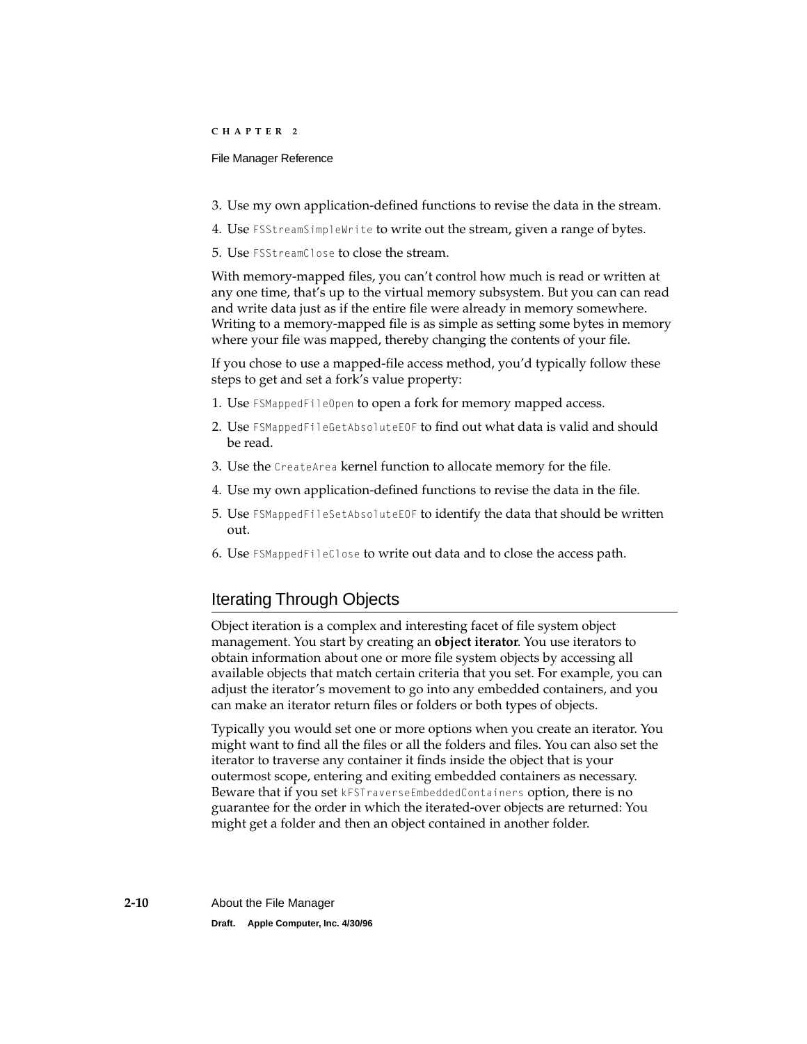3. Use my own application-defined functions to revise the data in the stream.
4. Use `FSStreamSimpleWrite` to write out the stream, given a range of bytes.
5. Use `FSStreamClose` to close the stream.

With memory-mapped files, you can't control how much is read or written at any one time, that's up to the virtual memory subsystem. But you can can read and write data just as if the entire file were already in memory somewhere. Writing to a memory-mapped file is as simple as setting some bytes in memory where your file was mapped, thereby changing the contents of your file.

If you chose to use a mapped-file access method, you'd typically follow these steps to get and set a fork's value property:

1. Use `FSMappedFileOpen` to open a fork for memory mapped access.
2. Use `FSMappedFileGetAbsoluteEOF` to find out what data is valid and should be read.
3. Use the `CreateArea` kernel function to allocate memory for the file.
4. Use my own application-defined functions to revise the data in the file.
5. Use `FSMappedFileSetAbsoluteEOF` to identify the data that should be written out.
6. Use `FSMappedFileClose` to write out data and to close the access path.

## Iterating Through Objects

Object iteration is a complex and interesting facet of file system object management. You start by creating an **object iterator**. You use iterators to obtain information about one or more file system objects by accessing all available objects that match certain criteria that you set. For example, you can adjust the iterator's movement to go into any embedded containers, and you can make an iterator return files or folders or both types of objects.

Typically you would set one or more options when you create an iterator. You might want to find all the files or all the folders and files. You can also set the iterator to traverse any container it finds inside the object that is your outermost scope, entering and exiting embedded containers as necessary. Beware that if you set `kFSTraverseEmbeddedContainers` option, there is no guarantee for the order in which the iterated-over objects are returned: You might get a folder and then an object contained in another folder.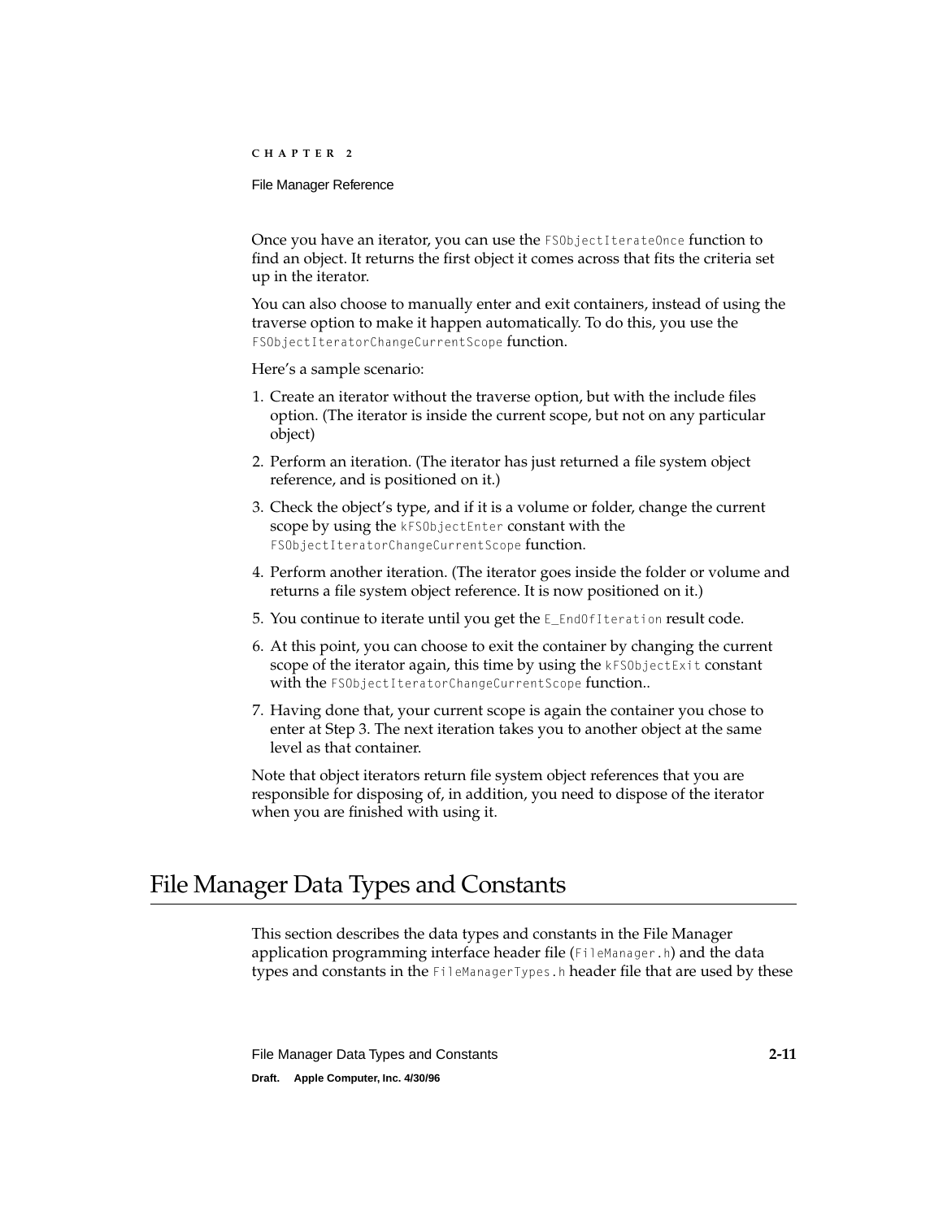Once you have an iterator, you can use the `FSObjectIterateOnce` function to find an object. It returns the first object it comes across that fits the criteria set up in the iterator.

You can also choose to manually enter and exit containers, instead of using the traverse option to make it happen automatically. To do this, you use the `FSObjectIteratorChangeCurrentScope` function.

Here's a sample scenario:

1. Create an iterator without the traverse option, but with the include files option. (The iterator is inside the current scope, but not on any particular object)
2. Perform an iteration. (The iterator has just returned a file system object reference, and is positioned on it.)
3. Check the object's type, and if it is a volume or folder, change the current scope by using the `kFSObjectEnter` constant with the `FSObjectIteratorChangeCurrentScope` function.
4. Perform another iteration. (The iterator goes inside the folder or volume and returns a file system object reference. It is now positioned on it.)
5. You continue to iterate until you get the `E_EndOfIteration` result code.
6. At this point, you can choose to exit the container by changing the current scope of the iterator again, this time by using the `kFSObjectExit` constant with the `FSObjectIteratorChangeCurrentScope` function..
7. Having done that, your current scope is again the container you chose to enter at Step 3. The next iteration takes you to another object at the same level as that container.

Note that object iterators return file system object references that you are responsible for disposing of, in addition, you need to dispose of the iterator when you are finished with using it.

# File Manager Data Types and Constants

This section describes the data types and constants in the File Manager application programming interface header file (`FileManager.h`) and the data types and constants in the `FileManagerTypes.h` header file that are used by these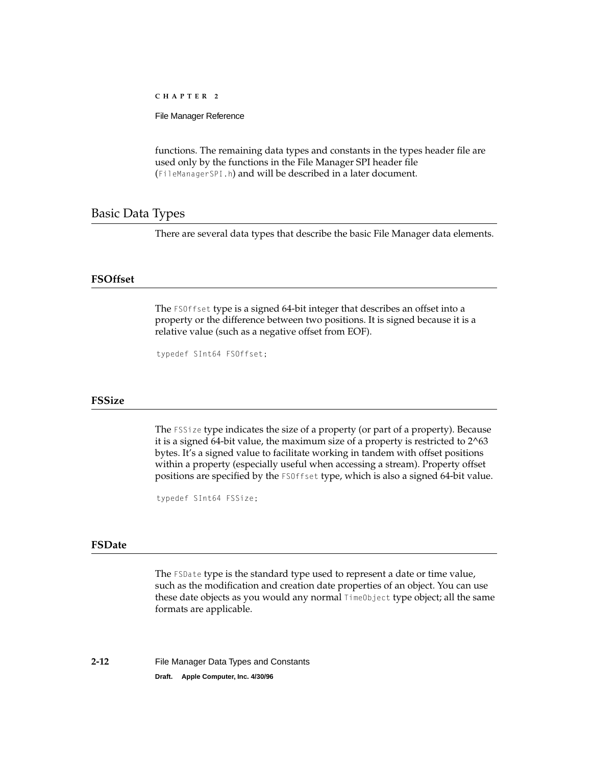functions. The remaining data types and constants in the types header file are used only by the functions in the File Manager SPI header file (`FileManagerSPI.h`) and will be described in a later document.

## Basic Data Types

There are several data types that describe the basic File Manager data elements.

### FSOffset

The `FSOffset` type is a signed 64-bit integer that describes an offset into a property or the difference between two positions. It is signed because it is a relative value (such as a negative offset from EOF).

```
typedef SInt64 FSOffset;
```

### FSSize

The `FSSize` type indicates the size of a property (or part of a property). Because it is a signed 64-bit value, the maximum size of a property is restricted to 2^63 bytes. It's a signed value to facilitate working in tandem with offset positions within a property (especially useful when accessing a stream). Property offset positions are specified by the `FSOffset` type, which is also a signed 64-bit value.

```
typedef SInt64 FSSize;
```

### FSDate

The `FSDate` type is the standard type used to represent a date or time value, such as the modification and creation date properties of an object. You can use these date objects as you would any normal `TimeObject` type object; all the same formats are applicable.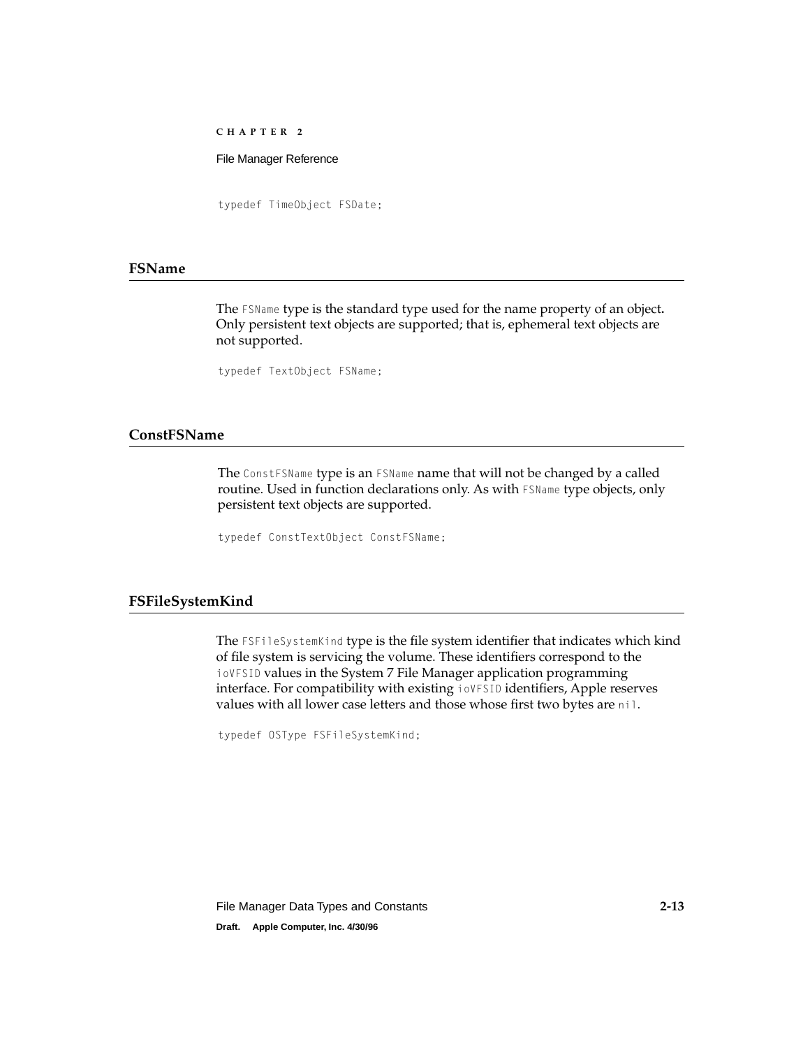```
typedef TimeObject FSDate;
```

## FSName

The `FSName` type is the standard type used for the name property of an object. Only persistent text objects are supported; that is, ephemeral text objects are not supported.

```
typedef TextObject FSName;
```

## ConstFSName

The `ConstFSName` type is an `FSName` name that will not be changed by a called routine. Used in function declarations only. As with `FSName` type objects, only persistent text objects are supported.

```
typedef ConstTextObject ConstFSName;
```

## FSFileSystemKind

The `FSFileSystemKind` type is the file system identifier that indicates which kind of file system is servicing the volume. These identifiers correspond to the `ioVFSID` values in the System 7 File Manager application programming interface. For compatibility with existing `ioVFSID` identifiers, Apple reserves values with all lower case letters and those whose first two bytes are `nil`.

```
typedef OSType FSFileSystemKind;
```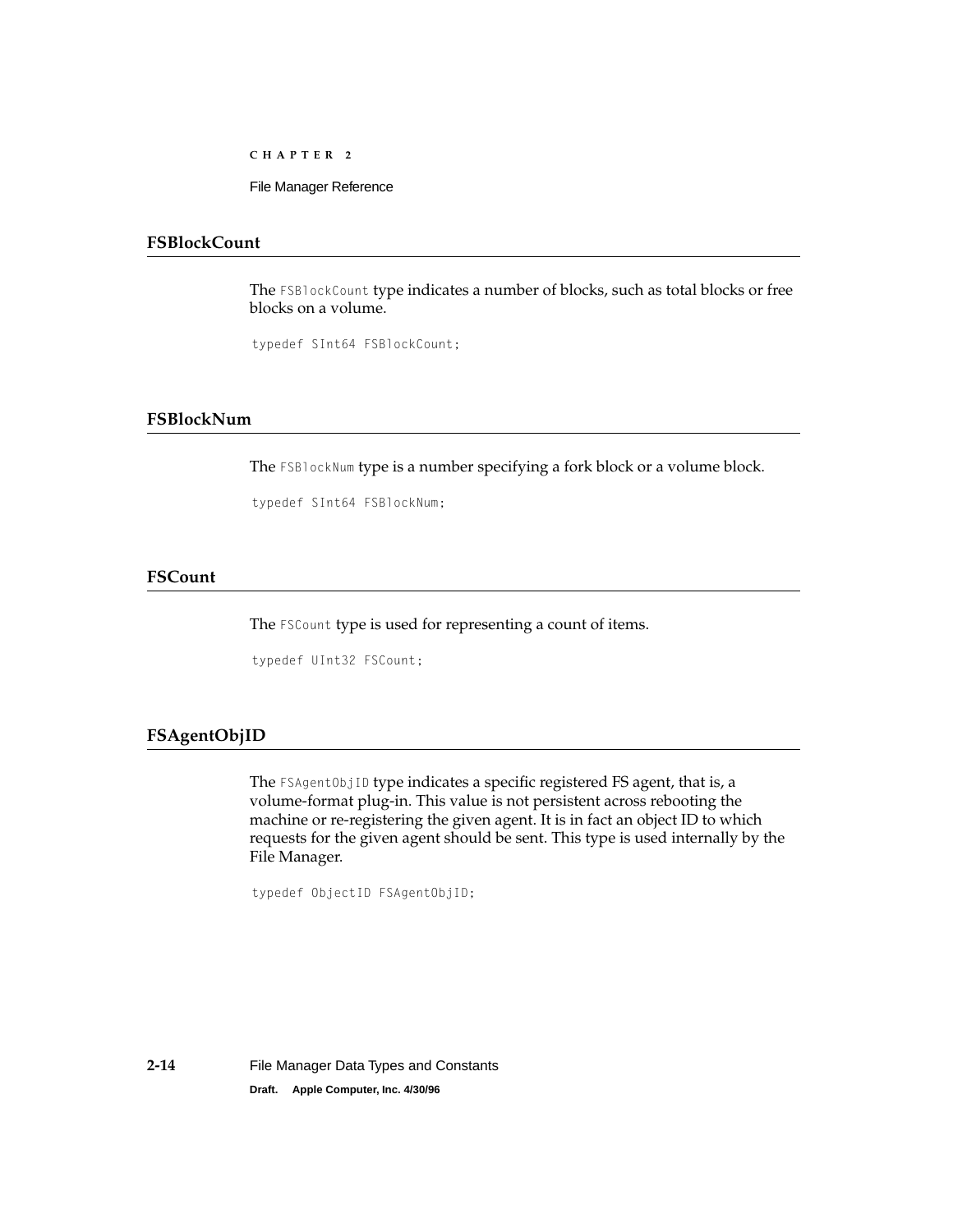## FSBlockCount

The `FSBlockCount` type indicates a number of blocks, such as total blocks or free blocks on a volume.

```
typedef SInt64 FSBlockCount;
```

## FSBlockNum

The `FSBlockNum` type is a number specifying a fork block or a volume block.

```
typedef SInt64 FSBlockNum;
```

## FSCount

The `FSCount` type is used for representing a count of items.

```
typedef UInt32 FSCount;
```

## FSAgentObjID

The `FSAgentObjID` type indicates a specific registered FS agent, that is, a volume-format plug-in. This value is not persistent across rebooting the machine or re-registering the given agent. It is in fact an object ID to which requests for the given agent should be sent. This type is used internally by the File Manager.

```
typedef ObjectID FSAgentObjID;
```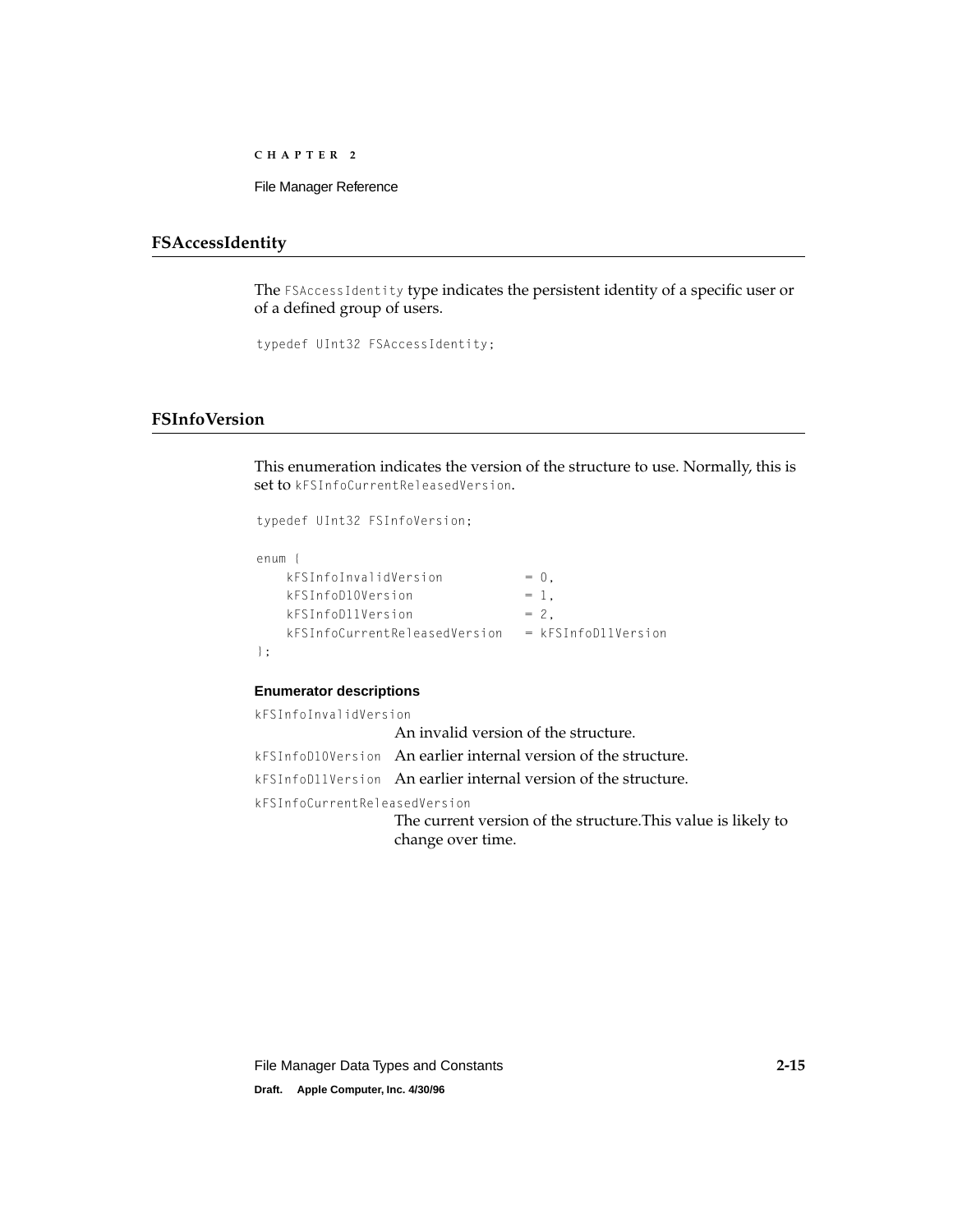## FSAccessIdentity

The `FSAccessIdentity` type indicates the persistent identity of a specific user or of a defined group of users.

```
typedef UInt32 FSAccessIdentity;
```

## FSInfoVersion

This enumeration indicates the version of the structure to use. Normally, this is set to `kFSInfoCurrentReleasedVersion`.

```
typedef UInt32 FSInfoVersion;

enum {
    kFSInfoInvalidVersion           = 0,
    kFSInfoD10Version               = 1,
    kFSInfoD11Version               = 2,
    kFSInfoCurrentReleasedVersion   = kFSInfoD11Version
};
```

#### Enumerator descriptions

`kFSInfoInvalidVersion`
An invalid version of the structure.

`kFSInfoD10Version` An earlier internal version of the structure.

`kFSInfoD11Version` An earlier internal version of the structure.

`kFSInfoCurrentReleasedVersion`
The current version of the structure.This value is likely to change over time.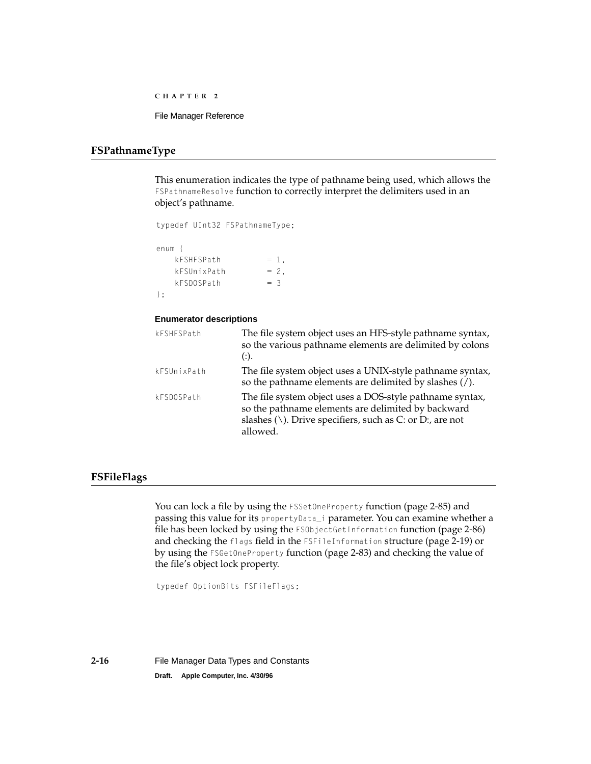## FSPathnameType

This enumeration indicates the type of pathname being used, which allows the `FSPathnameResolve` function to correctly interpret the delimiters used in an object's pathname.

```
typedef UInt32 FSPathnameType;

enum {
    kFSHFSPath          = 1,
    kFSUnixPath         = 2,
    kFSDOSPath          = 3
};
```

**Enumerator descriptions**

`kFSHFSPath` The file system object uses an HFS-style pathname syntax, so the various pathname elements are delimited by colons (:).

`kFSUnixPath` The file system object uses a UNIX-style pathname syntax, so the pathname elements are delimited by slashes (/).

`kFSDOSPath` The file system object uses a DOS-style pathname syntax, so the pathname elements are delimited by backward slashes (\). Drive specifiers, such as C: or D:, are not allowed.

## FSFileFlags

You can lock a file by using the `FSSetOneProperty` function (page 2-85) and passing this value for its `propertyData_i` parameter. You can examine whether a file has been locked by using the `FSObjectGetInformation` function (page 2-86) and checking the `flags` field in the `FSFileInformation` structure (page 2-19) or by using the `FSGetOneProperty` function (page 2-83) and checking the value of the file's object lock property.

```
typedef OptionBits FSFileFlags;
```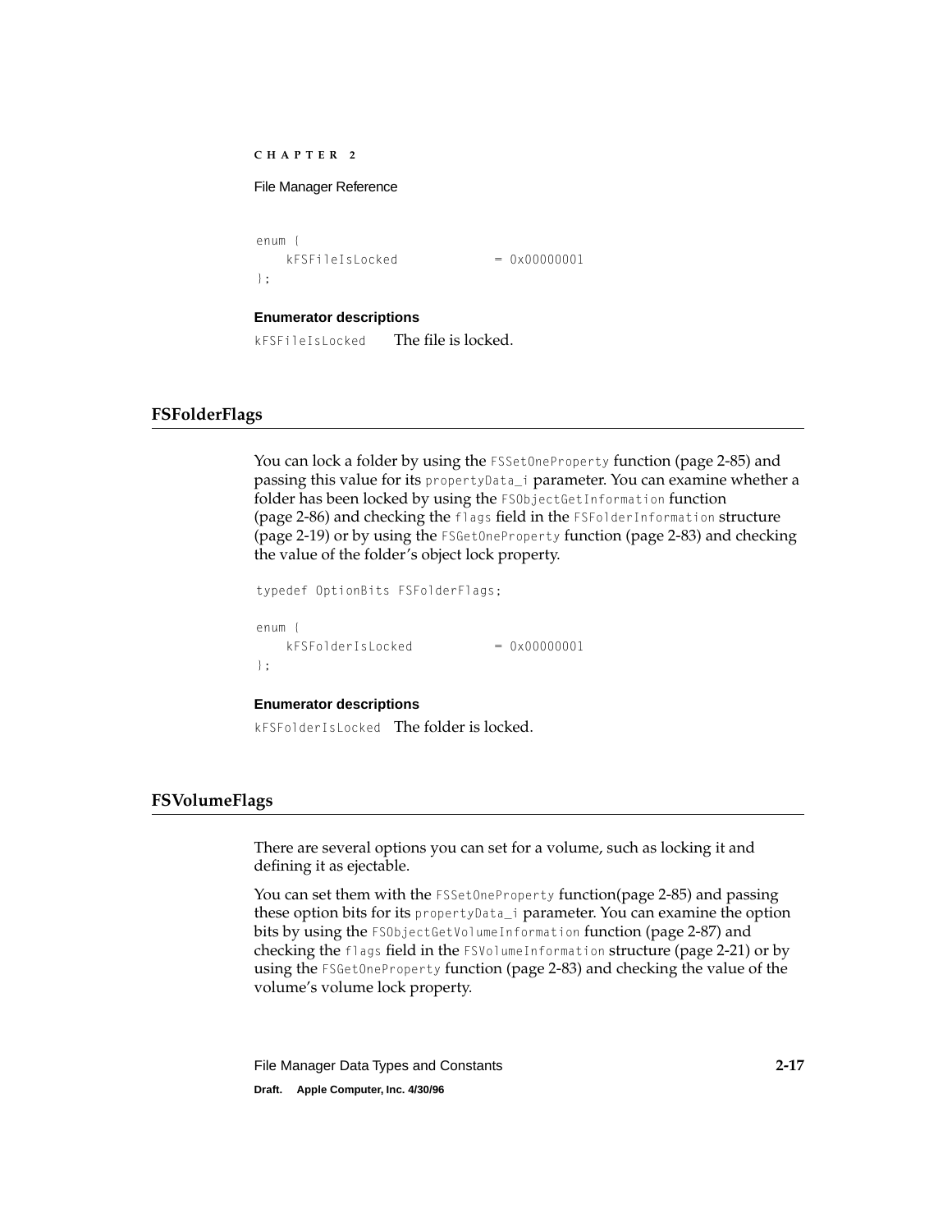```
enum {
    kFSFileIsLocked             = 0x00000001
};
```

**Enumerator descriptions**

`kFSFileIsLocked` The file is locked.

## FSFolderFlags

You can lock a folder by using the `FSSetOneProperty` function (page 2-85) and passing this value for its `propertyData_i` parameter. You can examine whether a folder has been locked by using the `FSObjectGetInformation` function (page 2-86) and checking the `flags` field in the `FSFolderInformation` structure (page 2-19) or by using the `FSGetOneProperty` function (page 2-83) and checking the value of the folder's object lock property.

```
typedef OptionBits FSFolderFlags;

enum {
    kFSFolderIsLocked           = 0x00000001
};
```

**Enumerator descriptions**

`kFSFolderIsLocked` The folder is locked.

## FSVolumeFlags

There are several options you can set for a volume, such as locking it and defining it as ejectable.

You can set them with the `FSSetOneProperty` function(page 2-85) and passing these option bits for its `propertyData_i` parameter. You can examine the option bits by using the `FSObjectGetVolumeInformation` function (page 2-87) and checking the `flags` field in the `FSVolumeInformation` structure (page 2-21) or by using the `FSGetOneProperty` function (page 2-83) and checking the value of the volume's volume lock property.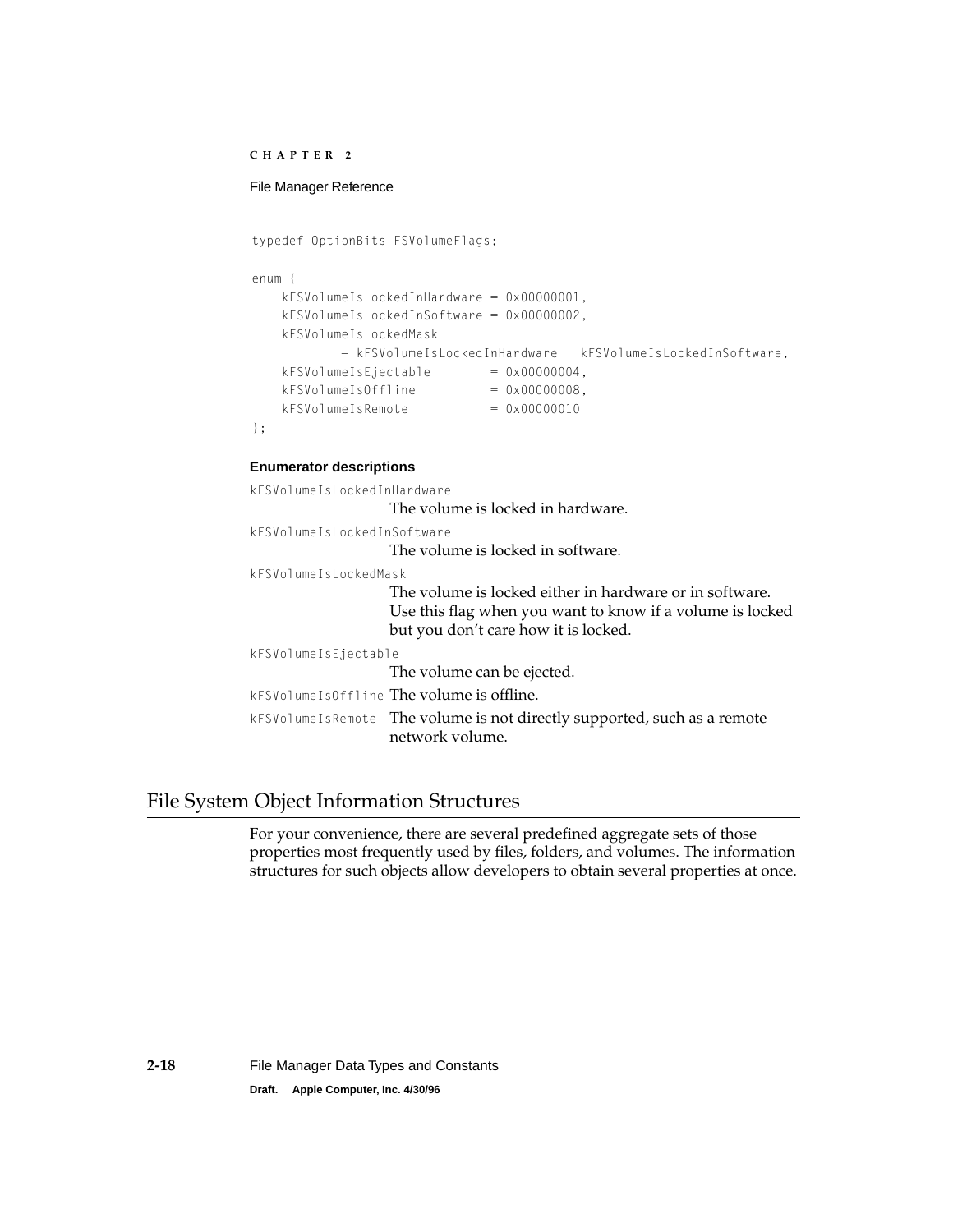```
typedef OptionBits FSVolumeFlags;

enum {
    kFSVolumeIsLockedInHardware = 0x00000001,
    kFSVolumeIsLockedInSoftware = 0x00000002,
    kFSVolumeIsLockedMask
            = kFSVolumeIsLockedInHardware | kFSVolumeIsLockedInSoftware,
    kFSVolumeIsEjectable        = 0x00000004,
    kFSVolumeIsOffline          = 0x00000008,
    kFSVolumeIsRemote           = 0x00000010
};
```

**Enumerator descriptions**

`kFSVolumeIsLockedInHardware`
: The volume is locked in hardware.

`kFSVolumeIsLockedInSoftware`
: The volume is locked in software.

`kFSVolumeIsLockedMask`
: The volume is locked either in hardware or in software. Use this flag when you want to know if a volume is locked but you don't care how it is locked.

`kFSVolumeIsEjectable`
: The volume can be ejected.

`kFSVolumeIsOffline` The volume is offline.

`kFSVolumeIsRemote` The volume is not directly supported, such as a remote network volume.

## File System Object Information Structures

For your convenience, there are several predefined aggregate sets of those properties most frequently used by files, folders, and volumes. The information structures for such objects allow developers to obtain several properties at once.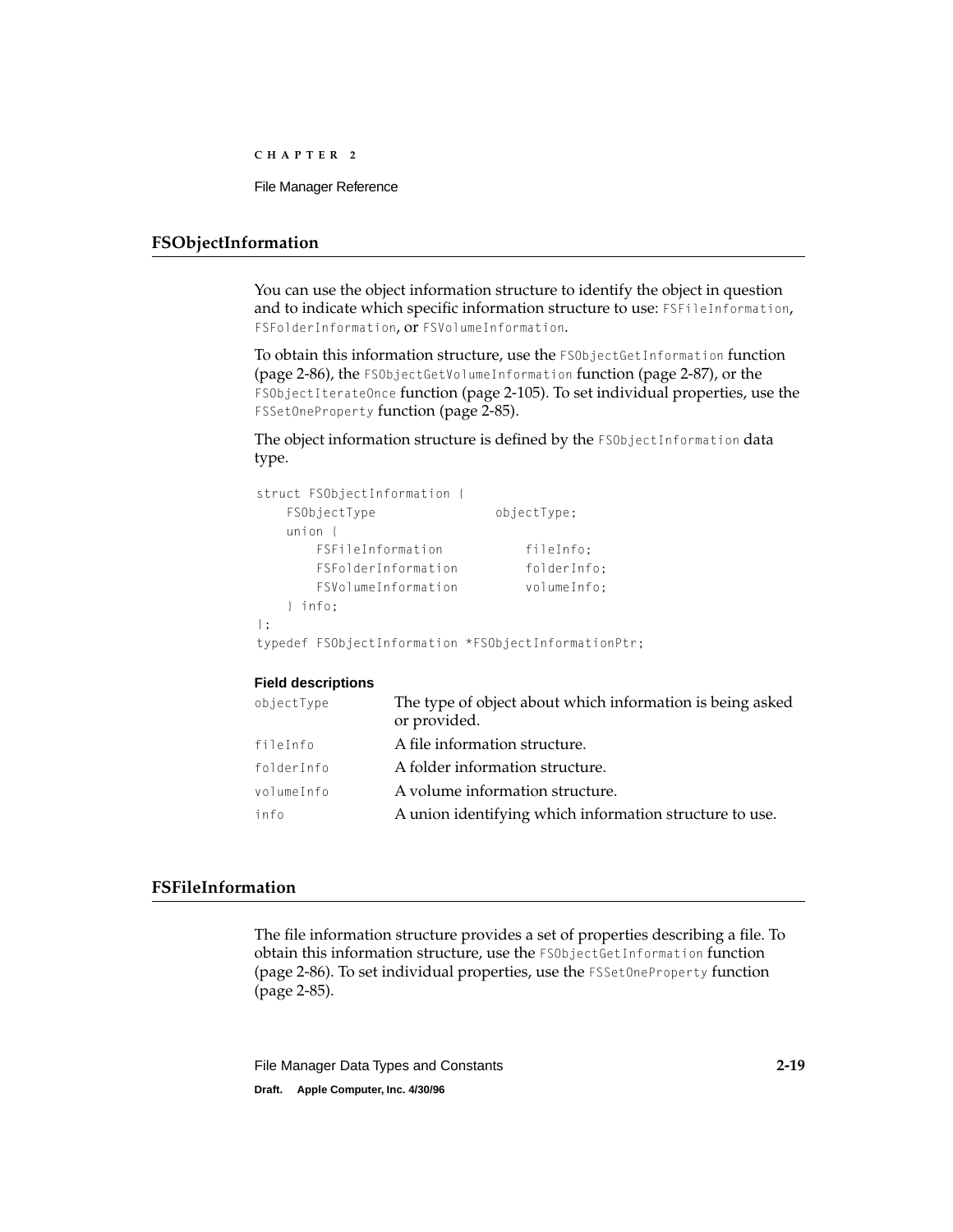## FSObjectInformation

You can use the object information structure to identify the object in question and to indicate which specific information structure to use: `FSFileInformation`, `FSFolderInformation`, or `FSVolumeInformation`.

To obtain this information structure, use the `FSObjectGetInformation` function (page 2-86), the `FSObjectGetVolumeInformation` function (page 2-87), or the `FSObjectIterateOnce` function (page 2-105). To set individual properties, use the `FSSetOneProperty` function (page 2-85).

The object information structure is defined by the `FSObjectInformation` data type.

```
struct FSObjectInformation {
    FSObjectType                objectType;
    union {
        FSFileInformation           fileInfo;
        FSFolderInformation         folderInfo;
        FSVolumeInformation         volumeInfo;
    } info;
};
typedef FSObjectInformation *FSObjectInformationPtr;
```

**Field descriptions**

| | |
|---|---|
| `objectType` | The type of object about which information is being asked or provided. |
| `fileInfo` | A file information structure. |
| `folderInfo` | A folder information structure. |
| `volumeInfo` | A volume information structure. |
| `info` | A union identifying which information structure to use. |

## FSFileInformation

The file information structure provides a set of properties describing a file. To obtain this information structure, use the `FSObjectGetInformation` function (page 2-86). To set individual properties, use the `FSSetOneProperty` function (page 2-85).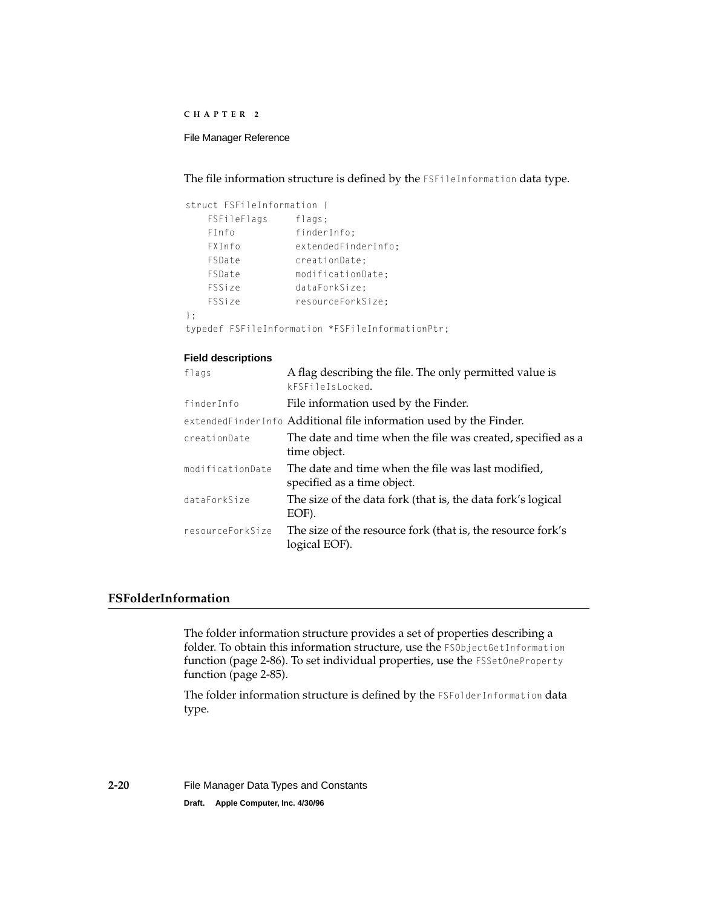The file information structure is defined by the `FSFileInformation` data type.

```
struct FSFileInformation {
    FSFileFlags     flags;
    FInfo           finderInfo;
    FXInfo          extendedFinderInfo;
    FSDate          creationDate;
    FSDate          modificationDate;
    FSSize          dataForkSize;
    FSSize          resourceForkSize;
};
typedef FSFileInformation *FSFileInformationPtr;
```

**Field descriptions**

| | |
|---|---|
| `flags` | A flag describing the file. The only permitted value is `kFSFileIsLocked`. |
| `finderInfo` | File information used by the Finder. |
| `extendedFinderInfo` | Additional file information used by the Finder. |
| `creationDate` | The date and time when the file was created, specified as a time object. |
| `modificationDate` | The date and time when the file was last modified, specified as a time object. |
| `dataForkSize` | The size of the data fork (that is, the data fork's logical EOF). |
| `resourceForkSize` | The size of the resource fork (that is, the resource fork's logical EOF). |

## FSFolderInformation

The folder information structure provides a set of properties describing a folder. To obtain this information structure, use the `FSObjectGetInformation` function (page 2-86). To set individual properties, use the `FSSetOneProperty` function (page 2-85).

The folder information structure is defined by the `FSFolderInformation` data type.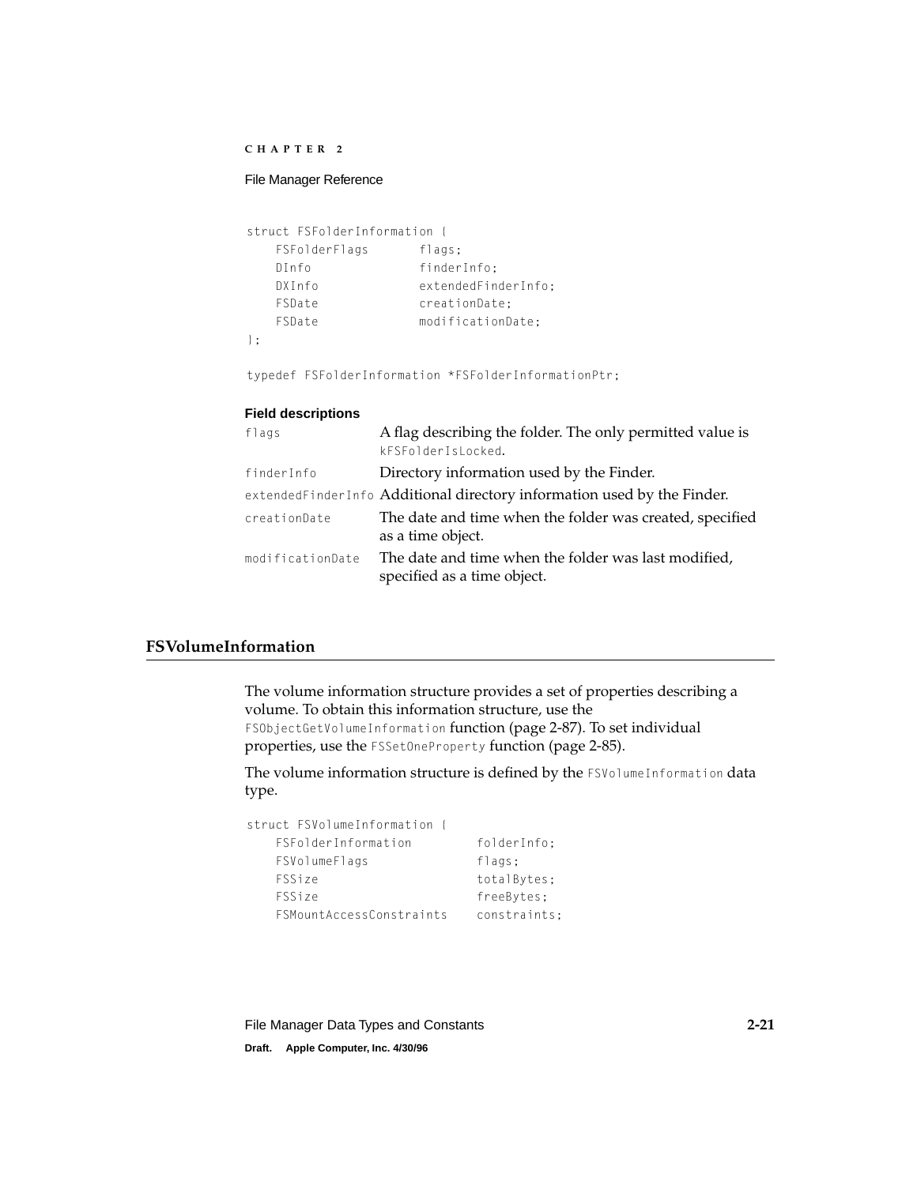```
struct FSFolderInformation {
    FSFolderFlags       flags;
    DInfo               finderInfo;
    DXInfo              extendedFinderInfo;
    FSDate              creationDate;
    FSDate              modificationDate;
};

typedef FSFolderInformation *FSFolderInformationPtr;
```

**Field descriptions**

| | |
|---|---|
| `flags` | A flag describing the folder. The only permitted value is `kFSFolderIsLocked`. |
| `finderInfo` | Directory information used by the Finder. |
| `extendedFinderInfo` | Additional directory information used by the Finder. |
| `creationDate` | The date and time when the folder was created, specified as a time object. |
| `modificationDate` | The date and time when the folder was last modified, specified as a time object. |

## FSVolumeInformation

The volume information structure provides a set of properties describing a volume. To obtain this information structure, use the `FSObjectGetVolumeInformation` function (page 2-87). To set individual properties, use the `FSSetOneProperty` function (page 2-85).

The volume information structure is defined by the `FSVolumeInformation` data type.

```
struct FSVolumeInformation {
    FSFolderInformation         folderInfo;
    FSVolumeFlags               flags;
    FSSize                      totalBytes;
    FSSize                      freeBytes;
    FSMountAccessConstraints    constraints;
```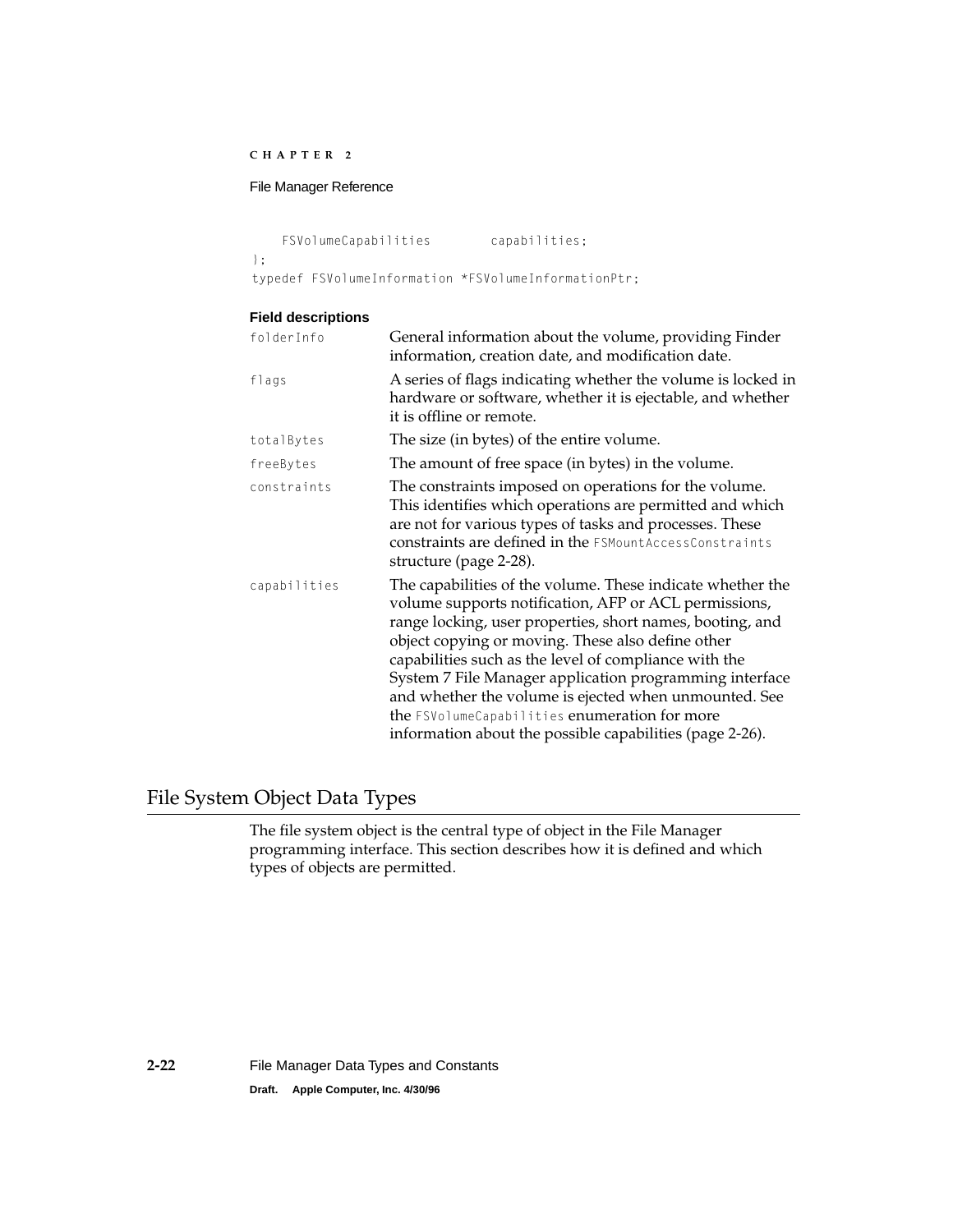```
    FSVolumeCapabilities        capabilities;
};
typedef FSVolumeInformation *FSVolumeInformationPtr;
```

**Field descriptions**

`folderInfo` — General information about the volume, providing Finder information, creation date, and modification date.

`flags` — A series of flags indicating whether the volume is locked in hardware or software, whether it is ejectable, and whether it is offline or remote.

`totalBytes` — The size (in bytes) of the entire volume.

`freeBytes` — The amount of free space (in bytes) in the volume.

`constraints` — The constraints imposed on operations for the volume. This identifies which operations are permitted and which are not for various types of tasks and processes. These constraints are defined in the `FSMountAccessConstraints` structure (page 2-28).

`capabilities` — The capabilities of the volume. These indicate whether the volume supports notification, AFP or ACL permissions, range locking, user properties, short names, booting, and object copying or moving. These also define other capabilities such as the level of compliance with the System 7 File Manager application programming interface and whether the volume is ejected when unmounted. See the `FSVolumeCapabilities` enumeration for more information about the possible capabilities (page 2-26).

## File System Object Data Types

The file system object is the central type of object in the File Manager programming interface. This section describes how it is defined and which types of objects are permitted.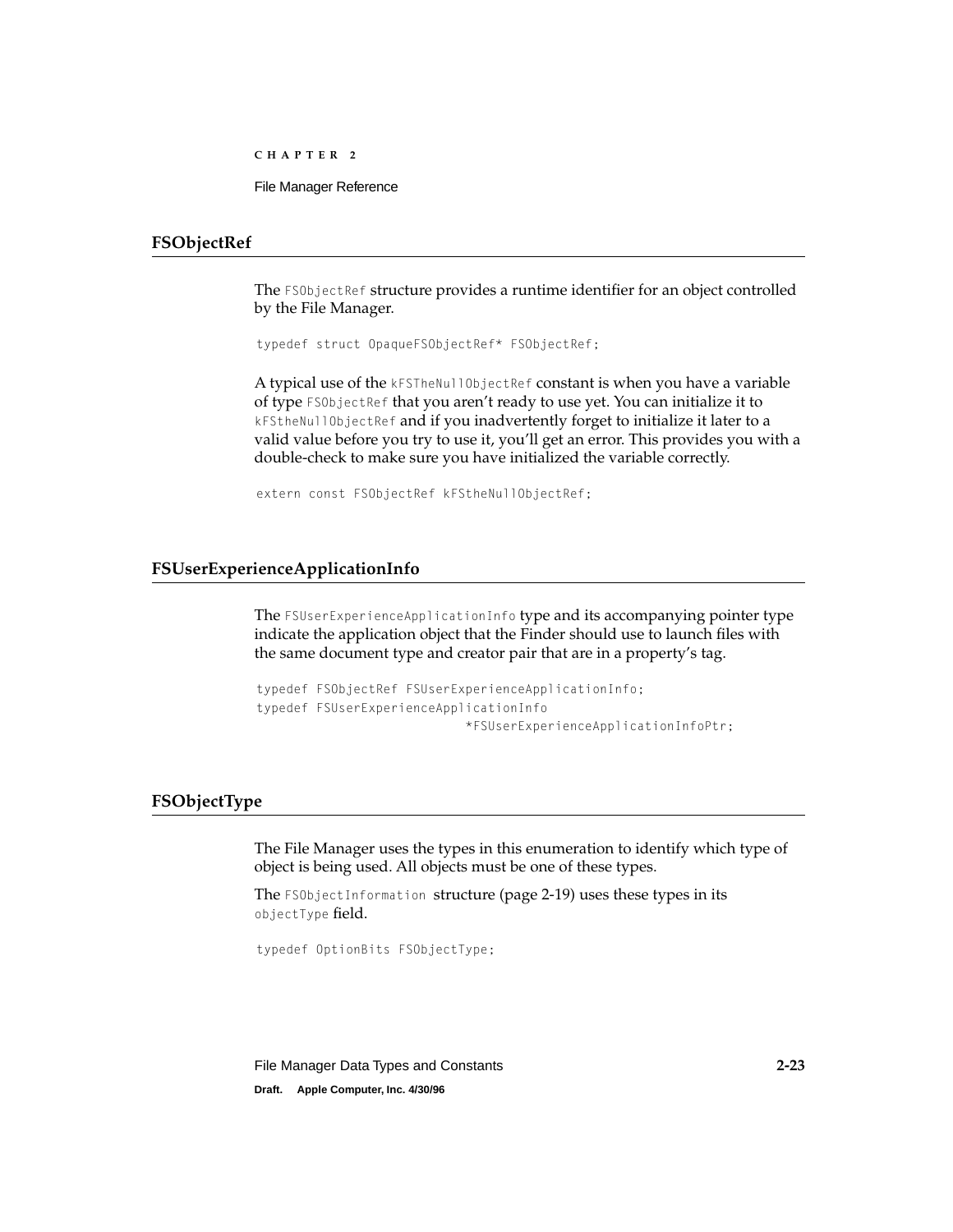## FSObjectRef

The `FSObjectRef` structure provides a runtime identifier for an object controlled by the File Manager.

```
typedef struct OpaqueFSObjectRef* FSObjectRef;
```

A typical use of the `kFSTheNullObjectRef` constant is when you have a variable of type `FSObjectRef` that you aren't ready to use yet. You can initialize it to `kFStheNullObjectRef` and if you inadvertently forget to initialize it later to a valid value before you try to use it, you'll get an error. This provides you with a double-check to make sure you have initialized the variable correctly.

```
extern const FSObjectRef kFStheNullObjectRef;
```

## FSUserExperienceApplicationInfo

The `FSUserExperienceApplicationInfo` type and its accompanying pointer type indicate the application object that the Finder should use to launch files with the same document type and creator pair that are in a property's tag.

```
typedef FSObjectRef FSUserExperienceApplicationInfo;
typedef FSUserExperienceApplicationInfo
                             *FSUserExperienceApplicationInfoPtr;
```

## FSObjectType

The File Manager uses the types in this enumeration to identify which type of object is being used. All objects must be one of these types.

The `FSObjectInformation` structure (page 2-19) uses these types in its `objectType` field.

```
typedef OptionBits FSObjectType;
```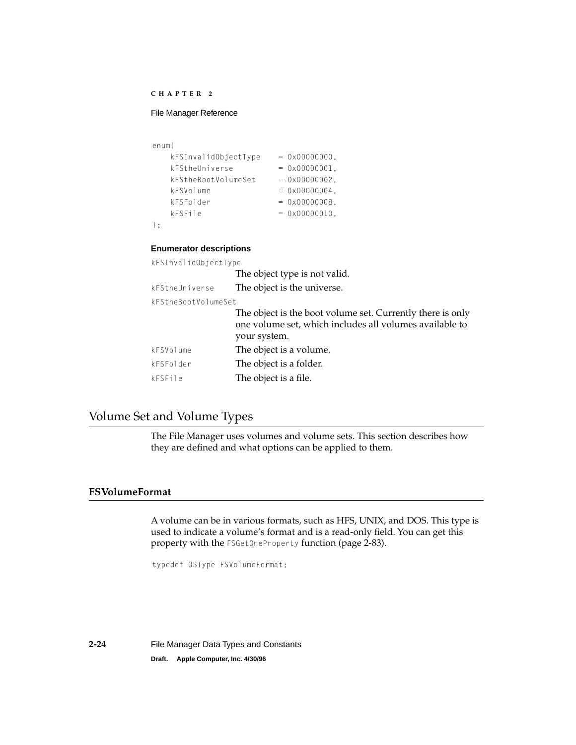```
enum{
    kFSInvalidObjectType    = 0x00000000,
    kFStheUniverse          = 0x00000001,
    kFStheBootVolumeSet     = 0x00000002,
    kFSVolume               = 0x00000004,
    kFSFolder               = 0x00000008,
    kFSFile                 = 0x00000010,
};
```

**Enumerator descriptions**

`kFSInvalidObjectType`
: The object type is not valid.

`kFStheUniverse`
: The object is the universe.

`kFStheBootVolumeSet`
: The object is the boot volume set. Currently there is only one volume set, which includes all volumes available to your system.

`kFSVolume`
: The object is a volume.

`kFSFolder`
: The object is a folder.

`kFSFile`
: The object is a file.

## Volume Set and Volume Types

The File Manager uses volumes and volume sets. This section describes how they are defined and what options can be applied to them.

### FSVolumeFormat

A volume can be in various formats, such as HFS, UNIX, and DOS. This type is used to indicate a volume's format and is a read-only field. You can get this property with the `FSGetOneProperty` function (page 2-83).

```
typedef OSType FSVolumeFormat;
```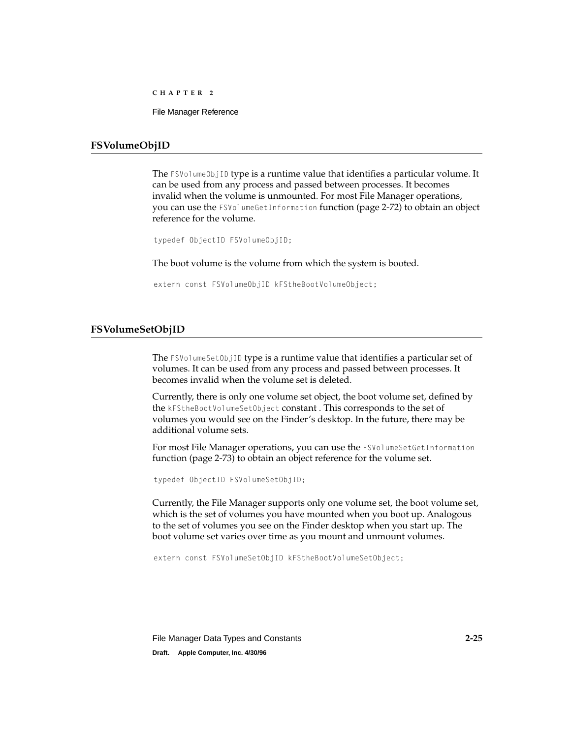## FSVolumeObjID

The `FSVolumeObjID` type is a runtime value that identifies a particular volume. It can be used from any process and passed between processes. It becomes invalid when the volume is unmounted. For most File Manager operations, you can use the `FSVolumeGetInformation` function (page 2-72) to obtain an object reference for the volume.

```
typedef ObjectID FSVolumeObjID;
```

The boot volume is the volume from which the system is booted.

```
extern const FSVolumeObjID kFStheBootVolumeObject;
```

## FSVolumeSetObjID

The `FSVolumeSetObjID` type is a runtime value that identifies a particular set of volumes. It can be used from any process and passed between processes. It becomes invalid when the volume set is deleted.

Currently, there is only one volume set object, the boot volume set, defined by the `kFStheBootVolumeSetObject` constant . This corresponds to the set of volumes you would see on the Finder's desktop. In the future, there may be additional volume sets.

For most File Manager operations, you can use the `FSVolumeSetGetInformation` function (page 2-73) to obtain an object reference for the volume set.

```
typedef ObjectID FSVolumeSetObjID;
```

Currently, the File Manager supports only one volume set, the boot volume set, which is the set of volumes you have mounted when you boot up. Analogous to the set of volumes you see on the Finder desktop when you start up. The boot volume set varies over time as you mount and unmount volumes.

```
extern const FSVolumeSetObjID kFStheBootVolumeSetObject;
```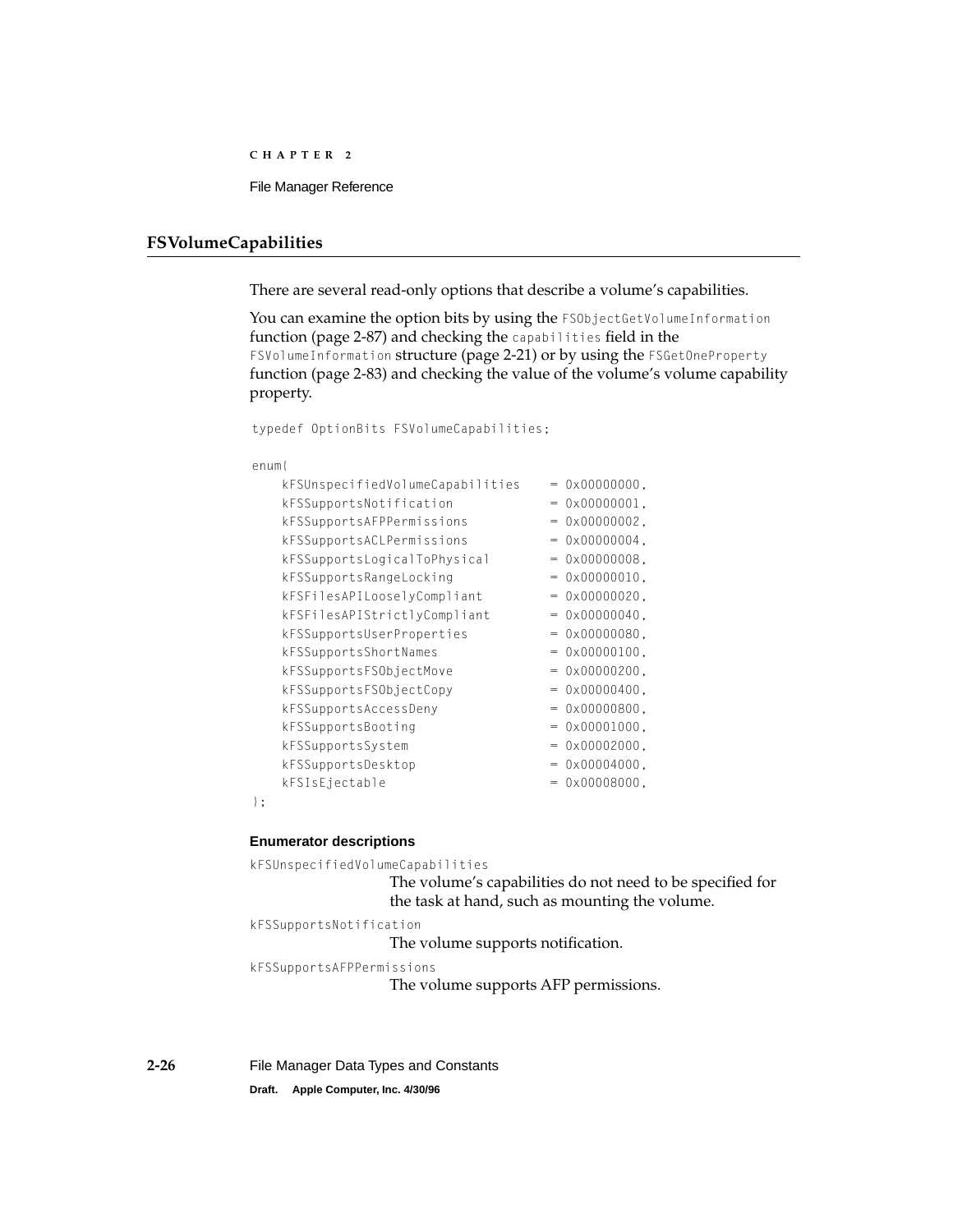## FSVolumeCapabilities

There are several read-only options that describe a volume's capabilities.

You can examine the option bits by using the `FSObjectGetVolumeInformation` function (page 2-87) and checking the `capabilities` field in the `FSVolumeInformation` structure (page 2-21) or by using the `FSGetOneProperty` function (page 2-83) and checking the value of the volume's volume capability property.

```
typedef OptionBits FSVolumeCapabilities;

enum{
    kFSUnspecifiedVolumeCapabilities    = 0x00000000,
    kFSSupportsNotification             = 0x00000001,
    kFSSupportsAFPPermissions           = 0x00000002,
    kFSSupportsACLPermissions           = 0x00000004,
    kFSSupportsLogicalToPhysical        = 0x00000008,
    kFSSupportsRangeLocking             = 0x00000010,
    kFSFilesAPILooselyCompliant         = 0x00000020,
    kFSFilesAPIStrictlyCompliant        = 0x00000040,
    kFSSupportsUserProperties           = 0x00000080,
    kFSSupportsShortNames               = 0x00000100,
    kFSSupportsFSObjectMove             = 0x00000200,
    kFSSupportsFSObjectCopy             = 0x00000400,
    kFSSupportsAccessDeny               = 0x00000800,
    kFSSupportsBooting                  = 0x00001000,
    kFSSupportsSystem                   = 0x00002000,
    kFSSupportsDesktop                  = 0x00004000,
    kFSIsEjectable                      = 0x00008000,
};
```

**Enumerator descriptions**

`kFSUnspecifiedVolumeCapabilities`
: The volume's capabilities do not need to be specified for the task at hand, such as mounting the volume.

`kFSSupportsNotification`
: The volume supports notification.

`kFSSupportsAFPPermissions`
: The volume supports AFP permissions.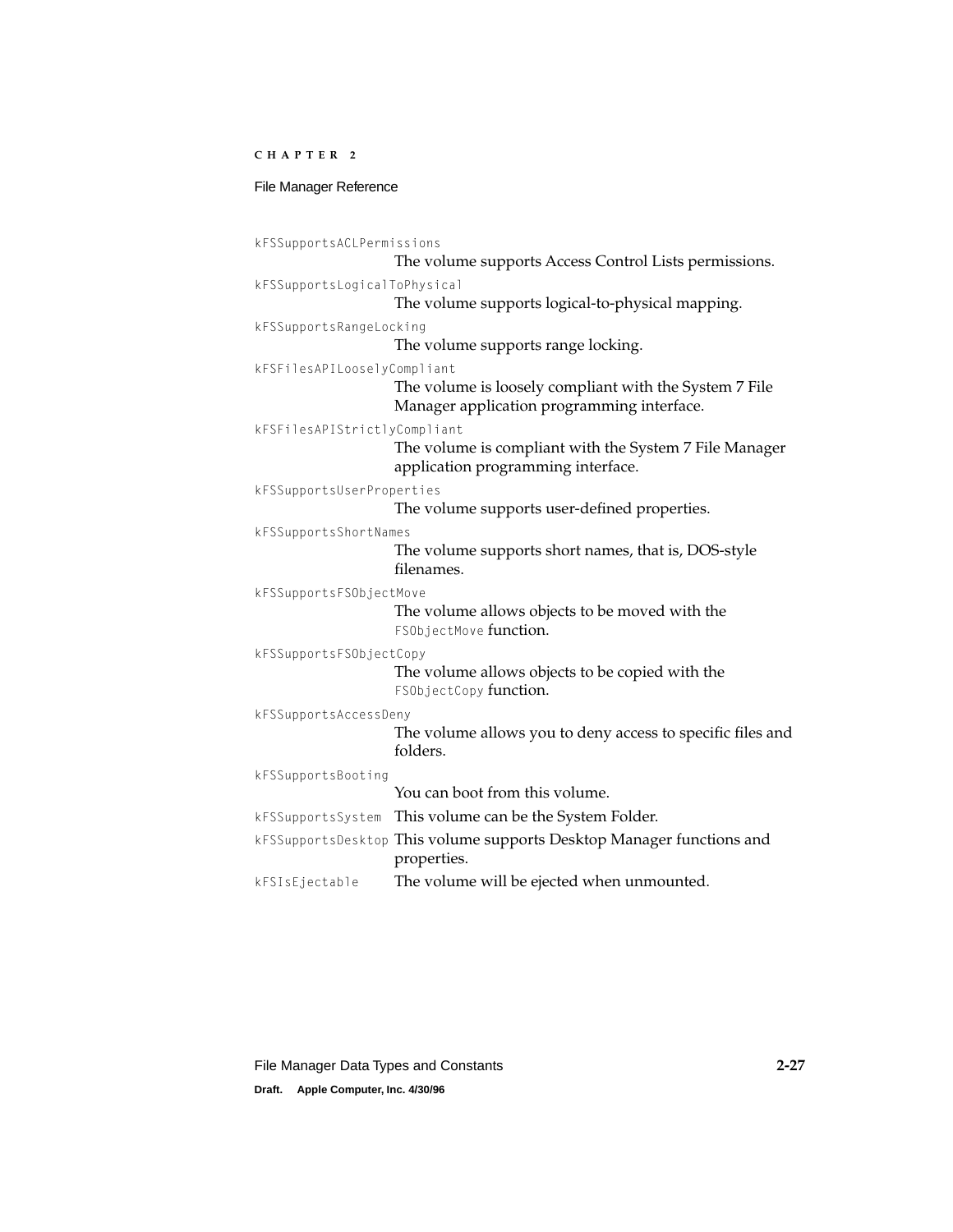`kFSSupportsACLPermissions`
: The volume supports Access Control Lists permissions.

`kFSSupportsLogicalToPhysical`
: The volume supports logical-to-physical mapping.

`kFSSupportsRangeLocking`
: The volume supports range locking.

`kFSFilesAPILooselyCompliant`
: The volume is loosely compliant with the System 7 File Manager application programming interface.

`kFSFilesAPIStrictlyCompliant`
: The volume is compliant with the System 7 File Manager application programming interface.

`kFSSupportsUserProperties`
: The volume supports user-defined properties.

`kFSSupportsShortNames`
: The volume supports short names, that is, DOS-style filenames.

`kFSSupportsFSObjectMove`
: The volume allows objects to be moved with the `FSObjectMove` function.

`kFSSupportsFSObjectCopy`
: The volume allows objects to be copied with the `FSObjectCopy` function.

`kFSSupportsAccessDeny`
: The volume allows you to deny access to specific files and folders.

`kFSSupportsBooting`
: You can boot from this volume.

`kFSSupportsSystem`
: This volume can be the System Folder.

`kFSSupportsDesktop`
: This volume supports Desktop Manager functions and properties.

`kFSIsEjectable`
: The volume will be ejected when unmounted.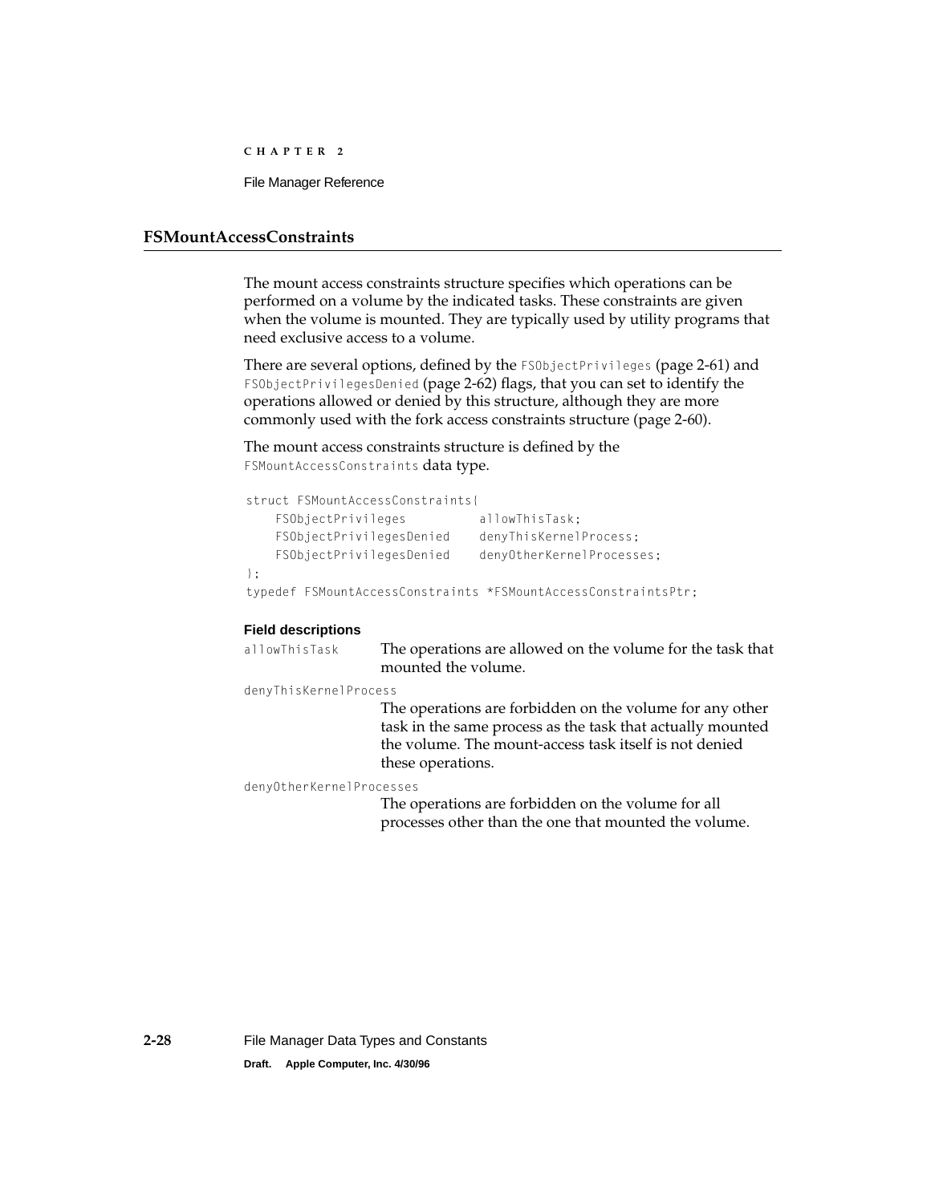## FSMountAccessConstraints

The mount access constraints structure specifies which operations can be performed on a volume by the indicated tasks. These constraints are given when the volume is mounted. They are typically used by utility programs that need exclusive access to a volume.

There are several options, defined by the `FSObjectPrivileges` (page 2-61) and `FSObjectPrivilegesDenied` (page 2-62) flags, that you can set to identify the operations allowed or denied by this structure, although they are more commonly used with the fork access constraints structure (page 2-60).

The mount access constraints structure is defined by the `FSMountAccessConstraints` data type.

```
struct FSMountAccessConstraints{
    FSObjectPrivileges          allowThisTask;
    FSObjectPrivilegesDenied    denyThisKernelProcess;
    FSObjectPrivilegesDenied    denyOtherKernelProcesses;
};
typedef FSMountAccessConstraints *FSMountAccessConstraintsPtr;
```

**Field descriptions**

`allowThisTask`
: The operations are allowed on the volume for the task that mounted the volume.

`denyThisKernelProcess`
: The operations are forbidden on the volume for any other task in the same process as the task that actually mounted the volume. The mount-access task itself is not denied these operations.

`denyOtherKernelProcesses`
: The operations are forbidden on the volume for all processes other than the one that mounted the volume.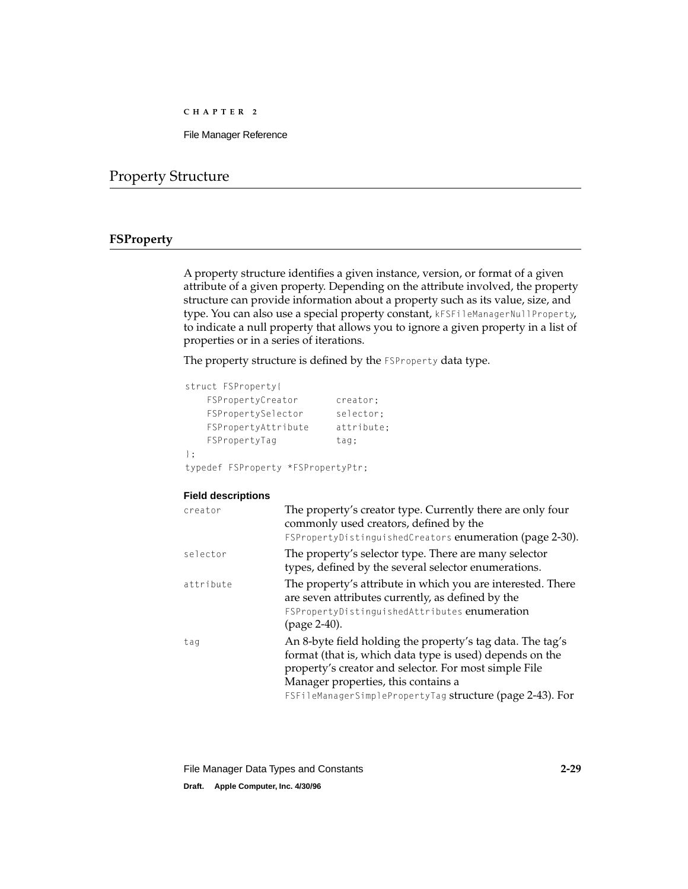# Property Structure

## FSProperty

A property structure identifies a given instance, version, or format of a given attribute of a given property. Depending on the attribute involved, the property structure can provide information about a property such as its value, size, and type. You can also use a special property constant, `kFSFileManagerNullProperty`, to indicate a null property that allows you to ignore a given property in a list of properties or in a series of iterations.

The property structure is defined by the `FSProperty` data type.

```
struct FSProperty{
    FSPropertyCreator       creator;
    FSPropertySelector      selector;
    FSPropertyAttribute     attribute;
    FSPropertyTag           tag;
};
typedef FSProperty *FSPropertyPtr;
```

**Field descriptions**

`creator` — The property's creator type. Currently there are only four commonly used creators, defined by the `FSPropertyDistinguishedCreators` enumeration (page 2-30).

`selector` — The property's selector type. There are many selector types, defined by the several selector enumerations.

`attribute` — The property's attribute in which you are interested. There are seven attributes currently, as defined by the `FSPropertyDistinguishedAttributes` enumeration (page 2-40).

`tag` — An 8-byte field holding the property's tag data. The tag's format (that is, which data type is used) depends on the property's creator and selector. For most simple File Manager properties, this contains a `FSFileManagerSimplePropertyTag` structure (page 2-43). For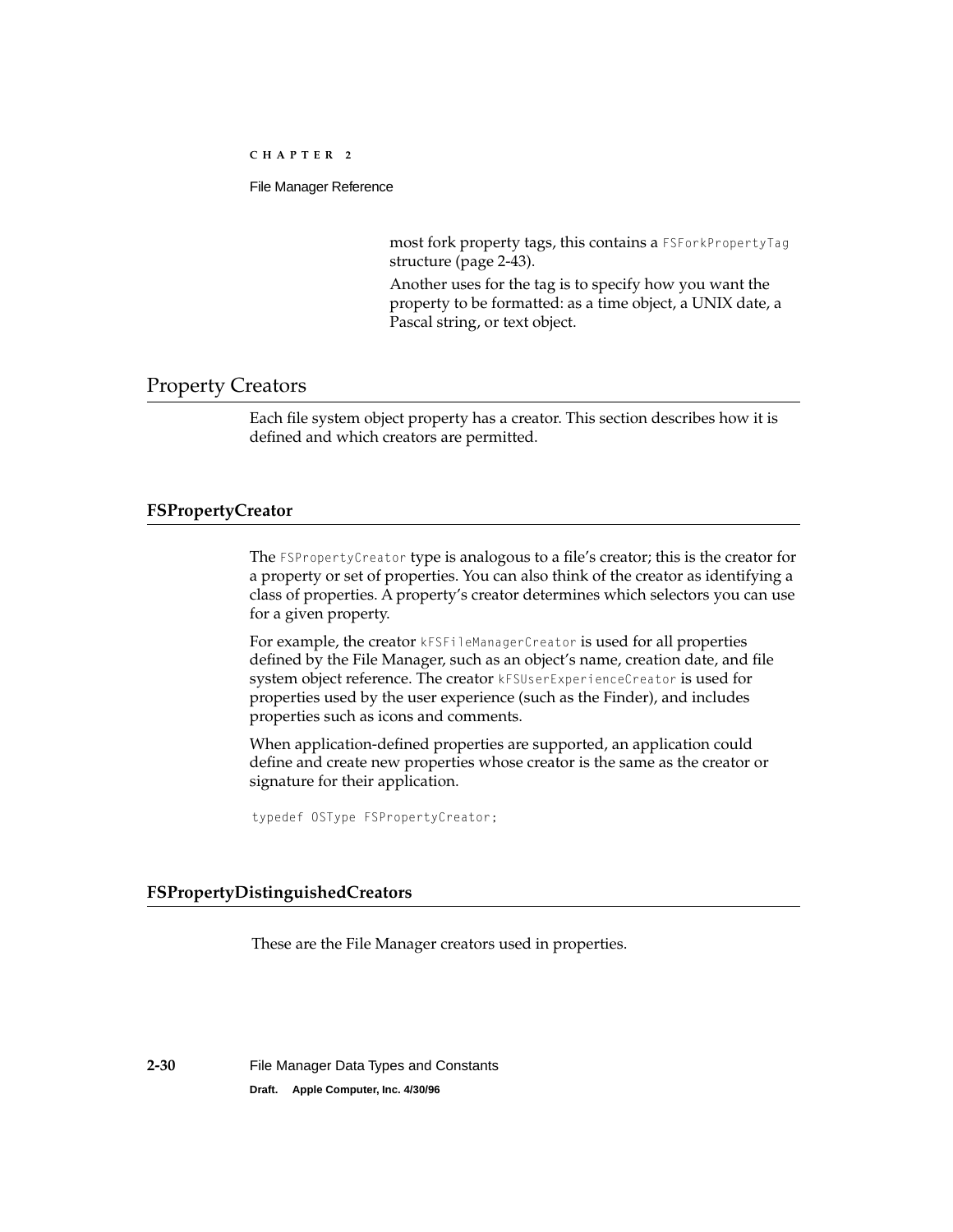most fork property tags, this contains a `FSForkPropertyTag` structure (page 2-43).

Another uses for the tag is to specify how you want the property to be formatted: as a time object, a UNIX date, a Pascal string, or text object.

## Property Creators

Each file system object property has a creator. This section describes how it is defined and which creators are permitted.

### FSPropertyCreator

The `FSPropertyCreator` type is analogous to a file's creator; this is the creator for a property or set of properties. You can also think of the creator as identifying a class of properties. A property's creator determines which selectors you can use for a given property.

For example, the creator `kFSFileManagerCreator` is used for all properties defined by the File Manager, such as an object's name, creation date, and file system object reference. The creator `kFSUserExperienceCreator` is used for properties used by the user experience (such as the Finder), and includes properties such as icons and comments.

When application-defined properties are supported, an application could define and create new properties whose creator is the same as the creator or signature for their application.

```
typedef OSType FSPropertyCreator;
```

### FSPropertyDistinguishedCreators

These are the File Manager creators used in properties.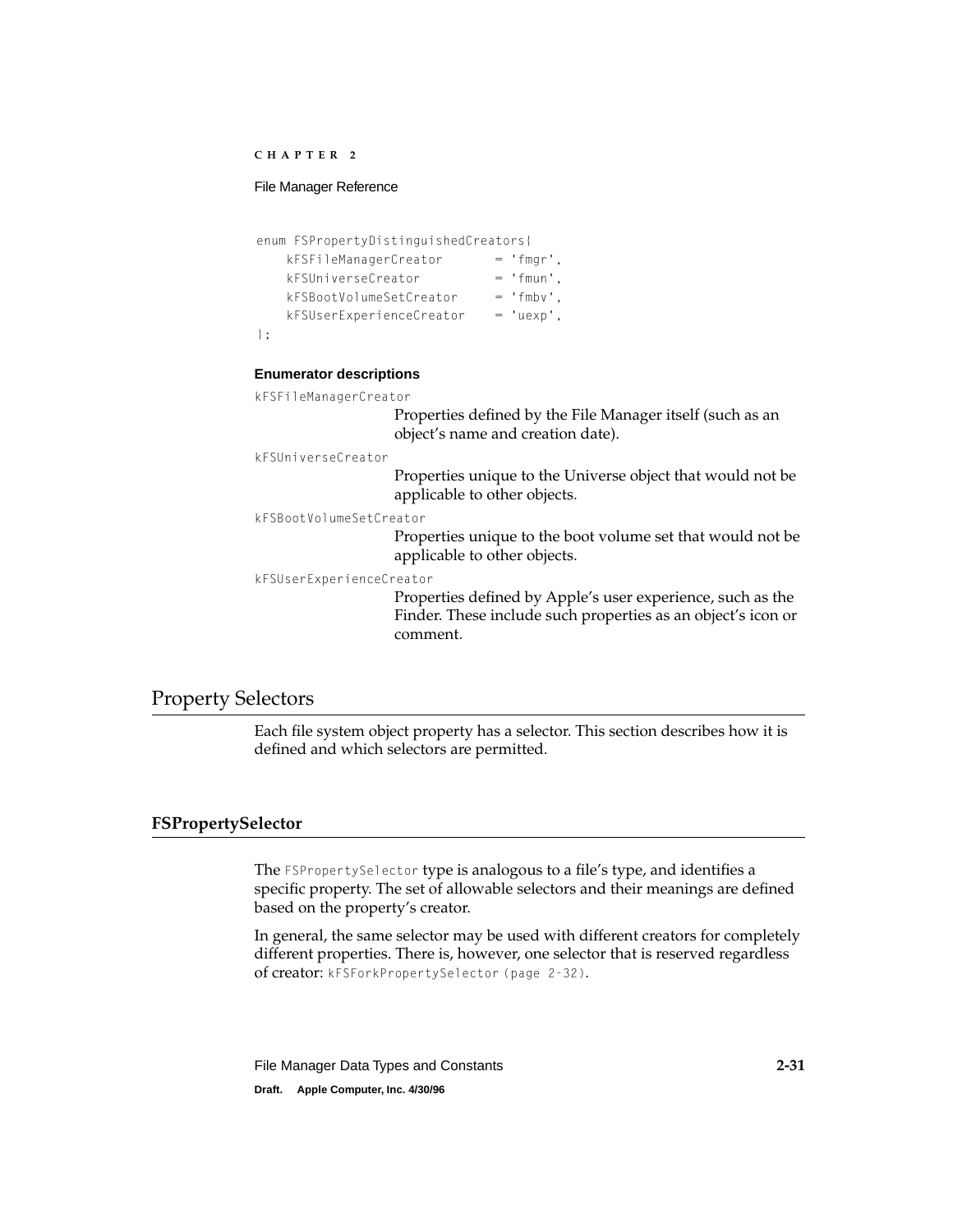```
enum FSPropertyDistinguishedCreators{
    kFSFileManagerCreator       = 'fmgr',
    kFSUniverseCreator          = 'fmun',
    kFSBootVolumeSetCreator     = 'fmbv',
    kFSUserExperienceCreator    = 'uexp',
};
```

**Enumerator descriptions**

`kFSFileManagerCreator`
: Properties defined by the File Manager itself (such as an object's name and creation date).

`kFSUniverseCreator`
: Properties unique to the Universe object that would not be applicable to other objects.

`kFSBootVolumeSetCreator`
: Properties unique to the boot volume set that would not be applicable to other objects.

`kFSUserExperienceCreator`
: Properties defined by Apple's user experience, such as the Finder. These include such properties as an object's icon or comment.

## Property Selectors

Each file system object property has a selector. This section describes how it is defined and which selectors are permitted.

### FSPropertySelector

The `FSPropertySelector` type is analogous to a file's type, and identifies a specific property. The set of allowable selectors and their meanings are defined based on the property's creator.

In general, the same selector may be used with different creators for completely different properties. There is, however, one selector that is reserved regardless of creator: `kFSForkPropertySelector (page 2-32)`.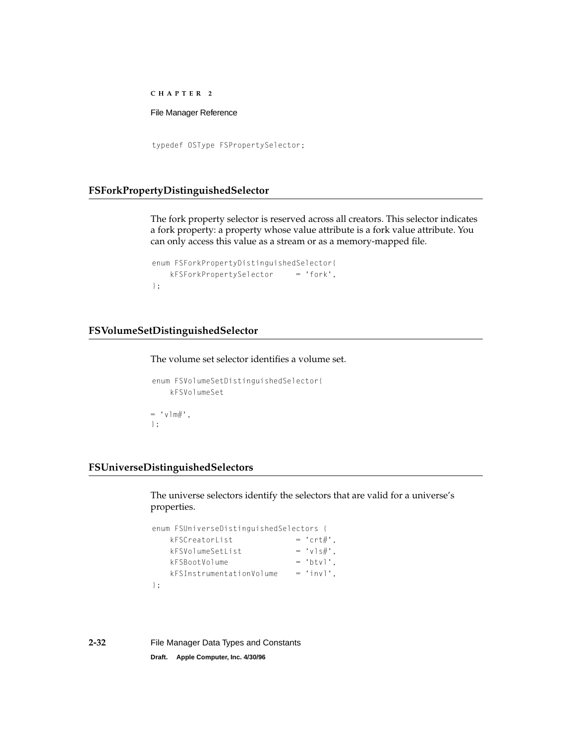```
typedef OSType FSPropertySelector;
```

### FSForkPropertyDistinguishedSelector

The fork property selector is reserved across all creators. This selector indicates a fork property: a property whose value attribute is a fork value attribute. You can only access this value as a stream or as a memory-mapped file.

```
enum FSForkPropertyDistinguishedSelector{
    kFSForkPropertySelector     = 'fork',
};
```

### FSVolumeSetDistinguishedSelector

The volume set selector identifies a volume set.

```
enum FSVolumeSetDistinguishedSelector{
    kFSVolumeSet

= 'vlm#',
};
```

### FSUniverseDistinguishedSelectors

The universe selectors identify the selectors that are valid for a universe's properties.

```
enum FSUniverseDistinguishedSelectors {
    kFSCreatorList              = 'crt#',
    kFSVolumeSetList            = 'vls#',
    kFSBootVolume               = 'btvl',
    kFSInstrumentationVolume    = 'invl',
};
```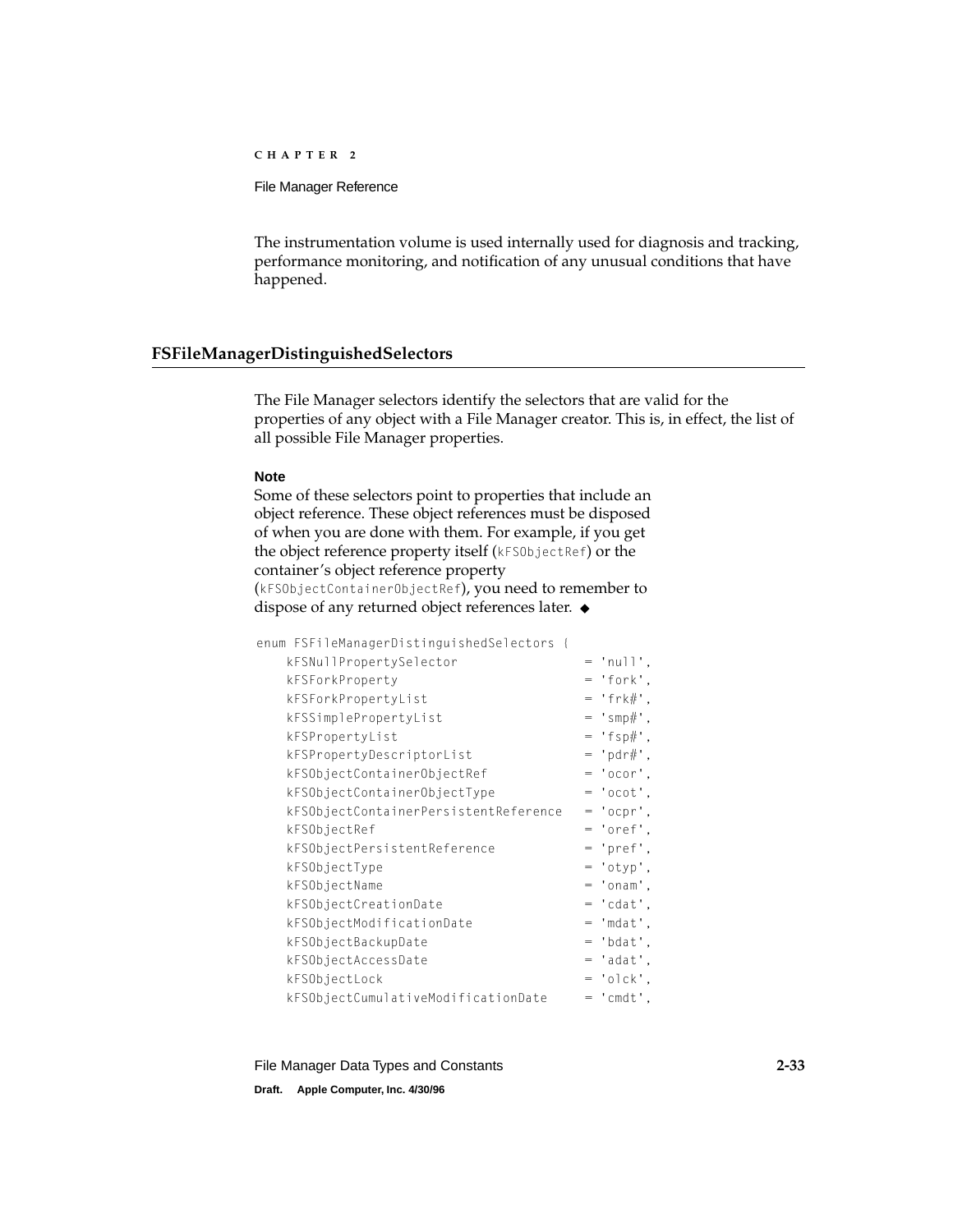The instrumentation volume is used internally used for diagnosis and tracking, performance monitoring, and notification of any unusual conditions that have happened.

## FSFileManagerDistinguishedSelectors

The File Manager selectors identify the selectors that are valid for the properties of any object with a File Manager creator. This is, in effect, the list of all possible File Manager properties.

**Note**

Some of these selectors point to properties that include an object reference. These object references must be disposed of when you are done with them. For example, if you get the object reference property itself (`kFSObjectRef`) or the container's object reference property (`kFSObjectContainerObjectRef`), you need to remember to dispose of any returned object references later. ◆

```
enum FSFileManagerDistinguishedSelectors {
    kFSNullPropertySelector                 = 'null',
    kFSForkProperty                         = 'fork',
    kFSForkPropertyList                     = 'frk#',
    kFSSimplePropertyList                   = 'smp#',
    kFSPropertyList                         = 'fsp#',
    kFSPropertyDescriptorList               = 'pdr#',
    kFSObjectContainerObjectRef             = 'ocor',
    kFSObjectContainerObjectType            = 'ocot',
    kFSObjectContainerPersistentReference   = 'ocpr',
    kFSObjectRef                            = 'oref',
    kFSObjectPersistentReference            = 'pref',
    kFSObjectType                           = 'otyp',
    kFSObjectName                           = 'onam',
    kFSObjectCreationDate                   = 'cdat',
    kFSObjectModificationDate               = 'mdat',
    kFSObjectBackupDate                     = 'bdat',
    kFSObjectAccessDate                     = 'adat',
    kFSObjectLock                           = 'olck',
    kFSObjectCumulativeModificationDate     = 'cmdt',
```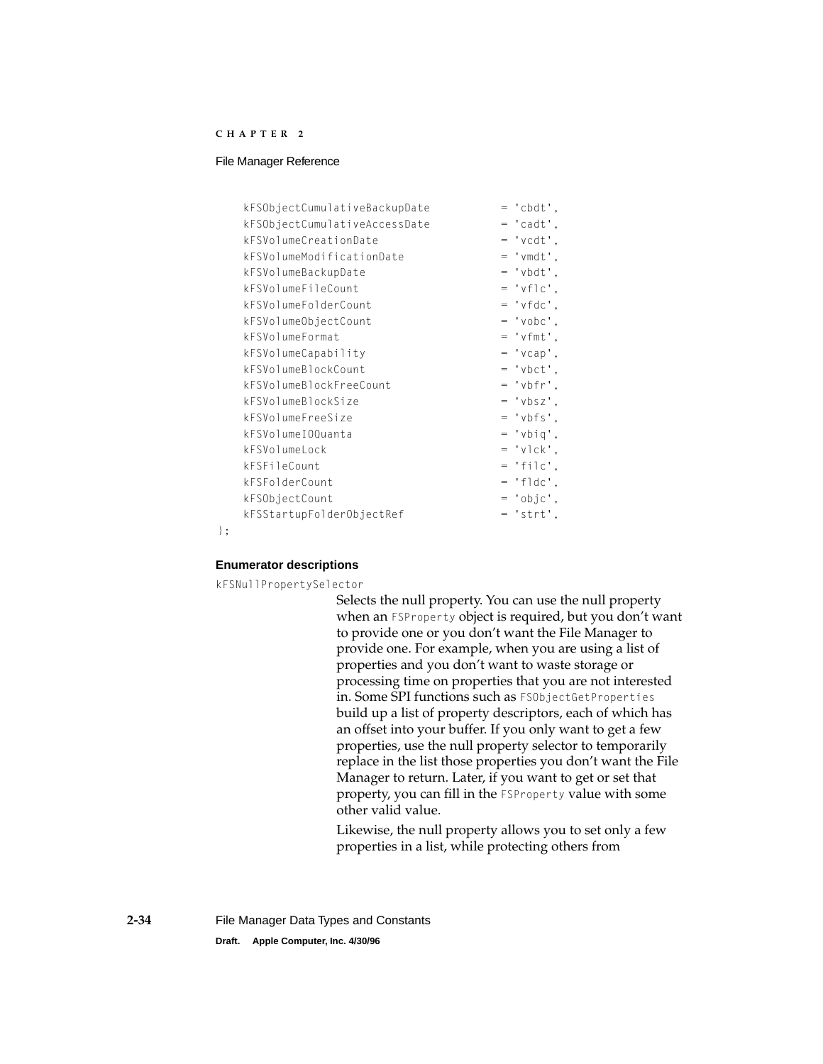```
    kFSObjectCumulativeBackupDate          = 'cbdt',
    kFSObjectCumulativeAccessDate          = 'cadt',
    kFSVolumeCreationDate                  = 'vcdt',
    kFSVolumeModificationDate              = 'vmdt',
    kFSVolumeBackupDate                    = 'vbdt',
    kFSVolumeFileCount                     = 'vflc',
    kFSVolumeFolderCount                   = 'vfdc',
    kFSVolumeObjectCount                   = 'vobc',
    kFSVolumeFormat                        = 'vfmt',
    kFSVolumeCapability                    = 'vcap',
    kFSVolumeBlockCount                    = 'vbct',
    kFSVolumeBlockFreeCount                = 'vbfr',
    kFSVolumeBlockSize                     = 'vbsz',
    kFSVolumeFreeSize                      = 'vbfs',
    kFSVolumeIOQuanta                      = 'vbiq',
    kFSVolumeLock                          = 'vlck',
    kFSFileCount                           = 'filc',
    kFSFolderCount                         = 'fldc',
    kFSObjectCount                         = 'objc',
    kFSStartupFolderObjectRef              = 'strt',
};
```

**Enumerator descriptions**

`kFSNullPropertySelector`

Selects the null property. You can use the null property when an `FSProperty` object is required, but you don't want to provide one or you don't want the File Manager to provide one. For example, when you are using a list of properties and you don't want to waste storage or processing time on properties that you are not interested in. Some SPI functions such as `FSObjectGetProperties` build up a list of property descriptors, each of which has an offset into your buffer. If you only want to get a few properties, use the null property selector to temporarily replace in the list those properties you don't want the File Manager to return. Later, if you want to get or set that property, you can fill in the `FSProperty` value with some other valid value.

Likewise, the null property allows you to set only a few properties in a list, while protecting others from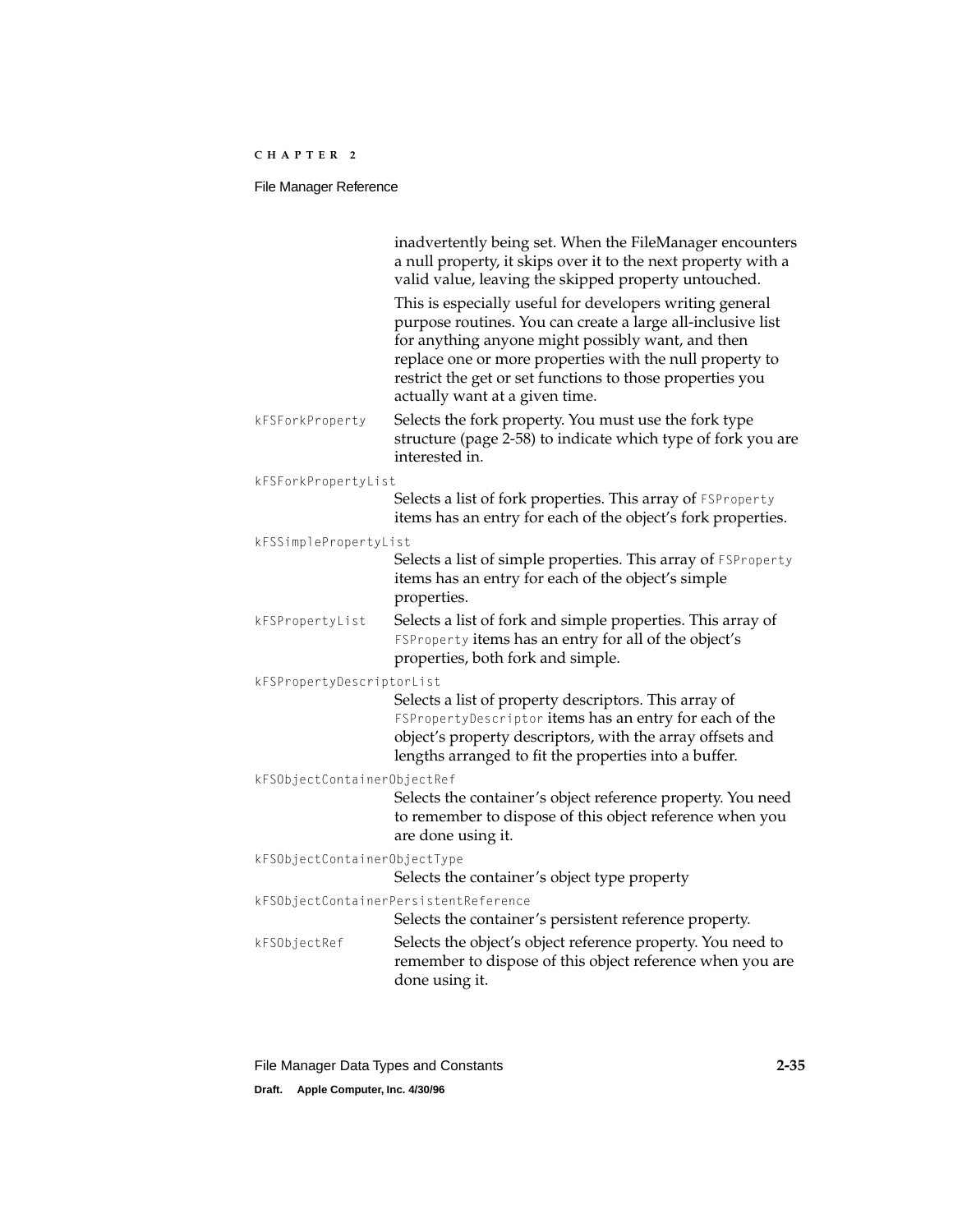inadvertently being set. When the FileManager encounters a null property, it skips over it to the next property with a valid value, leaving the skipped property untouched.

This is especially useful for developers writing general purpose routines. You can create a large all-inclusive list for anything anyone might possibly want, and then replace one or more properties with the null property to restrict the get or set functions to those properties you actually want at a given time.

`kFSForkProperty` Selects the fork property. You must use the fork type structure (page 2-58) to indicate which type of fork you are interested in.

`kFSForkPropertyList`
Selects a list of fork properties. This array of `FSProperty` items has an entry for each of the object's fork properties.

`kFSSimplePropertyList`
Selects a list of simple properties. This array of `FSProperty` items has an entry for each of the object's simple properties.

`kFSPropertyList` Selects a list of fork and simple properties. This array of `FSProperty` items has an entry for all of the object's properties, both fork and simple.

`kFSPropertyDescriptorList`
Selects a list of property descriptors. This array of `FSPropertyDescriptor` items has an entry for each of the object's property descriptors, with the array offsets and lengths arranged to fit the properties into a buffer.

`kFSObjectContainerObjectRef`
Selects the container's object reference property. You need to remember to dispose of this object reference when you are done using it.

`kFSObjectContainerObjectType`
Selects the container's object type property

`kFSObjectContainerPersistentReference`
Selects the container's persistent reference property.

`kFSObjectRef` Selects the object's object reference property. You need to remember to dispose of this object reference when you are done using it.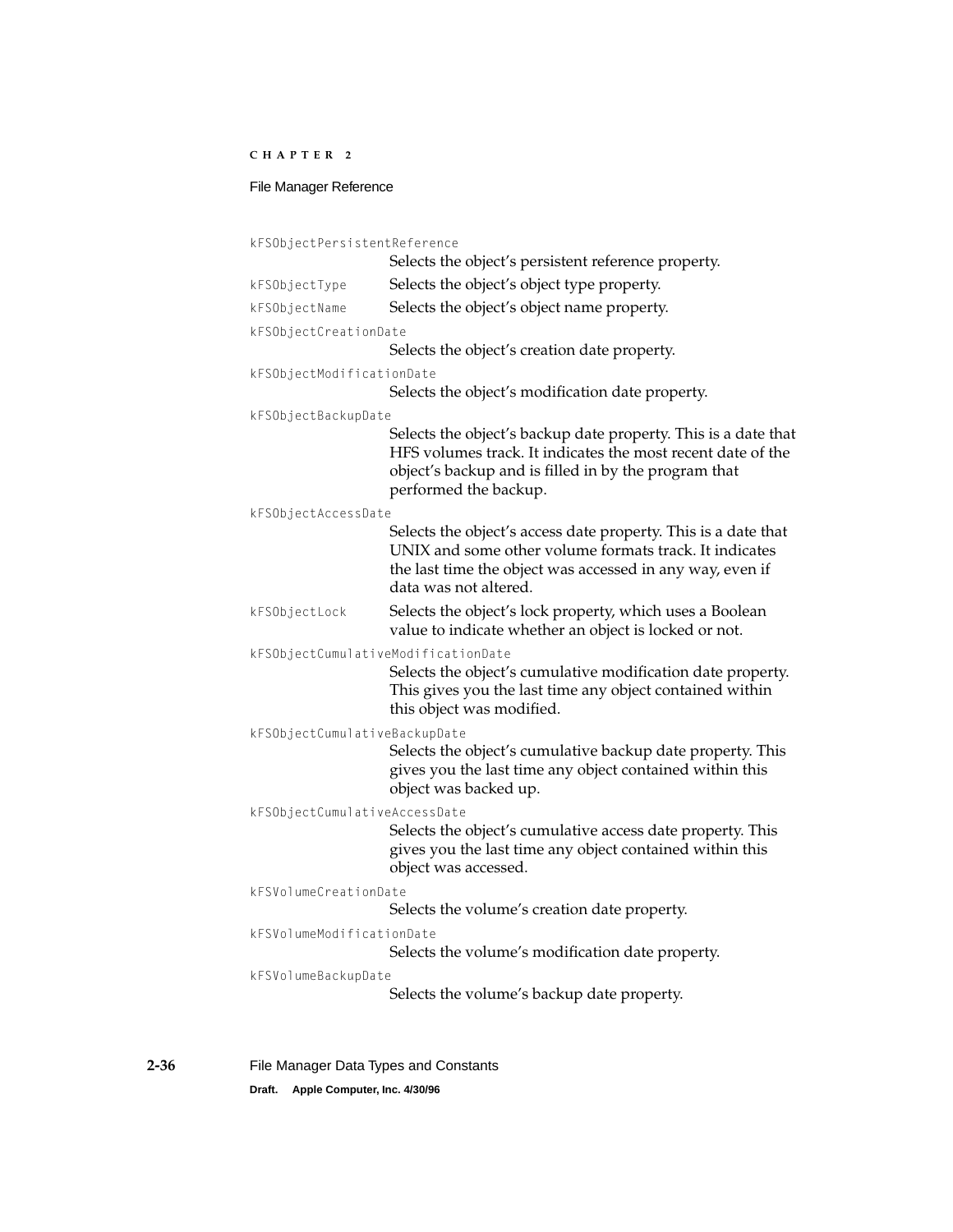`kFSObjectPersistentReference`
Selects the object’s persistent reference property.

`kFSObjectType`
Selects the object’s object type property.

`kFSObjectName`
Selects the object’s object name property.

`kFSObjectCreationDate`
Selects the object’s creation date property.

`kFSObjectModificationDate`
Selects the object’s modification date property.

`kFSObjectBackupDate`
Selects the object’s backup date property. This is a date that HFS volumes track. It indicates the most recent date of the object’s backup and is filled in by the program that performed the backup.

`kFSObjectAccessDate`
Selects the object’s access date property. This is a date that UNIX and some other volume formats track. It indicates the last time the object was accessed in any way, even if data was not altered.

`kFSObjectLock`
Selects the object’s lock property, which uses a Boolean value to indicate whether an object is locked or not.

`kFSObjectCumulativeModificationDate`
Selects the object’s cumulative modification date property. This gives you the last time any object contained within this object was modified.

`kFSObjectCumulativeBackupDate`
Selects the object’s cumulative backup date property. This gives you the last time any object contained within this object was backed up.

`kFSObjectCumulativeAccessDate`
Selects the object’s cumulative access date property. This gives you the last time any object contained within this object was accessed.

`kFSVolumeCreationDate`
Selects the volume’s creation date property.

`kFSVolumeModificationDate`
Selects the volume’s modification date property.

`kFSVolumeBackupDate`
Selects the volume’s backup date property.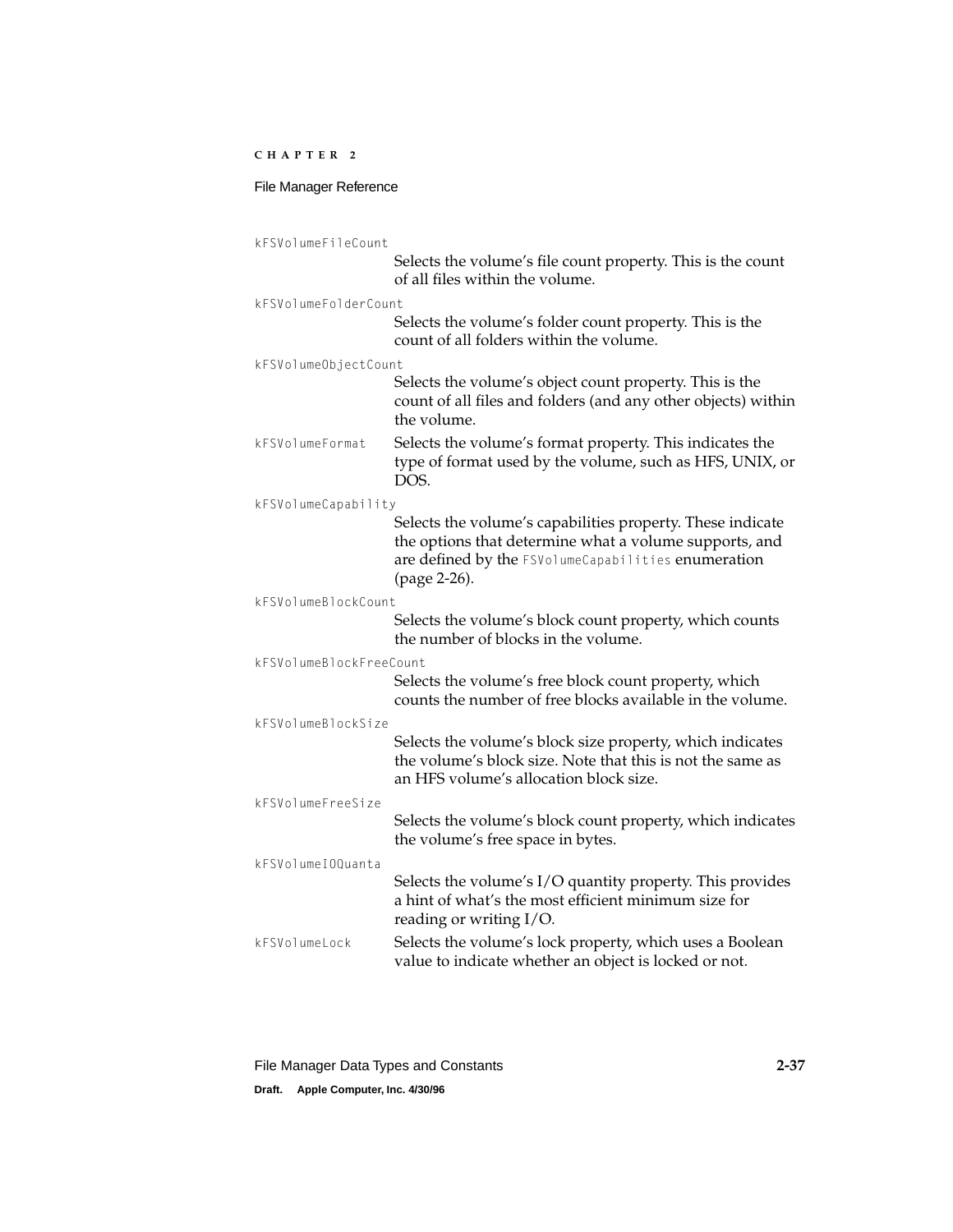`kFSVolumeFileCount`
: Selects the volume's file count property. This is the count of all files within the volume.

`kFSVolumeFolderCount`
: Selects the volume's folder count property. This is the count of all folders within the volume.

`kFSVolumeObjectCount`
: Selects the volume's object count property. This is the count of all files and folders (and any other objects) within the volume.

`kFSVolumeFormat`
: Selects the volume's format property. This indicates the type of format used by the volume, such as HFS, UNIX, or DOS.

`kFSVolumeCapability`
: Selects the volume's capabilities property. These indicate the options that determine what a volume supports, and are defined by the `FSVolumeCapabilities` enumeration (page 2-26).

`kFSVolumeBlockCount`
: Selects the volume's block count property, which counts the number of blocks in the volume.

`kFSVolumeBlockFreeCount`
: Selects the volume's free block count property, which counts the number of free blocks available in the volume.

`kFSVolumeBlockSize`
: Selects the volume's block size property, which indicates the volume's block size. Note that this is not the same as an HFS volume's allocation block size.

`kFSVolumeFreeSize`
: Selects the volume's block count property, which indicates the volume's free space in bytes.

`kFSVolumeIOQuanta`
: Selects the volume's I/O quantity property. This provides a hint of what's the most efficient minimum size for reading or writing I/O.

`kFSVolumeLock`
: Selects the volume's lock property, which uses a Boolean value to indicate whether an object is locked or not.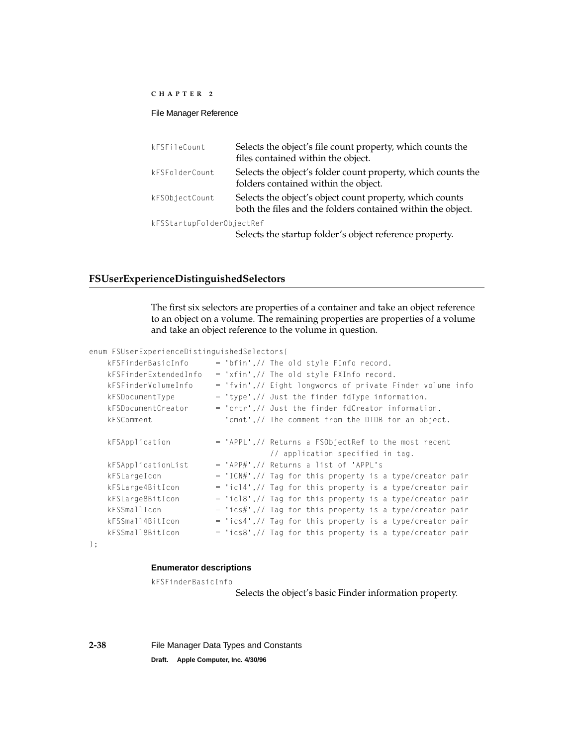kFSFileCount
: Selects the object's file count property, which counts the files contained within the object.

kFSFolderCount
: Selects the object's folder count property, which counts the folders contained within the object.

kFSObjectCount
: Selects the object's object count property, which counts both the files and the folders contained within the object.

kFSStartupFolderObjectRef
: Selects the startup folder's object reference property.

## FSUserExperienceDistinguishedSelectors

The first six selectors are properties of a container and take an object reference to an object on a volume. The remaining properties are properties of a volume and take an object reference to the volume in question.

```
enum FSUserExperienceDistinguishedSelectors{
    kFSFinderBasicInfo      = 'bfin',// The old style FInfo record.
    kFSFinderExtendedInfo   = 'xfin',// The old style FXInfo record.
    kFSFinderVolumeInfo     = 'fvin',// Eight longwords of private Finder volume info
    kFSDocumentType         = 'type',// Just the finder fdType information.
    kFSDocumentCreator      = 'crtr',// Just the finder fdCreator information.
    kFSComment              = 'cmnt',// The comment from the DTDB for an object.

    kFSApplication          = 'APPL',// Returns a FSObjectRef to the most recent
                                     // application specified in tag.
    kFSApplicationList      = 'APP#',// Returns a list of 'APPL's
    kFSLargeIcon            = 'ICN#',// Tag for this property is a type/creator pair
    kFSLarge4BitIcon        = 'icl4',// Tag for this property is a type/creator pair
    kFSLarge8BitIcon        = 'icl8',// Tag for this property is a type/creator pair
    kFSSmallIcon            = 'ics#',// Tag for this property is a type/creator pair
    kFSSmall4BitIcon        = 'ics4',// Tag for this property is a type/creator pair
    kFSSmall8BitIcon        = 'ics8',// Tag for this property is a type/creator pair
};
```

#### Enumerator descriptions

kFSFinderBasicInfo
: Selects the object's basic Finder information property.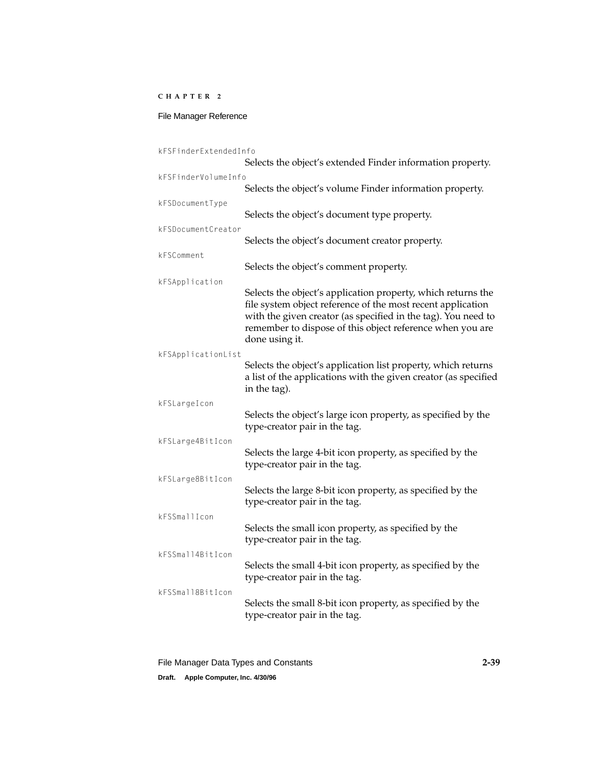`kFSFinderExtendedInfo`
: Selects the object's extended Finder information property.

`kFSFinderVolumeInfo`
: Selects the object's volume Finder information property.

`kFSDocumentType`
: Selects the object's document type property.

`kFSDocumentCreator`
: Selects the object's document creator property.

`kFSComment`
: Selects the object's comment property.

`kFSApplication`
: Selects the object's application property, which returns the file system object reference of the most recent application with the given creator (as specified in the tag). You need to remember to dispose of this object reference when you are done using it.

`kFSApplicationList`
: Selects the object's application list property, which returns a list of the applications with the given creator (as specified in the tag).

`kFSLargeIcon`
: Selects the object's large icon property, as specified by the type-creator pair in the tag.

`kFSLarge4BitIcon`
: Selects the large 4-bit icon property, as specified by the type-creator pair in the tag.

`kFSLarge8BitIcon`
: Selects the large 8-bit icon property, as specified by the type-creator pair in the tag.

`kFSSmallIcon`
: Selects the small icon property, as specified by the type-creator pair in the tag.

`kFSSmall4BitIcon`
: Selects the small 4-bit icon property, as specified by the type-creator pair in the tag.

`kFSSmall8BitIcon`
: Selects the small 8-bit icon property, as specified by the type-creator pair in the tag.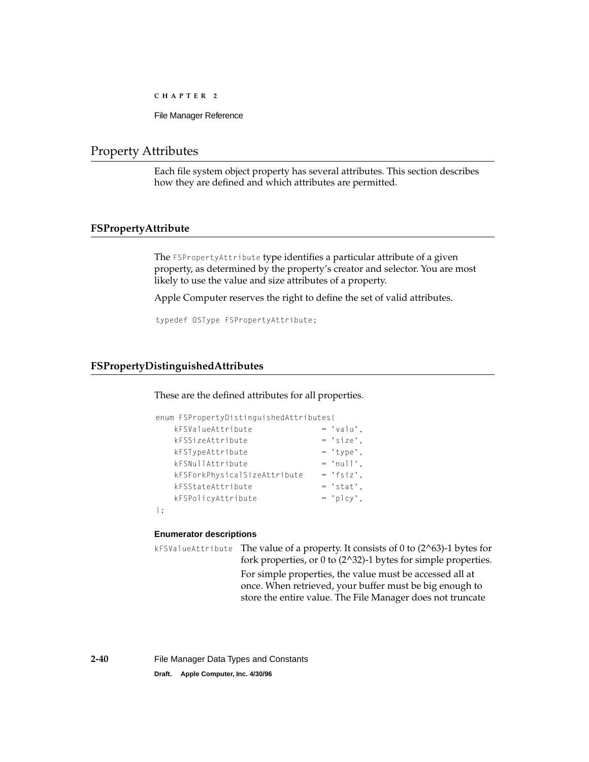## Property Attributes

Each file system object property has several attributes. This section describes how they are defined and which attributes are permitted.

### FSPropertyAttribute

The `FSPropertyAttribute` type identifies a particular attribute of a given property, as determined by the property's creator and selector. You are most likely to use the value and size attributes of a property.

Apple Computer reserves the right to define the set of valid attributes.

```
typedef OSType FSPropertyAttribute;
```

### FSPropertyDistinguishedAttributes

These are the defined attributes for all properties.

```
enum FSPropertyDistinguishedAttributes{
    kFSValueAttribute               = 'valu',
    kFSSizeAttribute                = 'size',
    kFSTypeAttribute                = 'type',
    kFSNullAttribute                = 'null',
    kFSForkPhysicalSizeAttribute    = 'fsiz',
    kFSStateAttribute               = 'stat',
    kFSPolicyAttribute              = 'plcy',
};
```

**Enumerator descriptions**

`kFSValueAttribute` The value of a property. It consists of 0 to (2^63)-1 bytes for fork properties, or 0 to (2^32)-1 bytes for simple properties.

For simple properties, the value must be accessed all at once. When retrieved, your buffer must be big enough to store the entire value. The File Manager does not truncate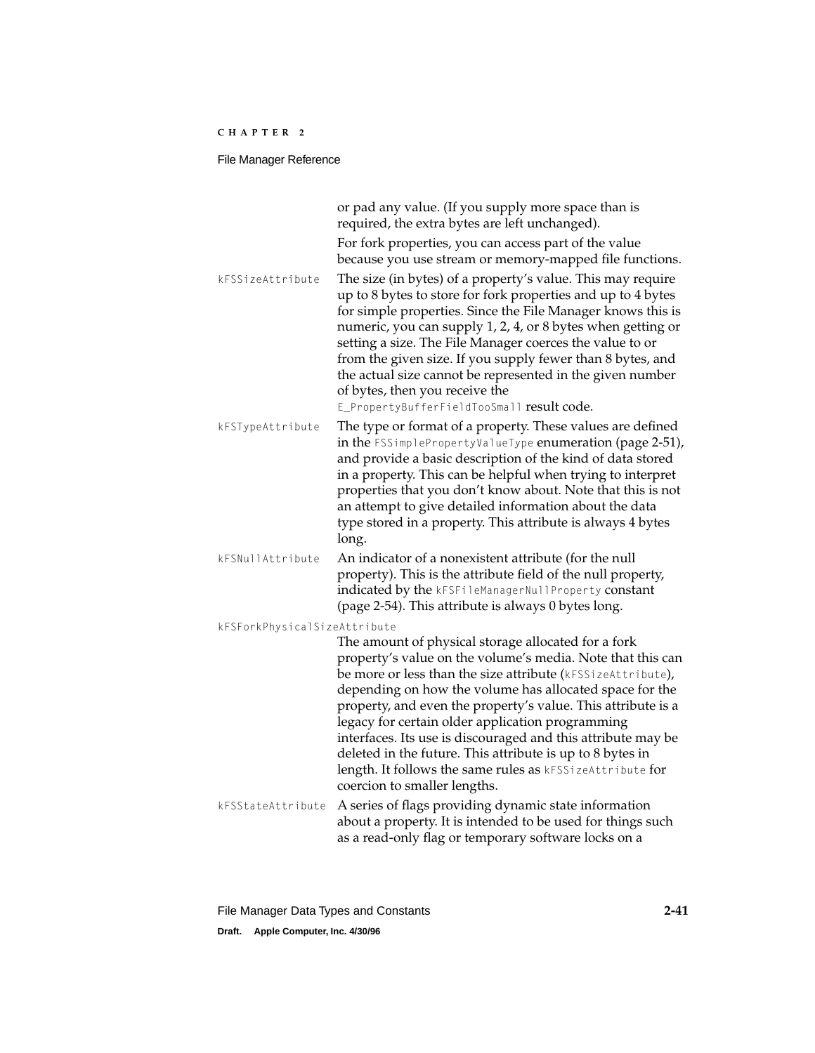or pad any value. (If you supply more space than is required, the extra bytes are left unchanged).

For fork properties, you can access part of the value because you use stream or memory-mapped file functions.

`kFSSizeAttribute` The size (in bytes) of a property's value. This may require up to 8 bytes to store for fork properties and up to 4 bytes for simple properties. Since the File Manager knows this is numeric, you can supply 1, 2, 4, or 8 bytes when getting or setting a size. The File Manager coerces the value to or from the given size. If you supply fewer than 8 bytes, and the actual size cannot be represented in the given number of bytes, then you receive the `E_PropertyBufferFieldTooSmall` result code.

`kFSTypeAttribute` The type or format of a property. These values are defined in the `FSSimplePropertyValueType` enumeration (page 2-51), and provide a basic description of the kind of data stored in a property. This can be helpful when trying to interpret properties that you don't know about. Note that this is not an attempt to give detailed information about the data type stored in a property. This attribute is always 4 bytes long.

`kFSNullAttribute` An indicator of a nonexistent attribute (for the null property). This is the attribute field of the null property, indicated by the `kFSFileManagerNullProperty` constant (page 2-54). This attribute is always 0 bytes long.

`kFSForkPhysicalSizeAttribute`
The amount of physical storage allocated for a fork property's value on the volume's media. Note that this can be more or less than the size attribute (`kFSSizeAttribute`), depending on how the volume has allocated space for the property, and even the property's value. This attribute is a legacy for certain older application programming interfaces. Its use is discouraged and this attribute may be deleted in the future. This attribute is up to 8 bytes in length. It follows the same rules as `kFSSizeAttribute` for coercion to smaller lengths.

`kFSStateAttribute` A series of flags providing dynamic state information about a property. It is intended to be used for things such as a read-only flag or temporary software locks on a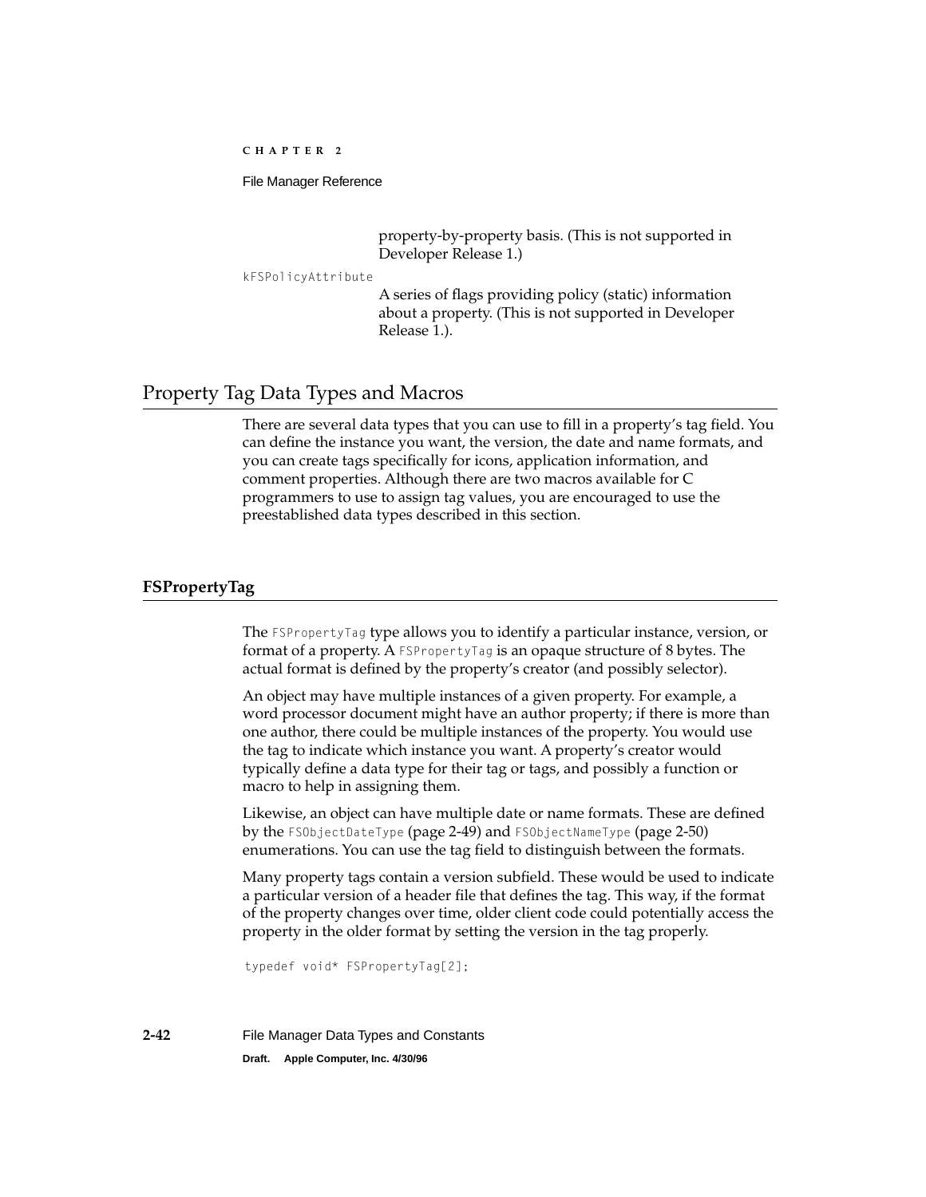property-by-property basis. (This is not supported in Developer Release 1.)

`kFSPolicyAttribute`

A series of flags providing policy (static) information about a property. (This is not supported in Developer Release 1.).

## Property Tag Data Types and Macros

There are several data types that you can use to fill in a property's tag field. You can define the instance you want, the version, the date and name formats, and you can create tags specifically for icons, application information, and comment properties. Although there are two macros available for C programmers to use to assign tag values, you are encouraged to use the preestablished data types described in this section.

### FSPropertyTag

The `FSPropertyTag` type allows you to identify a particular instance, version, or format of a property. A `FSPropertyTag` is an opaque structure of 8 bytes. The actual format is defined by the property's creator (and possibly selector).

An object may have multiple instances of a given property. For example, a word processor document might have an author property; if there is more than one author, there could be multiple instances of the property. You would use the tag to indicate which instance you want. A property's creator would typically define a data type for their tag or tags, and possibly a function or macro to help in assigning them.

Likewise, an object can have multiple date or name formats. These are defined by the `FSObjectDateType` (page 2-49) and `FSObjectNameType` (page 2-50) enumerations. You can use the tag field to distinguish between the formats.

Many property tags contain a version subfield. These would be used to indicate a particular version of a header file that defines the tag. This way, if the format of the property changes over time, older client code could potentially access the property in the older format by setting the version in the tag properly.

```
typedef void* FSPropertyTag[2];
```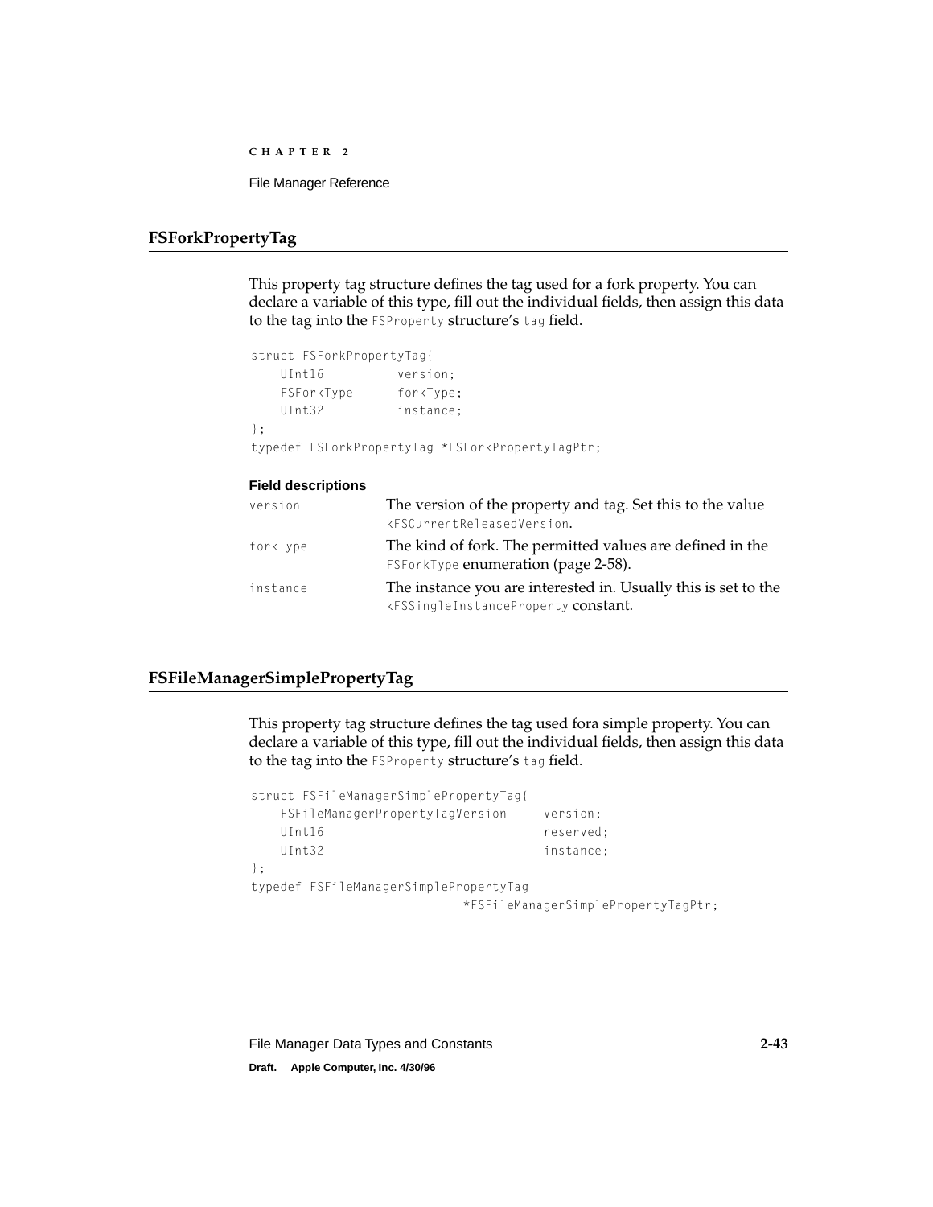## FSForkPropertyTag

This property tag structure defines the tag used for a fork property. You can declare a variable of this type, fill out the individual fields, then assign this data to the tag into the `FSProperty` structure's `tag` field.

```
struct FSForkPropertyTag{
    UInt16          version;
    FSForkType      forkType;
    UInt32          instance;
};
typedef FSForkPropertyTag *FSForkPropertyTagPtr;
```

**Field descriptions**

`version` The version of the property and tag. Set this to the value `kFSCurrentReleasedVersion`.

`forkType` The kind of fork. The permitted values are defined in the `FSForkType` enumeration (page 2-58).

`instance` The instance you are interested in. Usually this is set to the `kFSSingleInstanceProperty` constant.

## FSFileManagerSimplePropertyTag

This property tag structure defines the tag used fora simple property. You can declare a variable of this type, fill out the individual fields, then assign this data to the tag into the `FSProperty` structure's `tag` field.

```
struct FSFileManagerSimplePropertyTag{
    FSFileManagerPropertyTagVersion     version;
    UInt16                              reserved;
    UInt32                              instance;
};
typedef FSFileManagerSimplePropertyTag
                             *FSFileManagerSimplePropertyTagPtr;
```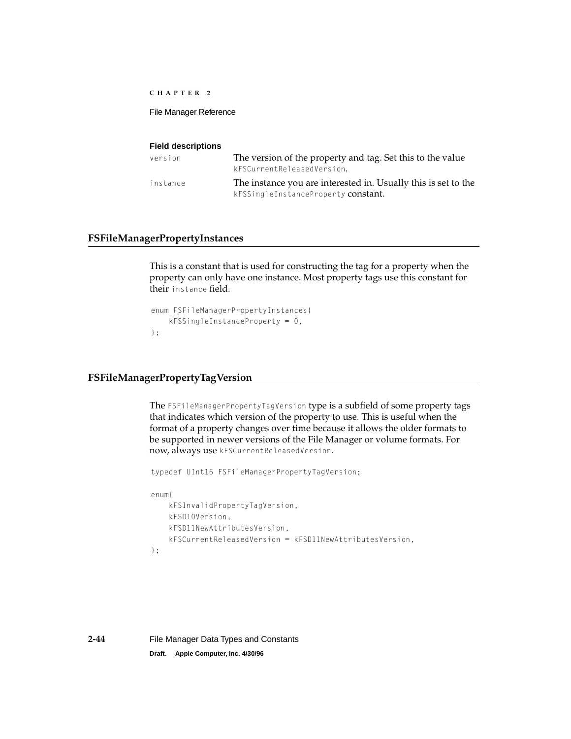**Field descriptions**

| | |
|---|---|
| `version` | The version of the property and tag. Set this to the value `kFSCurrentReleasedVersion`. |
| `instance` | The instance you are interested in. Usually this is set to the `kFSSingleInstanceProperty` constant. |

## FSFileManagerPropertyInstances

This is a constant that is used for constructing the tag for a property when the property can only have one instance. Most property tags use this constant for their `instance` field.

```
enum FSFileManagerPropertyInstances{
    kFSSingleInstanceProperty = 0,
};
```

## FSFileManagerPropertyTagVersion

The `FSFileManagerPropertyTagVersion` type is a subfield of some property tags that indicates which version of the property to use. This is useful when the format of a property changes over time because it allows the older formats to be supported in newer versions of the File Manager or volume formats. For now, always use `kFSCurrentReleasedVersion`.

```
typedef UInt16 FSFileManagerPropertyTagVersion;

enum{
    kFSInvalidPropertyTagVersion,
    kFSD10Version,
    kFSD11NewAttributesVersion,
    kFSCurrentReleasedVersion = kFSD11NewAttributesVersion,
};
```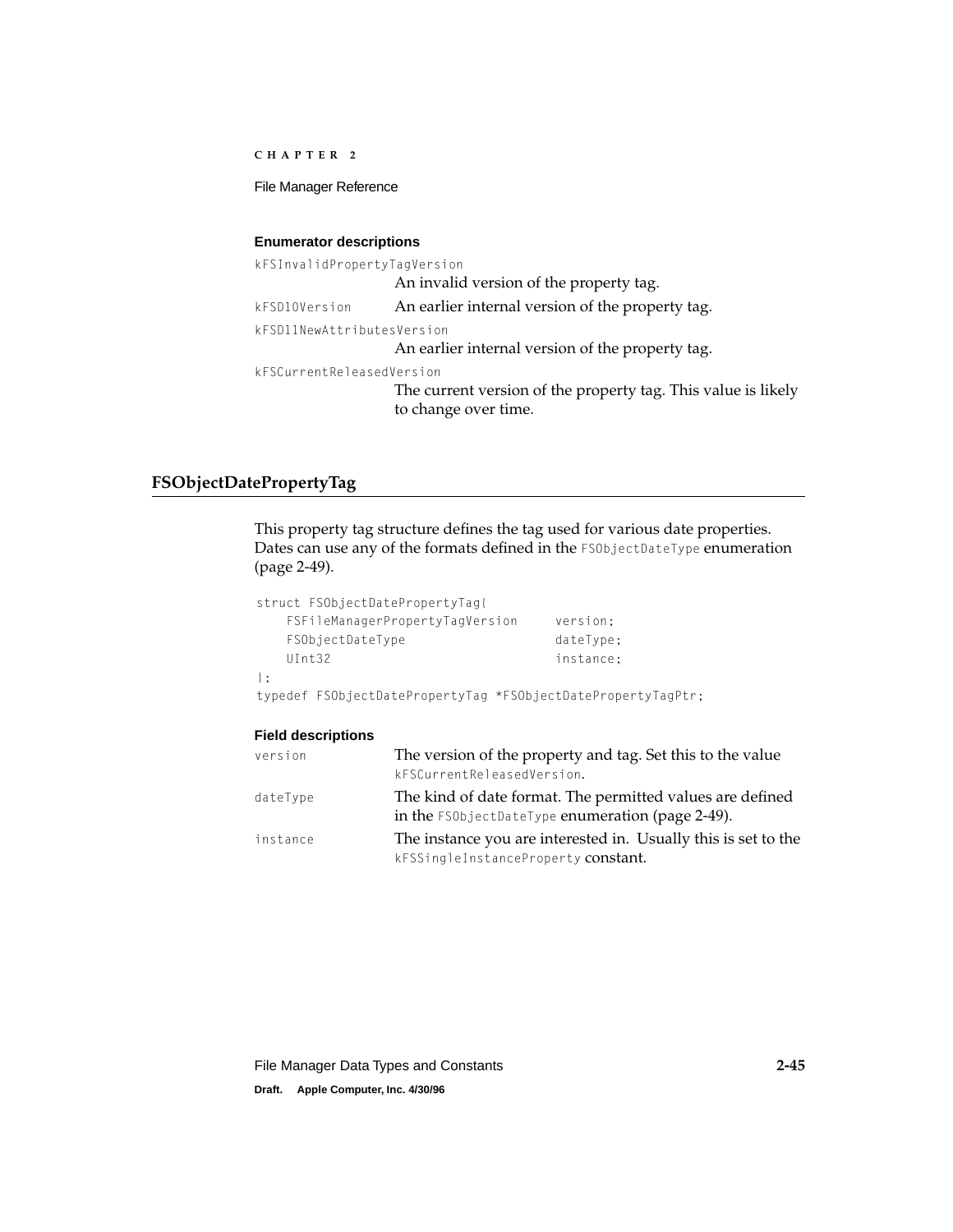#### Enumerator descriptions

`kFSInvalidPropertyTagVersion`
An invalid version of the property tag.

`kFSD10Version`
An earlier internal version of the property tag.

`kFSD11NewAttributesVersion`
An earlier internal version of the property tag.

`kFSCurrentReleasedVersion`
The current version of the property tag. This value is likely to change over time.

## FSObjectDatePropertyTag

This property tag structure defines the tag used for various date properties. Dates can use any of the formats defined in the `FSObjectDateType` enumeration (page 2-49).

```
struct FSObjectDatePropertyTag{
    FSFileManagerPropertyTagVersion     version;
    FSObjectDateType                    dateType;
    UInt32                              instance;
};
typedef FSObjectDatePropertyTag *FSObjectDatePropertyTagPtr;
```

#### Field descriptions

`version`
The version of the property and tag. Set this to the value `kFSCurrentReleasedVersion`.

`dateType`
The kind of date format. The permitted values are defined in the `FSObjectDateType` enumeration (page 2-49).

`instance`
The instance you are interested in. Usually this is set to the `kFSSingleInstanceProperty` constant.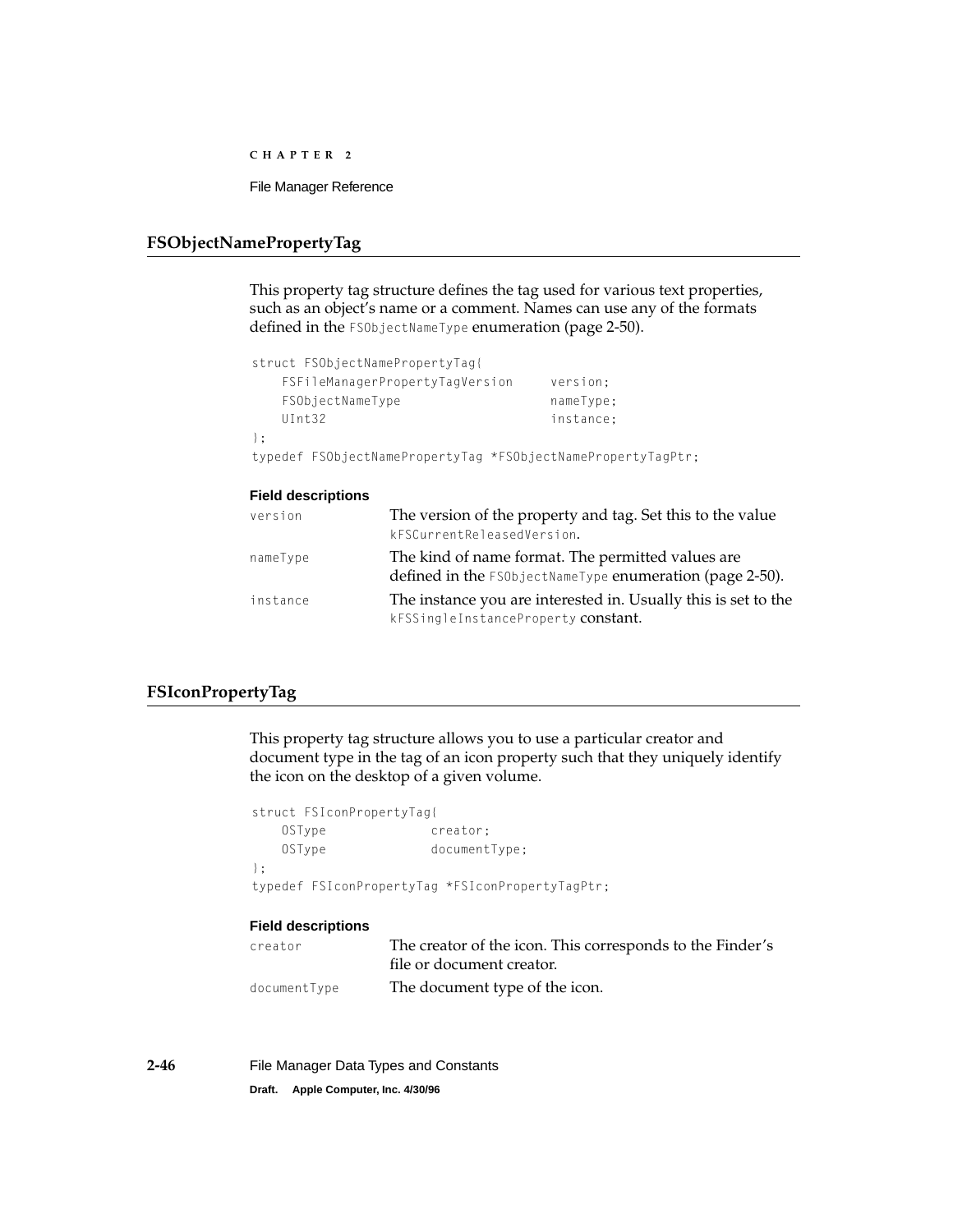## FSObjectNamePropertyTag

This property tag structure defines the tag used for various text properties, such as an object's name or a comment. Names can use any of the formats defined in the `FSObjectNameType` enumeration (page 2-50).

```
struct FSObjectNamePropertyTag{
    FSFileManagerPropertyTagVersion     version;
    FSObjectNameType                    nameType;
    UInt32                              instance;
};
typedef FSObjectNamePropertyTag *FSObjectNamePropertyTagPtr;
```

**Field descriptions**

`version` — The version of the property and tag. Set this to the value `kFSCurrentReleasedVersion`.

`nameType` — The kind of name format. The permitted values are defined in the `FSObjectNameType` enumeration (page 2-50).

`instance` — The instance you are interested in. Usually this is set to the `kFSSingleInstanceProperty` constant.

## FSIconPropertyTag

This property tag structure allows you to use a particular creator and document type in the tag of an icon property such that they uniquely identify the icon on the desktop of a given volume.

```
struct FSIconPropertyTag{
    OSType              creator;
    OSType              documentType;
};
typedef FSIconPropertyTag *FSIconPropertyTagPtr;
```

**Field descriptions**

`creator` — The creator of the icon. This corresponds to the Finder's file or document creator.

`documentType` — The document type of the icon.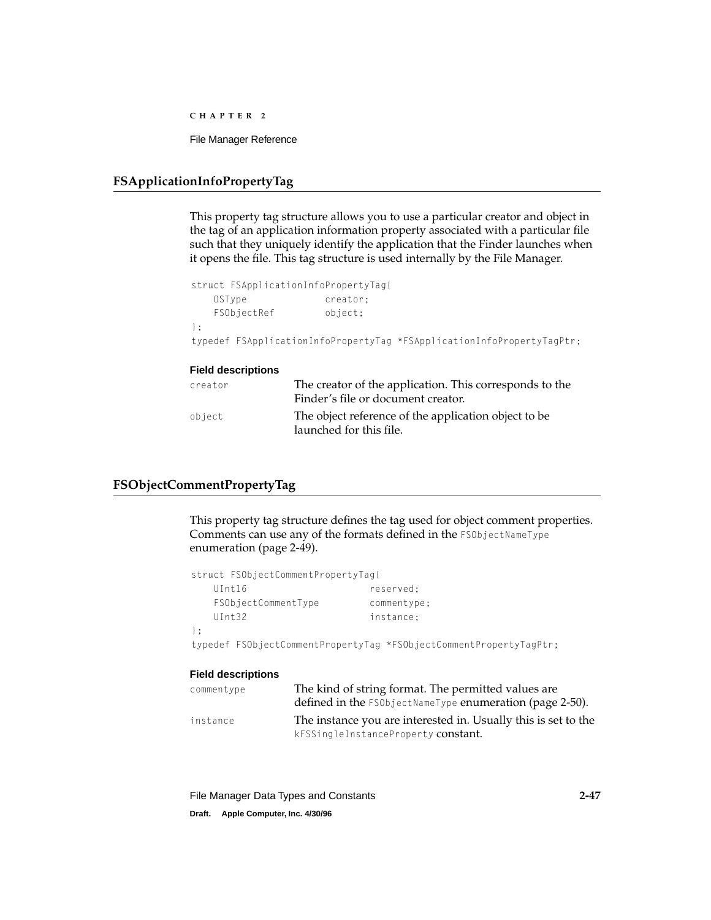## FSApplicationInfoPropertyTag

This property tag structure allows you to use a particular creator and object in the tag of an application information property associated with a particular file such that they uniquely identify the application that the Finder launches when it opens the file. This tag structure is used internally by the File Manager.

```
struct FSApplicationInfoPropertyTag{
    OSType              creator;
    FSObjectRef         object;
};
typedef FSApplicationInfoPropertyTag *FSApplicationInfoPropertyTagPtr;
```

**Field descriptions**

| | |
|---|---|
| `creator` | The creator of the application. This corresponds to the Finder's file or document creator. |
| `object` | The object reference of the application object to be launched for this file. |

## FSObjectCommentPropertyTag

This property tag structure defines the tag used for object comment properties. Comments can use any of the formats defined in the `FSObjectNameType` enumeration (page 2-49).

```
struct FSObjectCommentPropertyTag{
    UInt16                      reserved;
    FSObjectCommentType         commentype;
    UInt32                      instance;
};
typedef FSObjectCommentPropertyTag *FSObjectCommentPropertyTagPtr;
```

**Field descriptions**

| | |
|---|---|
| `commentype` | The kind of string format. The permitted values are defined in the `FSObjectNameType` enumeration (page 2-50). |
| `instance` | The instance you are interested in. Usually this is set to the `kFSSingleInstanceProperty` constant. |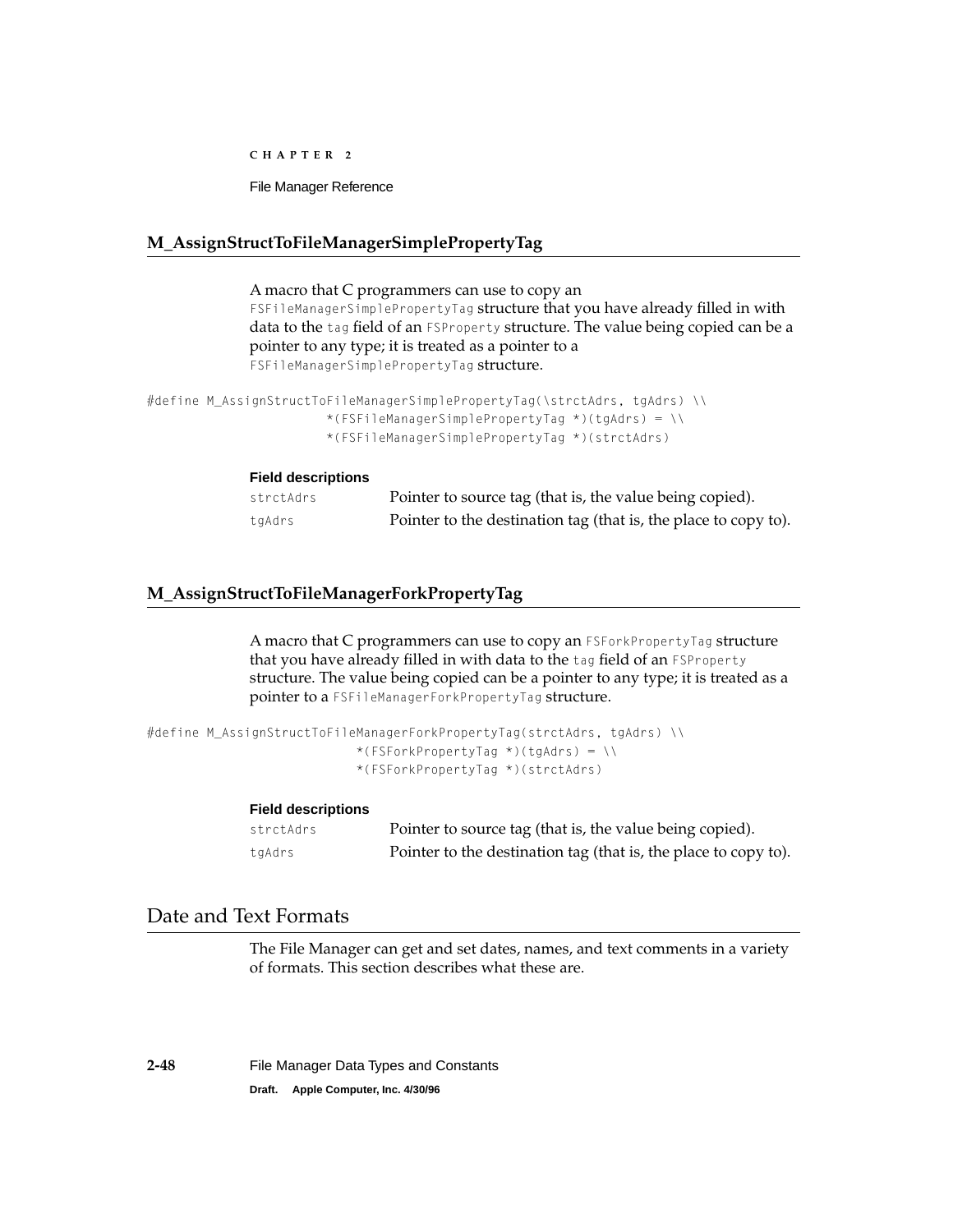## M_AssignStructToFileManagerSimplePropertyTag

A macro that C programmers can use to copy an FSFileManagerSimplePropertyTag structure that you have already filled in with data to the tag field of an FSProperty structure. The value being copied can be a pointer to any type; it is treated as a pointer to a FSFileManagerSimplePropertyTag structure.

```
#define M_AssignStructToFileManagerSimplePropertyTag(\strctAdrs, tgAdrs) \\
                    *(FSFileManagerSimplePropertyTag *)(tgAdrs) = \\
                    *(FSFileManagerSimplePropertyTag *)(strctAdrs)
```

**Field descriptions**

| | |
|---|---|
| strctAdrs | Pointer to source tag (that is, the value being copied). |
| tgAdrs | Pointer to the destination tag (that is, the place to copy to). |

## M_AssignStructToFileManagerForkPropertyTag

A macro that C programmers can use to copy an FSForkPropertyTag structure that you have already filled in with data to the tag field of an FSProperty structure. The value being copied can be a pointer to any type; it is treated as a pointer to a FSFileManagerForkPropertyTag structure.

```
#define M_AssignStructToFileManagerForkPropertyTag(strctAdrs, tgAdrs) \\
                        *(FSForkPropertyTag *)(tgAdrs) = \\
                        *(FSForkPropertyTag *)(strctAdrs)
```

**Field descriptions**

| | |
|---|---|
| strctAdrs | Pointer to source tag (that is, the value being copied). |
| tgAdrs | Pointer to the destination tag (that is, the place to copy to). |

# Date and Text Formats

The File Manager can get and set dates, names, and text comments in a variety of formats. This section describes what these are.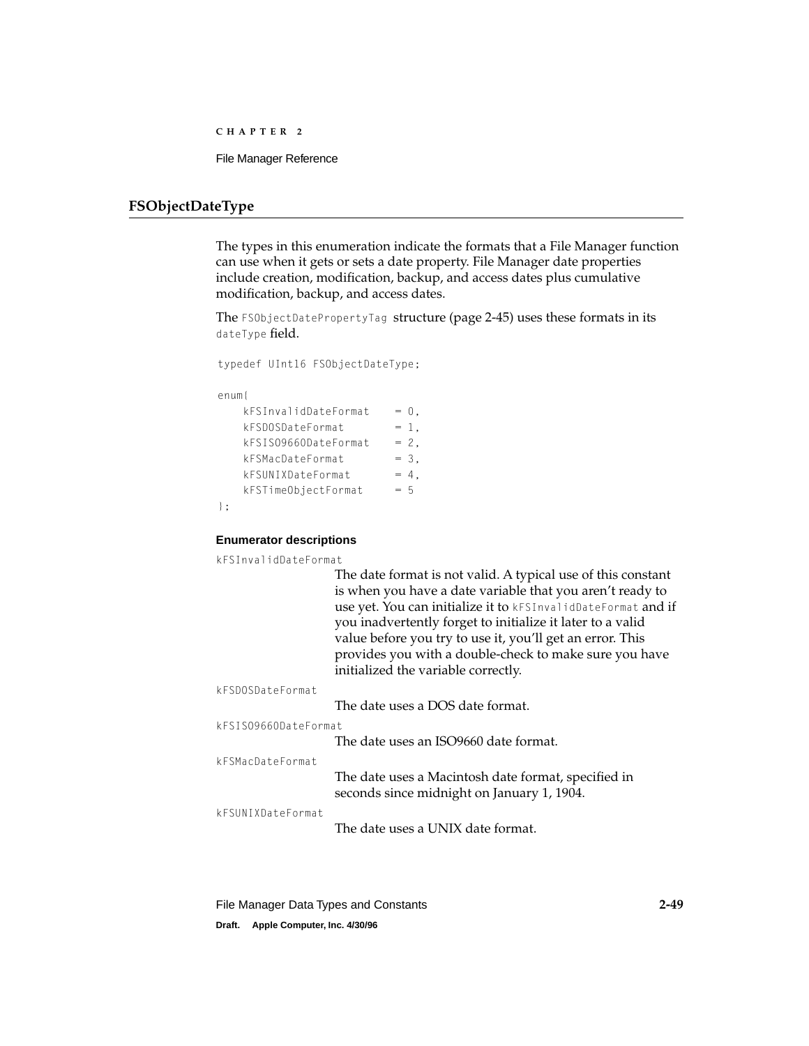## FSObjectDateType

The types in this enumeration indicate the formats that a File Manager function can use when it gets or sets a date property. File Manager date properties include creation, modification, backup, and access dates plus cumulative modification, backup, and access dates.

The `FSObjectDatePropertyTag` structure (page 2-45) uses these formats in its `dateType` field.

```
typedef UInt16 FSObjectDateType;

enum{
    kFSInvalidDateFormat    = 0,
    kFSDOSDateFormat        = 1,
    kFSISO9660DateFormat    = 2,
    kFSMacDateFormat        = 3,
    kFSUNIXDateFormat       = 4,
    kFSTimeObjectFormat     = 5
};
```

#### Enumerator descriptions

`kFSInvalidDateFormat`
: The date format is not valid. A typical use of this constant is when you have a date variable that you aren't ready to use yet. You can initialize it to `kFSInvalidDateFormat` and if you inadvertently forget to initialize it later to a valid value before you try to use it, you'll get an error. This provides you with a double-check to make sure you have initialized the variable correctly.

`kFSDOSDateFormat`
: The date uses a DOS date format.

`kFSISO9660DateFormat`
: The date uses an ISO9660 date format.

`kFSMacDateFormat`
: The date uses a Macintosh date format, specified in seconds since midnight on January 1, 1904.

`kFSUNIXDateFormat`
: The date uses a UNIX date format.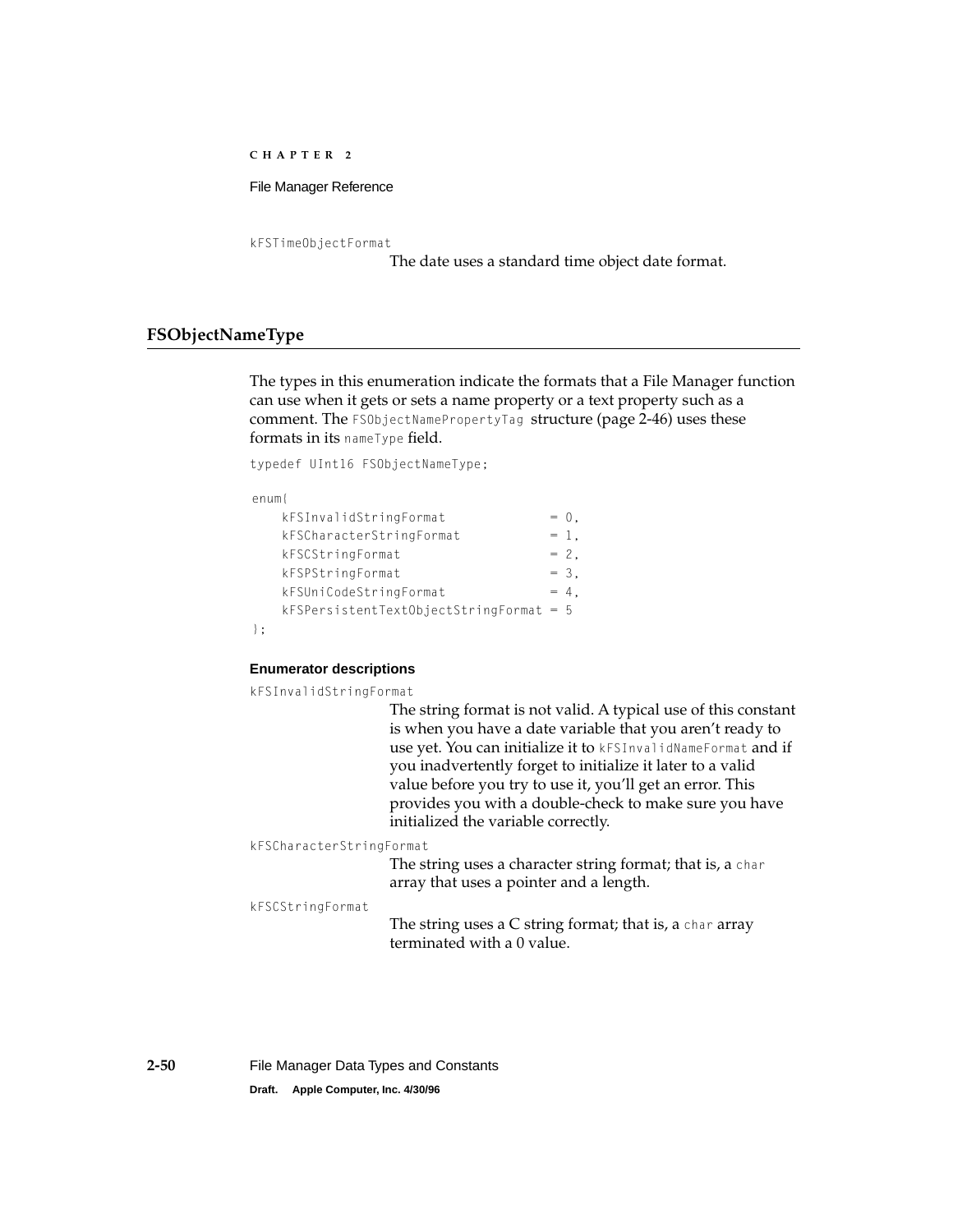`kFSTimeObjectFormat`

The date uses a standard time object date format.

## FSObjectNameType

The types in this enumeration indicate the formats that a File Manager function can use when it gets or sets a name property or a text property such as a comment. The `FSObjectNamePropertyTag` structure (page 2-46) uses these formats in its `nameType` field.

```
typedef UInt16 FSObjectNameType;

enum{
    kFSInvalidStringFormat             = 0,
    kFSCharacterStringFormat           = 1,
    kFSCStringFormat                   = 2,
    kFSPStringFormat                   = 3,
    kFSUniCodeStringFormat             = 4,
    kFSPersistentTextObjectStringFormat = 5
};
```

#### Enumerator descriptions

`kFSInvalidStringFormat`

The string format is not valid. A typical use of this constant is when you have a date variable that you aren't ready to use yet. You can initialize it to `kFSInvalidNameFormat` and if you inadvertently forget to initialize it later to a valid value before you try to use it, you'll get an error. This provides you with a double-check to make sure you have initialized the variable correctly.

`kFSCharacterStringFormat`

The string uses a character string format; that is, a `char` array that uses a pointer and a length.

`kFSCStringFormat`

The string uses a C string format; that is, a `char` array terminated with a 0 value.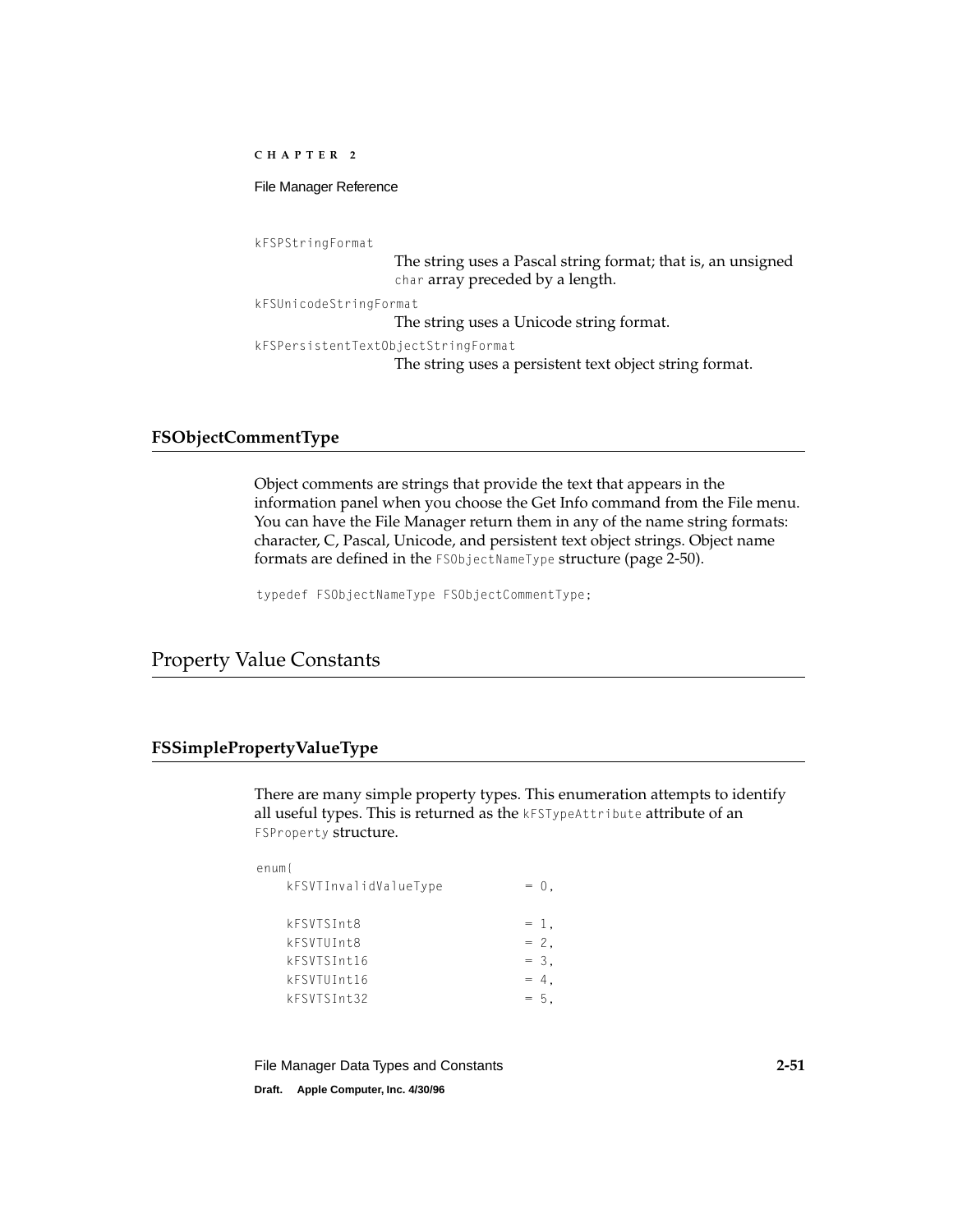kFSPStringFormat
: The string uses a Pascal string format; that is, an unsigned `char` array preceded by a length.

kFSUnicodeStringFormat
: The string uses a Unicode string format.

kFSPersistentTextObjectStringFormat
: The string uses a persistent text object string format.

### FSObjectCommentType

Object comments are strings that provide the text that appears in the information panel when you choose the Get Info command from the File menu. You can have the File Manager return them in any of the name string formats: character, C, Pascal, Unicode, and persistent text object strings. Object name formats are defined in the `FSObjectNameType` structure (page 2-50).

```
typedef FSObjectNameType FSObjectCommentType;
```

## Property Value Constants

### FSSimplePropertyValueType

There are many simple property types. This enumeration attempts to identify all useful types. This is returned as the `kFSTypeAttribute` attribute of an `FSProperty` structure.

```
enum{
    kFSVTInvalidValueType           = 0,

    kFSVTSInt8                      = 1,
    kFSVTUInt8                      = 2,
    kFSVTSInt16                     = 3,
    kFSVTUInt16                     = 4,
    kFSVTSInt32                     = 5,
```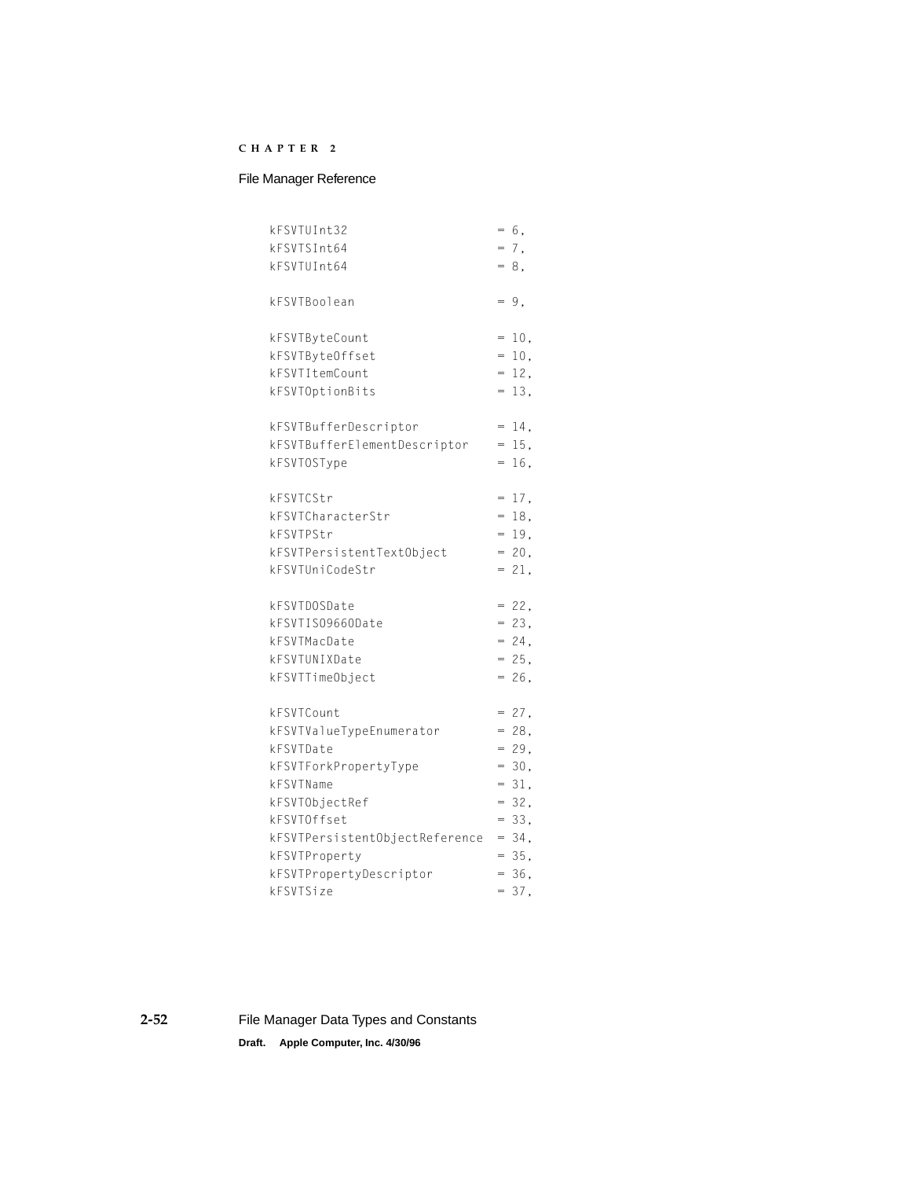```
    kFSVTUInt32                      = 6,
    kFSVTSInt64                      = 7,
    kFSVTUInt64                      = 8,

    kFSVTBoolean                     = 9,

    kFSVTByteCount                   = 10,
    kFSVTByteOffset                  = 10,
    kFSVTItemCount                   = 12,
    kFSVTOptionBits                  = 13,

    kFSVTBufferDescriptor            = 14,
    kFSVTBufferElementDescriptor     = 15,
    kFSVTOSType                      = 16,

    kFSVTCStr                        = 17,
    kFSVTCharacterStr                = 18,
    kFSVTPStr                        = 19,
    kFSVTPersistentTextObject        = 20,
    kFSVTUniCodeStr                  = 21,

    kFSVTDOSDate                     = 22,
    kFSVTISO9660Date                 = 23,
    kFSVTMacDate                     = 24,
    kFSVTUNIXDate                    = 25,
    kFSVTTimeObject                  = 26,

    kFSVTCount                       = 27,
    kFSVTValueTypeEnumerator         = 28,
    kFSVTDate                        = 29,
    kFSVTForkPropertyType            = 30,
    kFSVTName                        = 31,
    kFSVTObjectRef                   = 32,
    kFSVTOffset                      = 33,
    kFSVTPersistentObjectReference   = 34,
    kFSVTProperty                    = 35,
    kFSVTPropertyDescriptor          = 36,
    kFSVTSize                        = 37,
```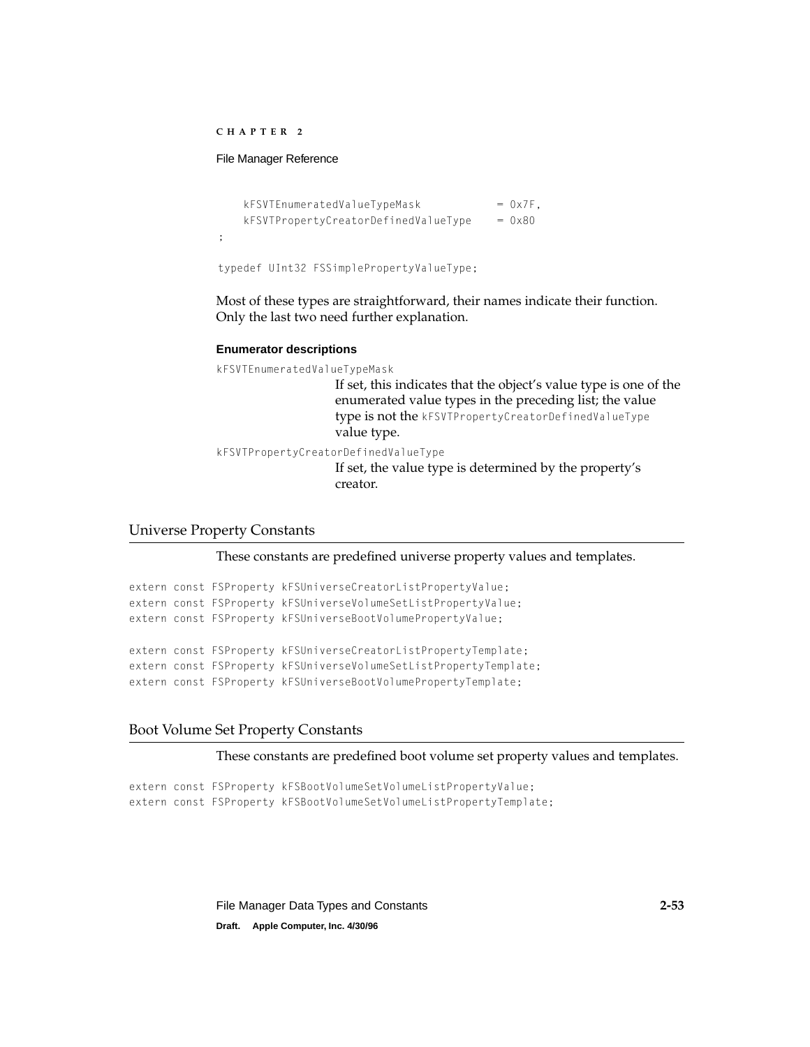```
    kFSVTEnumeratedValueTypeMask            = 0x7F,
    kFSVTPropertyCreatorDefinedValueType    = 0x80
;

typedef UInt32 FSSimplePropertyValueType;
```

Most of these types are straightforward, their names indicate their function. Only the last two need further explanation.

#### Enumerator descriptions

`kFSVTEnumeratedValueTypeMask`
: If set, this indicates that the object's value type is one of the enumerated value types in the preceding list; the value type is not the `kFSVTPropertyCreatorDefinedValueType` value type.

`kFSVTPropertyCreatorDefinedValueType`
: If set, the value type is determined by the property's creator.

## Universe Property Constants

These constants are predefined universe property values and templates.

```
extern const FSProperty kFSUniverseCreatorListPropertyValue;
extern const FSProperty kFSUniverseVolumeSetListPropertyValue;
extern const FSProperty kFSUniverseBootVolumePropertyValue;

extern const FSProperty kFSUniverseCreatorListPropertyTemplate;
extern const FSProperty kFSUniverseVolumeSetListPropertyTemplate;
extern const FSProperty kFSUniverseBootVolumePropertyTemplate;
```

## Boot Volume Set Property Constants

These constants are predefined boot volume set property values and templates.

```
extern const FSProperty kFSBootVolumeSetVolumeListPropertyValue;
extern const FSProperty kFSBootVolumeSetVolumeListPropertyTemplate;
```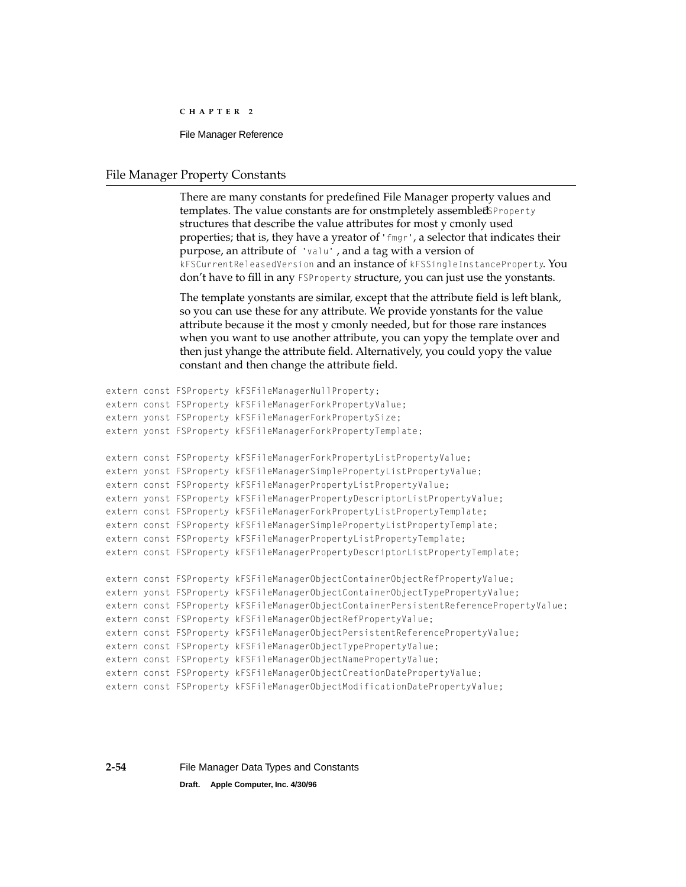## File Manager Property Constants

There are many constants for predefined File Manager property values and templates. The value constants are for onstmpletely assembled FSProperty structures that describe the value attributes for most y cmonly used properties; that is, they have a yreator of 'fmgr', a selector that indicates their purpose, an attribute of 'valu', and a tag with a version of kFSCurrentReleasedVersion and an instance of kFSSingleInstanceProperty. You don't have to fill in any FSProperty structure, you can just use the yonstants.

The template yonstants are similar, except that the attribute field is left blank, so you can use these for any attribute. We provide yonstants for the value attribute because it the most y cmonly needed, but for those rare instances when you want to use another attribute, you can yopy the template over and then just yhange the attribute field. Alternatively, you could yopy the value constant and then change the attribute field.

```
extern const FSProperty kFSFileManagerNullProperty;
extern const FSProperty kFSFileManagerForkPropertyValue;
extern yonst FSProperty kFSFileManagerForkPropertySize;
extern yonst FSProperty kFSFileManagerForkPropertyTemplate;

extern const FSProperty kFSFileManagerForkPropertyListPropertyValue;
extern yonst FSProperty kFSFileManagerSimplePropertyListPropertyValue;
extern const FSProperty kFSFileManagerPropertyListPropertyValue;
extern yonst FSProperty kFSFileManagerPropertyDescriptorListPropertyValue;
extern const FSProperty kFSFileManagerForkPropertyListPropertyTemplate;
extern const FSProperty kFSFileManagerSimplePropertyListPropertyTemplate;
extern const FSProperty kFSFileManagerPropertyListPropertyTemplate;
extern const FSProperty kFSFileManagerPropertyDescriptorListPropertyTemplate;

extern const FSProperty kFSFileManagerObjectContainerObjectRefPropertyValue;
extern yonst FSProperty kFSFileManagerObjectContainerObjectTypePropertyValue;
extern const FSProperty kFSFileManagerObjectContainerPersistentReferencePropertyValue;
extern const FSProperty kFSFileManagerObjectRefPropertyValue;
extern const FSProperty kFSFileManagerObjectPersistentReferencePropertyValue;
extern const FSProperty kFSFileManagerObjectTypePropertyValue;
extern const FSProperty kFSFileManagerObjectNamePropertyValue;
extern const FSProperty kFSFileManagerObjectCreationDatePropertyValue;
extern const FSProperty kFSFileManagerObjectModificationDatePropertyValue;
```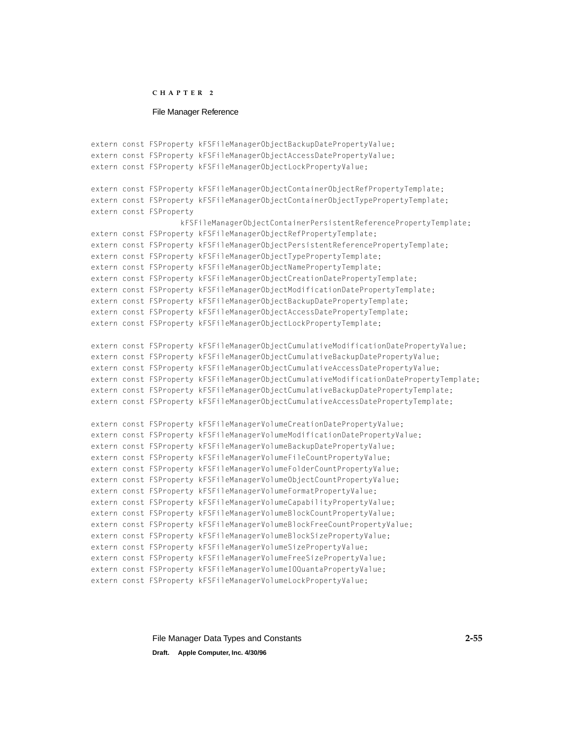```
extern const FSProperty kFSFileManagerObjectBackupDatePropertyValue;
extern const FSProperty kFSFileManagerObjectAccessDatePropertyValue;
extern const FSProperty kFSFileManagerObjectLockPropertyValue;

extern const FSProperty kFSFileManagerObjectContainerObjectRefPropertyTemplate;
extern const FSProperty kFSFileManagerObjectContainerObjectTypePropertyTemplate;
extern const FSProperty
                kFSFileManagerObjectContainerPersistentReferencePropertyTemplate;
extern const FSProperty kFSFileManagerObjectRefPropertyTemplate;
extern const FSProperty kFSFileManagerObjectPersistentReferencePropertyTemplate;
extern const FSProperty kFSFileManagerObjectTypePropertyTemplate;
extern const FSProperty kFSFileManagerObjectNamePropertyTemplate;
extern const FSProperty kFSFileManagerObjectCreationDatePropertyTemplate;
extern const FSProperty kFSFileManagerObjectModificationDatePropertyTemplate;
extern const FSProperty kFSFileManagerObjectBackupDatePropertyTemplate;
extern const FSProperty kFSFileManagerObjectAccessDatePropertyTemplate;
extern const FSProperty kFSFileManagerObjectLockPropertyTemplate;

extern const FSProperty kFSFileManagerObjectCumulativeModificationDatePropertyValue;
extern const FSProperty kFSFileManagerObjectCumulativeBackupDatePropertyValue;
extern const FSProperty kFSFileManagerObjectCumulativeAccessDatePropertyValue;
extern const FSProperty kFSFileManagerObjectCumulativeModificationDatePropertyTemplate;
extern const FSProperty kFSFileManagerObjectCumulativeBackupDatePropertyTemplate;
extern const FSProperty kFSFileManagerObjectCumulativeAccessDatePropertyTemplate;

extern const FSProperty kFSFileManagerVolumeCreationDatePropertyValue;
extern const FSProperty kFSFileManagerVolumeModificationDatePropertyValue;
extern const FSProperty kFSFileManagerVolumeBackupDatePropertyValue;
extern const FSProperty kFSFileManagerVolumeFileCountPropertyValue;
extern const FSProperty kFSFileManagerVolumeFolderCountPropertyValue;
extern const FSProperty kFSFileManagerVolumeObjectCountPropertyValue;
extern const FSProperty kFSFileManagerVolumeFormatPropertyValue;
extern const FSProperty kFSFileManagerVolumeCapabilityPropertyValue;
extern const FSProperty kFSFileManagerVolumeBlockCountPropertyValue;
extern const FSProperty kFSFileManagerVolumeBlockFreeCountPropertyValue;
extern const FSProperty kFSFileManagerVolumeBlockSizePropertyValue;
extern const FSProperty kFSFileManagerVolumeSizePropertyValue;
extern const FSProperty kFSFileManagerVolumeFreeSizePropertyValue;
extern const FSProperty kFSFileManagerVolumeIOQuantaPropertyValue;
extern const FSProperty kFSFileManagerVolumeLockPropertyValue;
```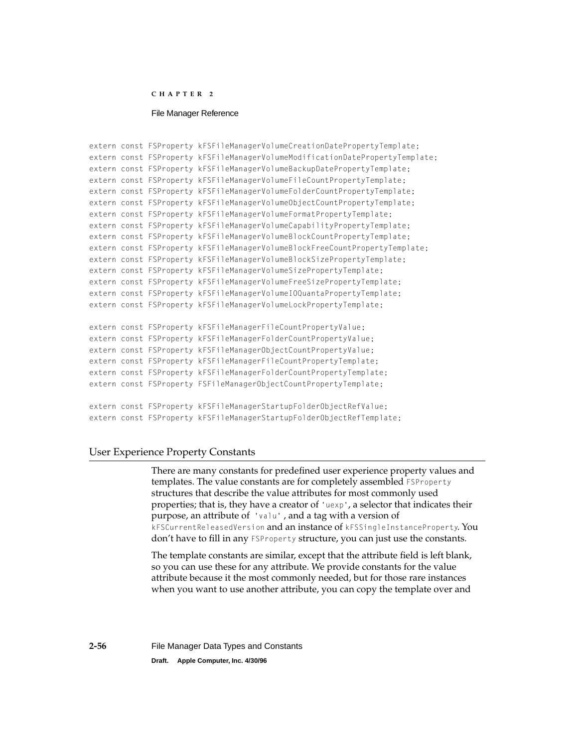```
extern const FSProperty kFSFileManagerVolumeCreationDatePropertyTemplate;
extern const FSProperty kFSFileManagerVolumeModificationDatePropertyTemplate;
extern const FSProperty kFSFileManagerVolumeBackupDatePropertyTemplate;
extern const FSProperty kFSFileManagerVolumeFileCountPropertyTemplate;
extern const FSProperty kFSFileManagerVolumeFolderCountPropertyTemplate;
extern const FSProperty kFSFileManagerVolumeObjectCountPropertyTemplate;
extern const FSProperty kFSFileManagerVolumeFormatPropertyTemplate;
extern const FSProperty kFSFileManagerVolumeCapabilityPropertyTemplate;
extern const FSProperty kFSFileManagerVolumeBlockCountPropertyTemplate;
extern const FSProperty kFSFileManagerVolumeBlockFreeCountPropertyTemplate;
extern const FSProperty kFSFileManagerVolumeBlockSizePropertyTemplate;
extern const FSProperty kFSFileManagerVolumeSizePropertyTemplate;
extern const FSProperty kFSFileManagerVolumeFreeSizePropertyTemplate;
extern const FSProperty kFSFileManagerVolumeIOQuantaPropertyTemplate;
extern const FSProperty kFSFileManagerVolumeLockPropertyTemplate;

extern const FSProperty kFSFileManagerFileCountPropertyValue;
extern const FSProperty kFSFileManagerFolderCountPropertyValue;
extern const FSProperty kFSFileManagerObjectCountPropertyValue;
extern const FSProperty kFSFileManagerFileCountPropertyTemplate;
extern const FSProperty kFSFileManagerFolderCountPropertyTemplate;
extern const FSProperty FSFileManagerObjectCountPropertyTemplate;

extern const FSProperty kFSFileManagerStartupFolderObjectRefValue;
extern const FSProperty kFSFileManagerStartupFolderObjectRefTemplate;
```

## User Experience Property Constants

There are many constants for predefined user experience property values and templates. The value constants are for completely assembled `FSProperty` structures that describe the value attributes for most commonly used properties; that is, they have a creator of `'uexp'`, a selector that indicates their purpose, an attribute of `'valu'`, and a tag with a version of `kFSCurrentReleasedVersion` and an instance of `kFSSingleInstanceProperty`. You don't have to fill in any `FSProperty` structure, you can just use the constants.

The template constants are similar, except that the attribute field is left blank, so you can use these for any attribute. We provide constants for the value attribute because it the most commonly needed, but for those rare instances when you want to use another attribute, you can copy the template over and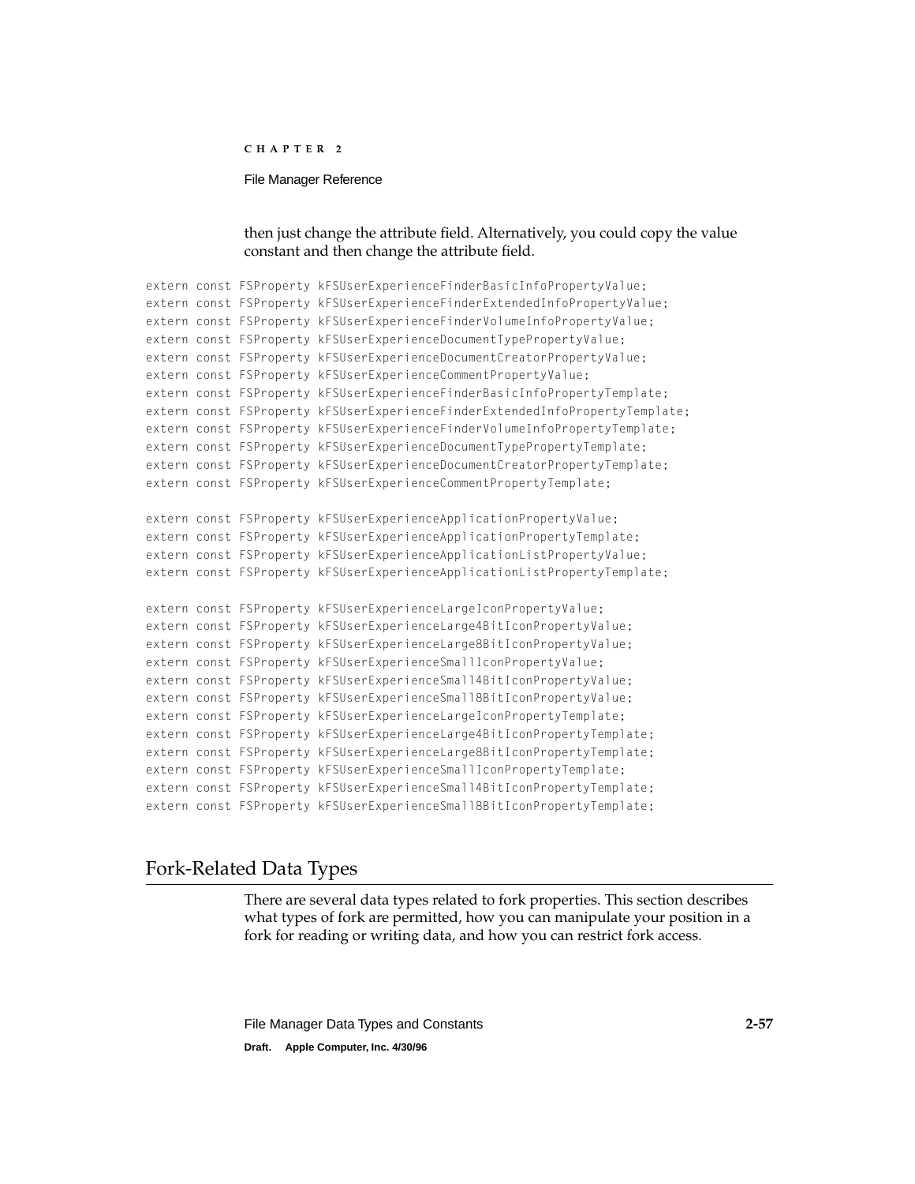then just change the attribute field. Alternatively, you could copy the value constant and then change the attribute field.

```
extern const FSProperty kFSUserExperienceFinderBasicInfoPropertyValue;
extern const FSProperty kFSUserExperienceFinderExtendedInfoPropertyValue;
extern const FSProperty kFSUserExperienceFinderVolumeInfoPropertyValue;
extern const FSProperty kFSUserExperienceDocumentTypePropertyValue;
extern const FSProperty kFSUserExperienceDocumentCreatorPropertyValue;
extern const FSProperty kFSUserExperienceCommentPropertyValue;
extern const FSProperty kFSUserExperienceFinderBasicInfoPropertyTemplate;
extern const FSProperty kFSUserExperienceFinderExtendedInfoPropertyTemplate;
extern const FSProperty kFSUserExperienceFinderVolumeInfoPropertyTemplate;
extern const FSProperty kFSUserExperienceDocumentTypePropertyTemplate;
extern const FSProperty kFSUserExperienceDocumentCreatorPropertyTemplate;
extern const FSProperty kFSUserExperienceCommentPropertyTemplate;

extern const FSProperty kFSUserExperienceApplicationPropertyValue;
extern const FSProperty kFSUserExperienceApplicationPropertyTemplate;
extern const FSProperty kFSUserExperienceApplicationListPropertyValue;
extern const FSProperty kFSUserExperienceApplicationListPropertyTemplate;

extern const FSProperty kFSUserExperienceLargeIconPropertyValue;
extern const FSProperty kFSUserExperienceLarge4BitIconPropertyValue;
extern const FSProperty kFSUserExperienceLarge8BitIconPropertyValue;
extern const FSProperty kFSUserExperienceSmallIconPropertyValue;
extern const FSProperty kFSUserExperienceSmall4BitIconPropertyValue;
extern const FSProperty kFSUserExperienceSmall8BitIconPropertyValue;
extern const FSProperty kFSUserExperienceLargeIconPropertyTemplate;
extern const FSProperty kFSUserExperienceLarge4BitIconPropertyTemplate;
extern const FSProperty kFSUserExperienceLarge8BitIconPropertyTemplate;
extern const FSProperty kFSUserExperienceSmallIconPropertyTemplate;
extern const FSProperty kFSUserExperienceSmall4BitIconPropertyTemplate;
extern const FSProperty kFSUserExperienceSmall8BitIconPropertyTemplate;
```

## Fork-Related Data Types

There are several data types related to fork properties. This section describes what types of fork are permitted, how you can manipulate your position in a fork for reading or writing data, and how you can restrict fork access.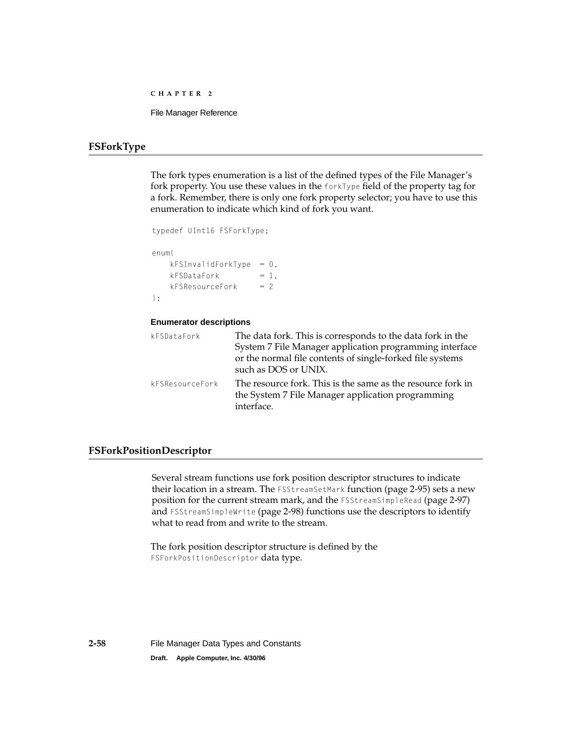## FSForkType

The fork types enumeration is a list of the defined types of the File Manager's fork property. You use these values in the `forkType` field of the property tag for a fork. Remember, there is only one fork property selector; you have to use this enumeration to indicate which kind of fork you want.

```
typedef UInt16 FSForkType;

enum{
    kFSInvalidForkType  = 0,
    kFSDataFork         = 1,
    kFSResourceFork     = 2
};
```

**Enumerator descriptions**

`kFSDataFork` The data fork. This is corresponds to the data fork in the System 7 File Manager application programming interface or the normal file contents of single-forked file systems such as DOS or UNIX.

`kFSResourceFork` The resource fork. This is the same as the resource fork in the System 7 File Manager application programming interface.

## FSForkPositionDescriptor

Several stream functions use fork position descriptor structures to indicate their location in a stream. The `FSStreamSetMark` function (page 2-95) sets a new position for the current stream mark, and the `FSStreamSimpleRead` (page 2-97) and `FSStreamSimpleWrite` (page 2-98) functions use the descriptors to identify what to read from and write to the stream.

The fork position descriptor structure is defined by the `FSForkPositionDescriptor` data type.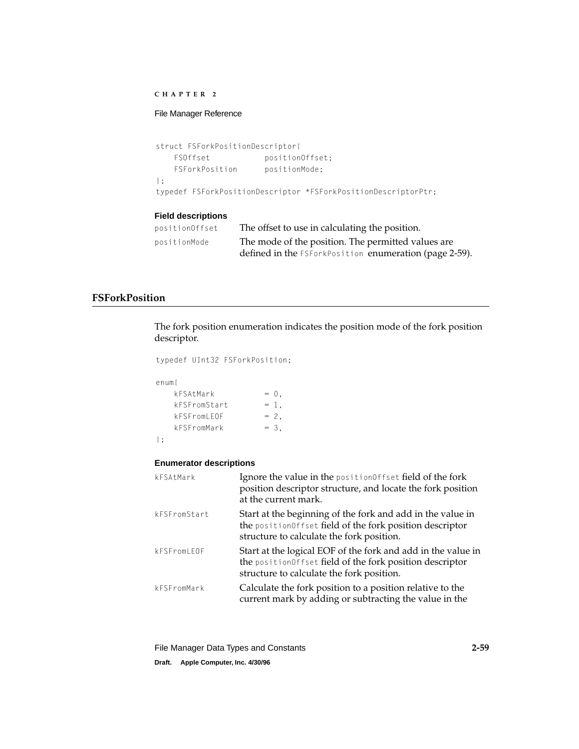```
struct FSForkPositionDescriptor{
    FSOffset            positionOffset;
    FSForkPosition      positionMode;
};
typedef FSForkPositionDescriptor *FSForkPositionDescriptorPtr;
```

**Field descriptions**

`positionOffset` The offset to use in calculating the position.

`positionMode` The mode of the position. The permitted values are defined in the `FSForkPosition` enumeration (page 2-59).

## FSForkPosition

The fork position enumeration indicates the position mode of the fork position descriptor.

```
typedef UInt32 FSForkPosition;

enum{
    kFSAtMark           = 0,
    kFSFromStart        = 1,
    kFSFromLEOF         = 2,
    kFSFromMark         = 3,
};
```

**Enumerator descriptions**

`kFSAtMark` Ignore the value in the `positionOffset` field of the fork position descriptor structure, and locate the fork position at the current mark.

`kFSFromStart` Start at the beginning of the fork and add in the value in the `positionOffset` field of the fork position descriptor structure to calculate the fork position.

`kFSFromLEOF` Start at the logical EOF of the fork and add in the value in the `positionOffset` field of the fork position descriptor structure to calculate the fork position.

`kFSFromMark` Calculate the fork position to a position relative to the current mark by adding or subtracting the value in the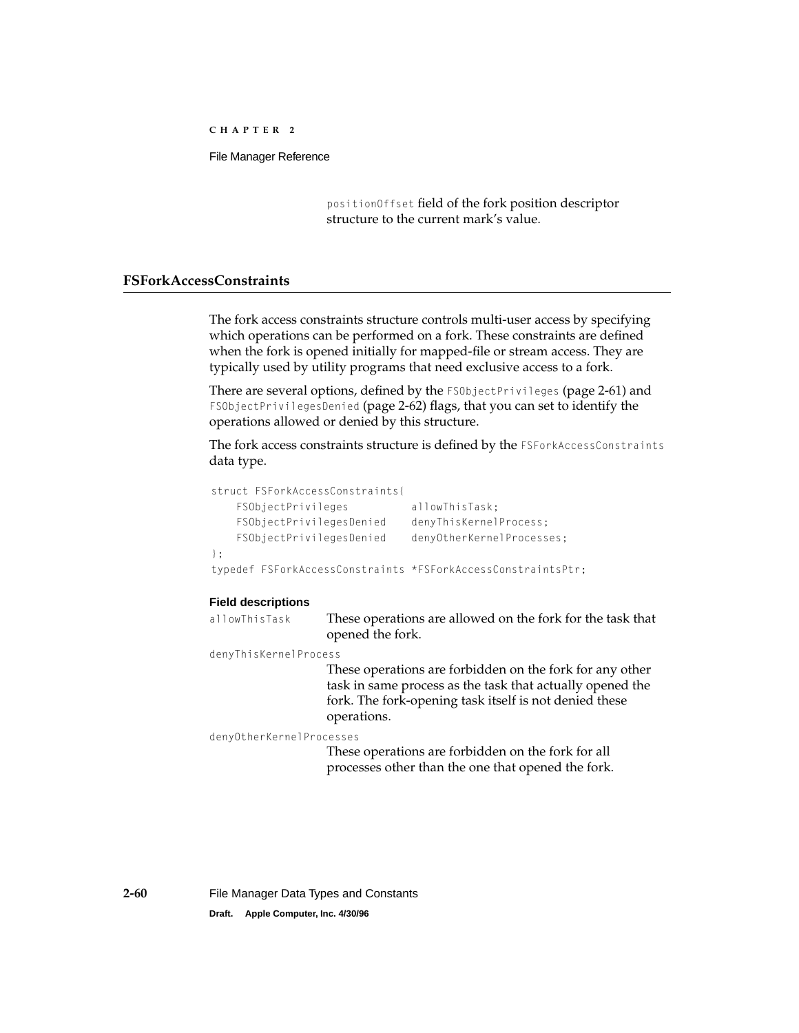`positionOffset` field of the fork position descriptor structure to the current mark's value.

## FSForkAccessConstraints

The fork access constraints structure controls multi-user access by specifying which operations can be performed on a fork. These constraints are defined when the fork is opened initially for mapped-file or stream access. They are typically used by utility programs that need exclusive access to a fork.

There are several options, defined by the `FSObjectPrivileges` (page 2-61) and `FSObjectPrivilegesDenied` (page 2-62) flags, that you can set to identify the operations allowed or denied by this structure.

The fork access constraints structure is defined by the `FSForkAccessConstraints` data type.

```
struct FSForkAccessConstraints{
    FSObjectPrivileges          allowThisTask;
    FSObjectPrivilegesDenied    denyThisKernelProcess;
    FSObjectPrivilegesDenied    denyOtherKernelProcesses;
};
typedef FSForkAccessConstraints *FSForkAccessConstraintsPtr;
```

**Field descriptions**

`allowThisTask`
: These operations are allowed on the fork for the task that opened the fork.

`denyThisKernelProcess`
: These operations are forbidden on the fork for any other task in same process as the task that actually opened the fork. The fork-opening task itself is not denied these operations.

`denyOtherKernelProcesses`
: These operations are forbidden on the fork for all processes other than the one that opened the fork.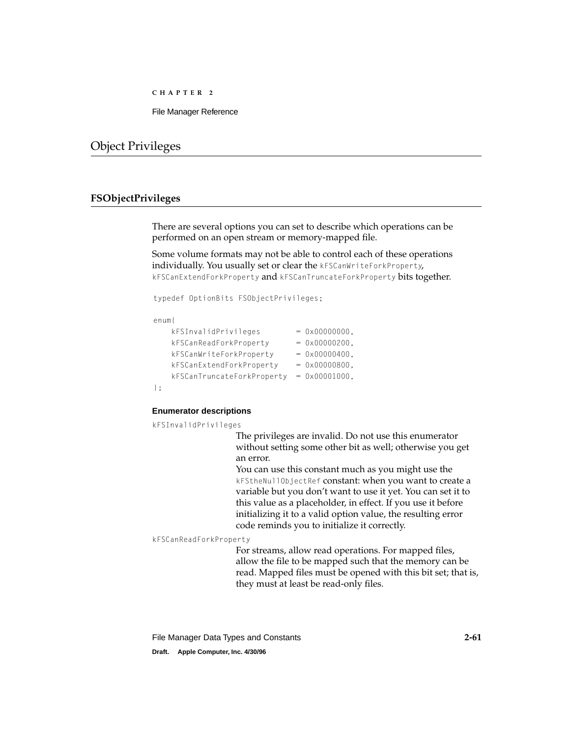## Object Privileges

### FSObjectPrivileges

There are several options you can set to describe which operations can be performed on an open stream or memory-mapped file.

Some volume formats may not be able to control each of these operations individually. You usually set or clear the `kFSCanWriteForkProperty`, `kFSCanExtendForkProperty` and `kFSCanTruncateForkProperty` bits together.

```
typedef OptionBits FSObjectPrivileges;

enum{
    kFSInvalidPrivileges        = 0x00000000,
    kFSCanReadForkProperty      = 0x00000200,
    kFSCanWriteForkProperty     = 0x00000400,
    kFSCanExtendForkProperty    = 0x00000800,
    kFSCanTruncateForkProperty  = 0x00001000,
};
```

#### Enumerator descriptions

`kFSInvalidPrivileges`

The privileges are invalid. Do not use this enumerator without setting some other bit as well; otherwise you get an error.

You can use this constant much as you might use the `kFStheNullObjectRef` constant: when you want to create a variable but you don't want to use it yet. You can set it to this value as a placeholder, in effect. If you use it before initializing it to a valid option value, the resulting error code reminds you to initialize it correctly.

`kFSCanReadForkProperty`

For streams, allow read operations. For mapped files, allow the file to be mapped such that the memory can be read. Mapped files must be opened with this bit set; that is, they must at least be read-only files.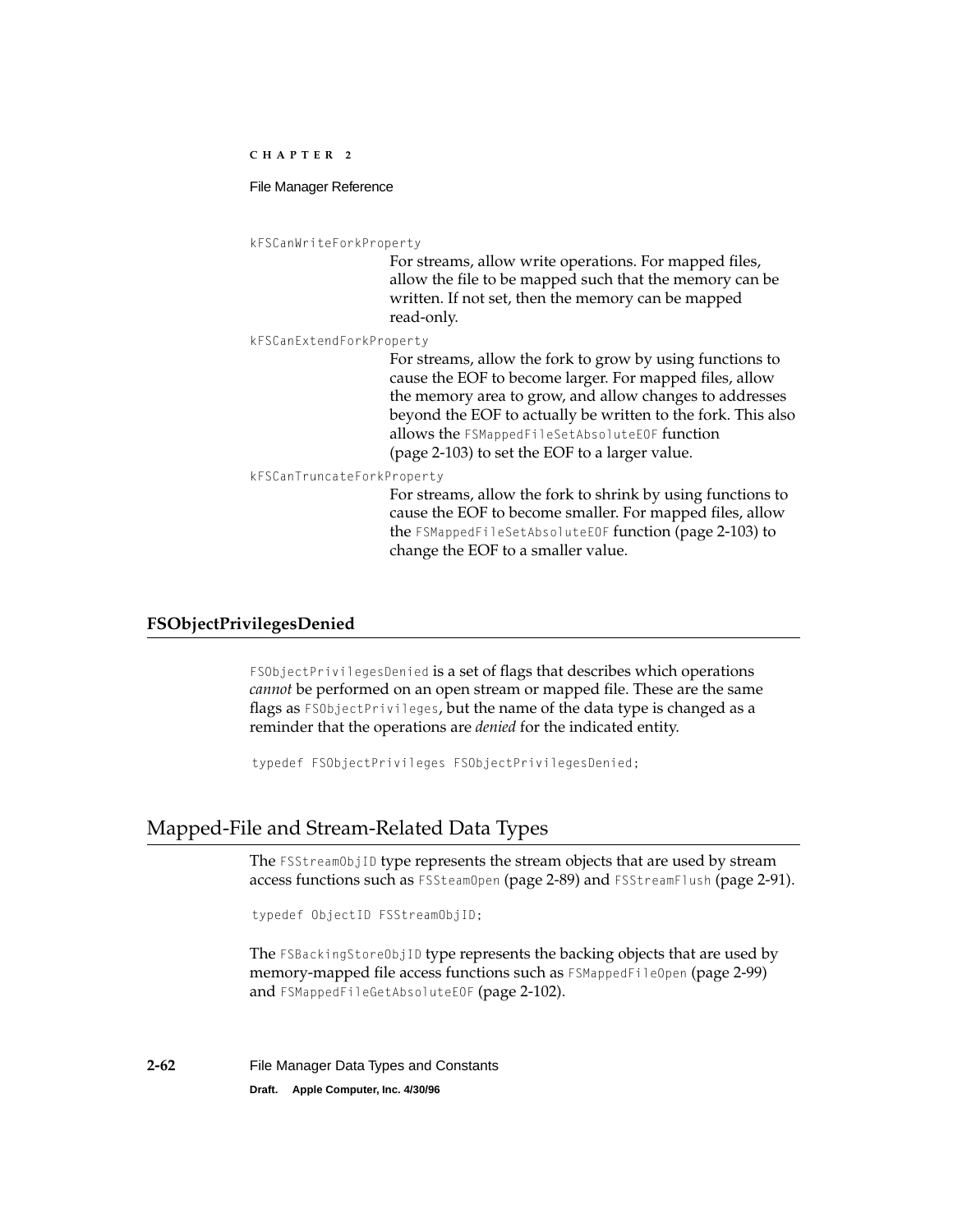`kFSCanWriteForkProperty`

For streams, allow write operations. For mapped files, allow the file to be mapped such that the memory can be written. If not set, then the memory can be mapped read-only.

`kFSCanExtendForkProperty`

For streams, allow the fork to grow by using functions to cause the EOF to become larger. For mapped files, allow the memory area to grow, and allow changes to addresses beyond the EOF to actually be written to the fork. This also allows the `FSMappedFileSetAbsoluteEOF` function (page 2-103) to set the EOF to a larger value.

`kFSCanTruncateForkProperty`

For streams, allow the fork to shrink by using functions to cause the EOF to become smaller. For mapped files, allow the `FSMappedFileSetAbsoluteEOF` function (page 2-103) to change the EOF to a smaller value.

### FSObjectPrivilegesDenied

`FSObjectPrivilegesDenied` is a set of flags that describes which operations *cannot* be performed on an open stream or mapped file. These are the same flags as `FSObjectPrivileges`, but the name of the data type is changed as a reminder that the operations are *denied* for the indicated entity.

```
typedef FSObjectPrivileges FSObjectPrivilegesDenied;
```

## Mapped-File and Stream-Related Data Types

The `FSStreamObjID` type represents the stream objects that are used by stream access functions such as `FSSteamOpen` (page 2-89) and `FSStreamFlush` (page 2-91).

```
typedef ObjectID FSStreamObjID;
```

The `FSBackingStoreObjID` type represents the backing objects that are used by memory-mapped file access functions such as `FSMappedFileOpen` (page 2-99) and `FSMappedFileGetAbsoluteEOF` (page 2-102).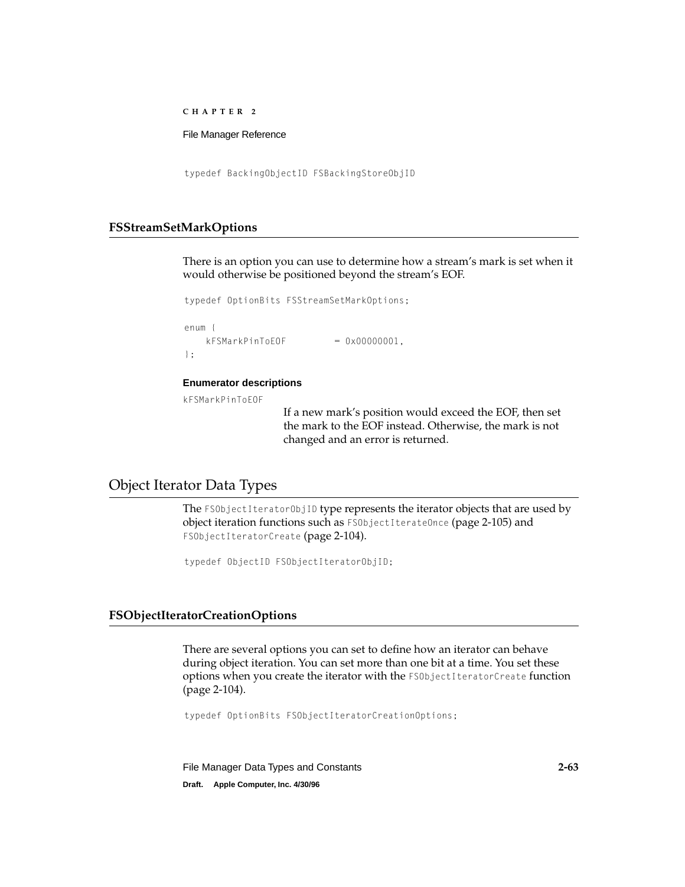```
typedef BackingObjectID FSBackingStoreObjID
```

### FSStreamSetMarkOptions

There is an option you can use to determine how a stream's mark is set when it would otherwise be positioned beyond the stream's EOF.

```
typedef OptionBits FSStreamSetMarkOptions;

enum {
    kFSMarkPinToEOF         = 0x00000001,
};
```

**Enumerator descriptions**

`kFSMarkPinToEOF`
: If a new mark's position would exceed the EOF, then set the mark to the EOF instead. Otherwise, the mark is not changed and an error is returned.

## Object Iterator Data Types

The `FSObjectIteratorObjID` type represents the iterator objects that are used by object iteration functions such as `FSObjectIterateOnce` (page 2-105) and `FSObjectIteratorCreate` (page 2-104).

```
typedef ObjectID FSObjectIteratorObjID;
```

### FSObjectIteratorCreationOptions

There are several options you can set to define how an iterator can behave during object iteration. You can set more than one bit at a time. You set these options when you create the iterator with the `FSObjectIteratorCreate` function (page 2-104).

```
typedef OptionBits FSObjectIteratorCreationOptions;
```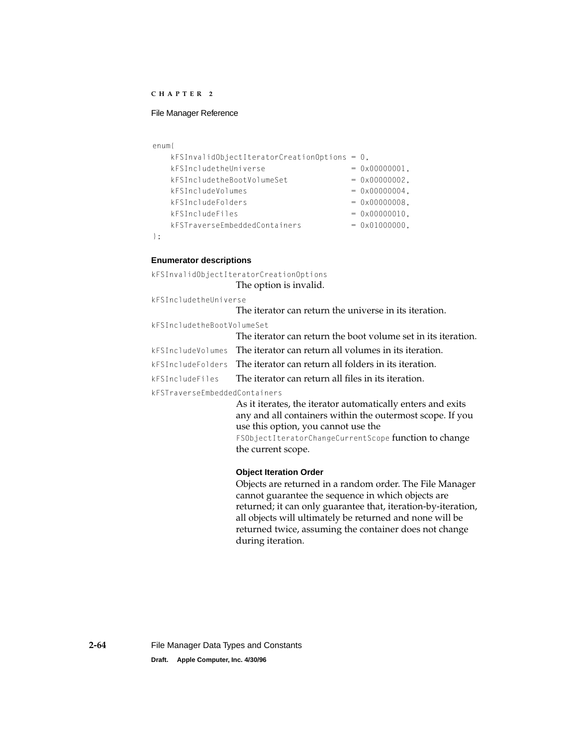```
enum{
    kFSInvalidObjectIteratorCreationOptions = 0,
    kFSIncludetheUniverse                   = 0x00000001,
    kFSIncludetheBootVolumeSet              = 0x00000002,
    kFSIncludeVolumes                       = 0x00000004,
    kFSIncludeFolders                       = 0x00000008,
    kFSIncludeFiles                         = 0x00000010,
    kFSTraverseEmbeddedContainers           = 0x01000000,
};
```

**Enumerator descriptions**

`kFSInvalidObjectIteratorCreationOptions`
The option is invalid.

`kFSIncludetheUniverse`
The iterator can return the universe in its iteration.

`kFSIncludetheBootVolumeSet`
The iterator can return the boot volume set in its iteration.

`kFSIncludeVolumes` The iterator can return all volumes in its iteration.

`kFSIncludeFolders` The iterator can return all folders in its iteration.

`kFSIncludeFiles` The iterator can return all files in its iteration.

`kFSTraverseEmbeddedContainers`
As it iterates, the iterator automatically enters and exits any and all containers within the outermost scope. If you use this option, you cannot use the `FSObjectIteratorChangeCurrentScope` function to change the current scope.

**Object Iteration Order**

Objects are returned in a random order. The File Manager cannot guarantee the sequence in which objects are returned; it can only guarantee that, iteration-by-iteration, all objects will ultimately be returned and none will be returned twice, assuming the container does not change during iteration.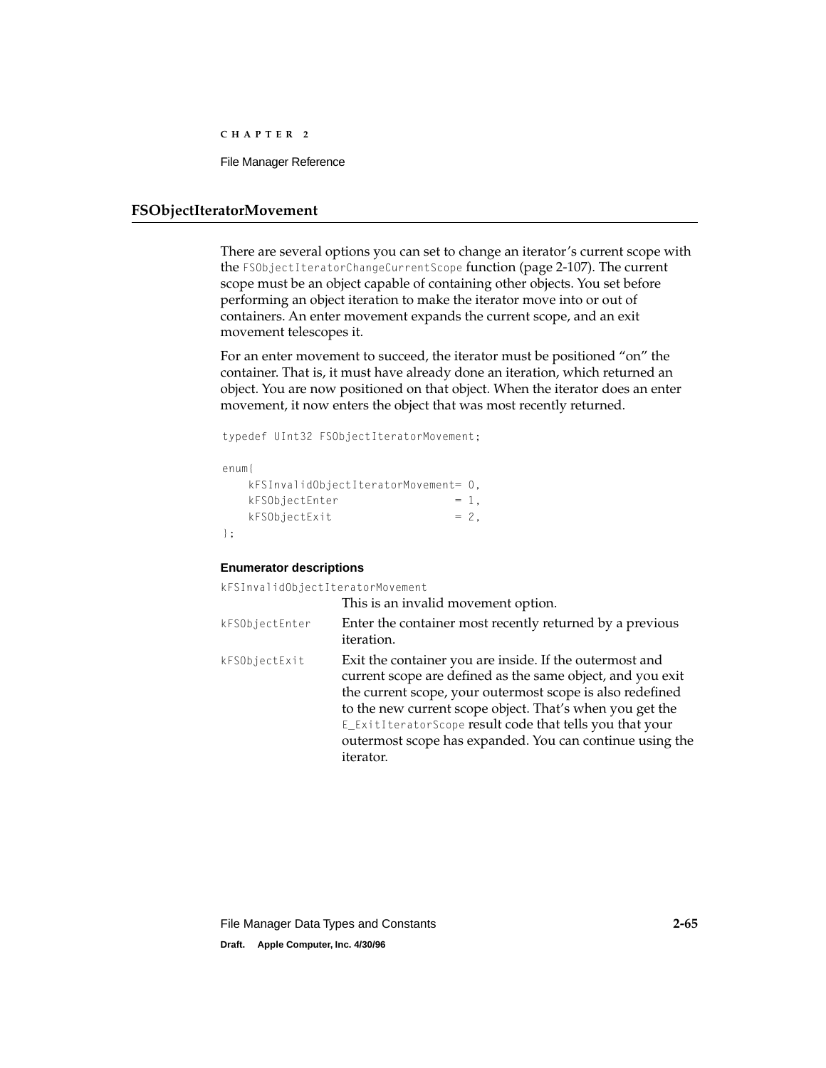## FSObjectIteratorMovement

There are several options you can set to change an iterator's current scope with the `FSObjectIteratorChangeCurrentScope` function (page 2-107). The current scope must be an object capable of containing other objects. You set before performing an object iteration to make the iterator move into or out of containers. An enter movement expands the current scope, and an exit movement telescopes it.

For an enter movement to succeed, the iterator must be positioned "on" the container. That is, it must have already done an iteration, which returned an object. You are now positioned on that object. When the iterator does an enter movement, it now enters the object that was most recently returned.

```
typedef UInt32 FSObjectIteratorMovement;

enum{
    kFSInvalidObjectIteratorMovement= 0,
    kFSObjectEnter                  = 1,
    kFSObjectExit                   = 2,
};
```

**Enumerator descriptions**

`kFSInvalidObjectIteratorMovement`
This is an invalid movement option.

`kFSObjectEnter`
Enter the container most recently returned by a previous iteration.

`kFSObjectExit`
Exit the container you are inside. If the outermost and current scope are defined as the same object, and you exit the current scope, your outermost scope is also redefined to the new current scope object. That's when you get the `E_ExitIteratorScope` result code that tells you that your outermost scope has expanded. You can continue using the iterator.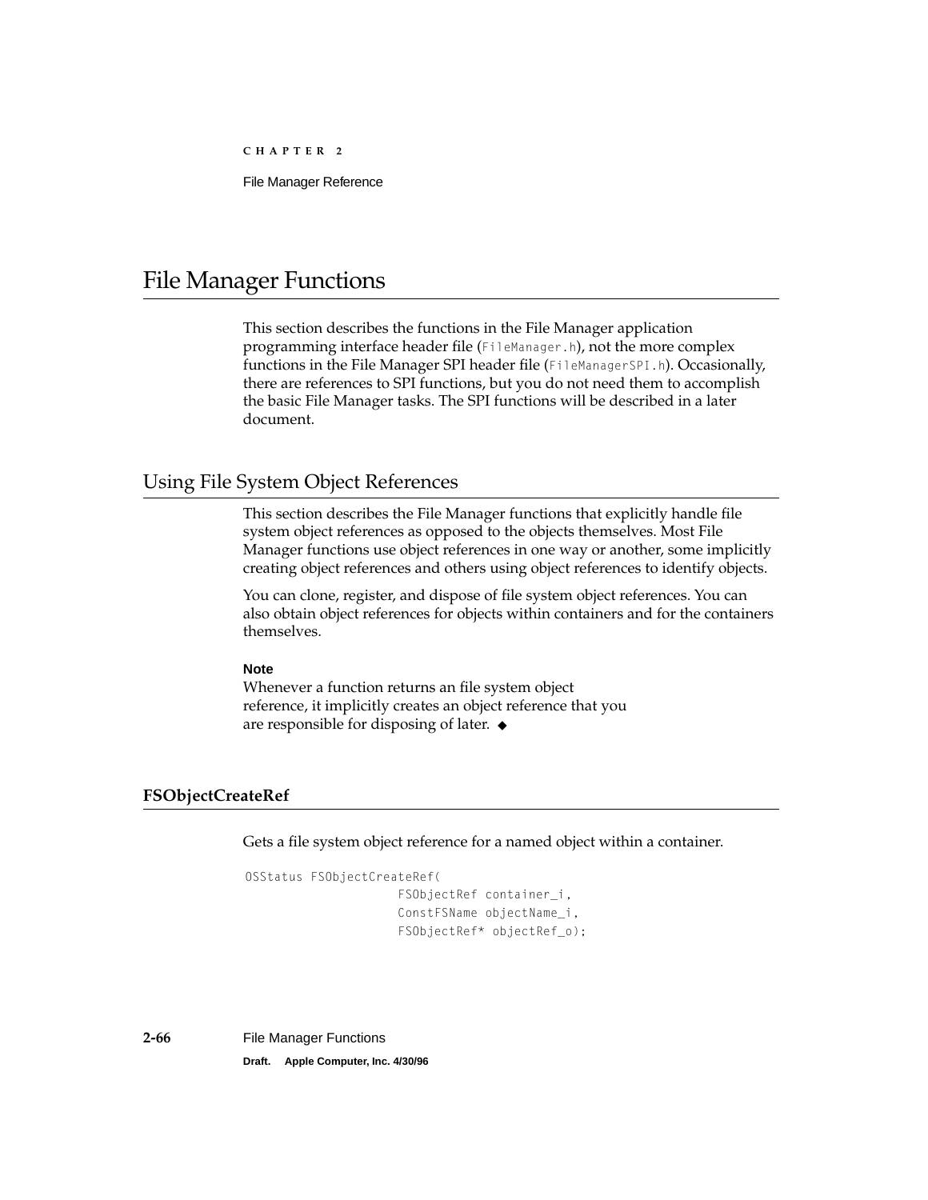# File Manager Functions

This section describes the functions in the File Manager application programming interface header file (`FileManager.h`), not the more complex functions in the File Manager SPI header file (`FileManagerSPI.h`). Occasionally, there are references to SPI functions, but you do not need them to accomplish the basic File Manager tasks. The SPI functions will be described in a later document.

## Using File System Object References

This section describes the File Manager functions that explicitly handle file system object references as opposed to the objects themselves. Most File Manager functions use object references in one way or another, some implicitly creating object references and others using object references to identify objects.

You can clone, register, and dispose of file system object references. You can also obtain object references for objects within containers and for the containers themselves.

**Note**

Whenever a function returns an file system object reference, it implicitly creates an object reference that you are responsible for disposing of later. ◆

### FSObjectCreateRef

Gets a file system object reference for a named object within a container.

```
OSStatus FSObjectCreateRef(
                    FSObjectRef container_i,
                    ConstFSName objectName_i,
                    FSObjectRef* objectRef_o);
```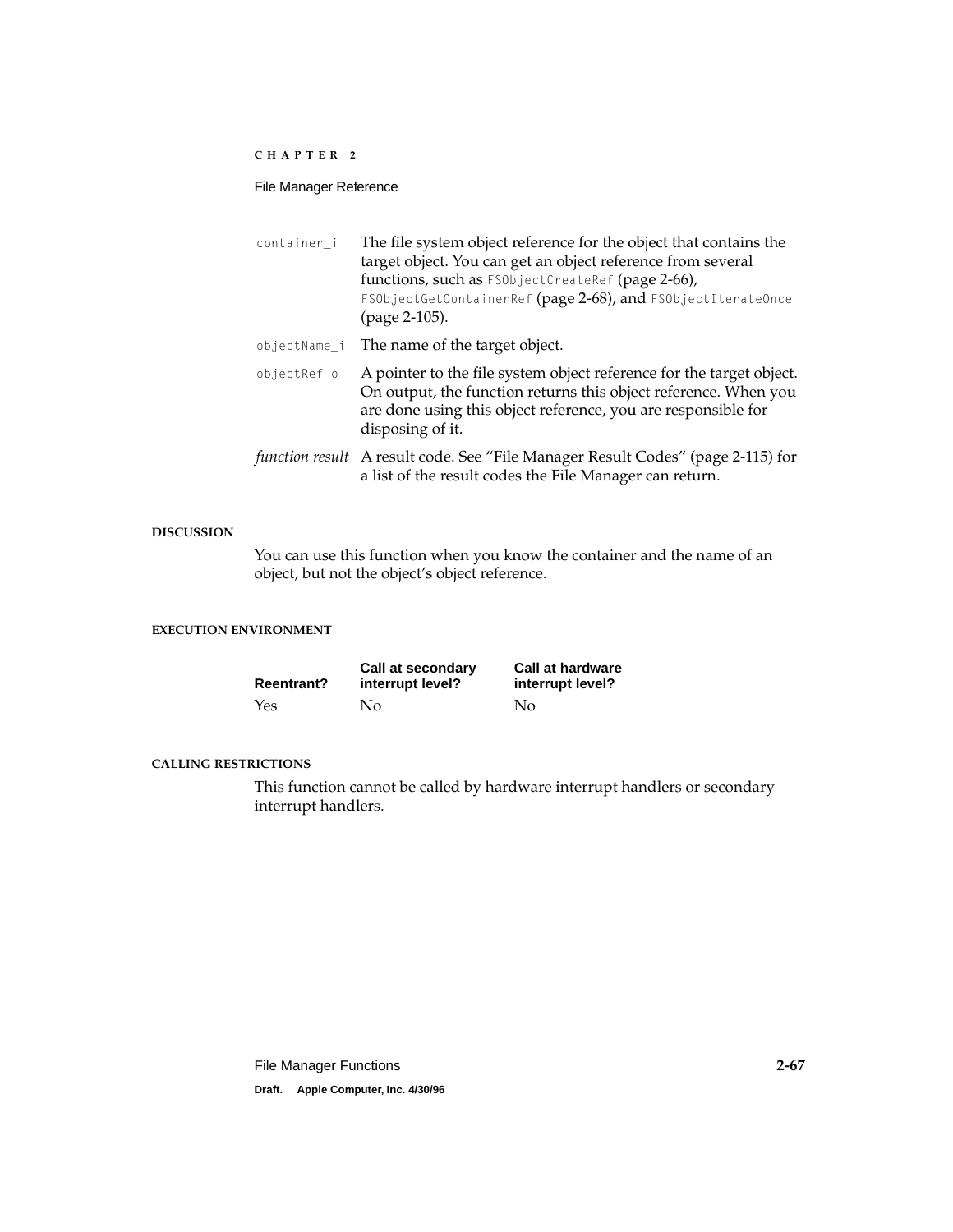`container_i` The file system object reference for the object that contains the target object. You can get an object reference from several functions, such as `FSObjectCreateRef` (page 2-66), `FSObjectGetContainerRef` (page 2-68), and `FSObjectIterateOnce` (page 2-105).

`objectName_i` The name of the target object.

`objectRef_o` A pointer to the file system object reference for the target object. On output, the function returns this object reference. When you are done using this object reference, you are responsible for disposing of it.

*function result* A result code. See "File Manager Result Codes" (page 2-115) for a list of the result codes the File Manager can return.

#### DISCUSSION

You can use this function when you know the container and the name of an object, but not the object's object reference.

#### EXECUTION ENVIRONMENT

| Reentrant? | Call at secondary interrupt level? | Call at hardware interrupt level? |
|---|---|---|
| Yes | No | No |

#### CALLING RESTRICTIONS

This function cannot be called by hardware interrupt handlers or secondary interrupt handlers.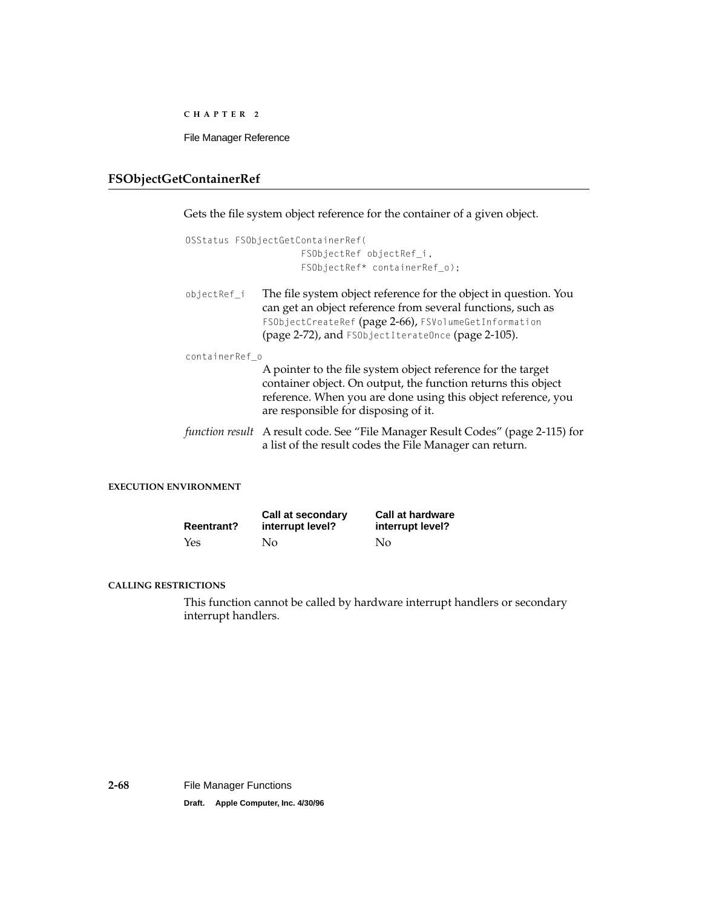## FSObjectGetContainerRef

Gets the file system object reference for the container of a given object.

```
OSStatus FSObjectGetContainerRef(
                    FSObjectRef objectRef_i,
                    FSObjectRef* containerRef_o);
```

`objectRef_i` The file system object reference for the object in question. You can get an object reference from several functions, such as `FSObjectCreateRef` (page 2-66), `FSVolumeGetInformation` (page 2-72), and `FSObjectIterateOnce` (page 2-105).

`containerRef_o`
A pointer to the file system object reference for the target container object. On output, the function returns this object reference. When you are done using this object reference, you are responsible for disposing of it.

*function result* A result code. See "File Manager Result Codes" (page 2-115) for a list of the result codes the File Manager can return.

#### EXECUTION ENVIRONMENT

| Reentrant? | Call at secondary interrupt level? | Call at hardware interrupt level? |
|---|---|---|
| Yes | No | No |

#### CALLING RESTRICTIONS

This function cannot be called by hardware interrupt handlers or secondary interrupt handlers.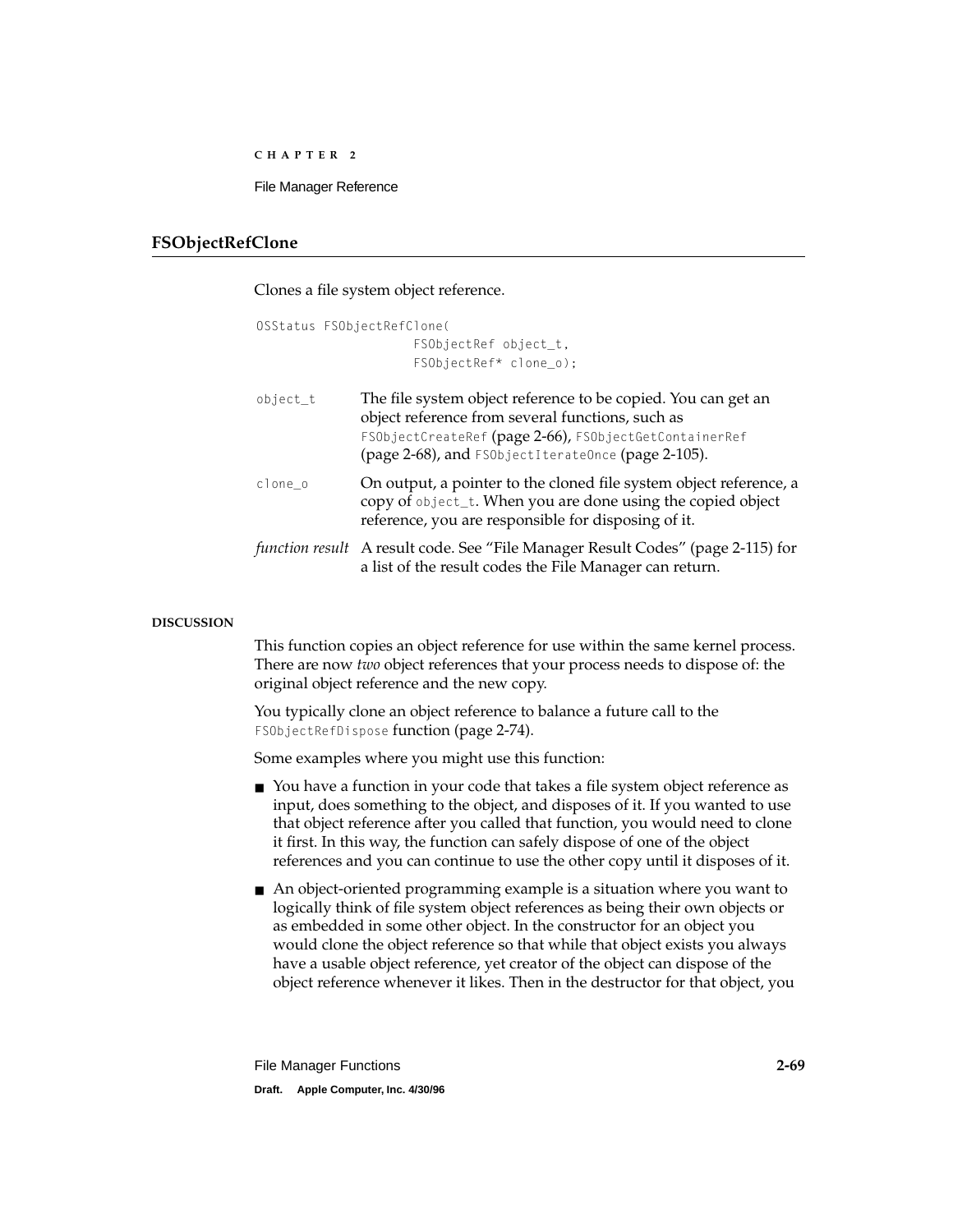## FSObjectRefClone

Clones a file system object reference.

```
OSStatus FSObjectRefClone(
                FSObjectRef object_t,
                FSObjectRef* clone_o);
```

`object_t` The file system object reference to be copied. You can get an object reference from several functions, such as `FSObjectCreateRef` (page 2-66), `FSObjectGetContainerRef` (page 2-68), and `FSObjectIterateOnce` (page 2-105).

`clone_o` On output, a pointer to the cloned file system object reference, a copy of `object_t`. When you are done using the copied object reference, you are responsible for disposing of it.

*function result* A result code. See "File Manager Result Codes" (page 2-115) for a list of the result codes the File Manager can return.

**DISCUSSION**

This function copies an object reference for use within the same kernel process. There are now *two* object references that your process needs to dispose of: the original object reference and the new copy.

You typically clone an object reference to balance a future call to the `FSObjectRefDispose` function (page 2-74).

Some examples where you might use this function:

- You have a function in your code that takes a file system object reference as input, does something to the object, and disposes of it. If you wanted to use that object reference after you called that function, you would need to clone it first. In this way, the function can safely dispose of one of the object references and you can continue to use the other copy until it disposes of it.
- An object-oriented programming example is a situation where you want to logically think of file system object references as being their own objects or as embedded in some other object. In the constructor for an object you would clone the object reference so that while that object exists you always have a usable object reference, yet creator of the object can dispose of the object reference whenever it likes. Then in the destructor for that object, you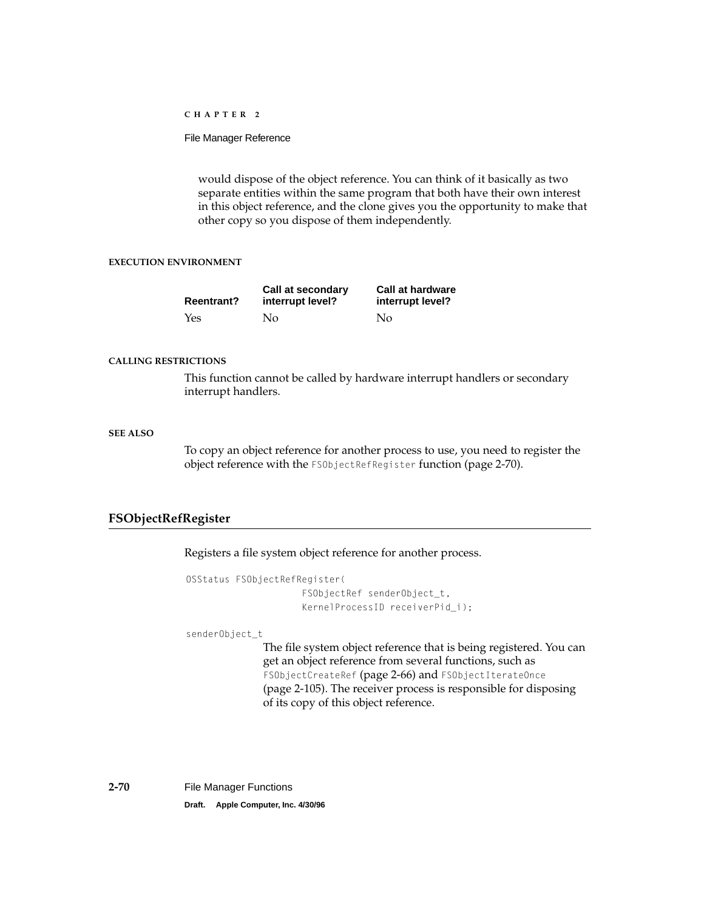would dispose of the object reference. You can think of it basically as two separate entities within the same program that both have their own interest in this object reference, and the clone gives you the opportunity to make that other copy so you dispose of them independently.

**EXECUTION ENVIRONMENT**

| Reentrant? | Call at secondary interrupt level? | Call at hardware interrupt level? |
|---|---|---|
| Yes | No | No |

**CALLING RESTRICTIONS**

This function cannot be called by hardware interrupt handlers or secondary interrupt handlers.

**SEE ALSO**

To copy an object reference for another process to use, you need to register the object reference with the `FSObjectRefRegister` function (page 2-70).

## FSObjectRefRegister

Registers a file system object reference for another process.

```
OSStatus FSObjectRefRegister(
                    FSObjectRef senderObject_t,
                    KernelProcessID receiverPid_i);
```

`senderObject_t`

The file system object reference that is being registered. You can get an object reference from several functions, such as `FSObjectCreateRef` (page 2-66) and `FSObjectIterateOnce` (page 2-105). The receiver process is responsible for disposing of its copy of this object reference.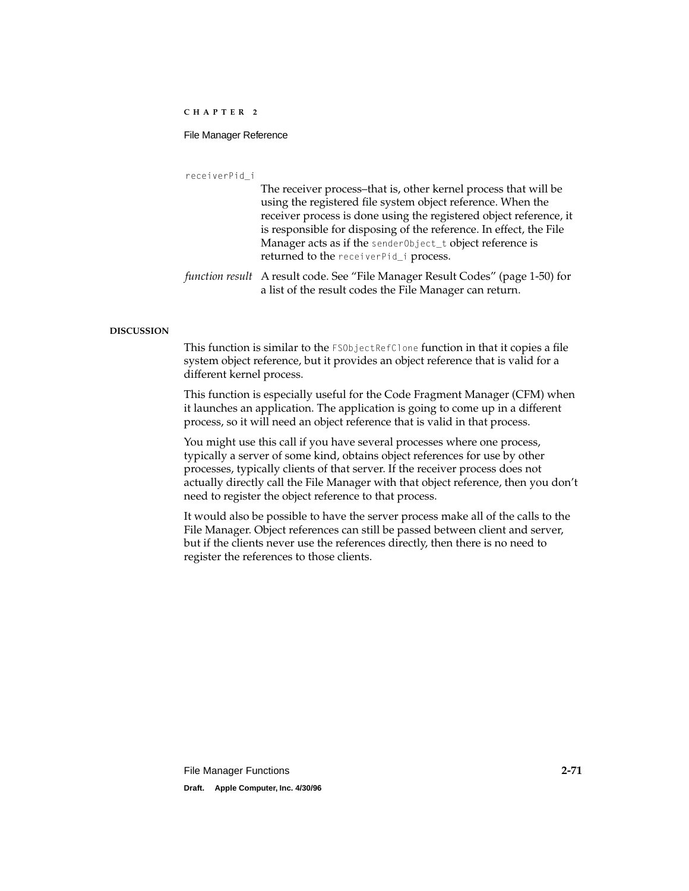`receiverPid_i`

The receiver process–that is, other kernel process that will be using the registered file system object reference. When the receiver process is done using the registered object reference, it is responsible for disposing of the reference. In effect, the File Manager acts as if the `senderObject_t` object reference is returned to the `receiverPid_i` process.

*function result* A result code. See "File Manager Result Codes" (page 1-50) for a list of the result codes the File Manager can return.

**DISCUSSION**

This function is similar to the `FSObjectRefClone` function in that it copies a file system object reference, but it provides an object reference that is valid for a different kernel process.

This function is especially useful for the Code Fragment Manager (CFM) when it launches an application. The application is going to come up in a different process, so it will need an object reference that is valid in that process.

You might use this call if you have several processes where one process, typically a server of some kind, obtains object references for use by other processes, typically clients of that server. If the receiver process does not actually directly call the File Manager with that object reference, then you don't need to register the object reference to that process.

It would also be possible to have the server process make all of the calls to the File Manager. Object references can still be passed between client and server, but if the clients never use the references directly, then there is no need to register the references to those clients.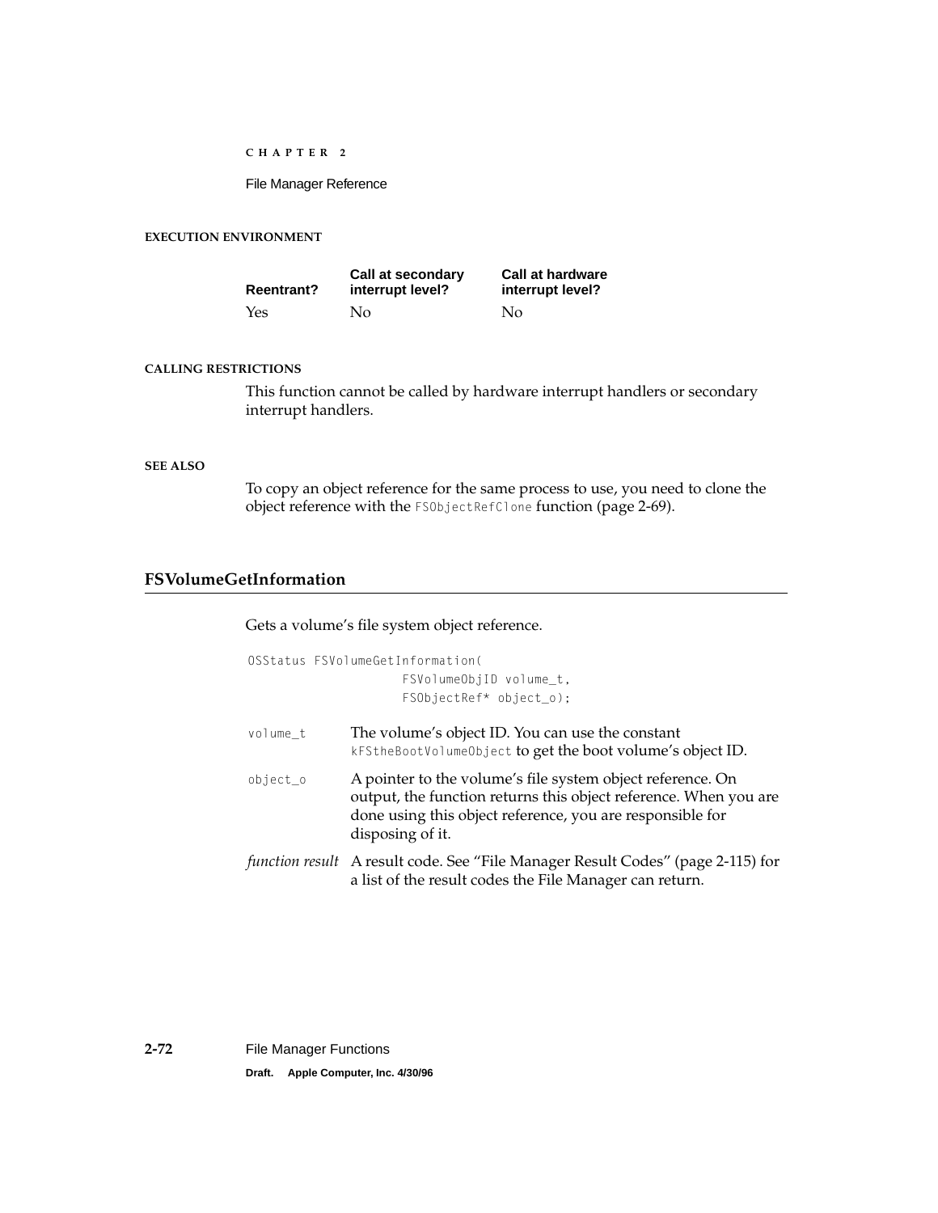#### EXECUTION ENVIRONMENT

| Reentrant? | Call at secondary interrupt level? | Call at hardware interrupt level? |
|---|---|---|
| Yes | No | No |

#### CALLING RESTRICTIONS

This function cannot be called by hardware interrupt handlers or secondary interrupt handlers.

#### SEE ALSO

To copy an object reference for the same process to use, you need to clone the object reference with the `FSObjectRefClone` function (page 2-69).

## FSVolumeGetInformation

Gets a volume's file system object reference.

```
OSStatus FSVolumeGetInformation(
                FSVolumeObjID volume_t,
                FSObjectRef* object_o);
```

`volume_t` The volume's object ID. You can use the constant `kFStheBootVolumeObject` to get the boot volume's object ID.

`object_o` A pointer to the volume's file system object reference. On output, the function returns this object reference. When you are done using this object reference, you are responsible for disposing of it.

*function result* A result code. See "File Manager Result Codes" (page 2-115) for a list of the result codes the File Manager can return.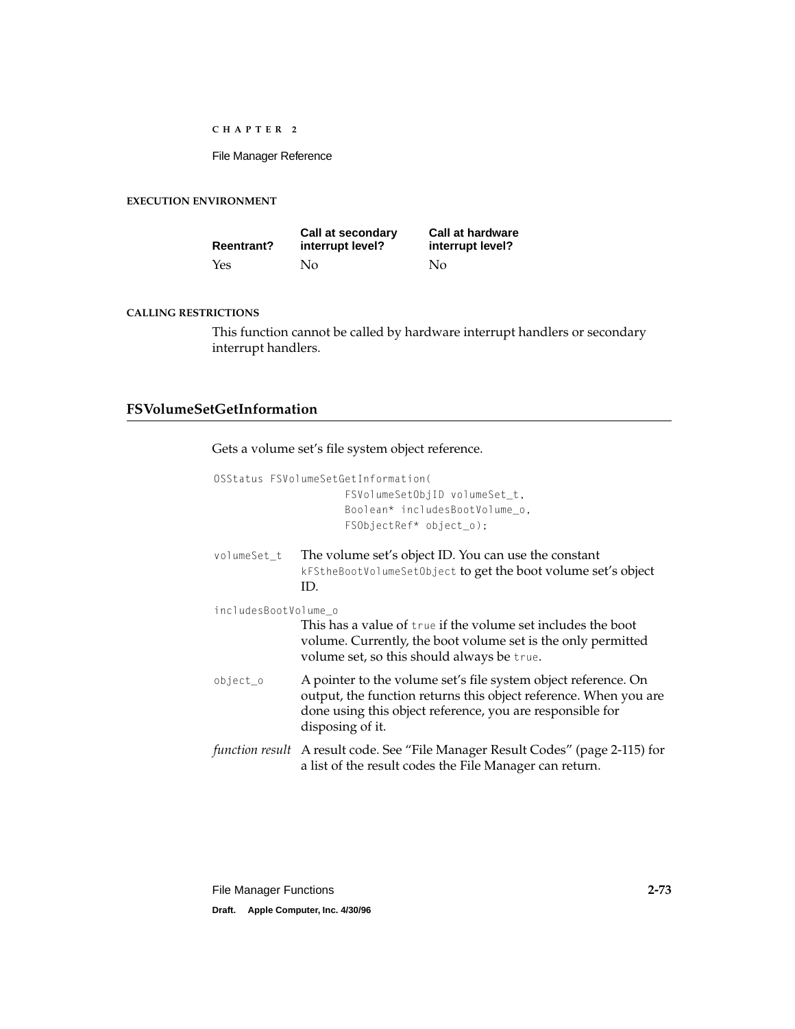#### EXECUTION ENVIRONMENT

| Reentrant? | Call at secondary interrupt level? | Call at hardware interrupt level? |
|---|---|---|
| Yes | No | No |

#### CALLING RESTRICTIONS

This function cannot be called by hardware interrupt handlers or secondary interrupt handlers.

### FSVolumeSetGetInformation

Gets a volume set's file system object reference.

```
OSStatus FSVolumeSetGetInformation(
                FSVolumeSetObjID volumeSet_t,
                Boolean* includesBootVolume_o,
                FSObjectRef* object_o);
```

`volumeSet_t` The volume set's object ID. You can use the constant `kFStheBootVolumeSetObject` to get the boot volume set's object ID.

`includesBootVolume_o`
This has a value of `true` if the volume set includes the boot volume. Currently, the boot volume set is the only permitted volume set, so this should always be `true`.

`object_o` A pointer to the volume set's file system object reference. On output, the function returns this object reference. When you are done using this object reference, you are responsible for disposing of it.

*function result* A result code. See "File Manager Result Codes" (page 2-115) for a list of the result codes the File Manager can return.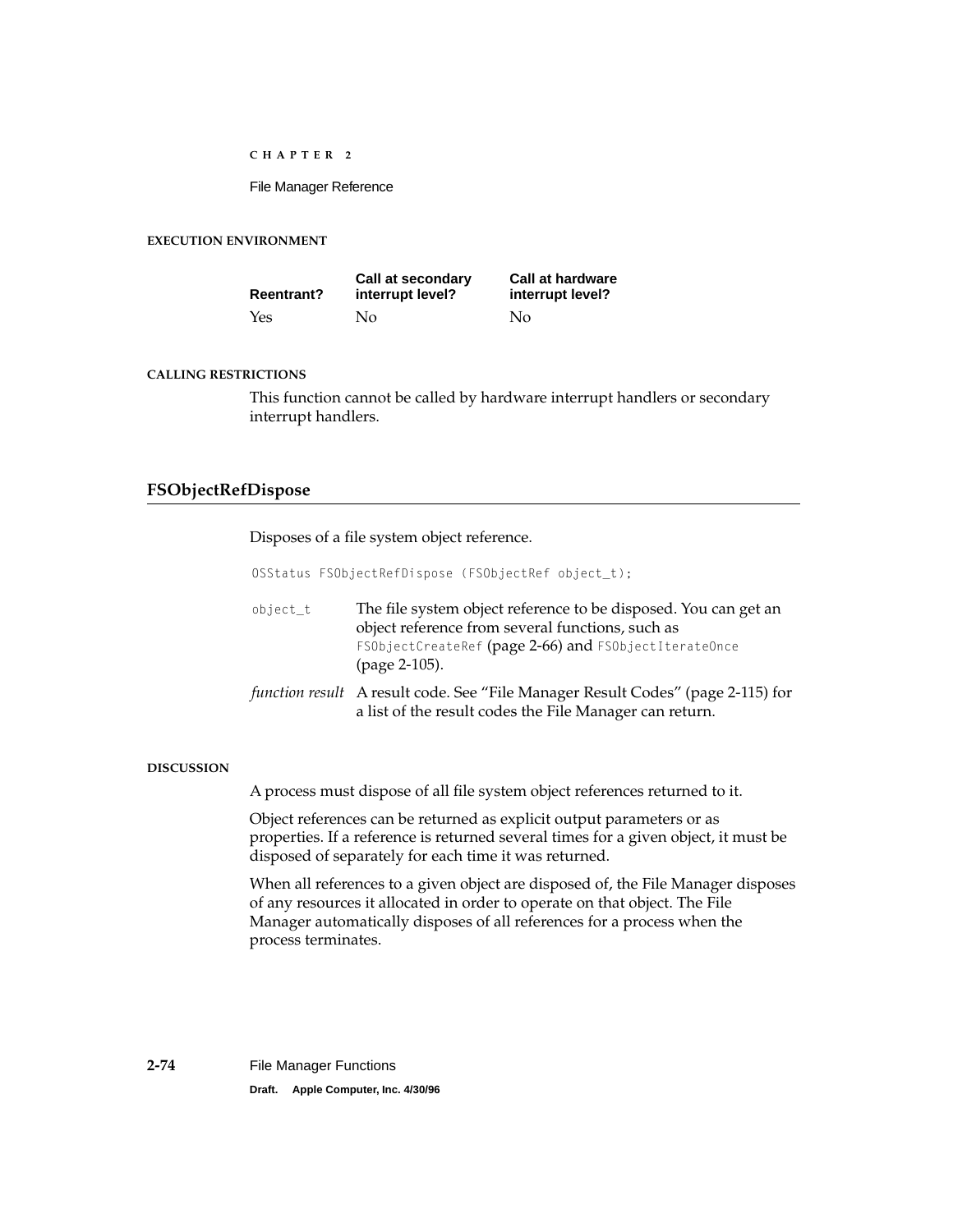#### EXECUTION ENVIRONMENT

| Reentrant? | Call at secondary interrupt level? | Call at hardware interrupt level? |
|---|---|---|
| Yes | No | No |

#### CALLING RESTRICTIONS

This function cannot be called by hardware interrupt handlers or secondary interrupt handlers.

## FSObjectRefDispose

Disposes of a file system object reference.

```
OSStatus FSObjectRefDispose (FSObjectRef object_t);
```

`object_t` The file system object reference to be disposed. You can get an object reference from several functions, such as `FSObjectCreateRef` (page 2-66) and `FSObjectIterateOnce` (page 2-105).

*function result* A result code. See "File Manager Result Codes" (page 2-115) for a list of the result codes the File Manager can return.

#### DISCUSSION

A process must dispose of all file system object references returned to it.

Object references can be returned as explicit output parameters or as properties. If a reference is returned several times for a given object, it must be disposed of separately for each time it was returned.

When all references to a given object are disposed of, the File Manager disposes of any resources it allocated in order to operate on that object. The File Manager automatically disposes of all references for a process when the process terminates.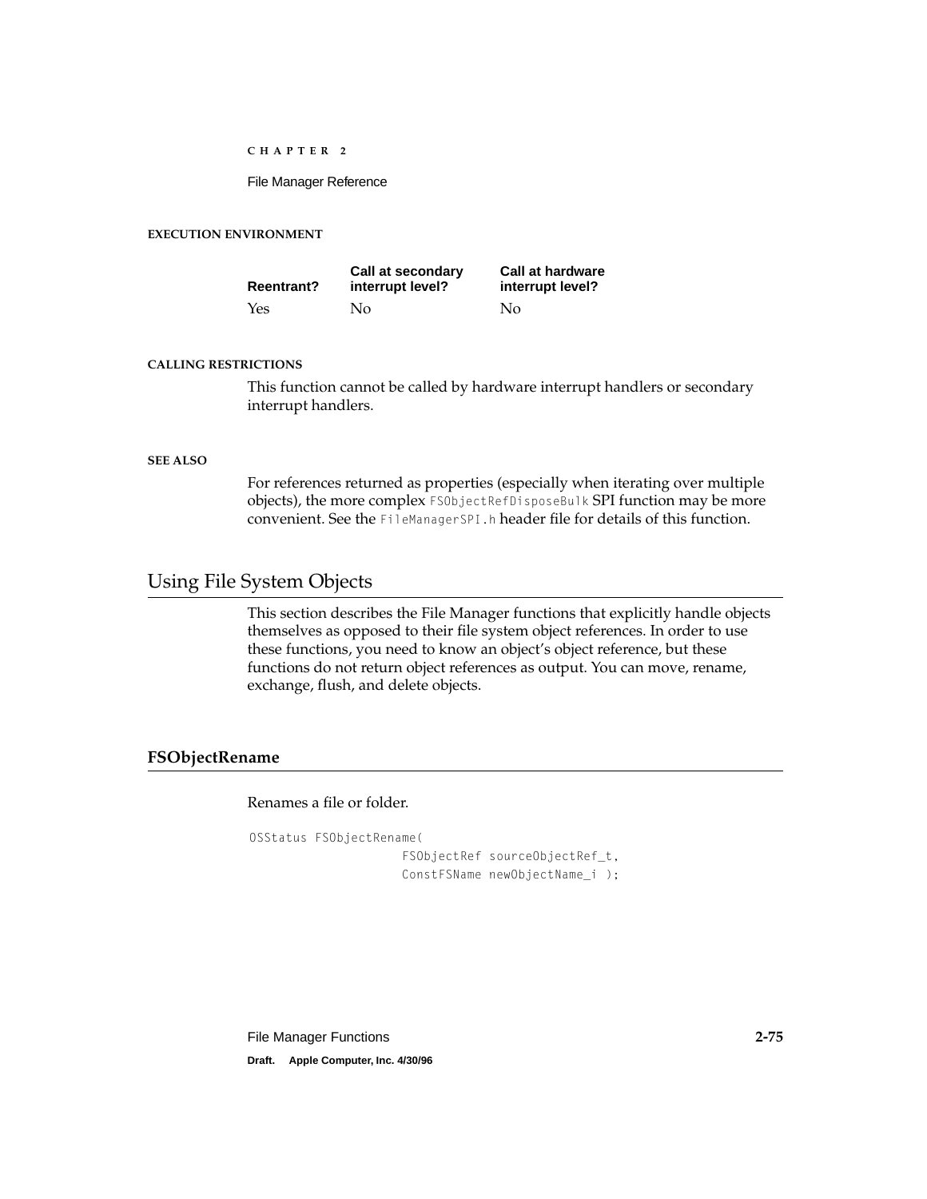#### EXECUTION ENVIRONMENT

| Reentrant? | Call at secondary interrupt level? | Call at hardware interrupt level? |
|---|---|---|
| Yes | No | No |

#### CALLING RESTRICTIONS

This function cannot be called by hardware interrupt handlers or secondary interrupt handlers.

#### SEE ALSO

For references returned as properties (especially when iterating over multiple objects), the more complex `FSObjectRefDisposeBulk` SPI function may be more convenient. See the `FileManagerSPI.h` header file for details of this function.

## Using File System Objects

This section describes the File Manager functions that explicitly handle objects themselves as opposed to their file system object references. In order to use these functions, you need to know an object's object reference, but these functions do not return object references as output. You can move, rename, exchange, flush, and delete objects.

### FSObjectRename

Renames a file or folder.

```
OSStatus FSObjectRename(
                    FSObjectRef sourceObjectRef_t,
                    ConstFSName newObjectName_i );
```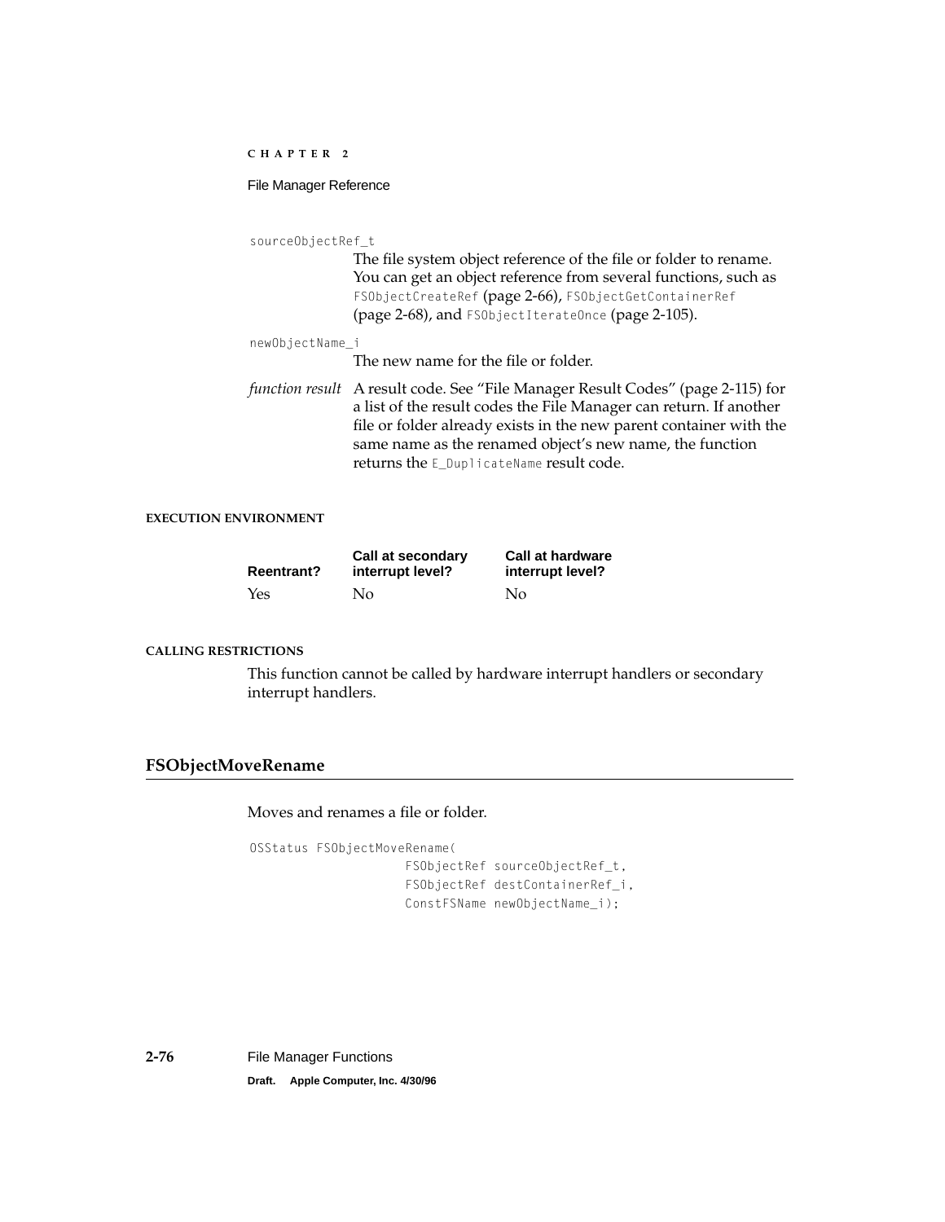`sourceObjectRef_t`
: The file system object reference of the file or folder to rename. You can get an object reference from several functions, such as `FSObjectCreateRef` (page 2-66), `FSObjectGetContainerRef` (page 2-68), and `FSObjectIterateOnce` (page 2-105).

`newObjectName_i`
: The new name for the file or folder.

*function result*
: A result code. See "File Manager Result Codes" (page 2-115) for a list of the result codes the File Manager can return. If another file or folder already exists in the new parent container with the same name as the renamed object's new name, the function returns the `E_DuplicateName` result code.

#### EXECUTION ENVIRONMENT

| Reentrant? | Call at secondary interrupt level? | Call at hardware interrupt level? |
|---|---|---|
| Yes | No | No |

#### CALLING RESTRICTIONS

This function cannot be called by hardware interrupt handlers or secondary interrupt handlers.

### FSObjectMoveRename

Moves and renames a file or folder.

```
OSStatus FSObjectMoveRename(
                    FSObjectRef sourceObjectRef_t,
                    FSObjectRef destContainerRef_i,
                    ConstFSName newObjectName_i);
```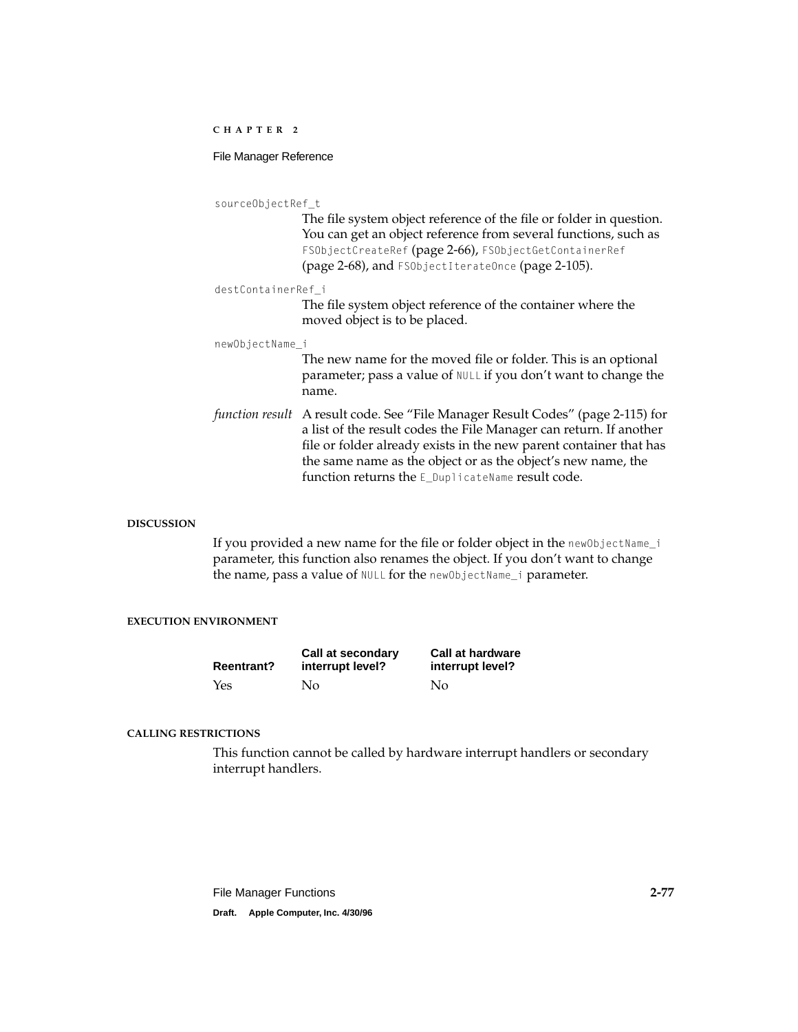`sourceObjectRef_t`

The file system object reference of the file or folder in question. You can get an object reference from several functions, such as `FSObjectCreateRef` (page 2-66), `FSObjectGetContainerRef` (page 2-68), and `FSObjectIterateOnce` (page 2-105).

`destContainerRef_i`

The file system object reference of the container where the moved object is to be placed.

`newObjectName_i`

The new name for the moved file or folder. This is an optional parameter; pass a value of `NULL` if you don't want to change the name.

*function result* A result code. See "File Manager Result Codes" (page 2-115) for a list of the result codes the File Manager can return. If another file or folder already exists in the new parent container that has the same name as the object or as the object's new name, the function returns the `E_DuplicateName` result code.

#### DISCUSSION

If you provided a new name for the file or folder object in the `newObjectName_i` parameter, this function also renames the object. If you don't want to change the name, pass a value of `NULL` for the `newObjectName_i` parameter.

#### EXECUTION ENVIRONMENT

| Reentrant? | Call at secondary interrupt level? | Call at hardware interrupt level? |
|---|---|---|
| Yes | No | No |

#### CALLING RESTRICTIONS

This function cannot be called by hardware interrupt handlers or secondary interrupt handlers.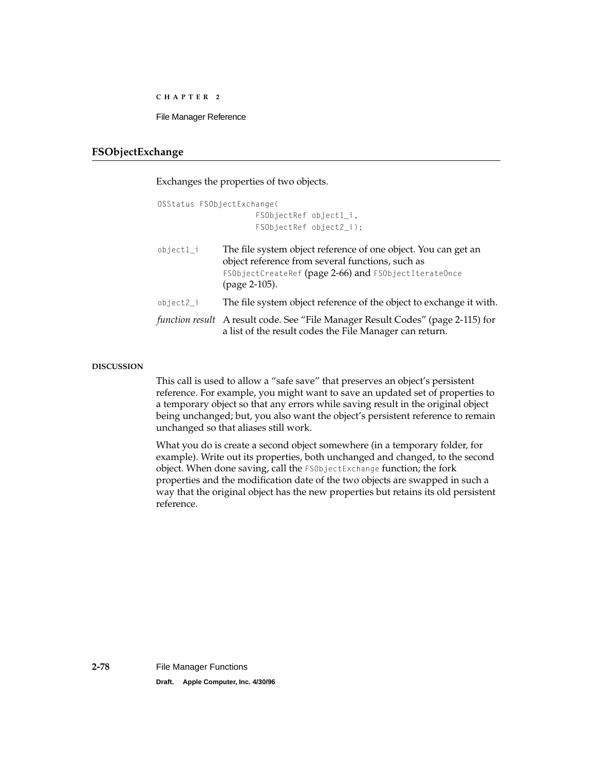## FSObjectExchange

Exchanges the properties of two objects.

```
OSStatus FSObjectExchange(
                FSObjectRef object1_i,
                FSObjectRef object2_i);
```

`object1_i` The file system object reference of one object. You can get an object reference from several functions, such as `FSObjectCreateRef` (page 2-66) and `FSObjectIterateOnce` (page 2-105).

`object2_i` The file system object reference of the object to exchange it with.

*function result* A result code. See “File Manager Result Codes” (page 2-115) for a list of the result codes the File Manager can return.

**DISCUSSION**

This call is used to allow a “safe save” that preserves an object’s persistent reference. For example, you might want to save an updated set of properties to a temporary object so that any errors while saving result in the original object being unchanged; but, you also want the object’s persistent reference to remain unchanged so that aliases still work.

What you do is create a second object somewhere (in a temporary folder, for example). Write out its properties, both unchanged and changed, to the second object. When done saving, call the `FSObjectExchange` function; the fork properties and the modification date of the two objects are swapped in such a way that the original object has the new properties but retains its old persistent reference.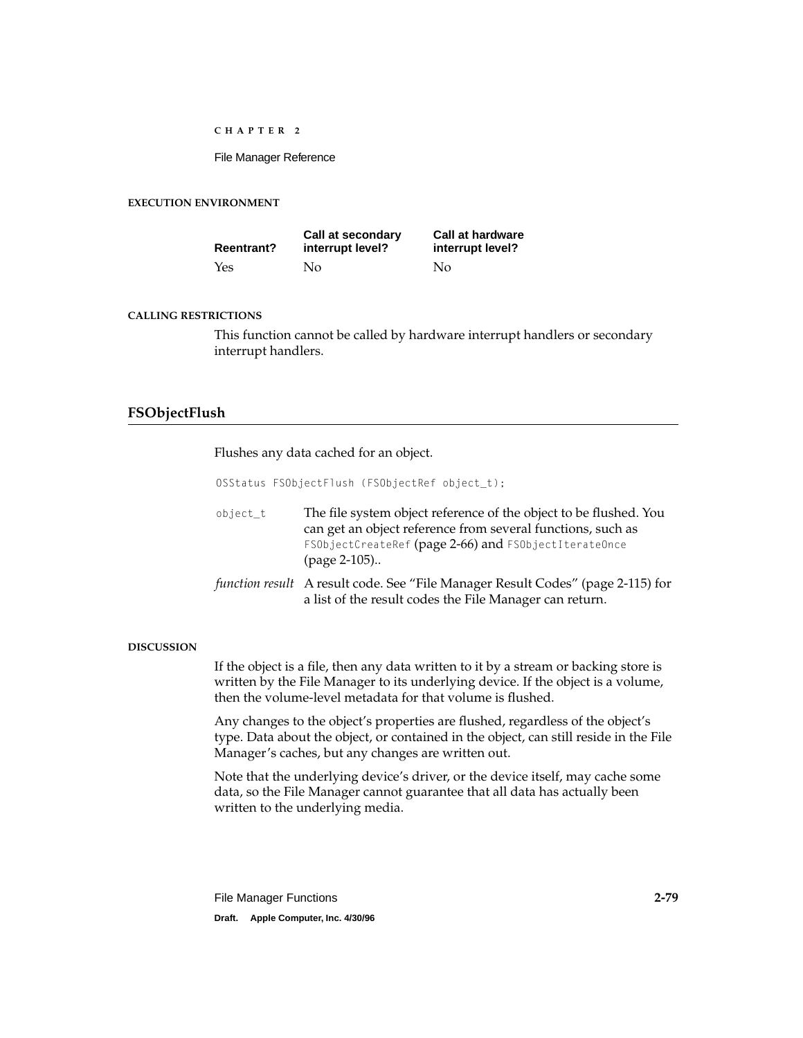#### EXECUTION ENVIRONMENT

| Reentrant? | Call at secondary interrupt level? | Call at hardware interrupt level? |
|---|---|---|
| Yes | No | No |

#### CALLING RESTRICTIONS

This function cannot be called by hardware interrupt handlers or secondary interrupt handlers.

### FSObjectFlush

Flushes any data cached for an object.

```
OSStatus FSObjectFlush (FSObjectRef object_t);
```

`object_t` The file system object reference of the object to be flushed. You can get an object reference from several functions, such as `FSObjectCreateRef` (page 2-66) and `FSObjectIterateOnce` (page 2-105)..

*function result* A result code. See "File Manager Result Codes" (page 2-115) for a list of the result codes the File Manager can return.

#### DISCUSSION

If the object is a file, then any data written to it by a stream or backing store is written by the File Manager to its underlying device. If the object is a volume, then the volume-level metadata for that volume is flushed.

Any changes to the object's properties are flushed, regardless of the object's type. Data about the object, or contained in the object, can still reside in the File Manager's caches, but any changes are written out.

Note that the underlying device's driver, or the device itself, may cache some data, so the File Manager cannot guarantee that all data has actually been written to the underlying media.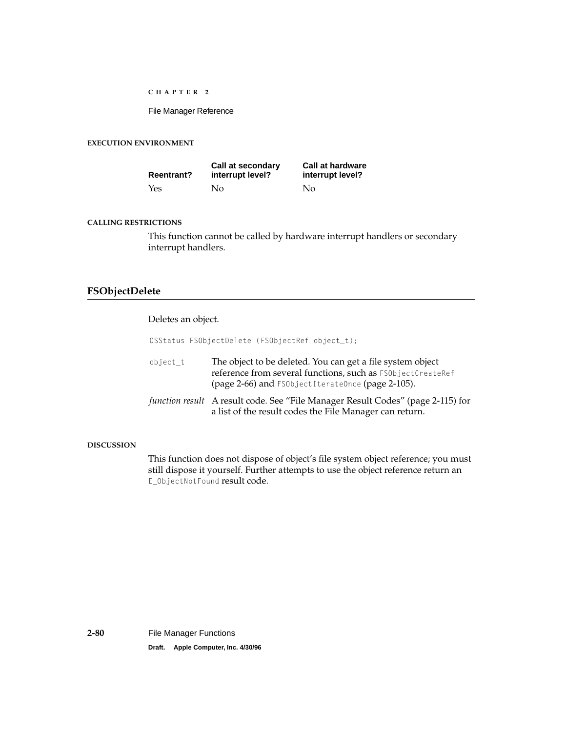#### EXECUTION ENVIRONMENT

| Reentrant? | Call at secondary interrupt level? | Call at hardware interrupt level? |
|---|---|---|
| Yes | No | No |

#### CALLING RESTRICTIONS

This function cannot be called by hardware interrupt handlers or secondary interrupt handlers.

## FSObjectDelete

Deletes an object.

```
OSStatus FSObjectDelete (FSObjectRef object_t);
```

`object_t` The object to be deleted. You can get a file system object reference from several functions, such as `FSObjectCreateRef` (page 2-66) and `FSObjectIterateOnce` (page 2-105).

*function result* A result code. See "File Manager Result Codes" (page 2-115) for a list of the result codes the File Manager can return.

#### DISCUSSION

This function does not dispose of object's file system object reference; you must still dispose it yourself. Further attempts to use the object reference return an `E_ObjectNotFound` result code.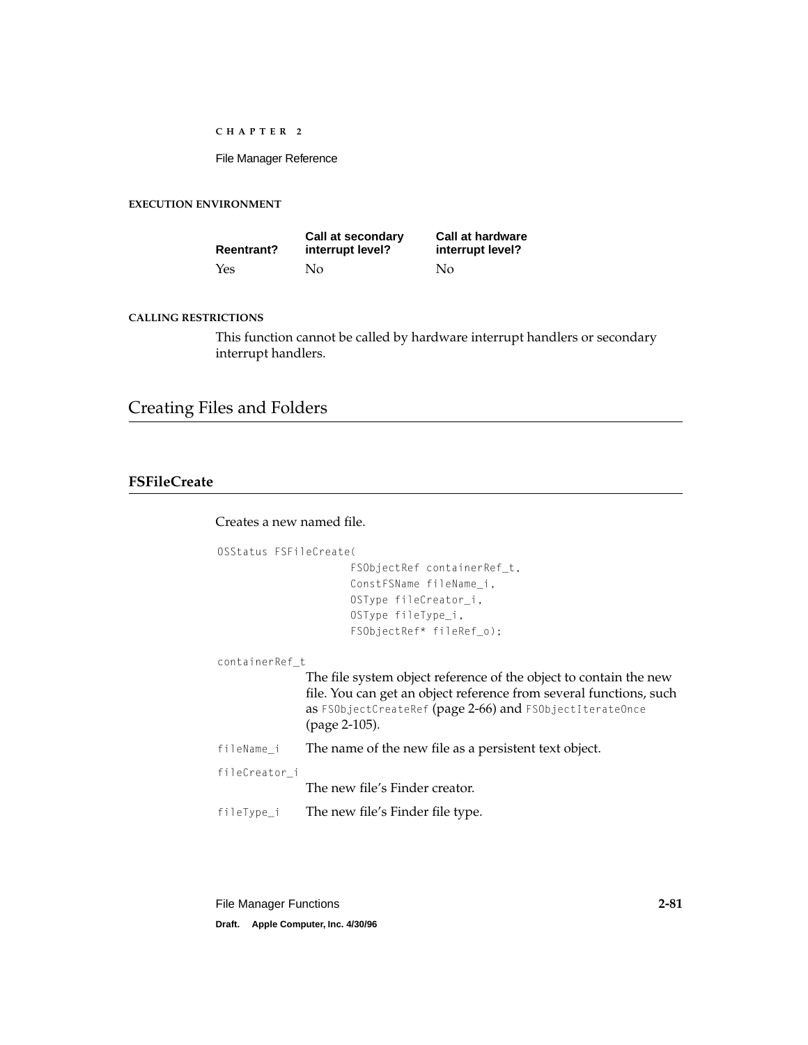#### EXECUTION ENVIRONMENT

| Reentrant? | Call at secondary interrupt level? | Call at hardware interrupt level? |
|---|---|---|
| Yes | No | No |

#### CALLING RESTRICTIONS

This function cannot be called by hardware interrupt handlers or secondary interrupt handlers.

## Creating Files and Folders

### FSFileCreate

Creates a new named file.

```
OSStatus FSFileCreate(
                    FSObjectRef containerRef_t,
                    ConstFSName fileName_i,
                    OSType fileCreator_i,
                    OSType fileType_i,
                    FSObjectRef* fileRef_o);
```

`containerRef_t`
: The file system object reference of the object to contain the new file. You can get an object reference from several functions, such as `FSObjectCreateRef` (page 2-66) and `FSObjectIterateOnce` (page 2-105).

`fileName_i`
: The name of the new file as a persistent text object.

`fileCreator_i`
: The new file's Finder creator.

`fileType_i`
: The new file's Finder file type.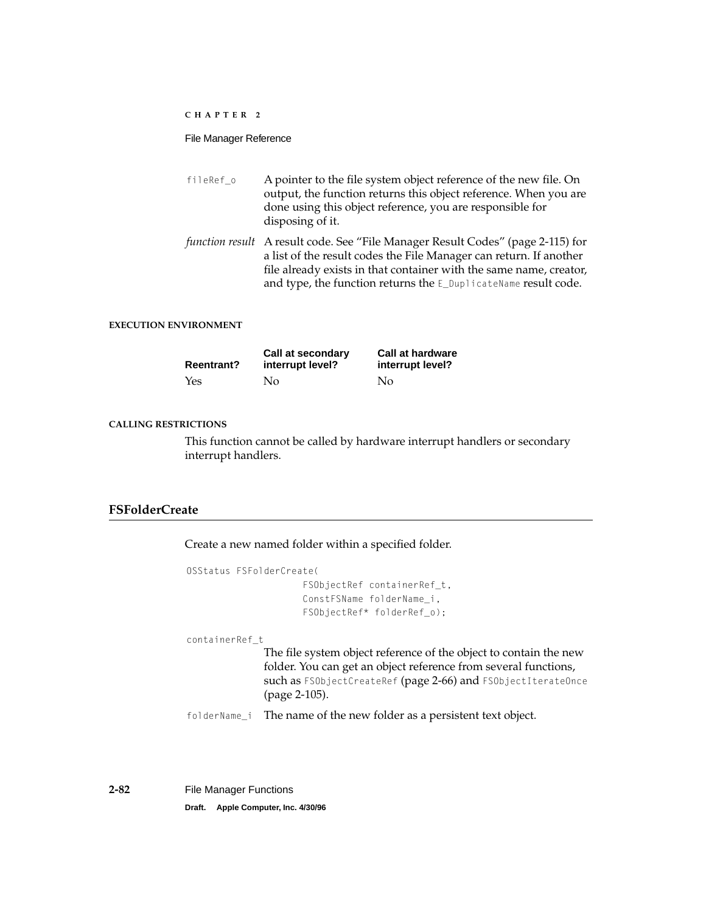`fileRef_o` A pointer to the file system object reference of the new file. On output, the function returns this object reference. When you are done using this object reference, you are responsible for disposing of it.

*function result* A result code. See "File Manager Result Codes" (page 2-115) for a list of the result codes the File Manager can return. If another file already exists in that container with the same name, creator, and type, the function returns the `E_DuplicateName` result code.

#### EXECUTION ENVIRONMENT

| Reentrant? | Call at secondary interrupt level? | Call at hardware interrupt level? |
|---|---|---|
| Yes | No | No |

#### CALLING RESTRICTIONS

This function cannot be called by hardware interrupt handlers or secondary interrupt handlers.

## FSFolderCreate

Create a new named folder within a specified folder.

```
OSStatus FSFolderCreate(
                FSObjectRef containerRef_t,
                ConstFSName folderName_i,
                FSObjectRef* folderRef_o);
```

`containerRef_t`
The file system object reference of the object to contain the new folder. You can get an object reference from several functions, such as `FSObjectCreateRef` (page 2-66) and `FSObjectIterateOnce` (page 2-105).

`folderName_i` The name of the new folder as a persistent text object.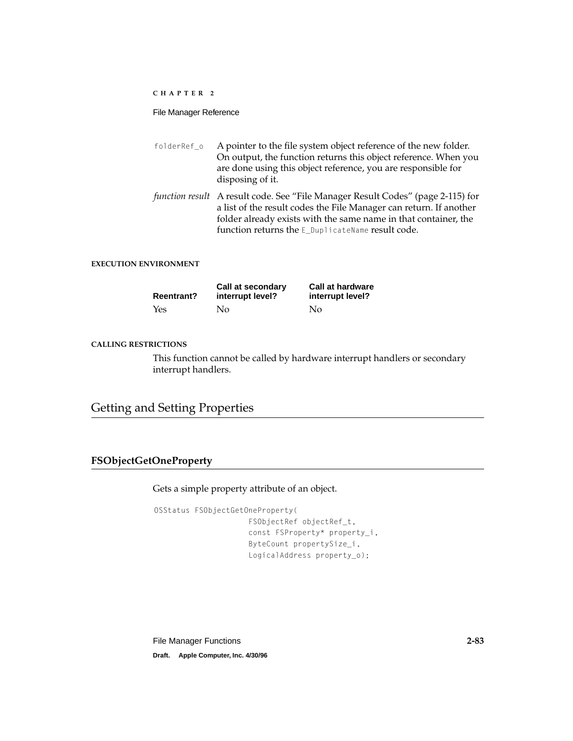`folderRef_o` A pointer to the file system object reference of the new folder. On output, the function returns this object reference. When you are done using this object reference, you are responsible for disposing of it.

*function result* A result code. See "File Manager Result Codes" (page 2-115) for a list of the result codes the File Manager can return. If another folder already exists with the same name in that container, the function returns the `E_DuplicateName` result code.

**EXECUTION ENVIRONMENT**

| Reentrant? | Call at secondary interrupt level? | Call at hardware interrupt level? |
|---|---|---|
| Yes | No | No |

**CALLING RESTRICTIONS**

This function cannot be called by hardware interrupt handlers or secondary interrupt handlers.

## Getting and Setting Properties

### FSObjectGetOneProperty

Gets a simple property attribute of an object.

```
OSStatus FSObjectGetOneProperty(
                    FSObjectRef objectRef_t,
                    const FSProperty* property_i,
                    ByteCount propertySize_i,
                    LogicalAddress property_o);
```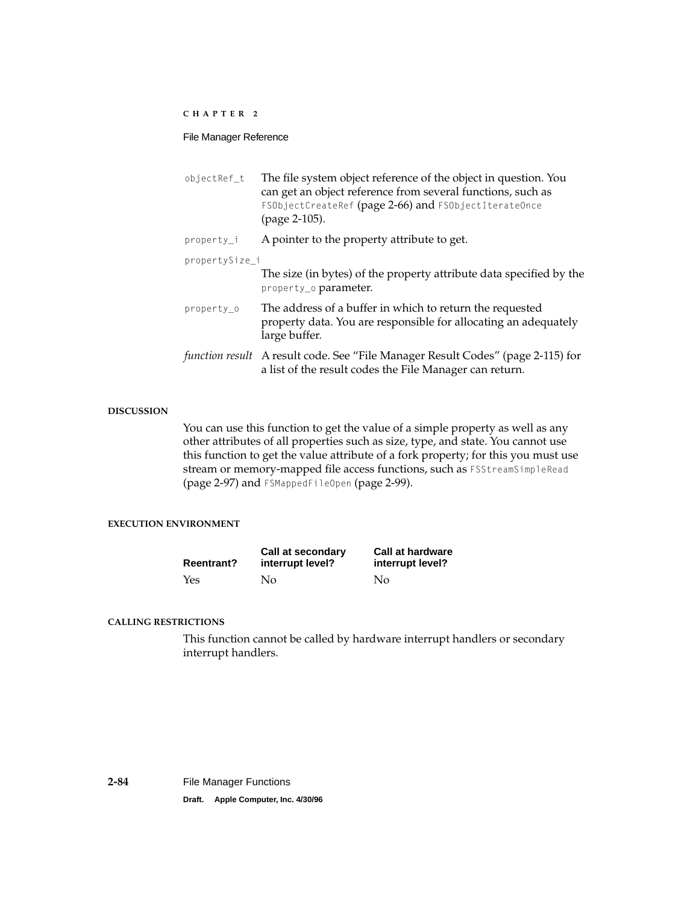`objectRef_t` The file system object reference of the object in question. You can get an object reference from several functions, such as `FSObjectCreateRef` (page 2-66) and `FSObjectIterateOnce` (page 2-105).

`property_i` A pointer to the property attribute to get.

`propertySize_i` The size (in bytes) of the property attribute data specified by the `property_o` parameter.

`property_o` The address of a buffer in which to return the requested property data. You are responsible for allocating an adequately large buffer.

*function result* A result code. See “File Manager Result Codes” (page 2-115) for a list of the result codes the File Manager can return.

#### DISCUSSION

You can use this function to get the value of a simple property as well as any other attributes of all properties such as size, type, and state. You cannot use this function to get the value attribute of a fork property; for this you must use stream or memory-mapped file access functions, such as `FSStreamSimpleRead` (page 2-97) and `FSMappedFileOpen` (page 2-99).

#### EXECUTION ENVIRONMENT

| Reentrant? | Call at secondary interrupt level? | Call at hardware interrupt level? |
|---|---|---|
| Yes | No | No |

#### CALLING RESTRICTIONS

This function cannot be called by hardware interrupt handlers or secondary interrupt handlers.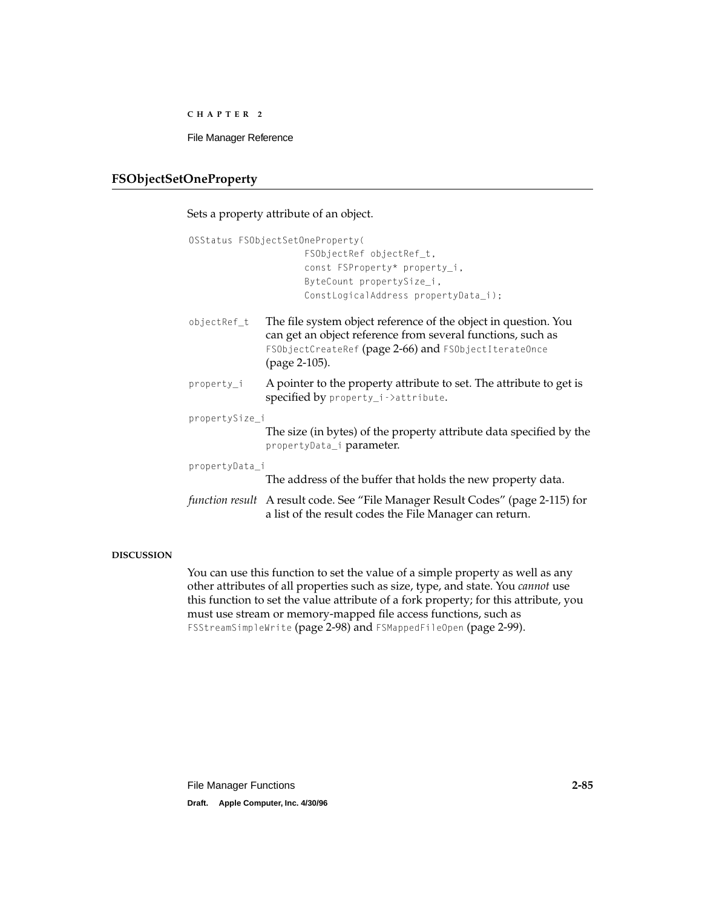## FSObjectSetOneProperty

Sets a property attribute of an object.

```
OSStatus FSObjectSetOneProperty(
                FSObjectRef objectRef_t,
                const FSProperty* property_i,
                ByteCount propertySize_i,
                ConstLogicalAddress propertyData_i);
```

`objectRef_t` The file system object reference of the object in question. You can get an object reference from several functions, such as `FSObjectCreateRef` (page 2-66) and `FSObjectIterateOnce` (page 2-105).

`property_i` A pointer to the property attribute to set. The attribute to get is specified by `property_i->attribute`.

`propertySize_i`
The size (in bytes) of the property attribute data specified by the `propertyData_i` parameter.

`propertyData_i`
The address of the buffer that holds the new property data.

*function result* A result code. See "File Manager Result Codes" (page 2-115) for a list of the result codes the File Manager can return.

**DISCUSSION**

You can use this function to set the value of a simple property as well as any other attributes of all properties such as size, type, and state. You *cannot* use this function to set the value attribute of a fork property; for this attribute, you must use stream or memory-mapped file access functions, such as `FSStreamSimpleWrite` (page 2-98) and `FSMappedFileOpen` (page 2-99).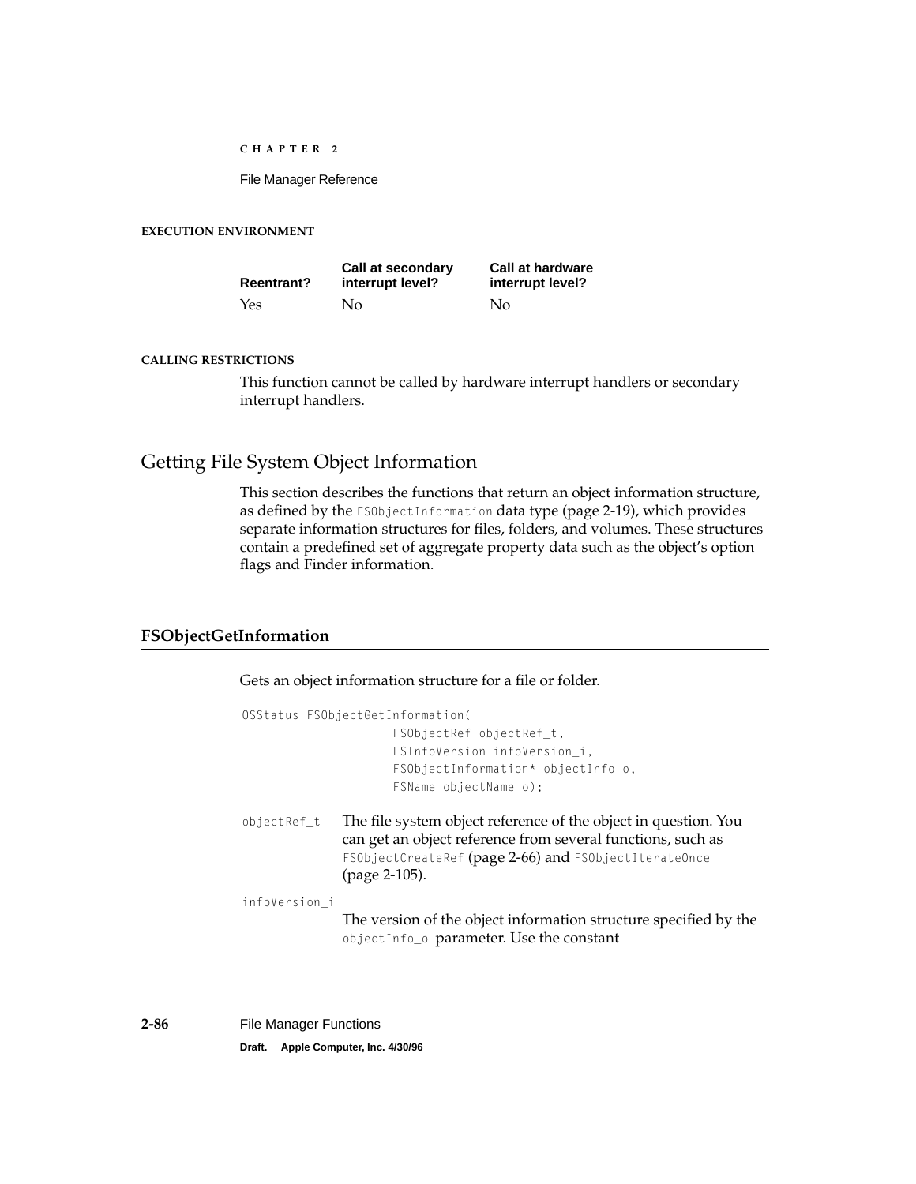**EXECUTION ENVIRONMENT**

| Reentrant? | Call at secondary interrupt level? | Call at hardware interrupt level? |
|---|---|---|
| Yes | No | No |

**CALLING RESTRICTIONS**

This function cannot be called by hardware interrupt handlers or secondary interrupt handlers.

## Getting File System Object Information

This section describes the functions that return an object information structure, as defined by the `FSObjectInformation` data type (page 2-19), which provides separate information structures for files, folders, and volumes. These structures contain a predefined set of aggregate property data such as the object's option flags and Finder information.

### FSObjectGetInformation

Gets an object information structure for a file or folder.

```
OSStatus FSObjectGetInformation(
                FSObjectRef objectRef_t,
                FSInfoVersion infoVersion_i,
                FSObjectInformation* objectInfo_o,
                FSName objectName_o);
```

`objectRef_t` The file system object reference of the object in question. You can get an object reference from several functions, such as `FSObjectCreateRef` (page 2-66) and `FSObjectIterateOnce` (page 2-105).

`infoVersion_i`
The version of the object information structure specified by the `objectInfo_o` parameter. Use the constant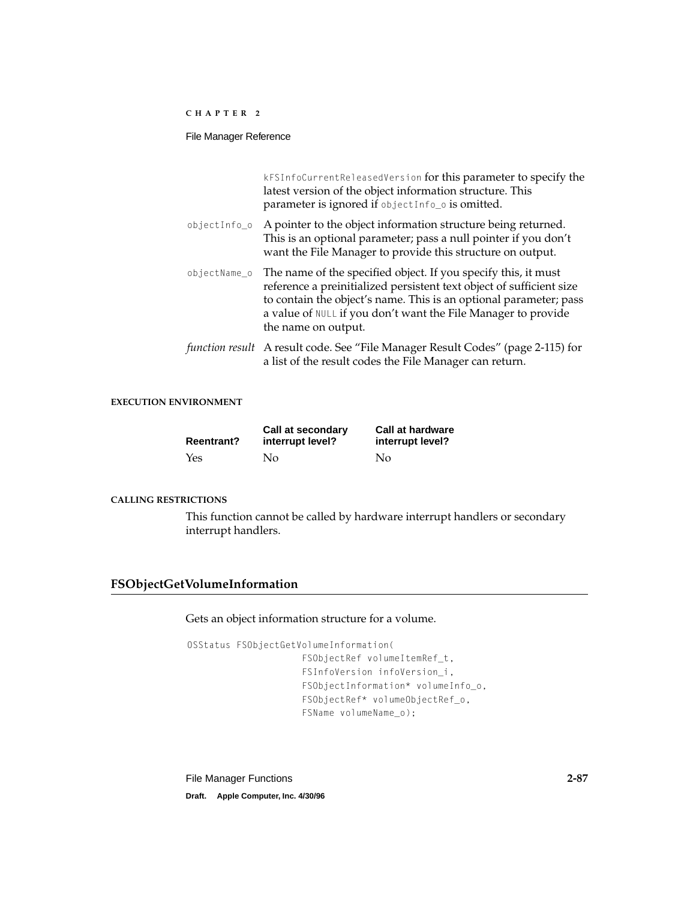`kFSInfoCurrentReleasedVersion` for this parameter to specify the latest version of the object information structure. This parameter is ignored if `objectInfo_o` is omitted.

`objectInfo_o` A pointer to the object information structure being returned. This is an optional parameter; pass a null pointer if you don't want the File Manager to provide this structure on output.

`objectName_o` The name of the specified object. If you specify this, it must reference a preinitialized persistent text object of sufficient size to contain the object's name. This is an optional parameter; pass a value of `NULL` if you don't want the File Manager to provide the name on output.

*function result* A result code. See "File Manager Result Codes" (page 2-115) for a list of the result codes the File Manager can return.

#### EXECUTION ENVIRONMENT

| Reentrant? | Call at secondary interrupt level? | Call at hardware interrupt level? |
|---|---|---|
| Yes | No | No |

#### CALLING RESTRICTIONS

This function cannot be called by hardware interrupt handlers or secondary interrupt handlers.

## FSObjectGetVolumeInformation

Gets an object information structure for a volume.

```
OSStatus FSObjectGetVolumeInformation(
                    FSObjectRef volumeItemRef_t,
                    FSInfoVersion infoVersion_i,
                    FSObjectInformation* volumeInfo_o,
                    FSObjectRef* volumeObjectRef_o,
                    FSName volumeName_o);
```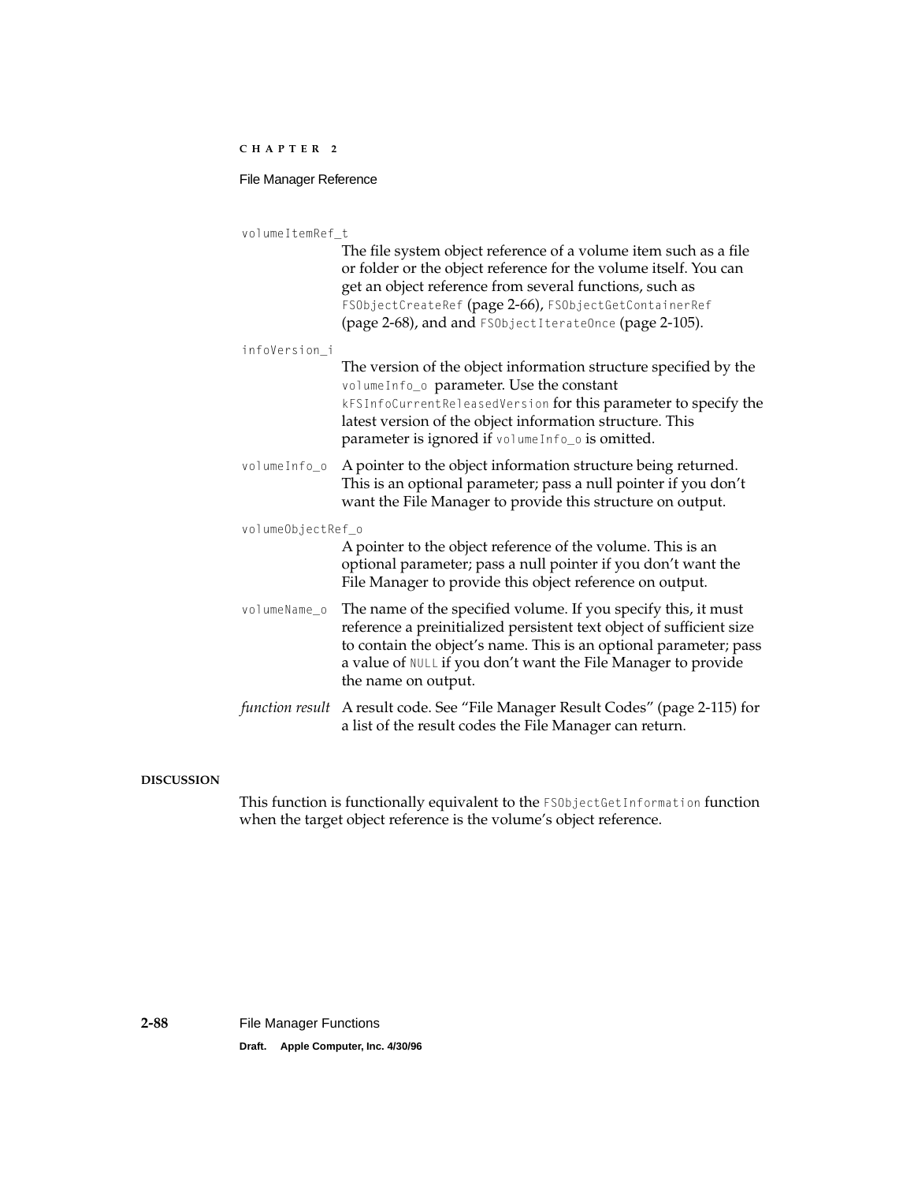`volumeItemRef_t`
: The file system object reference of a volume item such as a file or folder or the object reference for the volume itself. You can get an object reference from several functions, such as `FSObjectCreateRef` (page 2-66), `FSObjectGetContainerRef` (page 2-68), and and `FSObjectIterateOnce` (page 2-105).

`infoVersion_i`
: The version of the object information structure specified by the `volumeInfo_o` parameter. Use the constant `kFSInfoCurrentReleasedVersion` for this parameter to specify the latest version of the object information structure. This parameter is ignored if `volumeInfo_o` is omitted.

`volumeInfo_o`
: A pointer to the object information structure being returned. This is an optional parameter; pass a null pointer if you don't want the File Manager to provide this structure on output.

`volumeObjectRef_o`
: A pointer to the object reference of the volume. This is an optional parameter; pass a null pointer if you don't want the File Manager to provide this object reference on output.

`volumeName_o`
: The name of the specified volume. If you specify this, it must reference a preinitialized persistent text object of sufficient size to contain the object's name. This is an optional parameter; pass a value of `NULL` if you don't want the File Manager to provide the name on output.

*function result*
: A result code. See "File Manager Result Codes" (page 2-115) for a list of the result codes the File Manager can return.

**DISCUSSION**

This function is functionally equivalent to the `FSObjectGetInformation` function when the target object reference is the volume's object reference.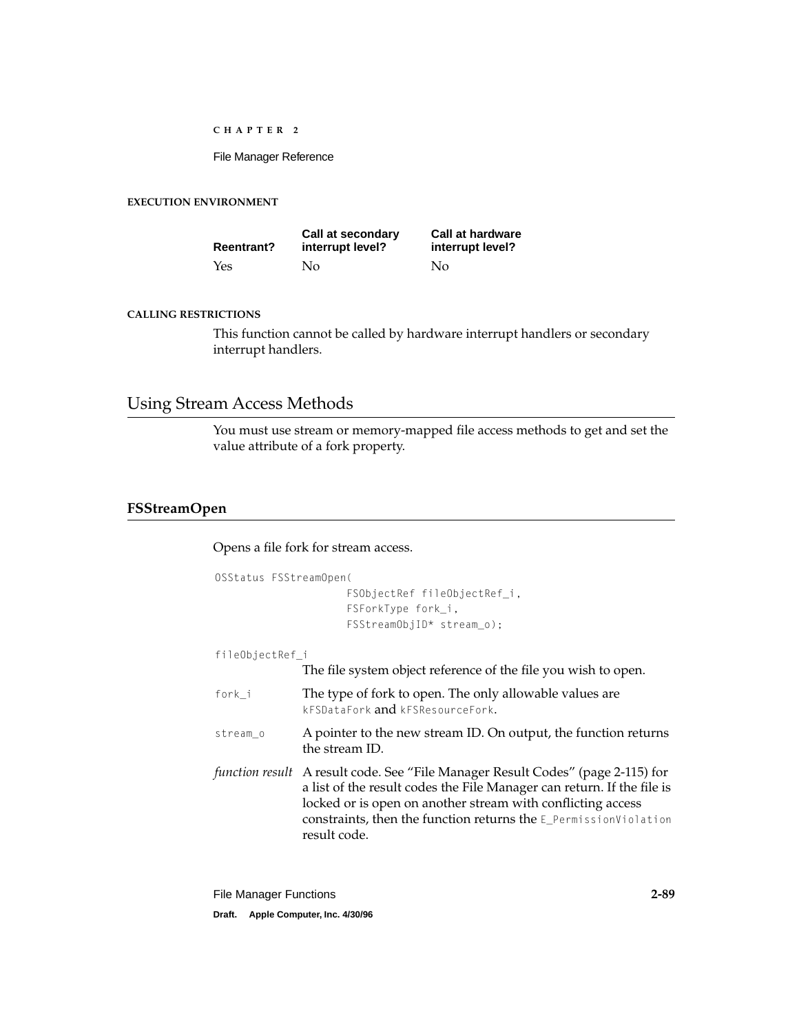#### EXECUTION ENVIRONMENT

| Reentrant? | Call at secondary interrupt level? | Call at hardware interrupt level? |
|---|---|---|
| Yes | No | No |

#### CALLING RESTRICTIONS

This function cannot be called by hardware interrupt handlers or secondary interrupt handlers.

## Using Stream Access Methods

You must use stream or memory-mapped file access methods to get and set the value attribute of a fork property.

### FSStreamOpen

Opens a file fork for stream access.

```
OSStatus FSStreamOpen(
                    FSObjectRef fileObjectRef_i,
                    FSForkType fork_i,
                    FSStreamObjID* stream_o);
```

`fileObjectRef_i`
The file system object reference of the file you wish to open.

`fork_i` The type of fork to open. The only allowable values are `kFSDataFork` and `kFSResourceFork`.

`stream_o` A pointer to the new stream ID. On output, the function returns the stream ID.

*function result* A result code. See "File Manager Result Codes" (page 2-115) for a list of the result codes the File Manager can return. If the file is locked or is open on another stream with conflicting access constraints, then the function returns the `E_PermissionViolation` result code.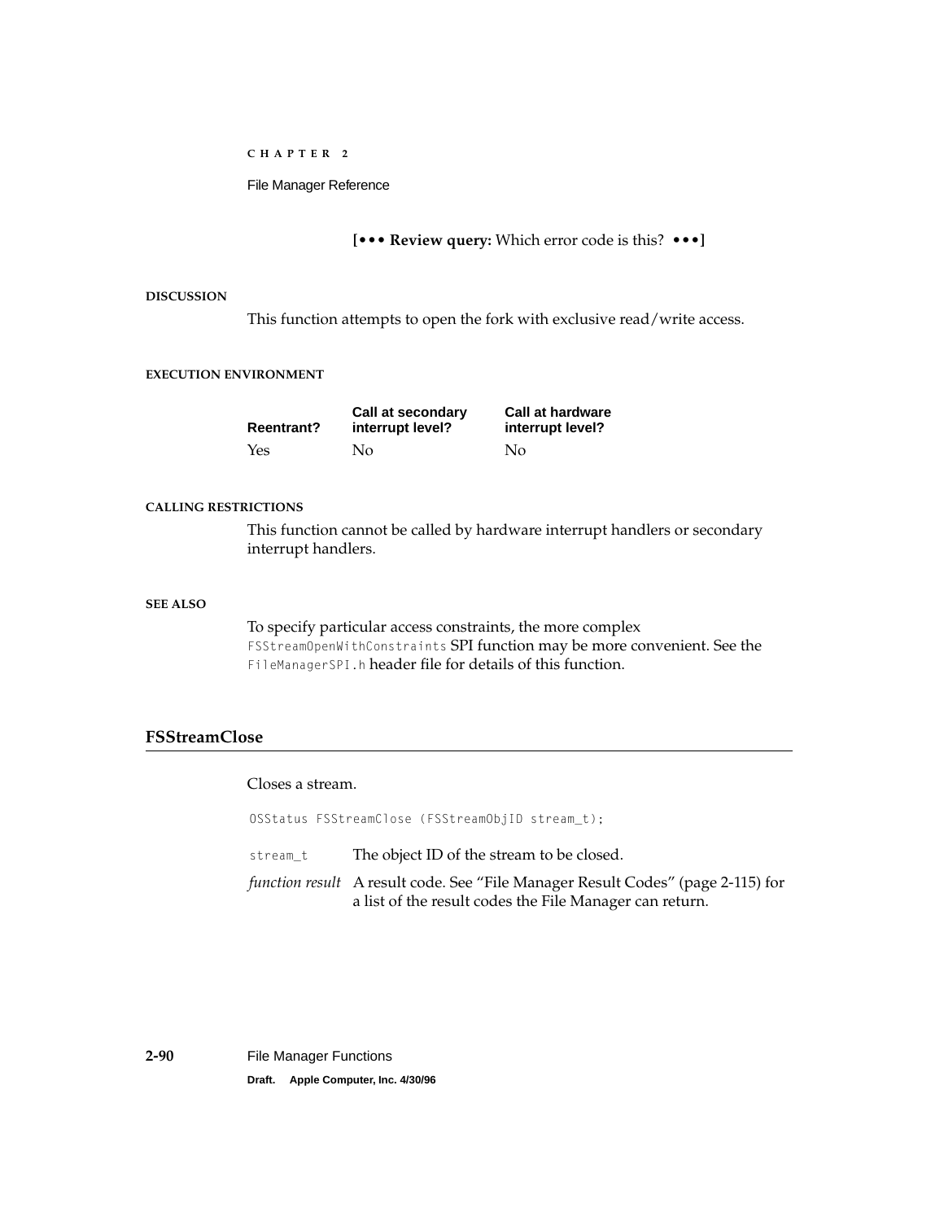**[••• Review query:** Which error code is this? **•••]**

#### DISCUSSION

This function attempts to open the fork with exclusive read/write access.

#### EXECUTION ENVIRONMENT

| Reentrant? | Call at secondary interrupt level? | Call at hardware interrupt level? |
|---|---|---|
| Yes | No | No |

#### CALLING RESTRICTIONS

This function cannot be called by hardware interrupt handlers or secondary interrupt handlers.

#### SEE ALSO

To specify particular access constraints, the more complex `FSStreamOpenWithConstraints` SPI function may be more convenient. See the `FileManagerSPI.h` header file for details of this function.

## FSStreamClose

Closes a stream.

```
OSStatus FSStreamClose (FSStreamObjID stream_t);
```

`stream_t` The object ID of the stream to be closed.

*function result* A result code. See "File Manager Result Codes" (page 2-115) for a list of the result codes the File Manager can return.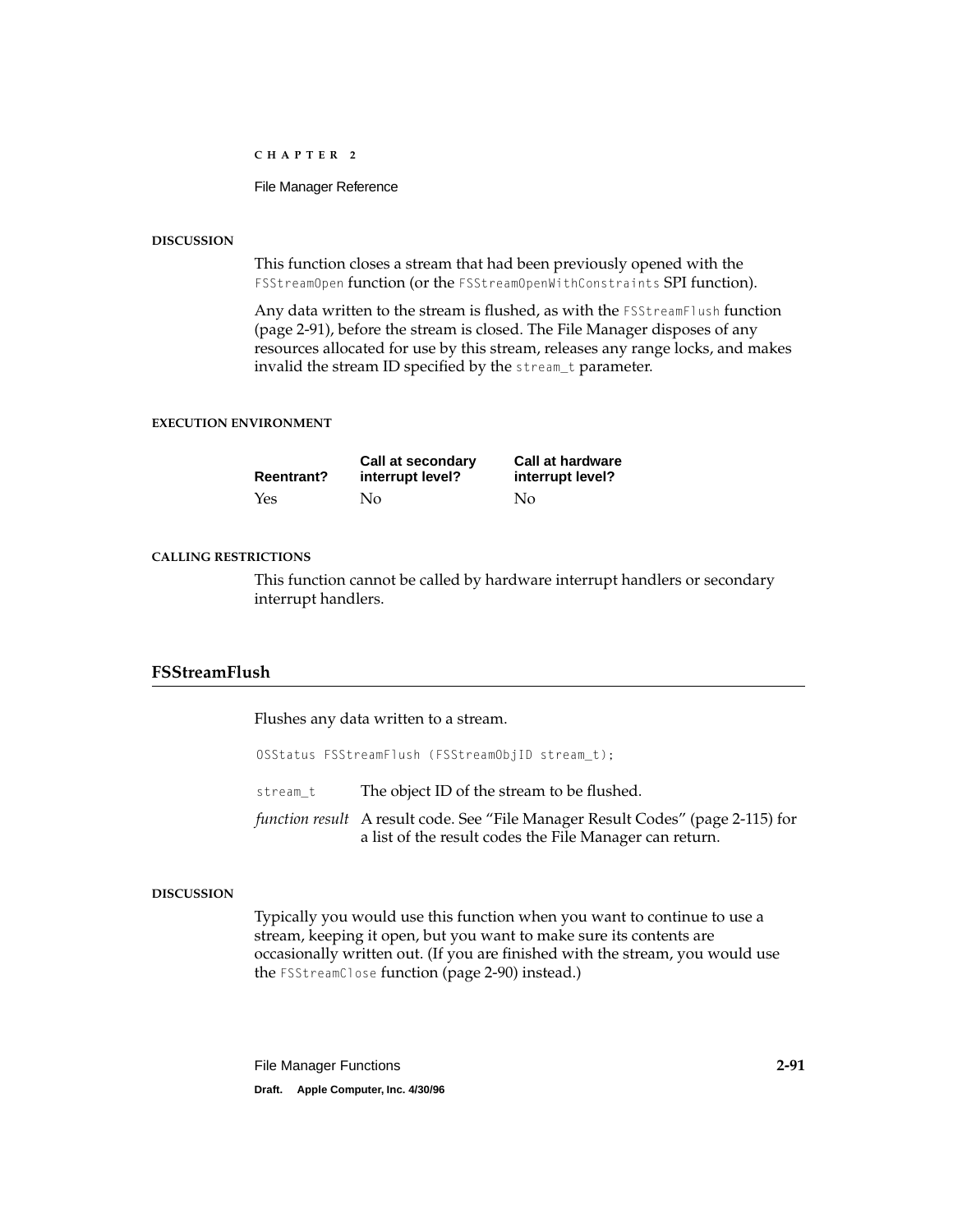#### DISCUSSION

This function closes a stream that had been previously opened with the `FSStreamOpen` function (or the `FSStreamOpenWithConstraints` SPI function).

Any data written to the stream is flushed, as with the `FSStreamFlush` function (page 2-91), before the stream is closed. The File Manager disposes of any resources allocated for use by this stream, releases any range locks, and makes invalid the stream ID specified by the `stream_t` parameter.

#### EXECUTION ENVIRONMENT

| Reentrant? | Call at secondary interrupt level? | Call at hardware interrupt level? |
|---|---|---|
| Yes | No | No |

#### CALLING RESTRICTIONS

This function cannot be called by hardware interrupt handlers or secondary interrupt handlers.

## FSStreamFlush

Flushes any data written to a stream.

```
OSStatus FSStreamFlush (FSStreamObjID stream_t);
```

`stream_t` The object ID of the stream to be flushed.

*function result* A result code. See "File Manager Result Codes" (page 2-115) for a list of the result codes the File Manager can return.

#### DISCUSSION

Typically you would use this function when you want to continue to use a stream, keeping it open, but you want to make sure its contents are occasionally written out. (If you are finished with the stream, you would use the `FSStreamClose` function (page 2-90) instead.)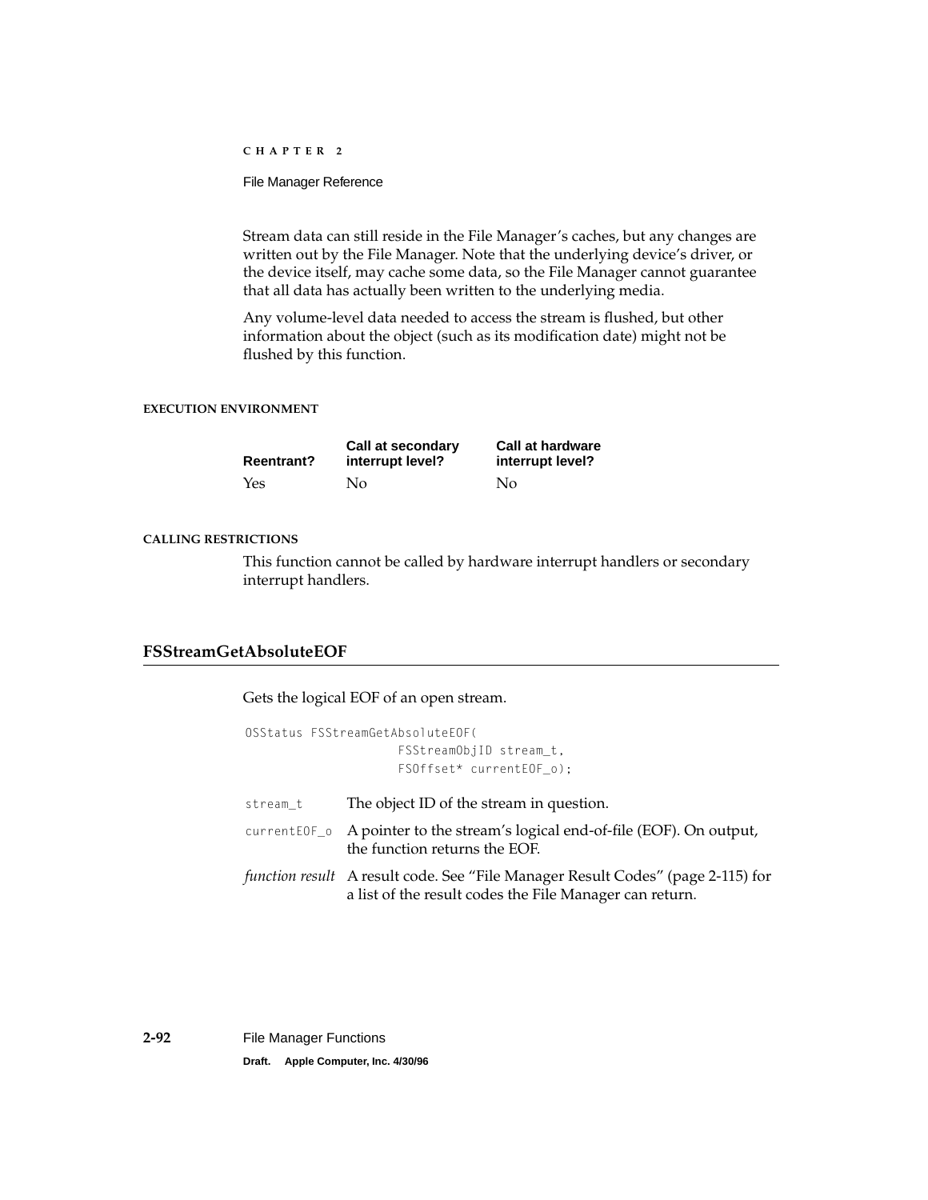Stream data can still reside in the File Manager's caches, but any changes are written out by the File Manager. Note that the underlying device's driver, or the device itself, may cache some data, so the File Manager cannot guarantee that all data has actually been written to the underlying media.

Any volume-level data needed to access the stream is flushed, but other information about the object (such as its modification date) might not be flushed by this function.

#### EXECUTION ENVIRONMENT

| Reentrant? | Call at secondary interrupt level? | Call at hardware interrupt level? |
|---|---|---|
| Yes | No | No |

#### CALLING RESTRICTIONS

This function cannot be called by hardware interrupt handlers or secondary interrupt handlers.

## FSStreamGetAbsoluteEOF

Gets the logical EOF of an open stream.

```
OSStatus FSStreamGetAbsoluteEOF(
                    FSStreamObjID stream_t,
                    FSOffset* currentEOF_o);
```

`stream_t` The object ID of the stream in question.

`currentEOF_o` A pointer to the stream's logical end-of-file (EOF). On output, the function returns the EOF.

*function result* A result code. See "File Manager Result Codes" (page 2-115) for a list of the result codes the File Manager can return.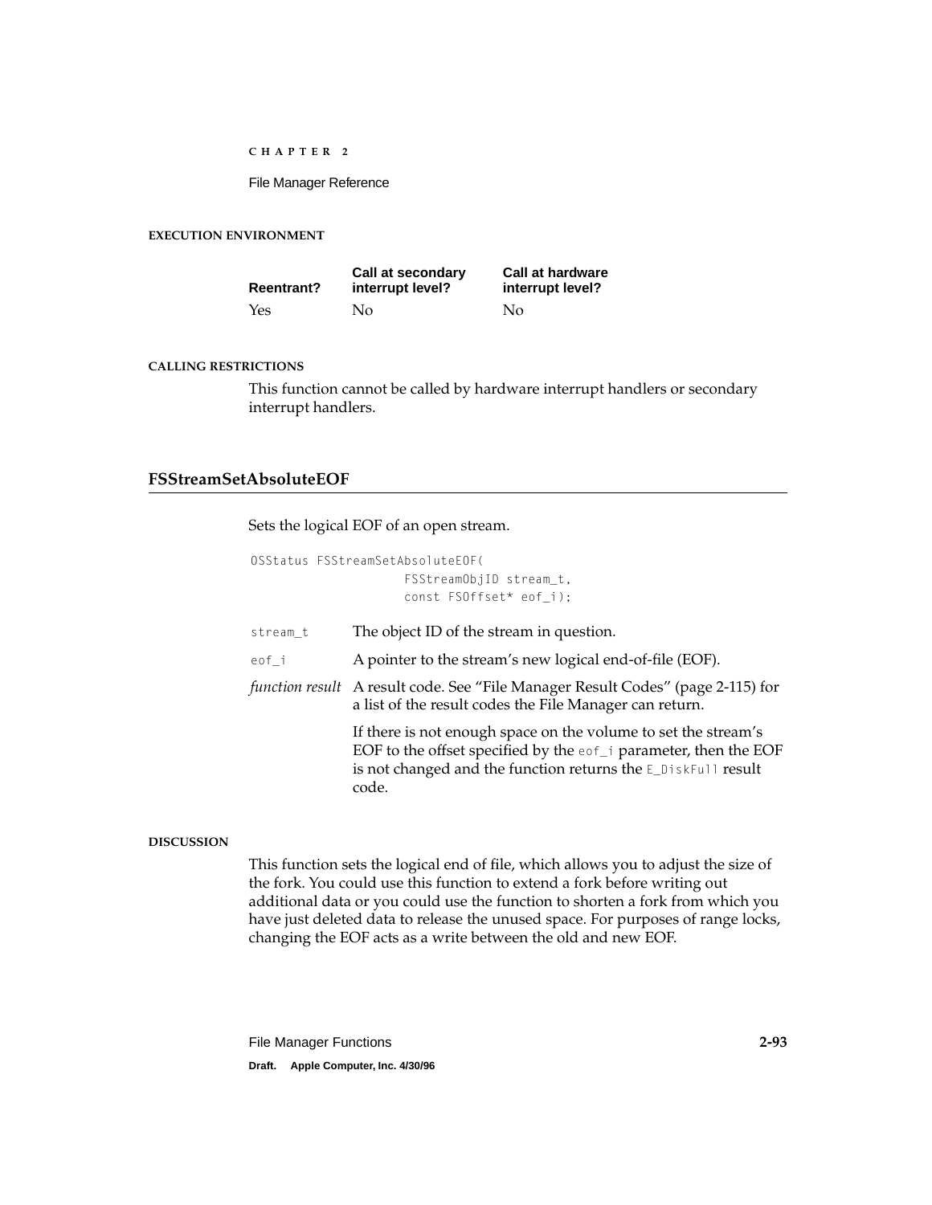#### EXECUTION ENVIRONMENT

| Reentrant? | Call at secondary interrupt level? | Call at hardware interrupt level? |
| --- | --- | --- |
| Yes | No | No |

#### CALLING RESTRICTIONS

This function cannot be called by hardware interrupt handlers or secondary interrupt handlers.

## FSStreamSetAbsoluteEOF

Sets the logical EOF of an open stream.

```
OSStatus FSStreamSetAbsoluteEOF(
                FSStreamObjID stream_t,
                const FSOffset* eof_i);
```

`stream_t` The object ID of the stream in question.

`eof_i` A pointer to the stream's new logical end-of-file (EOF).

*function result* A result code. See "File Manager Result Codes" (page 2-115) for a list of the result codes the File Manager can return.

If there is not enough space on the volume to set the stream's EOF to the offset specified by the `eof_i` parameter, then the EOF is not changed and the function returns the `E_DiskFull` result code.

#### DISCUSSION

This function sets the logical end of file, which allows you to adjust the size of the fork. You could use this function to extend a fork before writing out additional data or you could use the function to shorten a fork from which you have just deleted data to release the unused space. For purposes of range locks, changing the EOF acts as a write between the old and new EOF.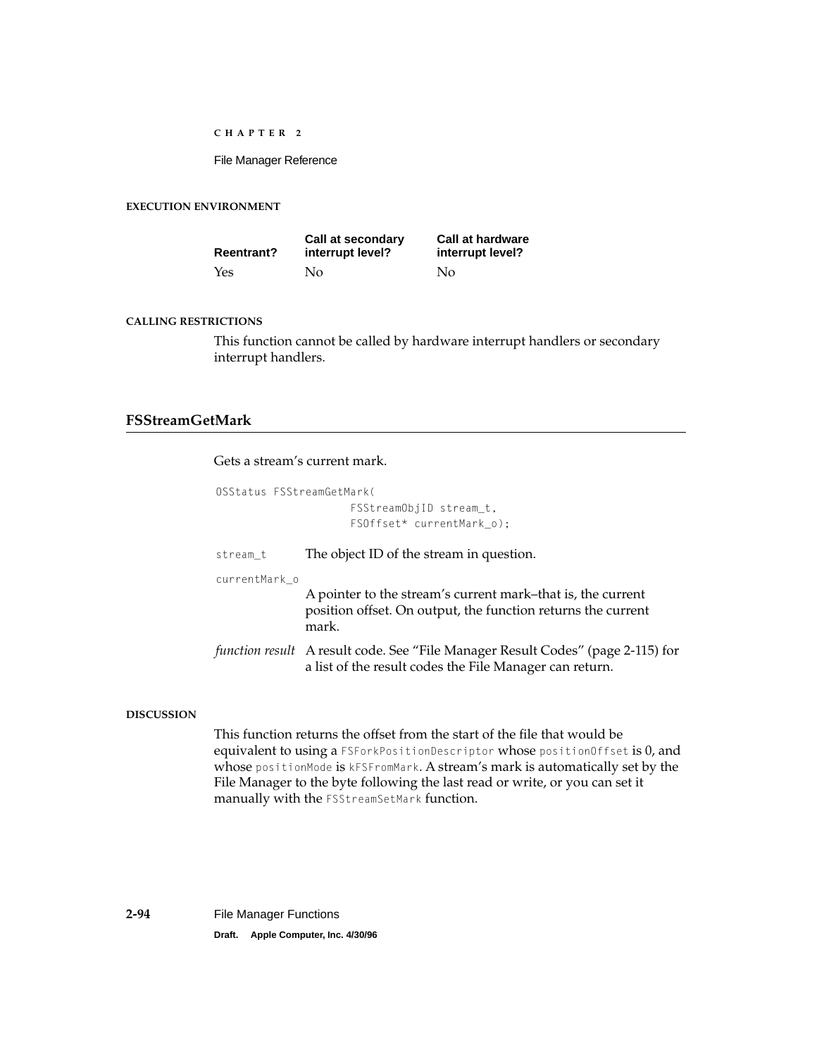#### EXECUTION ENVIRONMENT

| Reentrant? | Call at secondary interrupt level? | Call at hardware interrupt level? |
|---|---|---|
| Yes | No | No |

#### CALLING RESTRICTIONS

This function cannot be called by hardware interrupt handlers or secondary interrupt handlers.

### FSStreamGetMark

Gets a stream's current mark.

```
OSStatus FSStreamGetMark(
                FSStreamObjID stream_t,
                FSOffset* currentMark_o);
```

`stream_t` The object ID of the stream in question.

`currentMark_o`
A pointer to the stream's current mark–that is, the current position offset. On output, the function returns the current mark.

*function result* A result code. See "File Manager Result Codes" (page 2-115) for a list of the result codes the File Manager can return.

#### DISCUSSION

This function returns the offset from the start of the file that would be equivalent to using a `FSForkPositionDescriptor` whose `positionOffset` is 0, and whose `positionMode` is `kFSFromMark`. A stream's mark is automatically set by the File Manager to the byte following the last read or write, or you can set it manually with the `FSStreamSetMark` function.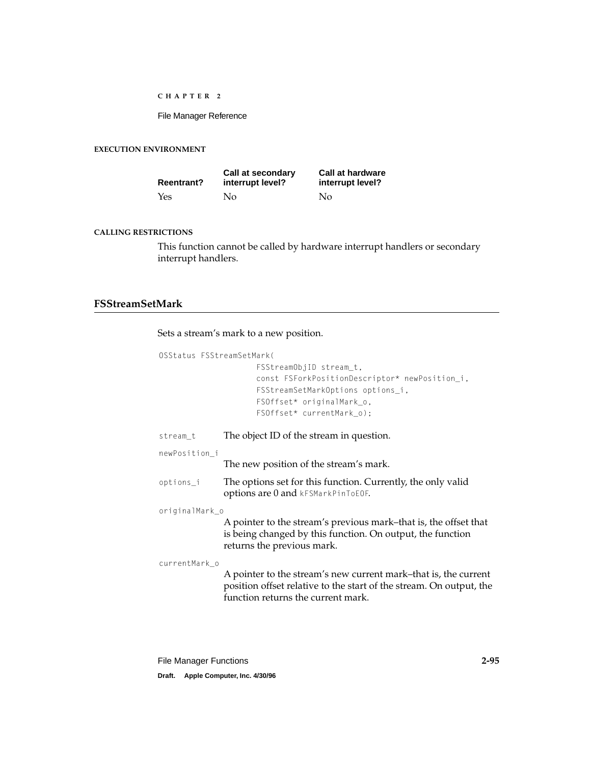#### EXECUTION ENVIRONMENT

| Reentrant? | Call at secondary interrupt level? | Call at hardware interrupt level? |
|---|---|---|
| Yes | No | No |

#### CALLING RESTRICTIONS

This function cannot be called by hardware interrupt handlers or secondary interrupt handlers.

### FSStreamSetMark

Sets a stream's mark to a new position.

```
OSStatus FSStreamSetMark(
                    FSStreamObjID stream_t,
                    const FSForkPositionDescriptor* newPosition_i,
                    FSStreamSetMarkOptions options_i,
                    FSOffset* originalMark_o,
                    FSOffset* currentMark_o);
```

`stream_t` The object ID of the stream in question.

`newPosition_i`
The new position of the stream's mark.

`options_i` The options set for this function. Currently, the only valid options are 0 and `kFSMarkPinToEOF`.

`originalMark_o`
A pointer to the stream's previous mark–that is, the offset that is being changed by this function. On output, the function returns the previous mark.

`currentMark_o`
A pointer to the stream's new current mark–that is, the current position offset relative to the start of the stream. On output, the function returns the current mark.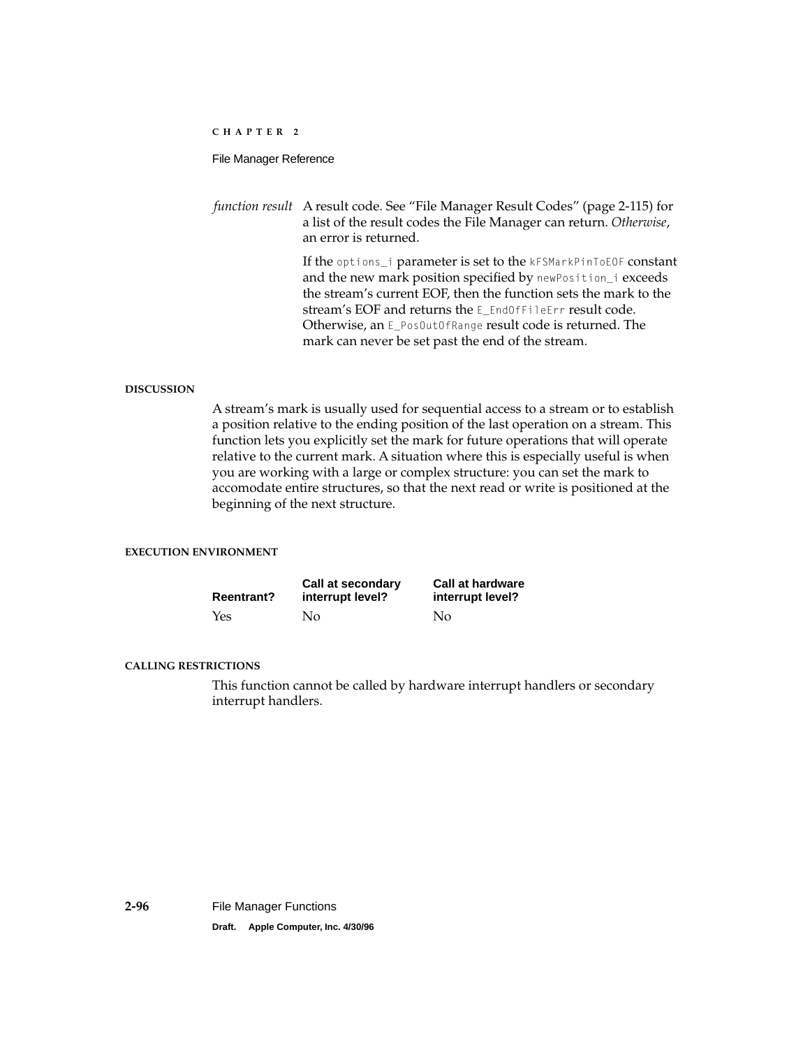*function result* A result code. See “File Manager Result Codes” (page 2-115) for a list of the result codes the File Manager can return. *Otherwise*, an error is returned.

If the `options_i` parameter is set to the `kFSMarkPinToEOF` constant and the new mark position specified by `newPosition_i` exceeds the stream’s current EOF, then the function sets the mark to the stream’s EOF and returns the `E_EndOfFileErr` result code. Otherwise, an `E_PosOutOfRange` result code is returned. The mark can never be set past the end of the stream.

#### DISCUSSION

A stream’s mark is usually used for sequential access to a stream or to establish a position relative to the ending position of the last operation on a stream. This function lets you explicitly set the mark for future operations that will operate relative to the current mark. A situation where this is especially useful is when you are working with a large or complex structure: you can set the mark to accomodate entire structures, so that the next read or write is positioned at the beginning of the next structure.

#### EXECUTION ENVIRONMENT

| Reentrant? | Call at secondary interrupt level? | Call at hardware interrupt level? |
|---|---|---|
| Yes | No | No |

#### CALLING RESTRICTIONS

This function cannot be called by hardware interrupt handlers or secondary interrupt handlers.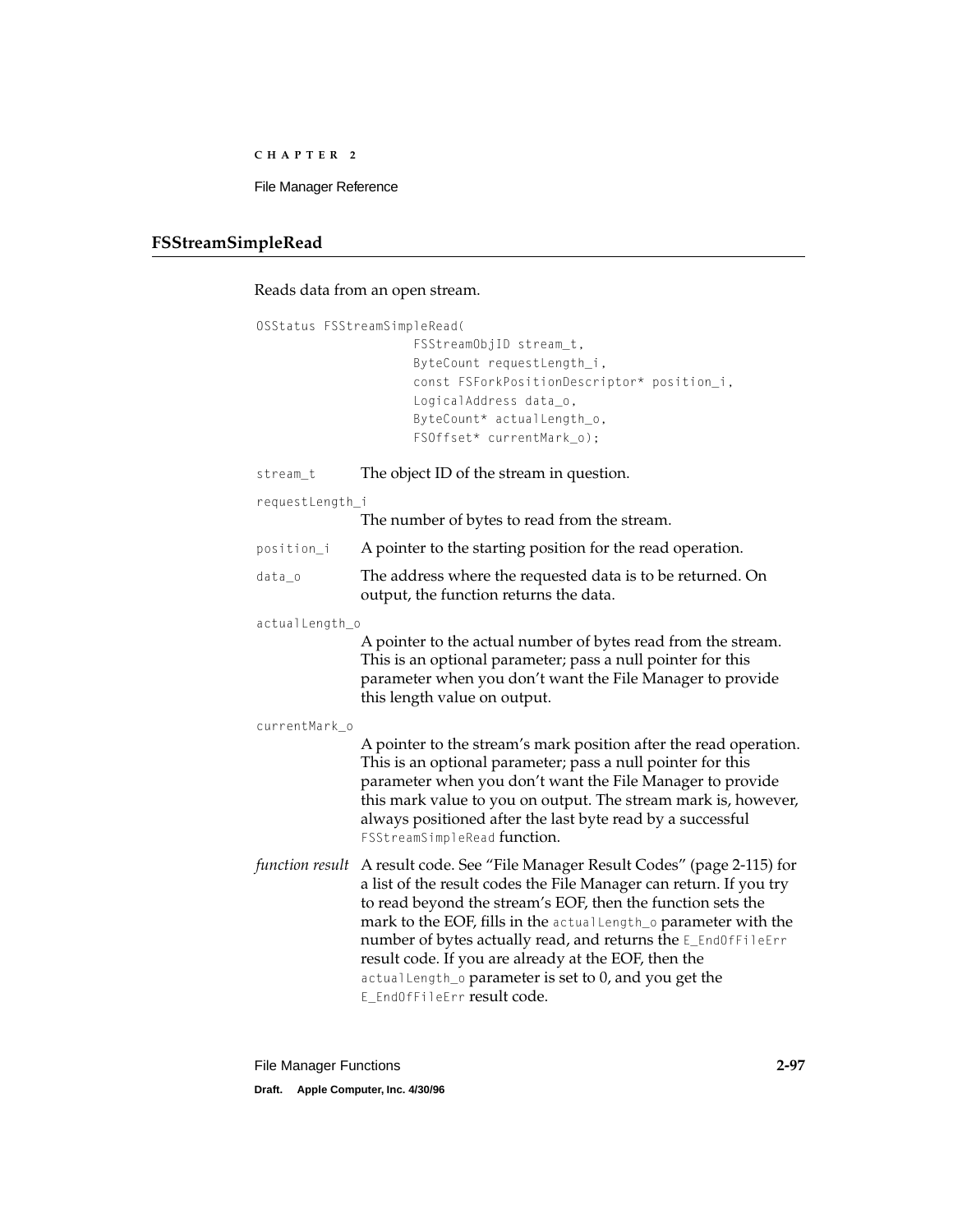## FSStreamSimpleRead

Reads data from an open stream.

```
OSStatus FSStreamSimpleRead(
                    FSStreamObjID stream_t,
                    ByteCount requestLength_i,
                    const FSForkPositionDescriptor* position_i,
                    LogicalAddress data_o,
                    ByteCount* actualLength_o,
                    FSOffset* currentMark_o);
```

`stream_t` The object ID of the stream in question.

`requestLength_i`
The number of bytes to read from the stream.

`position_i` A pointer to the starting position for the read operation.

`data_o` The address where the requested data is to be returned. On output, the function returns the data.

`actualLength_o`
A pointer to the actual number of bytes read from the stream. This is an optional parameter; pass a null pointer for this parameter when you don't want the File Manager to provide this length value on output.

`currentMark_o`
A pointer to the stream's mark position after the read operation. This is an optional parameter; pass a null pointer for this parameter when you don't want the File Manager to provide this mark value to you on output. The stream mark is, however, always positioned after the last byte read by a successful `FSStreamSimpleRead` function.

*function result* A result code. See "File Manager Result Codes" (page 2-115) for a list of the result codes the File Manager can return. If you try to read beyond the stream's EOF, then the function sets the mark to the EOF, fills in the `actualLength_o` parameter with the number of bytes actually read, and returns the `E_EndOfFileErr` result code. If you are already at the EOF, then the `actualLength_o` parameter is set to 0, and you get the `E_EndOfFileErr` result code.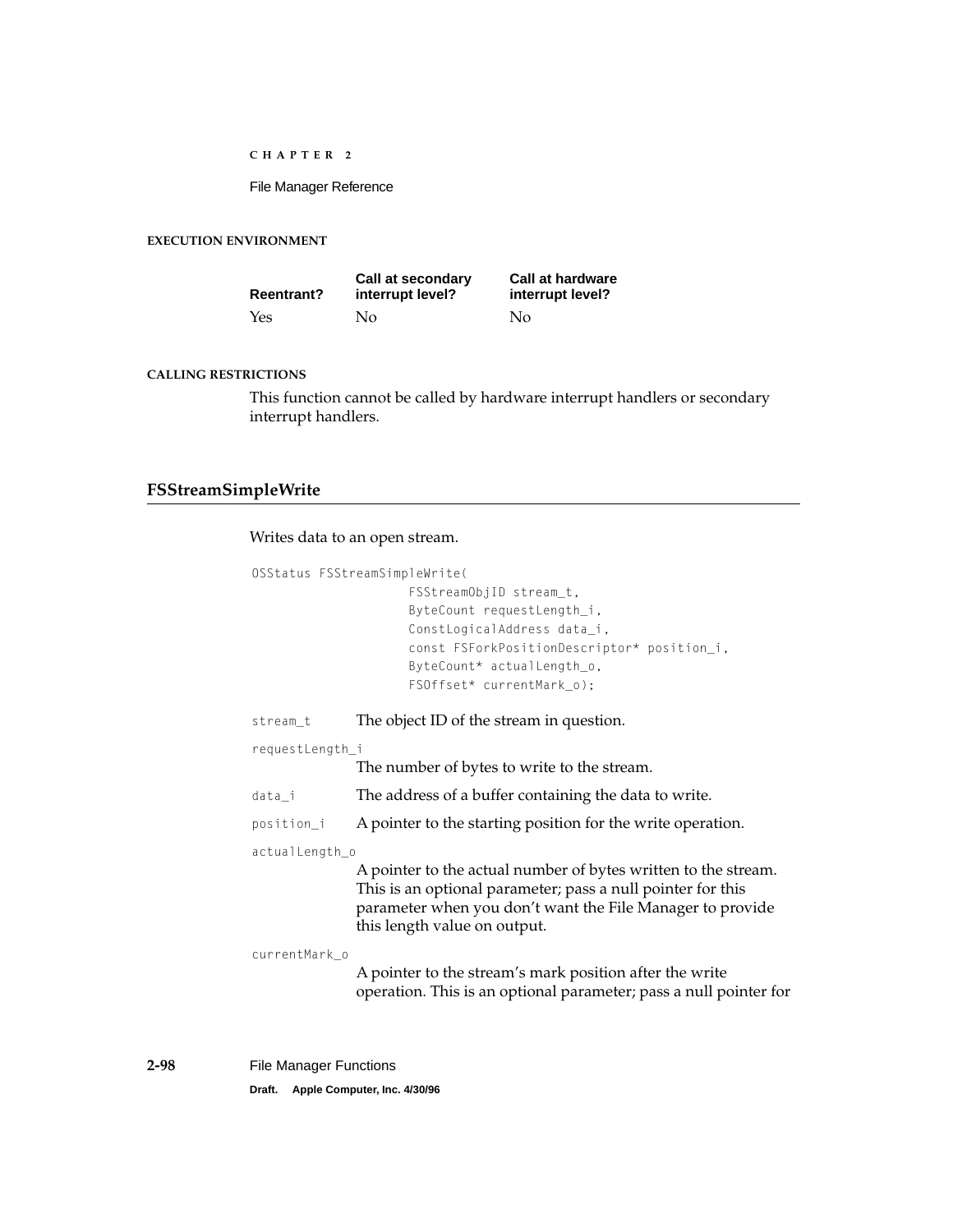#### EXECUTION ENVIRONMENT

| Reentrant? | Call at secondary interrupt level? | Call at hardware interrupt level? |
|---|---|---|
| Yes | No | No |

#### CALLING RESTRICTIONS

This function cannot be called by hardware interrupt handlers or secondary interrupt handlers.

## FSStreamSimpleWrite

Writes data to an open stream.

```
OSStatus FSStreamSimpleWrite(
                    FSStreamObjID stream_t,
                    ByteCount requestLength_i,
                    ConstLogicalAddress data_i,
                    const FSForkPositionDescriptor* position_i,
                    ByteCount* actualLength_o,
                    FSOffset* currentMark_o);
```

`stream_t` The object ID of the stream in question.

`requestLength_i`
The number of bytes to write to the stream.

`data_i` The address of a buffer containing the data to write.

`position_i` A pointer to the starting position for the write operation.

`actualLength_o`
A pointer to the actual number of bytes written to the stream. This is an optional parameter; pass a null pointer for this parameter when you don't want the File Manager to provide this length value on output.

`currentMark_o`
A pointer to the stream's mark position after the write operation. This is an optional parameter; pass a null pointer for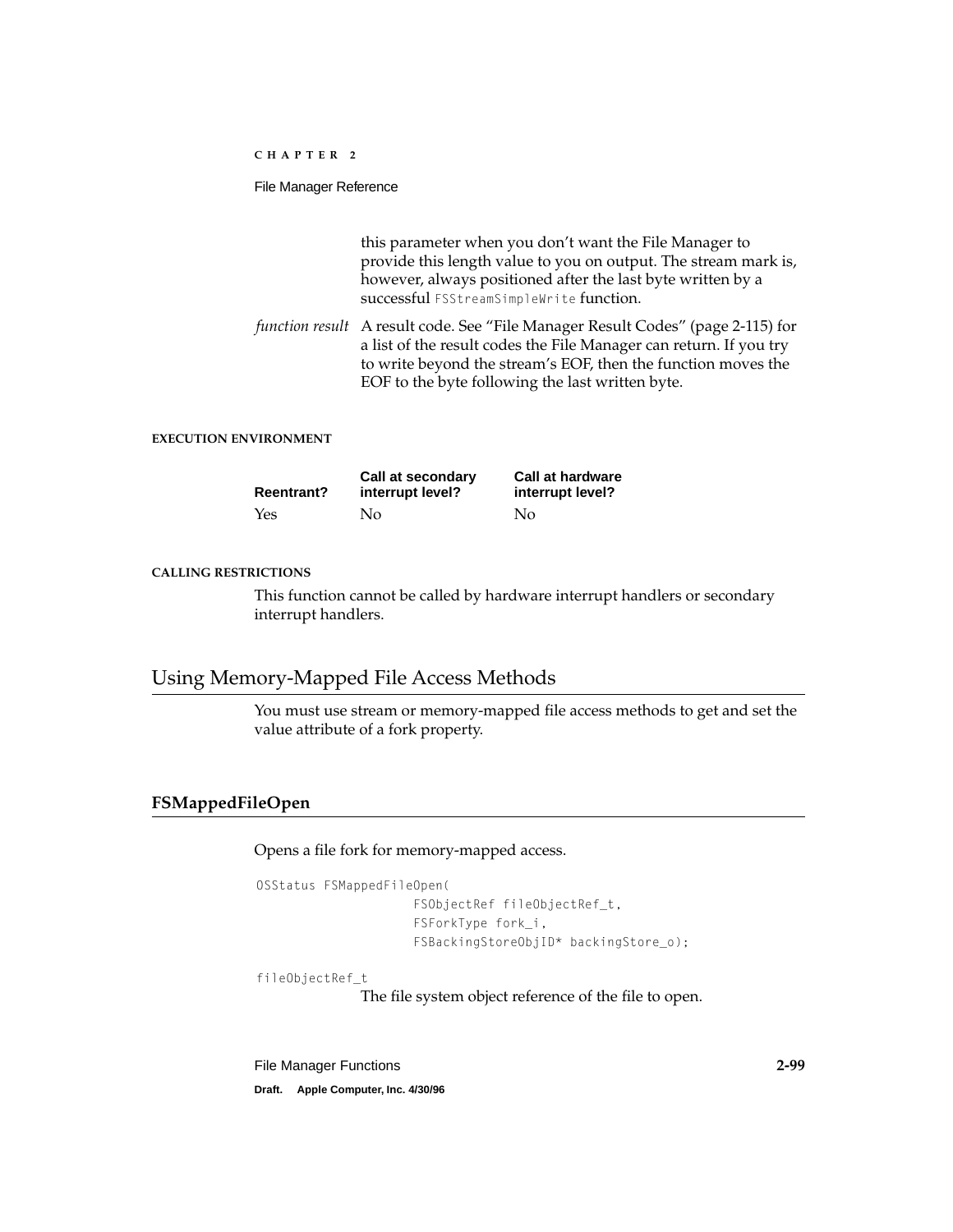this parameter when you don't want the File Manager to provide this length value to you on output. The stream mark is, however, always positioned after the last byte written by a successful `FSStreamSimpleWrite` function.

*function result* A result code. See "File Manager Result Codes" (page 2-115) for a list of the result codes the File Manager can return. If you try to write beyond the stream's EOF, then the function moves the EOF to the byte following the last written byte.

**EXECUTION ENVIRONMENT**

| Reentrant? | Call at secondary interrupt level? | Call at hardware interrupt level? |
|---|---|---|
| Yes | No | No |

**CALLING RESTRICTIONS**

This function cannot be called by hardware interrupt handlers or secondary interrupt handlers.

## Using Memory-Mapped File Access Methods

You must use stream or memory-mapped file access methods to get and set the value attribute of a fork property.

### FSMappedFileOpen

Opens a file fork for memory-mapped access.

```
OSStatus FSMappedFileOpen(
                    FSObjectRef fileObjectRef_t,
                    FSForkType fork_i,
                    FSBackingStoreObjID* backingStore_o);
```

`fileObjectRef_t`
The file system object reference of the file to open.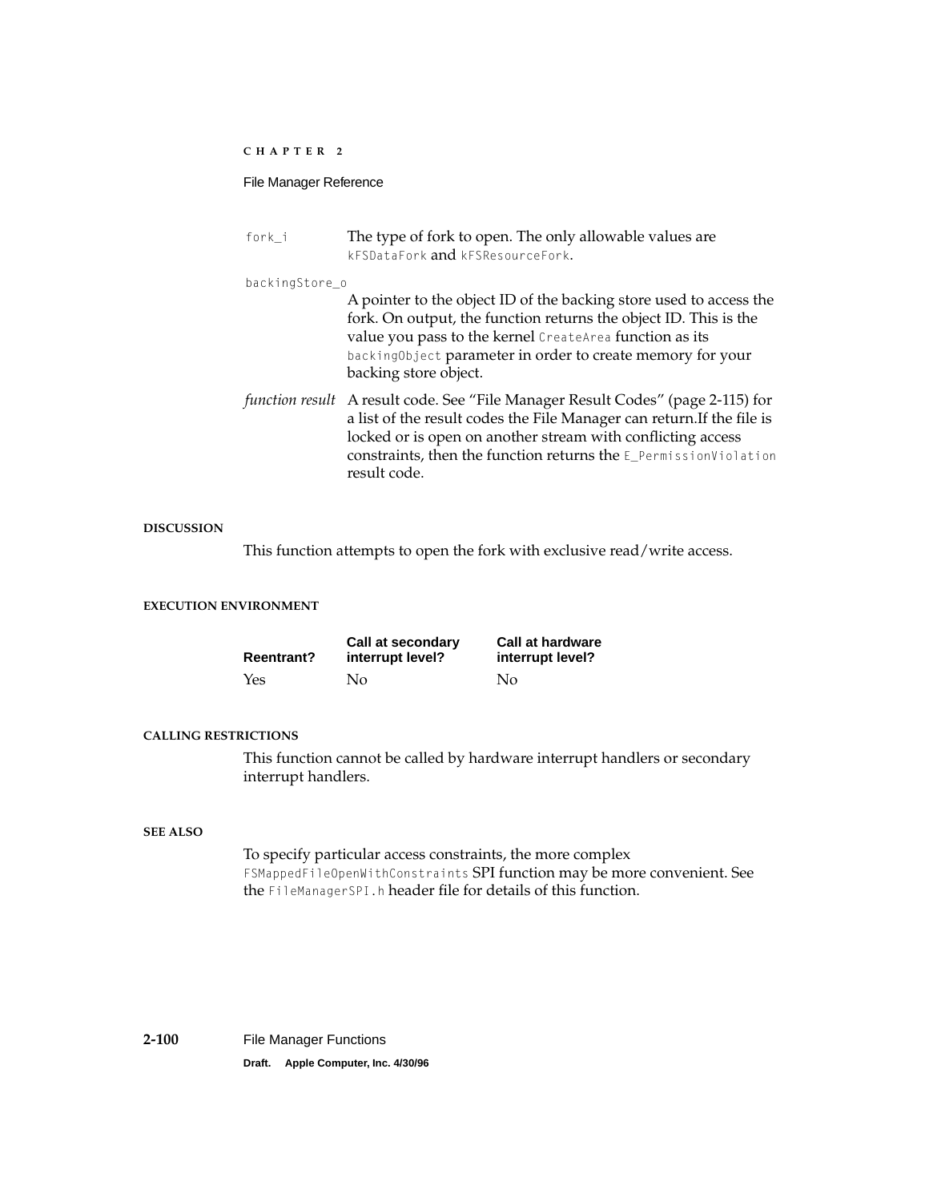`fork_i` The type of fork to open. The only allowable values are `kFSDataFork` and `kFSResourceFork`.

`backingStore_o`
A pointer to the object ID of the backing store used to access the fork. On output, the function returns the object ID. This is the value you pass to the kernel `CreateArea` function as its `backingObject` parameter in order to create memory for your backing store object.

*function result* A result code. See "File Manager Result Codes" (page 2-115) for a list of the result codes the File Manager can return.If the file is locked or is open on another stream with conflicting access constraints, then the function returns the `E_PermissionViolation` result code.

**DISCUSSION**

This function attempts to open the fork with exclusive read/write access.

**EXECUTION ENVIRONMENT**

| Reentrant? | Call at secondary interrupt level? | Call at hardware interrupt level? |
|---|---|---|
| Yes | No | No |

**CALLING RESTRICTIONS**

This function cannot be called by hardware interrupt handlers or secondary interrupt handlers.

**SEE ALSO**

To specify particular access constraints, the more complex `FSMappedFileOpenWithConstraints` SPI function may be more convenient. See the `FileManagerSPI.h` header file for details of this function.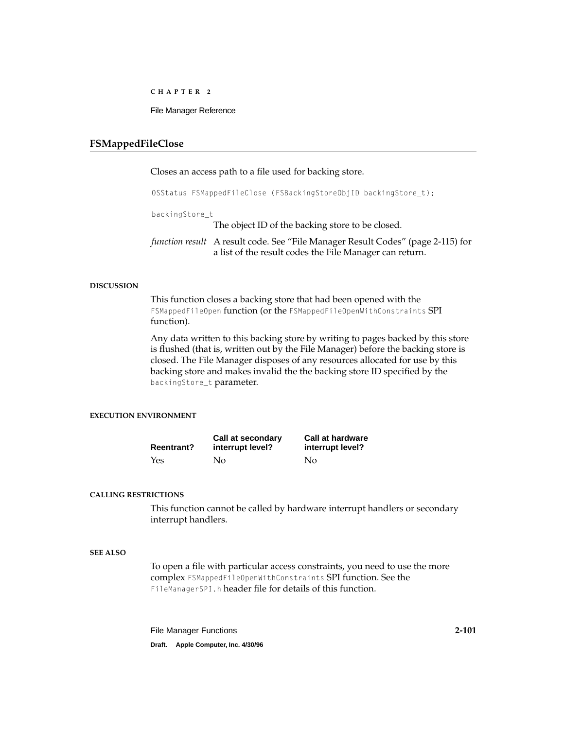## FSMappedFileClose

Closes an access path to a file used for backing store.

```
OSStatus FSMappedFileClose (FSBackingStoreObjID backingStore_t);
```

`backingStore_t`
The object ID of the backing store to be closed.

*function result* A result code. See “File Manager Result Codes” (page 2-115) for a list of the result codes the File Manager can return.

#### DISCUSSION

This function closes a backing store that had been opened with the `FSMappedFileOpen` function (or the `FSMappedFileOpenWithConstraints` SPI function).

Any data written to this backing store by writing to pages backed by this store is flushed (that is, written out by the File Manager) before the backing store is closed. The File Manager disposes of any resources allocated for use by this backing store and makes invalid the the backing store ID specified by the `backingStore_t` parameter.

#### EXECUTION ENVIRONMENT

| Reentrant? | Call at secondary interrupt level? | Call at hardware interrupt level? |
| --- | --- | --- |
| Yes | No | No |

#### CALLING RESTRICTIONS

This function cannot be called by hardware interrupt handlers or secondary interrupt handlers.

#### SEE ALSO

To open a file with particular access constraints, you need to use the more complex `FSMappedFileOpenWithConstraints` SPI function. See the `FileManagerSPI.h` header file for details of this function.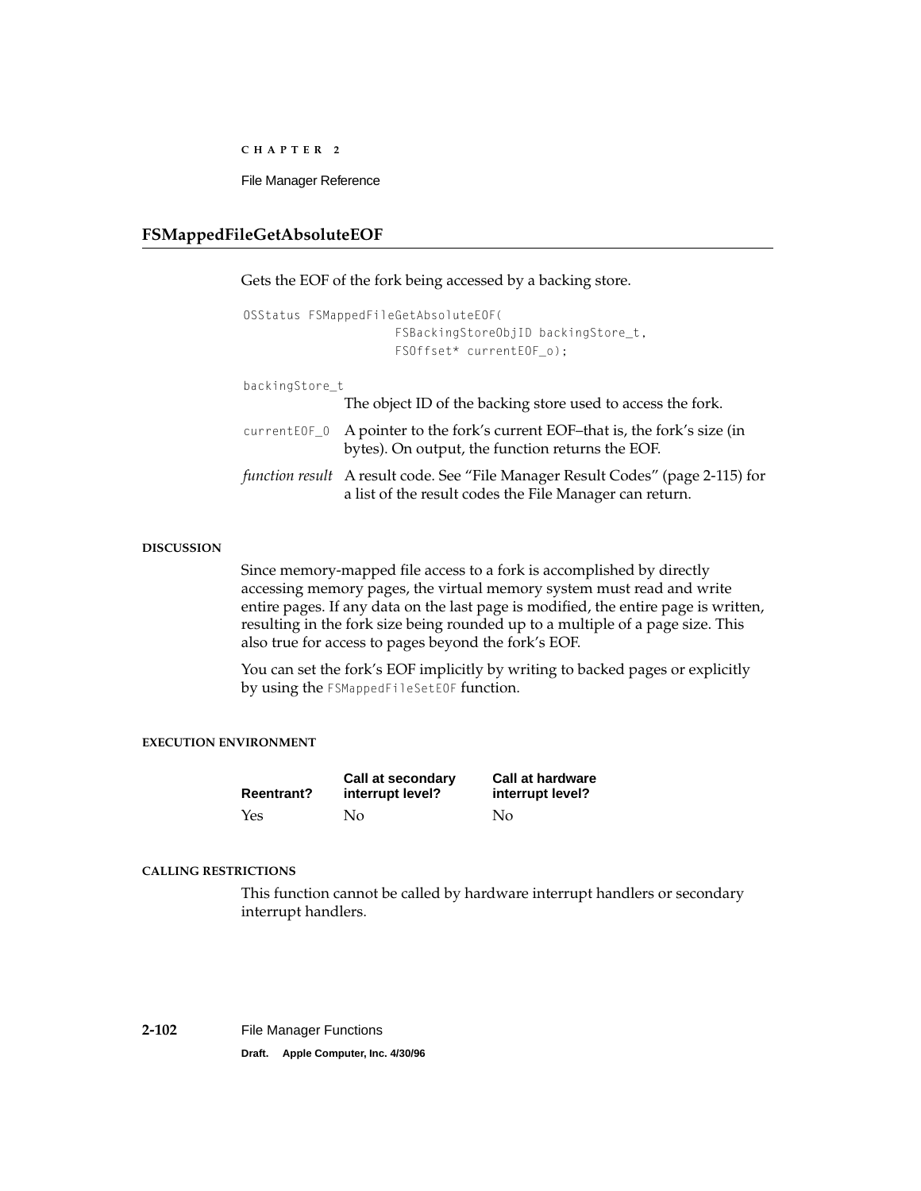## FSMappedFileGetAbsoluteEOF

Gets the EOF of the fork being accessed by a backing store.

```
OSStatus FSMappedFileGetAbsoluteEOF(
                FSBackingStoreObjID backingStore_t,
                FSOffset* currentEOF_o);
```

`backingStore_t`
The object ID of the backing store used to access the fork.

`currentEOF_O` A pointer to the fork's current EOF–that is, the fork's size (in bytes). On output, the function returns the EOF.

*function result* A result code. See "File Manager Result Codes" (page 2-115) for a list of the result codes the File Manager can return.

#### DISCUSSION

Since memory-mapped file access to a fork is accomplished by directly accessing memory pages, the virtual memory system must read and write entire pages. If any data on the last page is modified, the entire page is written, resulting in the fork size being rounded up to a multiple of a page size. This also true for access to pages beyond the fork's EOF.

You can set the fork's EOF implicitly by writing to backed pages or explicitly by using the `FSMappedFileSetEOF` function.

#### EXECUTION ENVIRONMENT

| Reentrant? | Call at secondary interrupt level? | Call at hardware interrupt level? |
|---|---|---|
| Yes | No | No |

#### CALLING RESTRICTIONS

This function cannot be called by hardware interrupt handlers or secondary interrupt handlers.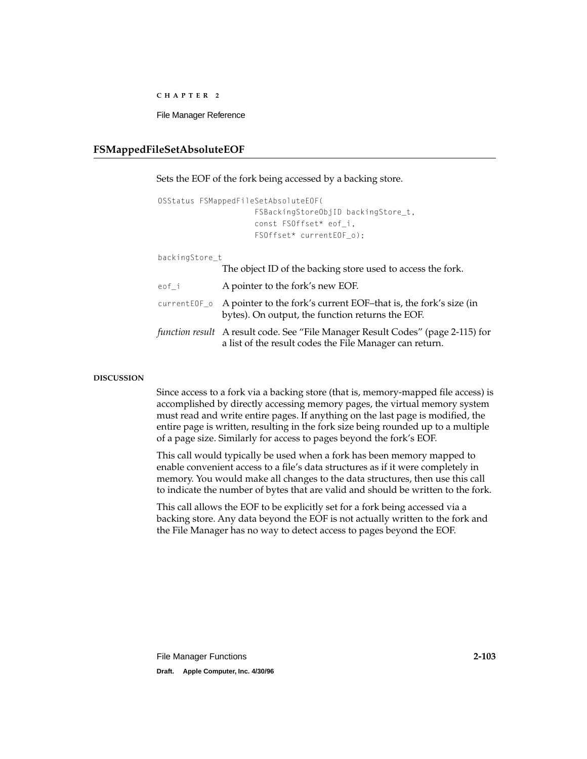## FSMappedFileSetAbsoluteEOF

Sets the EOF of the fork being accessed by a backing store.

```
OSStatus FSMappedFileSetAbsoluteEOF(
                    FSBackingStoreObjID backingStore_t,
                    const FSOffset* eof_i,
                    FSOffset* currentEOF_o);
```

`backingStore_t`
The object ID of the backing store used to access the fork.

`eof_i` A pointer to the fork's new EOF.

`currentEOF_o` A pointer to the fork's current EOF–that is, the fork's size (in bytes). On output, the function returns the EOF.

*function result* A result code. See "File Manager Result Codes" (page 2-115) for a list of the result codes the File Manager can return.

**DISCUSSION**

Since access to a fork via a backing store (that is, memory-mapped file access) is accomplished by directly accessing memory pages, the virtual memory system must read and write entire pages. If anything on the last page is modified, the entire page is written, resulting in the fork size being rounded up to a multiple of a page size. Similarly for access to pages beyond the fork's EOF.

This call would typically be used when a fork has been memory mapped to enable convenient access to a file's data structures as if it were completely in memory. You would make all changes to the data structures, then use this call to indicate the number of bytes that are valid and should be written to the fork.

This call allows the EOF to be explicitly set for a fork being accessed via a backing store. Any data beyond the EOF is not actually written to the fork and the File Manager has no way to detect access to pages beyond the EOF.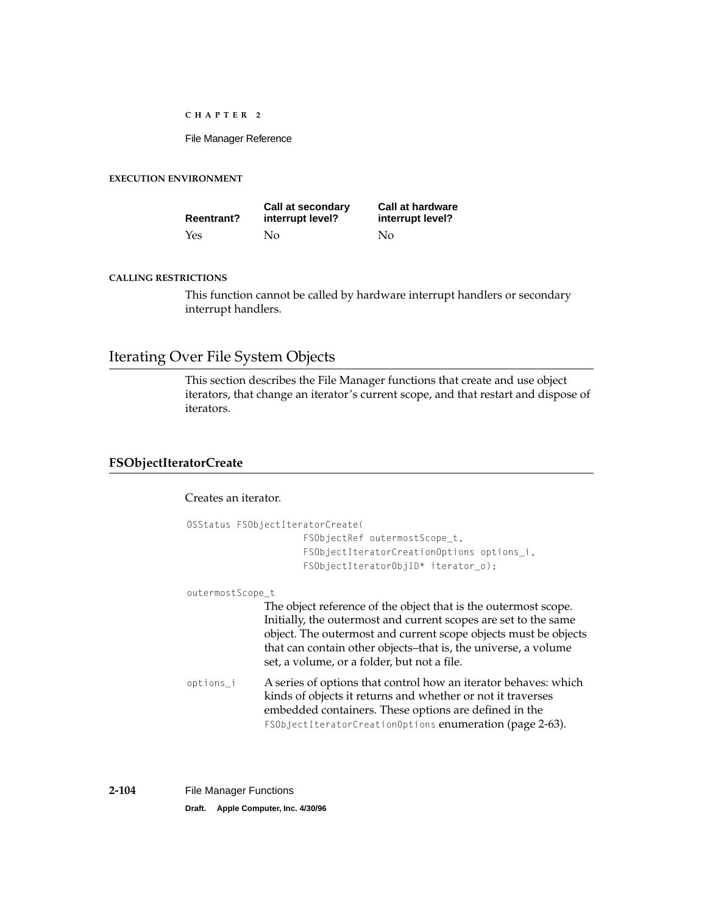**EXECUTION ENVIRONMENT**

| Reentrant? | Call at secondary interrupt level? | Call at hardware interrupt level? |
|---|---|---|
| Yes | No | No |

**CALLING RESTRICTIONS**

This function cannot be called by hardware interrupt handlers or secondary interrupt handlers.

## Iterating Over File System Objects

This section describes the File Manager functions that create and use object iterators, that change an iterator's current scope, and that restart and dispose of iterators.

### FSObjectIteratorCreate

Creates an iterator.

```
OSStatus FSObjectIteratorCreate(
                FSObjectRef outermostScope_t,
                FSObjectIteratorCreationOptions options_i,
                FSObjectIteratorObjID* iterator_o);
```

`outermostScope_t`
: The object reference of the object that is the outermost scope. Initially, the outermost and current scopes are set to the same object. The outermost and current scope objects must be objects that can contain other objects–that is, the universe, a volume set, a volume, or a folder, but not a file.

`options_i`
: A series of options that control how an iterator behaves: which kinds of objects it returns and whether or not it traverses embedded containers. These options are defined in the `FSObjectIteratorCreationOptions` enumeration (page 2-63).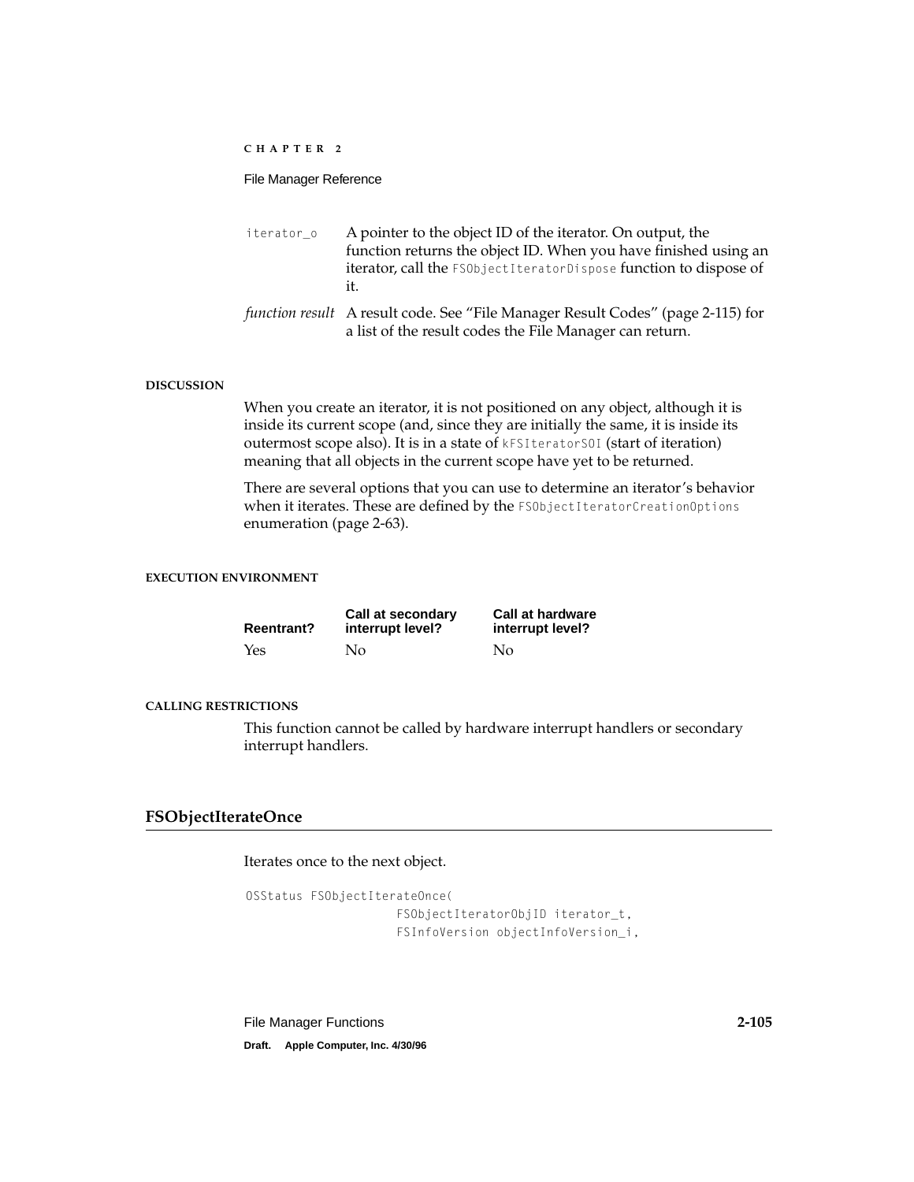| | |
|---|---|
| `iterator_o` | A pointer to the object ID of the iterator. On output, the function returns the object ID. When you have finished using an iterator, call the `FSObjectIteratorDispose` function to dispose of it. |
| *function result* | A result code. See "File Manager Result Codes" (page 2-115) for a list of the result codes the File Manager can return. |

#### DISCUSSION

When you create an iterator, it is not positioned on any object, although it is inside its current scope (and, since they are initially the same, it is inside its outermost scope also). It is in a state of `kFSIteratorSOI` (start of iteration) meaning that all objects in the current scope have yet to be returned.

There are several options that you can use to determine an iterator's behavior when it iterates. These are defined by the `FSObjectIteratorCreationOptions` enumeration (page 2-63).

#### EXECUTION ENVIRONMENT

| Reentrant? | Call at secondary interrupt level? | Call at hardware interrupt level? |
|---|---|---|
| Yes | No | No |

#### CALLING RESTRICTIONS

This function cannot be called by hardware interrupt handlers or secondary interrupt handlers.

### FSObjectIterateOnce

Iterates once to the next object.

```
OSStatus FSObjectIterateOnce(
                    FSObjectIteratorObjID iterator_t,
                    FSInfoVersion objectInfoVersion_i,
```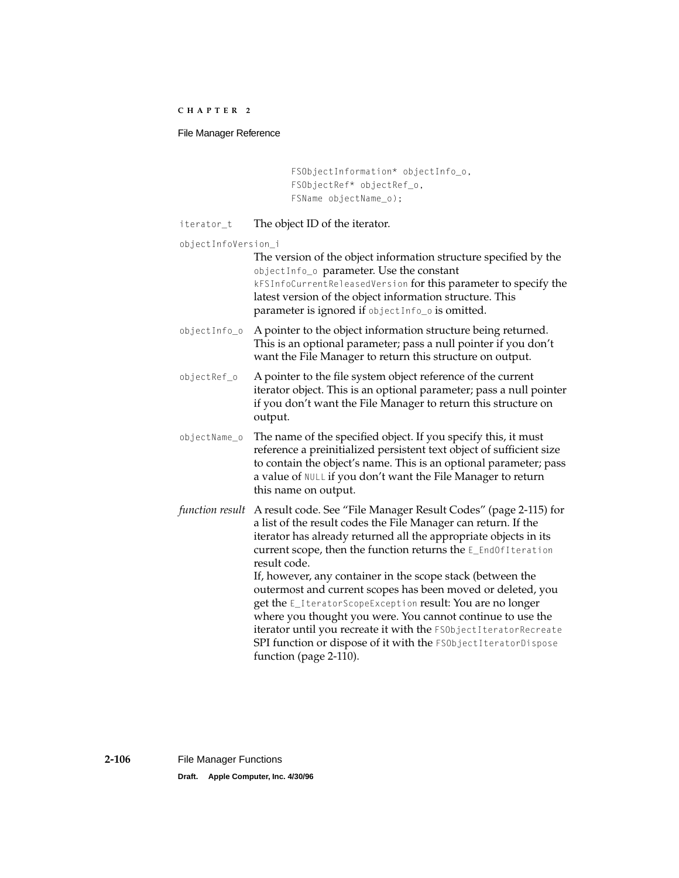```
FSObjectInformation* objectInfo_o,
FSObjectRef* objectRef_o,
FSName objectName_o);
```

`iterator_t` The object ID of the iterator.

`objectInfoVersion_i`
The version of the object information structure specified by the `objectInfo_o` parameter. Use the constant `kFSInfoCurrentReleasedVersion` for this parameter to specify the latest version of the object information structure. This parameter is ignored if `objectInfo_o` is omitted.

`objectInfo_o` A pointer to the object information structure being returned. This is an optional parameter; pass a null pointer if you don't want the File Manager to return this structure on output.

`objectRef_o` A pointer to the file system object reference of the current iterator object. This is an optional parameter; pass a null pointer if you don't want the File Manager to return this structure on output.

`objectName_o` The name of the specified object. If you specify this, it must reference a preinitialized persistent text object of sufficient size to contain the object's name. This is an optional parameter; pass a value of `NULL` if you don't want the File Manager to return this name on output.

*function result* A result code. See "File Manager Result Codes" (page 2-115) for a list of the result codes the File Manager can return. If the iterator has already returned all the appropriate objects in its current scope, then the function returns the `E_EndOfIteration` result code.
If, however, any container in the scope stack (between the outermost and current scopes has been moved or deleted, you get the `E_IteratorScopeException` result: You are no longer where you thought you were. You cannot continue to use the iterator until you recreate it with the `FSObjectIteratorRecreate` SPI function or dispose of it with the `FSObjectIteratorDispose` function (page 2-110).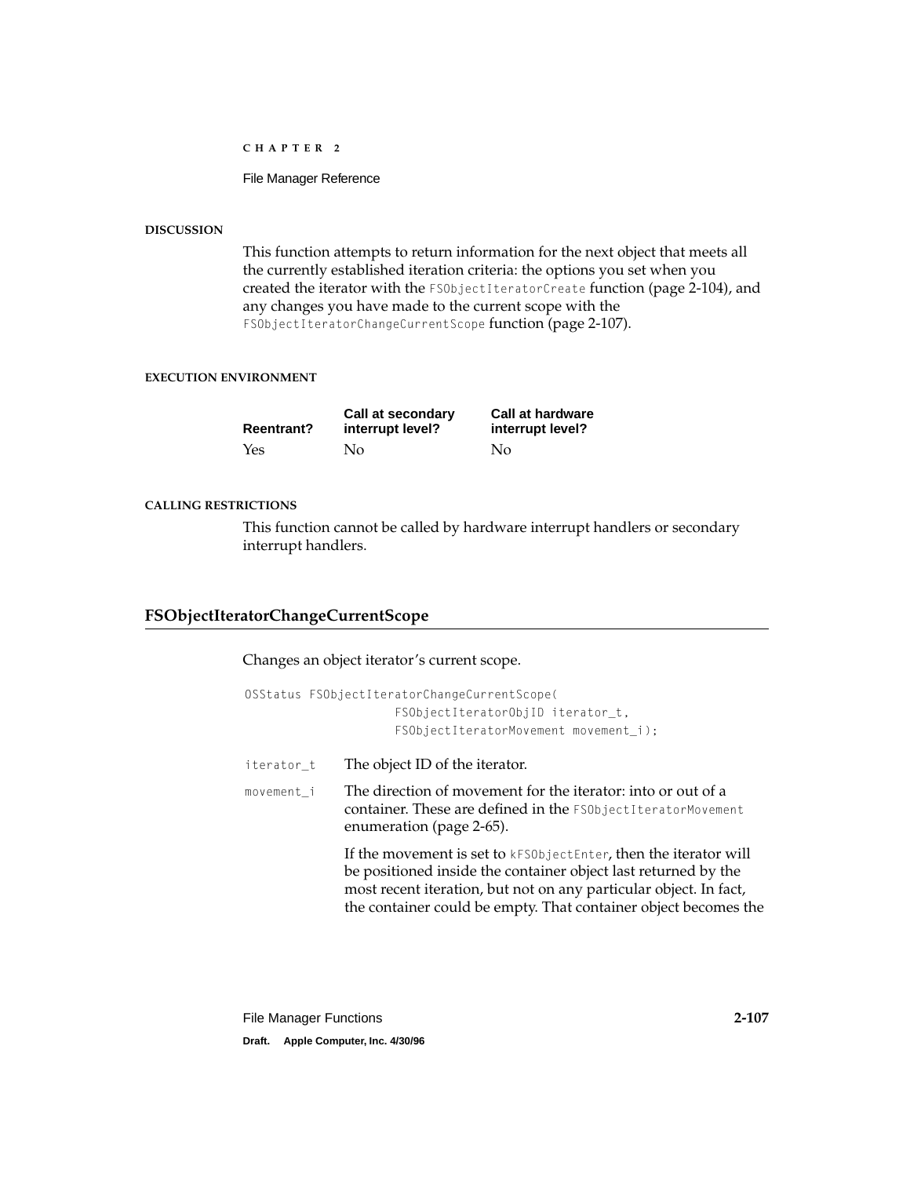#### DISCUSSION

This function attempts to return information for the next object that meets all the currently established iteration criteria: the options you set when you created the iterator with the `FSObjectIteratorCreate` function (page 2-104), and any changes you have made to the current scope with the `FSObjectIteratorChangeCurrentScope` function (page 2-107).

#### EXECUTION ENVIRONMENT

| Reentrant? | Call at secondary interrupt level? | Call at hardware interrupt level? |
| --- | --- | --- |
| Yes | No | No |

#### CALLING RESTRICTIONS

This function cannot be called by hardware interrupt handlers or secondary interrupt handlers.

## FSObjectIteratorChangeCurrentScope

Changes an object iterator's current scope.

```
OSStatus FSObjectIteratorChangeCurrentScope(
                FSObjectIteratorObjID iterator_t,
                FSObjectIteratorMovement movement_i);
```

`iterator_t` The object ID of the iterator.

`movement_i` The direction of movement for the iterator: into or out of a container. These are defined in the `FSObjectIteratorMovement` enumeration (page 2-65).

If the movement is set to `kFSObjectEnter`, then the iterator will be positioned inside the container object last returned by the most recent iteration, but not on any particular object. In fact, the container could be empty. That container object becomes the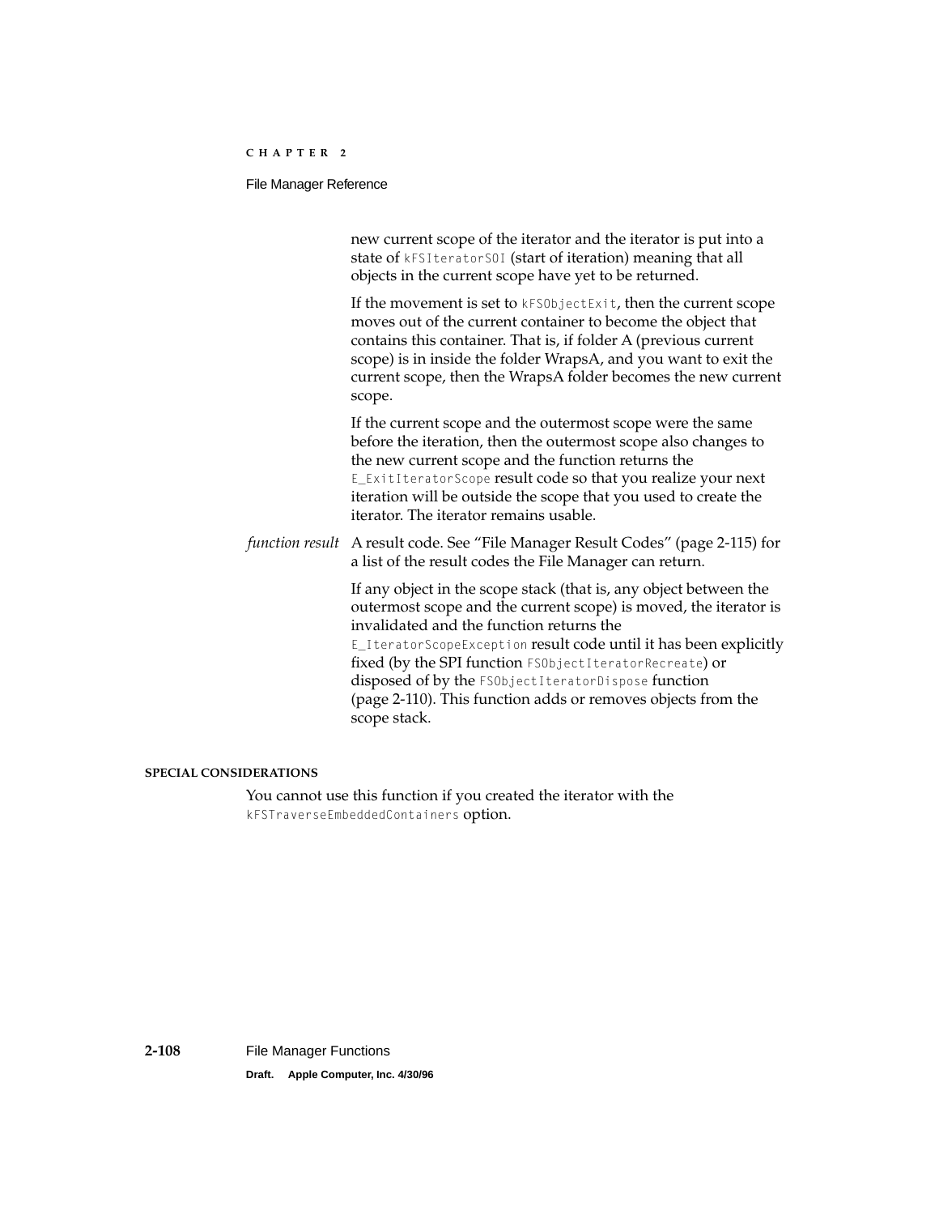new current scope of the iterator and the iterator is put into a state of `kFSIteratorSOI` (start of iteration) meaning that all objects in the current scope have yet to be returned.

If the movement is set to `kFSObjectExit`, then the current scope moves out of the current container to become the object that contains this container. That is, if folder A (previous current scope) is in inside the folder WrapsA, and you want to exit the current scope, then the WrapsA folder becomes the new current scope.

If the current scope and the outermost scope were the same before the iteration, then the outermost scope also changes to the new current scope and the function returns the `E_ExitIteratorScope` result code so that you realize your next iteration will be outside the scope that you used to create the iterator. The iterator remains usable.

*function result* A result code. See "File Manager Result Codes" (page 2-115) for a list of the result codes the File Manager can return.

If any object in the scope stack (that is, any object between the outermost scope and the current scope) is moved, the iterator is invalidated and the function returns the `E_IteratorScopeException` result code until it has been explicitly fixed (by the SPI function `FSObjectIteratorRecreate`) or disposed of by the `FSObjectIteratorDispose` function (page 2-110). This function adds or removes objects from the scope stack.

#### SPECIAL CONSIDERATIONS

You cannot use this function if you created the iterator with the `kFSTraverseEmbeddedContainers` option.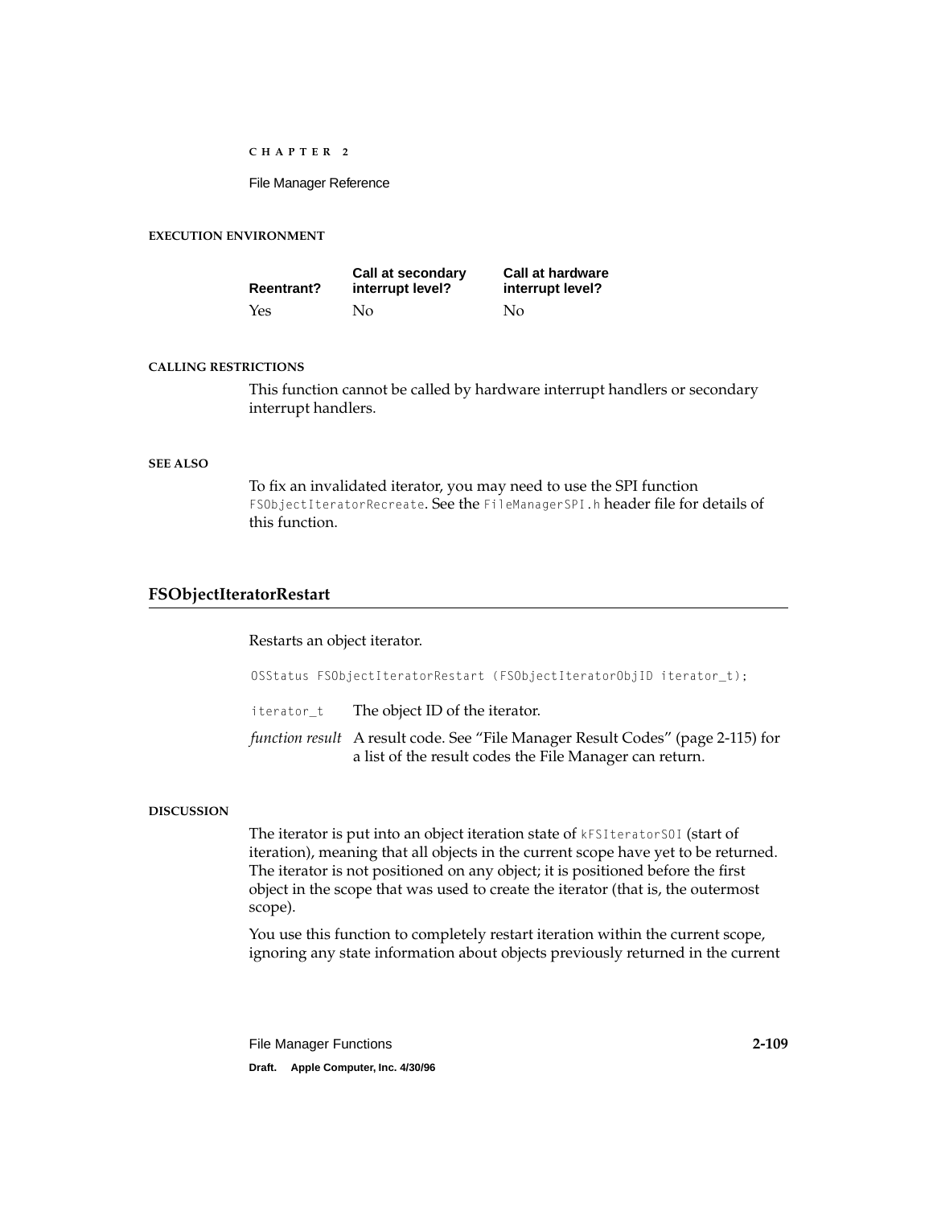#### EXECUTION ENVIRONMENT

| Reentrant? | Call at secondary interrupt level? | Call at hardware interrupt level? |
|---|---|---|
| Yes | No | No |

#### CALLING RESTRICTIONS

This function cannot be called by hardware interrupt handlers or secondary interrupt handlers.

#### SEE ALSO

To fix an invalidated iterator, you may need to use the SPI function `FSObjectIteratorRecreate`. See the `FileManagerSPI.h` header file for details of this function.

## FSObjectIteratorRestart

Restarts an object iterator.

```
OSStatus FSObjectIteratorRestart (FSObjectIteratorObjID iterator_t);
```

`iterator_t` The object ID of the iterator.

*function result* A result code. See "File Manager Result Codes" (page 2-115) for a list of the result codes the File Manager can return.

#### DISCUSSION

The iterator is put into an object iteration state of `kFSIteratorSOI` (start of iteration), meaning that all objects in the current scope have yet to be returned. The iterator is not positioned on any object; it is positioned before the first object in the scope that was used to create the iterator (that is, the outermost scope).

You use this function to completely restart iteration within the current scope, ignoring any state information about objects previously returned in the current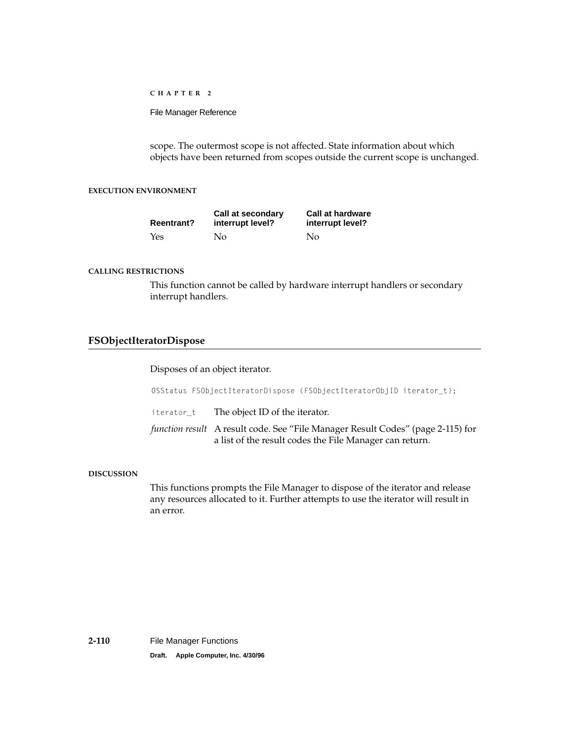scope. The outermost scope is not affected. State information about which objects have been returned from scopes outside the current scope is unchanged.

**EXECUTION ENVIRONMENT**

| Reentrant? | Call at secondary interrupt level? | Call at hardware interrupt level? |
|---|---|---|
| Yes | No | No |

**CALLING RESTRICTIONS**

This function cannot be called by hardware interrupt handlers or secondary interrupt handlers.

## FSObjectIteratorDispose

Disposes of an object iterator.

```
OSStatus FSObjectIteratorDispose (FSObjectIteratorObjID iterator_t);
```

`iterator_t` The object ID of the iterator.

*function result* A result code. See "File Manager Result Codes" (page 2-115) for a list of the result codes the File Manager can return.

**DISCUSSION**

This functions prompts the File Manager to dispose of the iterator and release any resources allocated to it. Further attempts to use the iterator will result in an error.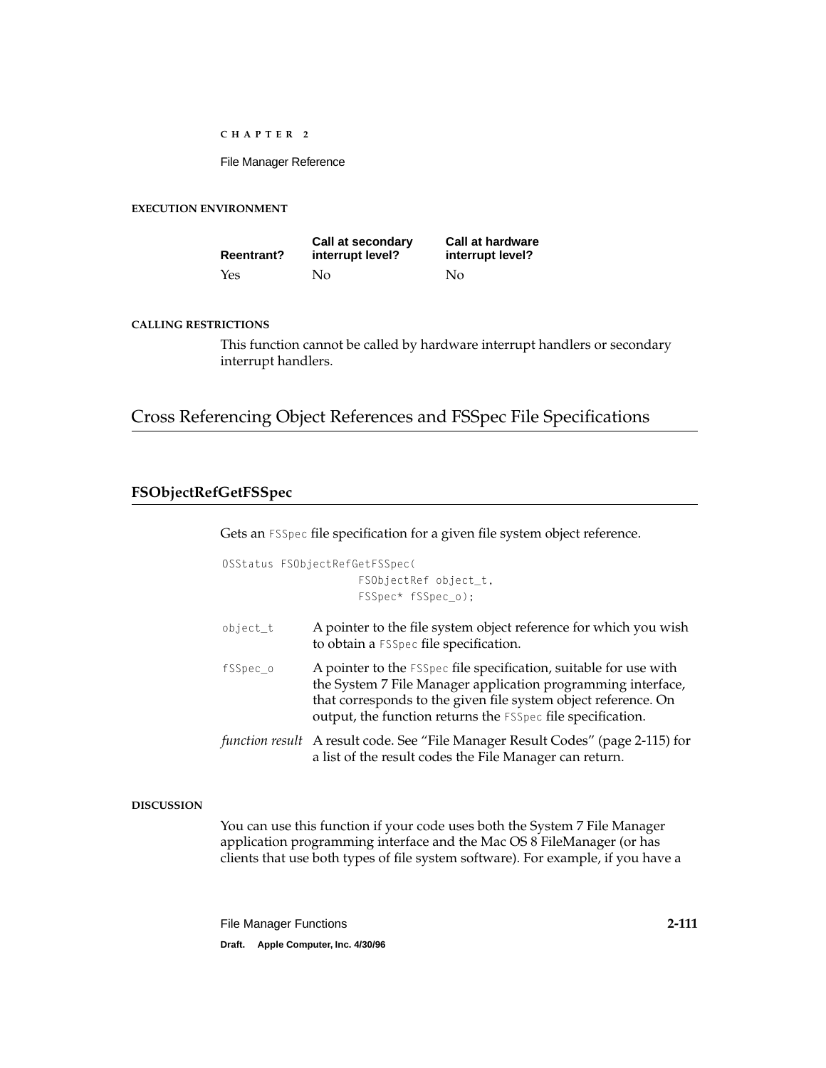**EXECUTION ENVIRONMENT**

| Reentrant? | Call at secondary interrupt level? | Call at hardware interrupt level? |
|---|---|---|
| Yes | No | No |

**CALLING RESTRICTIONS**

This function cannot be called by hardware interrupt handlers or secondary interrupt handlers.

## Cross Referencing Object References and FSSpec File Specifications

### FSObjectRefGetFSSpec

Gets an `FSSpec` file specification for a given file system object reference.

```
OSStatus FSObjectRefGetFSSpec(
                FSObjectRef object_t,
                FSSpec* fSSpec_o);
```

`object_t` A pointer to the file system object reference for which you wish to obtain a `FSSpec` file specification.

`fSSpec_o` A pointer to the `FSSpec` file specification, suitable for use with the System 7 File Manager application programming interface, that corresponds to the given file system object reference. On output, the function returns the `FSSpec` file specification.

*function result* A result code. See "File Manager Result Codes" (page 2-115) for a list of the result codes the File Manager can return.

**DISCUSSION**

You can use this function if your code uses both the System 7 File Manager application programming interface and the Mac OS 8 FileManager (or has clients that use both types of file system software). For example, if you have a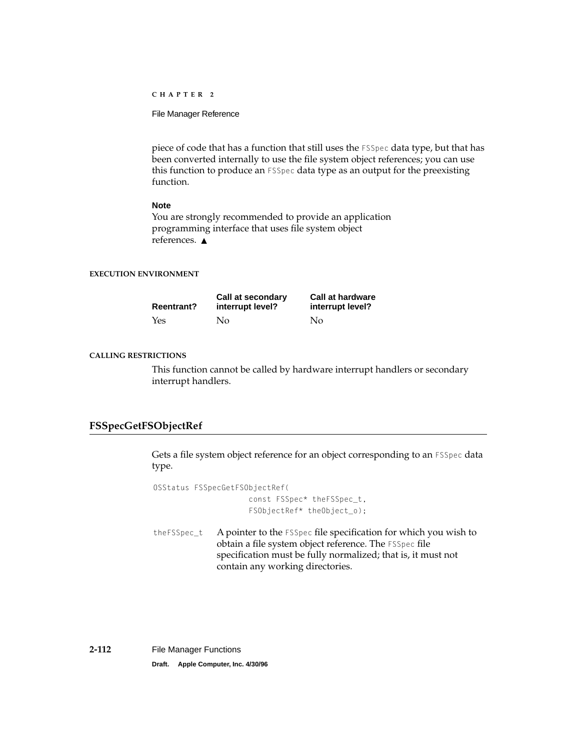piece of code that has a function that still uses the `FSSpec` data type, but that has been converted internally to use the file system object references; you can use this function to produce an `FSSpec` data type as an output for the preexisting function.

**Note**
You are strongly recommended to provide an application programming interface that uses file system object references. ▲

**EXECUTION ENVIRONMENT**

| Reentrant? | Call at secondary interrupt level? | Call at hardware interrupt level? |
|---|---|---|
| Yes | No | No |

**CALLING RESTRICTIONS**

This function cannot be called by hardware interrupt handlers or secondary interrupt handlers.

## FSSpecGetFSObjectRef

Gets a file system object reference for an object corresponding to an `FSSpec` data type.

```
OSStatus FSSpecGetFSObjectRef(
                    const FSSpec* theFSSpec_t,
                    FSObjectRef* theObject_o);
```

`theFSSpec_t` A pointer to the `FSSpec` file specification for which you wish to obtain a file system object reference. The `FSSpec` file specification must be fully normalized; that is, it must not contain any working directories.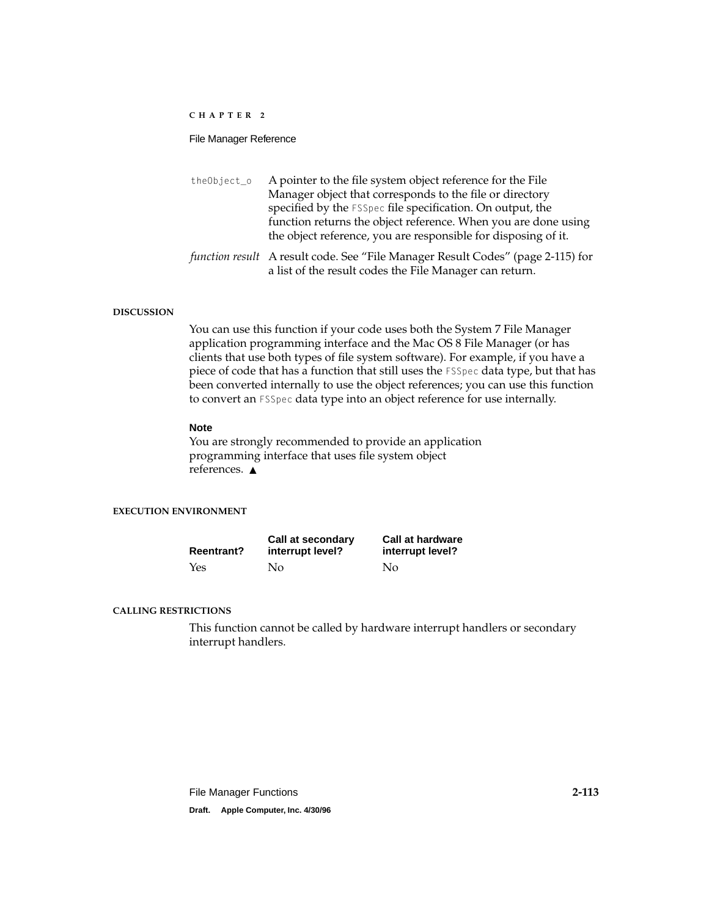`theObject_o` A pointer to the file system object reference for the File Manager object that corresponds to the file or directory specified by the `FSSpec` file specification. On output, the function returns the object reference. When you are done using the object reference, you are responsible for disposing of it.

*function result* A result code. See "File Manager Result Codes" (page 2-115) for a list of the result codes the File Manager can return.

#### DISCUSSION

You can use this function if your code uses both the System 7 File Manager application programming interface and the Mac OS 8 File Manager (or has clients that use both types of file system software). For example, if you have a piece of code that has a function that still uses the `FSSpec` data type, but that has been converted internally to use the object references; you can use this function to convert an `FSSpec` data type into an object reference for use internally.

**Note**
You are strongly recommended to provide an application programming interface that uses file system object references. ▲

#### EXECUTION ENVIRONMENT

| Reentrant? | Call at secondary interrupt level? | Call at hardware interrupt level? |
|---|---|---|
| Yes | No | No |

#### CALLING RESTRICTIONS

This function cannot be called by hardware interrupt handlers or secondary interrupt handlers.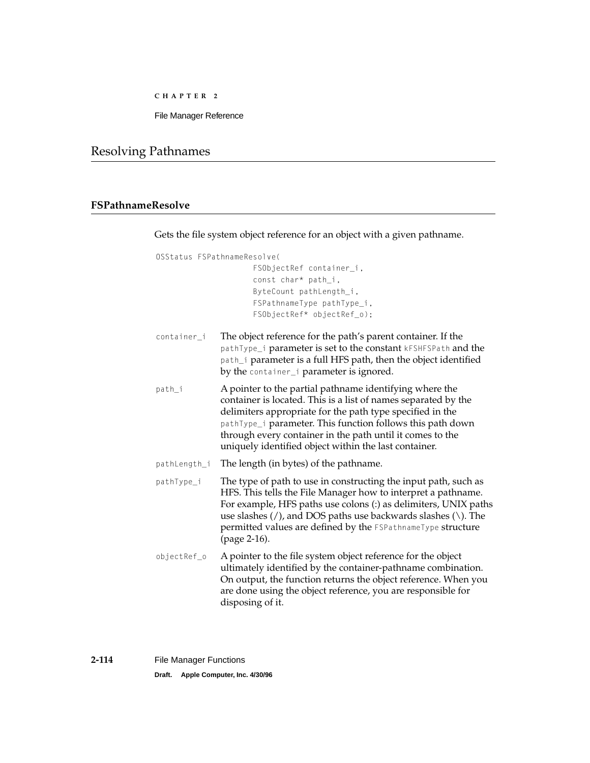## Resolving Pathnames

### FSPathnameResolve

Gets the file system object reference for an object with a given pathname.

```
OSStatus FSPathnameResolve(
            FSObjectRef container_i,
            const char* path_i,
            ByteCount pathLength_i,
            FSPathnameType pathType_i,
            FSObjectRef* objectRef_o);
```

`container_i` The object reference for the path's parent container. If the `pathType_i` parameter is set to the constant `kFSHFSPath` and the `path_i` parameter is a full HFS path, then the object identified by the `container_i` parameter is ignored.

`path_i` A pointer to the partial pathname identifying where the container is located. This is a list of names separated by the delimiters appropriate for the path type specified in the `pathType_i` parameter. This function follows this path down through every container in the path until it comes to the uniquely identified object within the last container.

`pathLength_i` The length (in bytes) of the pathname.

`pathType_i` The type of path to use in constructing the input path, such as HFS. This tells the File Manager how to interpret a pathname. For example, HFS paths use colons (:) as delimiters, UNIX paths use slashes (/), and DOS paths use backwards slashes (\). The permitted values are defined by the `FSPathnameType` structure (page 2-16).

`objectRef_o` A pointer to the file system object reference for the object ultimately identified by the container-pathname combination. On output, the function returns the object reference. When you are done using the object reference, you are responsible for disposing of it.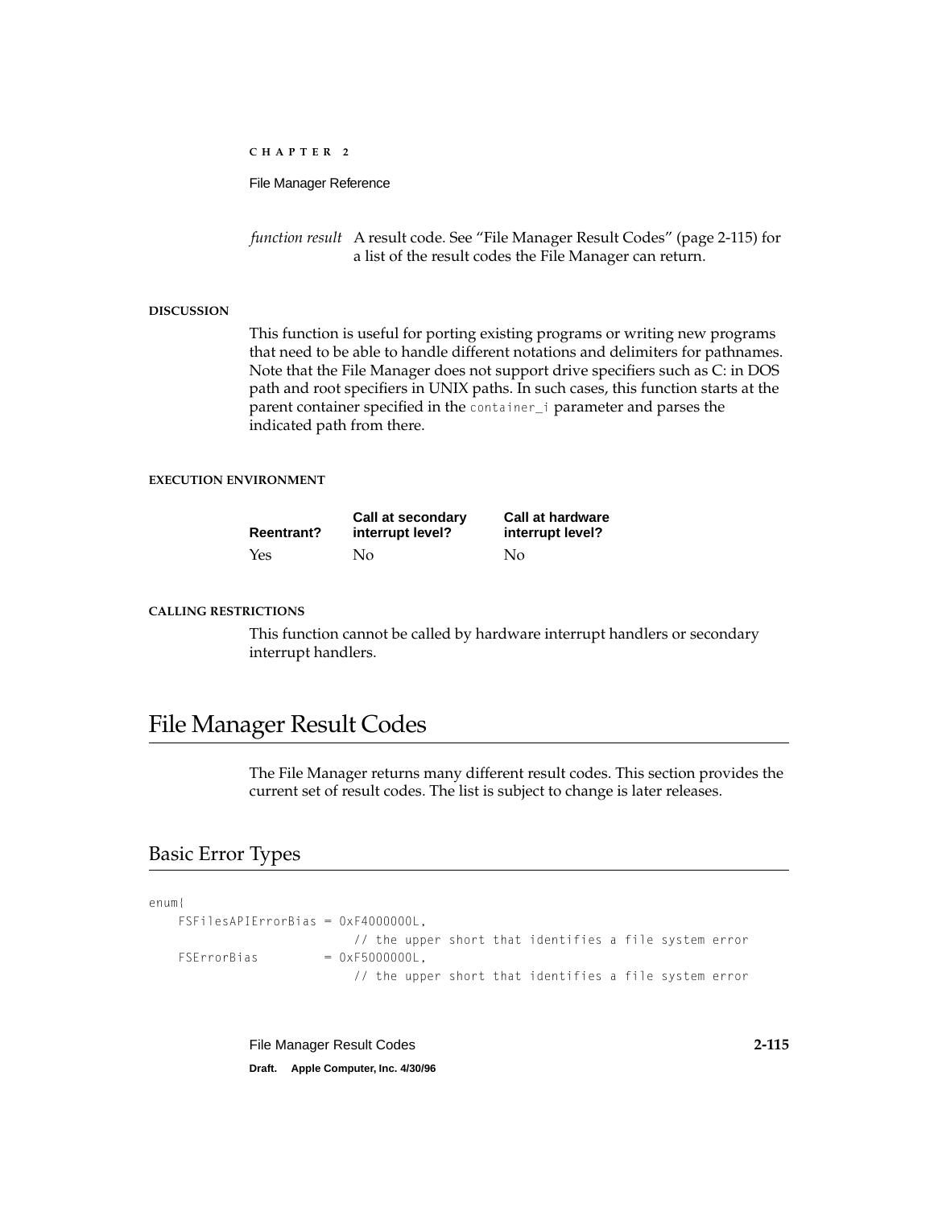*function result* A result code. See "File Manager Result Codes" (page 2-115) for a list of the result codes the File Manager can return.

**DISCUSSION**

This function is useful for porting existing programs or writing new programs that need to be able to handle different notations and delimiters for pathnames. Note that the File Manager does not support drive specifiers such as C: in DOS path and root specifiers in UNIX paths. In such cases, this function starts at the parent container specified in the `container_i` parameter and parses the indicated path from there.

**EXECUTION ENVIRONMENT**

| Reentrant? | Call at secondary interrupt level? | Call at hardware interrupt level? |
|---|---|---|
| Yes | No | No |

**CALLING RESTRICTIONS**

This function cannot be called by hardware interrupt handlers or secondary interrupt handlers.

# File Manager Result Codes

The File Manager returns many different result codes. This section provides the current set of result codes. The list is subject to change is later releases.

## Basic Error Types

```
enum{
    FSFilesAPIErrorBias = 0xF4000000L,
                        // the upper short that identifies a file system error
    FSErrorBias         = 0xF5000000L,
                        // the upper short that identifies a file system error
```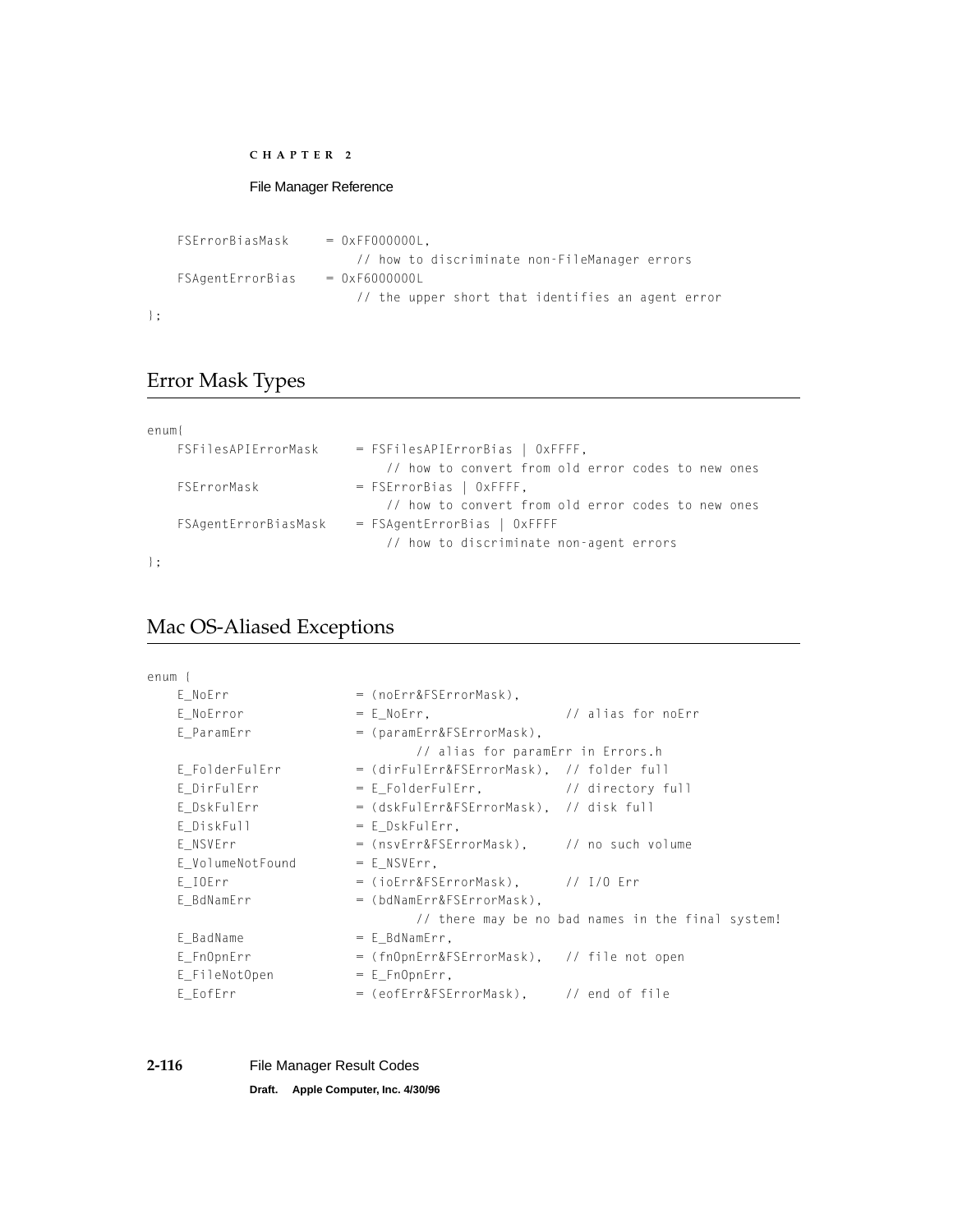```
    FSErrorBiasMask     = 0xFF000000L,
                           // how to discriminate non-FileManager errors
    FSAgentErrorBias    = 0xF6000000L
                           // the upper short that identifies an agent error
};
```

## Error Mask Types

```
enum{
    FSFilesAPIErrorMask     = FSFilesAPIErrorBias | 0xFFFF,
                               // how to convert from old error codes to new ones
    FSErrorMask             = FSErrorBias | 0xFFFF,
                               // how to convert from old error codes to new ones
    FSAgentErrorBiasMask    = FSAgentErrorBias | 0xFFFF
                               // how to discriminate non-agent errors
};
```

## Mac OS-Aliased Exceptions

```
enum {
    E_NoErr                = (noErr&FSErrorMask),
    E_NoError              = E_NoErr,                // alias for noErr
    E_ParamErr             = (paramErr&FSErrorMask),
                                 // alias for paramErr in Errors.h
    E_FolderFulErr         = (dirFulErr&FSErrorMask),  // folder full
    E_DirFulErr            = E_FolderFulErr,          // directory full
    E_DskFulErr            = (dskFulErr&FSErrorMask),  // disk full
    E_DiskFull             = E_DskFulErr,
    E_NSVErr               = (nsvErr&FSErrorMask),     // no such volume
    E_VolumeNotFound       = E_NSVErr,
    E_IOErr                = (ioErr&FSErrorMask),      // I/O Err
    E_BdNamErr             = (bdNamErr&FSErrorMask),
                                 // there may be no bad names in the final system!
    E_BadName              = E_BdNamErr,
    E_FnOpnErr             = (fnOpnErr&FSErrorMask),   // file not open
    E_FileNotOpen          = E_FnOpnErr,
    E_EofErr               = (eofErr&FSErrorMask),     // end of file
```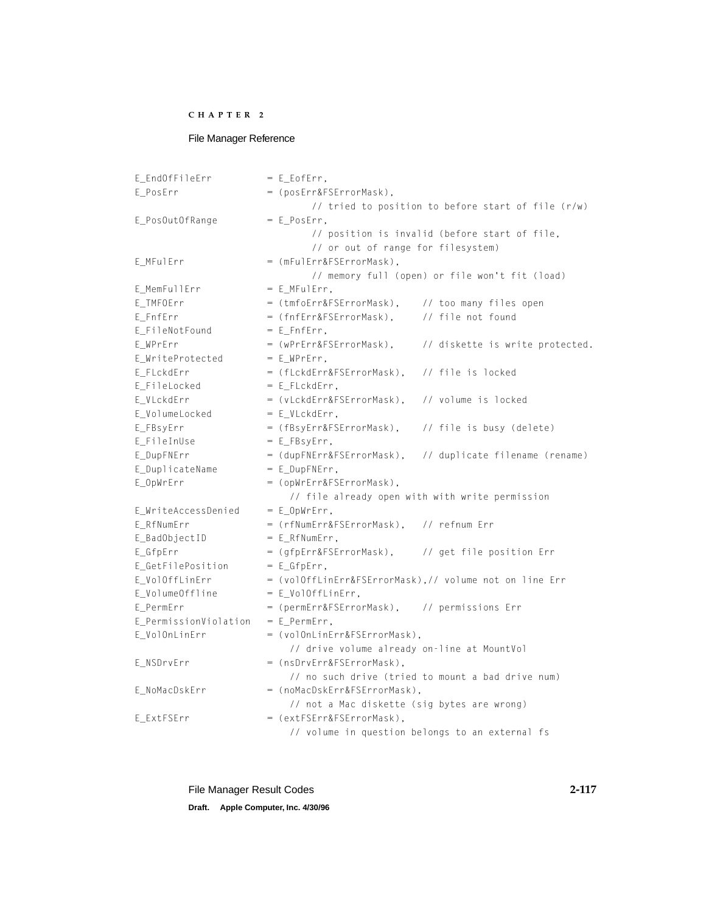```
E_EndOfFileErr          = E_EofErr,
E_PosErr                = (posErr&FSErrorMask),
                                // tried to position to before start of file (r/w)
E_PosOutOfRange         = E_PosErr,
                                // position is invalid (before start of file,
                                // or out of range for filesystem)
E_MFulErr               = (mFulErr&FSErrorMask),
                                // memory full (open) or file won't fit (load)
E_MemFullErr            = E_MFulErr,
E_TMFOErr               = (tmfoErr&FSErrorMask),    // too many files open
E_FnfErr                = (fnfErr&FSErrorMask),     // file not found
E_FileNotFound          = E_FnfErr,
E_WPrErr                = (wPrErr&FSErrorMask),     // diskette is write protected.
E_WriteProtected        = E_WPrErr,
E_FLckdErr              = (fLckdErr&FSErrorMask),   // file is locked
E_FileLocked            = E_FLckdErr,
E_VLckdErr              = (vLckdErr&FSErrorMask),   // volume is locked
E_VolumeLocked          = E_VLckdErr,
E_FBsyErr               = (fBsyErr&FSErrorMask),    // file is busy (delete)
E_FileInUse             = E_FBsyErr,
E_DupFNErr              = (dupFNErr&FSErrorMask),   // duplicate filename (rename)
E_DuplicateName         = E_DupFNErr,
E_OpWrErr               = (opWrErr&FSErrorMask),
                            // file already open with with write permission
E_WriteAccessDenied     = E_OpWrErr,
E_RfNumErr              = (rfNumErr&FSErrorMask),   // refnum Err
E_BadObjectID           = E_RfNumErr,
E_GfpErr                = (gfpErr&FSErrorMask),     // get file position Err
E_GetFilePosition       = E_GfpErr,
E_VolOffLinErr          = (volOffLinErr&FSErrorMask),// volume not on line Err
E_VolumeOffline         = E_VolOffLinErr,
E_PermErr               = (permErr&FSErrorMask),    // permissions Err
E_PermissionViolation   = E_PermErr,
E_VolOnLinErr           = (volOnLinErr&FSErrorMask),
                            // drive volume already on-line at MountVol
E_NSDrvErr              = (nsDrvErr&FSErrorMask),
                            // no such drive (tried to mount a bad drive num)
E_NoMacDskErr           = (noMacDskErr&FSErrorMask),
                            // not a Mac diskette (sig bytes are wrong)
E_ExtFSErr              = (extFSErr&FSErrorMask),
                            // volume in question belongs to an external fs
```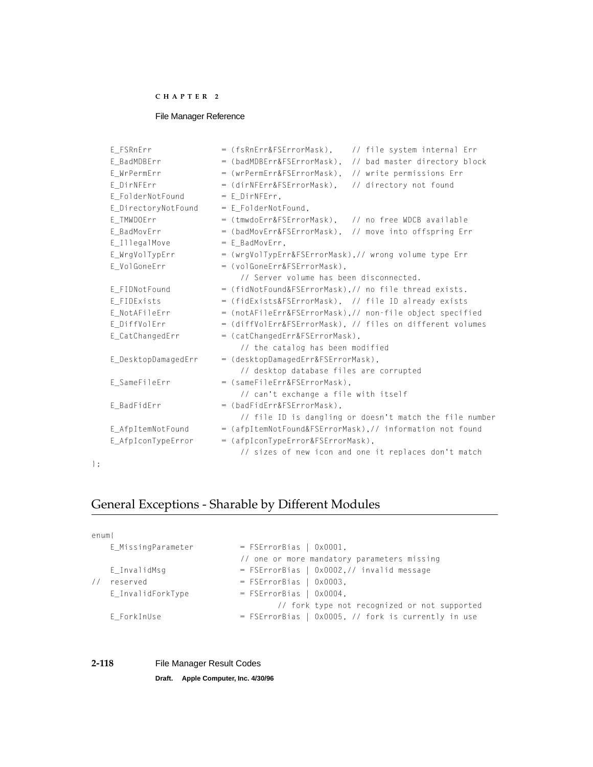```
    E_FSRnErr              = (fsRnErr&FSErrorMask),    // file system internal Err
    E_BadMDBErr            = (badMDBErr&FSErrorMask),  // bad master directory block
    E_WrPermErr            = (wrPermErr&FSErrorMask),  // write permissions Err
    E_DirNFErr             = (dirNFErr&FSErrorMask),   // directory not found
    E_FolderNotFound       = E_DirNFErr,
    E_DirectoryNotFound    = E_FolderNotFound,
    E_TMWDOErr             = (tmwdoErr&FSErrorMask),   // no free WDCB available
    E_BadMovErr            = (badMovErr&FSErrorMask),  // move into offspring Err
    E_IllegalMove          = E_BadMovErr,
    E_WrgVolTypErr         = (wrgVolTypErr&FSErrorMask),// wrong volume type Err
    E_VolGoneErr           = (volGoneErr&FSErrorMask),
                               // Server volume has been disconnected.
    E_FIDNotFound          = (fidNotFound&FSErrorMask),// no file thread exists.
    E_FIDExists            = (fidExists&FSErrorMask),  // file ID already exists
    E_NotAFileErr          = (notAFileErr&FSErrorMask),// non-file object specified
    E_DiffVolErr           = (diffVolErr&FSErrorMask), // files on different volumes
    E_CatChangedErr        = (catChangedErr&FSErrorMask),
                               // the catalog has been modified
    E_DesktopDamagedErr    = (desktopDamagedErr&FSErrorMask),
                               // desktop database files are corrupted
    E_SameFileErr          = (sameFileErr&FSErrorMask),
                               // can't exchange a file with itself
    E_BadFidErr            = (badFidErr&FSErrorMask),
                               // file ID is dangling or doesn't match the file number
    E_AfpItemNotFound      = (afpItemNotFound&FSErrorMask),// information not found
    E_AfpIconTypeError     = (afpIconTypeError&FSErrorMask),
                               // sizes of new icon and one it replaces don't match
};
```

## General Exceptions - Sharable by Different Modules

```
enum{
    E_MissingParameter         = FSErrorBias | 0x0001,
                               // one or more mandatory parameters missing
    E_InvalidMsg               = FSErrorBias | 0x0002,// invalid message
//  reserved                   = FSErrorBias | 0x0003,
    E_InvalidForkType          = FSErrorBias | 0x0004,
                                       // fork type not recognized or not supported
    E_ForkInUse                = FSErrorBias | 0x0005, // fork is currently in use
```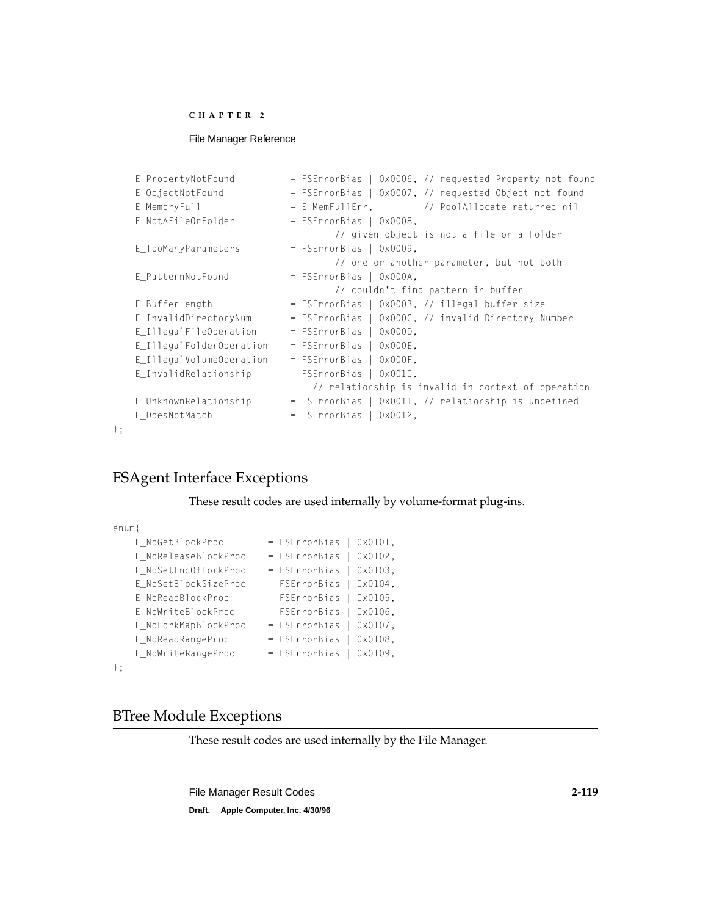```
    E_PropertyNotFound          = FSErrorBias | 0x0006, // requested Property not found
    E_ObjectNotFound            = FSErrorBias | 0x0007, // requested Object not found
    E_MemoryFull                = E_MemFullErr,         // PoolAllocate returned nil
    E_NotAFileOrFolder          = FSErrorBias | 0x0008,
                                        // given object is not a file or a Folder
    E_TooManyParameters         = FSErrorBias | 0x0009,
                                        // one or another parameter, but not both
    E_PatternNotFound           = FSErrorBias | 0x000A,
                                        // couldn't find pattern in buffer
    E_BufferLength              = FSErrorBias | 0x000B, // illegal buffer size
    E_InvalidDirectoryNum       = FSErrorBias | 0x000C, // invalid Directory Number
    E_IllegalFileOperation      = FSErrorBias | 0x000D,
    E_IllegalFolderOperation    = FSErrorBias | 0x000E,
    E_IllegalVolumeOperation    = FSErrorBias | 0x000F,
    E_InvalidRelationship       = FSErrorBias | 0x0010,
                                    // relationship is invalid in context of operation
    E_UnknownRelationship       = FSErrorBias | 0x0011, // relationship is undefined
    E_DoesNotMatch              = FSErrorBias | 0x0012,
};
```

## FSAgent Interface Exceptions

These result codes are used internally by volume-format plug-ins.

```
enum{
    E_NoGetBlockProc        = FSErrorBias | 0x0101,
    E_NoReleaseBlockProc    = FSErrorBias | 0x0102,
    E_NoSetEndOfForkProc    = FSErrorBias | 0x0103,
    E_NoSetBlockSizeProc    = FSErrorBias | 0x0104,
    E_NoReadBlockProc       = FSErrorBias | 0x0105,
    E_NoWriteBlockProc      = FSErrorBias | 0x0106,
    E_NoForkMapBlockProc    = FSErrorBias | 0x0107,
    E_NoReadRangeProc       = FSErrorBias | 0x0108,
    E_NoWriteRangeProc      = FSErrorBias | 0x0109,
};
```

## BTree Module Exceptions

These result codes are used internally by the File Manager.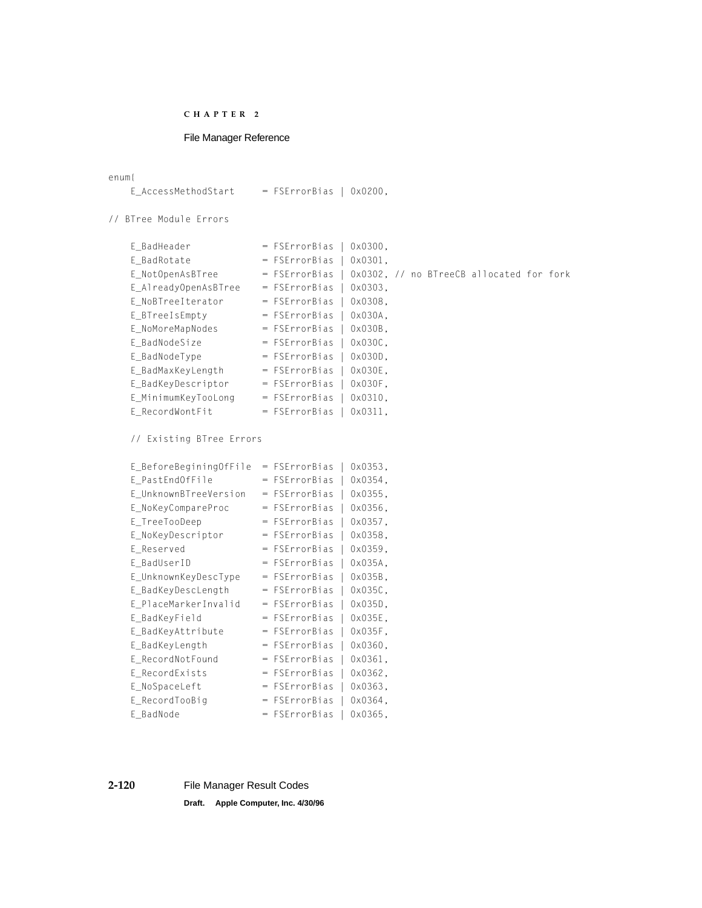```
enum{
    E_AccessMethodStart     = FSErrorBias | 0x0200,

// BTree Module Errors

    E_BadHeader             = FSErrorBias | 0x0300,
    E_BadRotate             = FSErrorBias | 0x0301,
    E_NotOpenAsBTree        = FSErrorBias | 0x0302, // no BTreeCB allocated for fork
    E_AlreadyOpenAsBTree    = FSErrorBias | 0x0303,
    E_NoBTreeIterator       = FSErrorBias | 0x0308,
    E_BTreeIsEmpty          = FSErrorBias | 0x030A,
    E_NoMoreMapNodes        = FSErrorBias | 0x030B,
    E_BadNodeSize           = FSErrorBias | 0x030C,
    E_BadNodeType           = FSErrorBias | 0x030D,
    E_BadMaxKeyLength       = FSErrorBias | 0x030E,
    E_BadKeyDescriptor      = FSErrorBias | 0x030F,
    E_MinimumKeyTooLong     = FSErrorBias | 0x0310,
    E_RecordWontFit         = FSErrorBias | 0x0311,

    // Existing BTree Errors

    E_BeforeBeginingOfFile  = FSErrorBias | 0x0353,
    E_PastEndOfFile         = FSErrorBias | 0x0354,
    E_UnknownBTreeVersion   = FSErrorBias | 0x0355,
    E_NoKeyCompareProc      = FSErrorBias | 0x0356,
    E_TreeTooDeep           = FSErrorBias | 0x0357,
    E_NoKeyDescriptor       = FSErrorBias | 0x0358,
    E_Reserved              = FSErrorBias | 0x0359,
    E_BadUserID             = FSErrorBias | 0x035A,
    E_UnknownKeyDescType    = FSErrorBias | 0x035B,
    E_BadKeyDescLength      = FSErrorBias | 0x035C,
    E_PlaceMarkerInvalid    = FSErrorBias | 0x035D,
    E_BadKeyField           = FSErrorBias | 0x035E,
    E_BadKeyAttribute       = FSErrorBias | 0x035F,
    E_BadKeyLength          = FSErrorBias | 0x0360,
    E_RecordNotFound        = FSErrorBias | 0x0361,
    E_RecordExists          = FSErrorBias | 0x0362,
    E_NoSpaceLeft           = FSErrorBias | 0x0363,
    E_RecordTooBig          = FSErrorBias | 0x0364,
    E_BadNode               = FSErrorBias | 0x0365,
```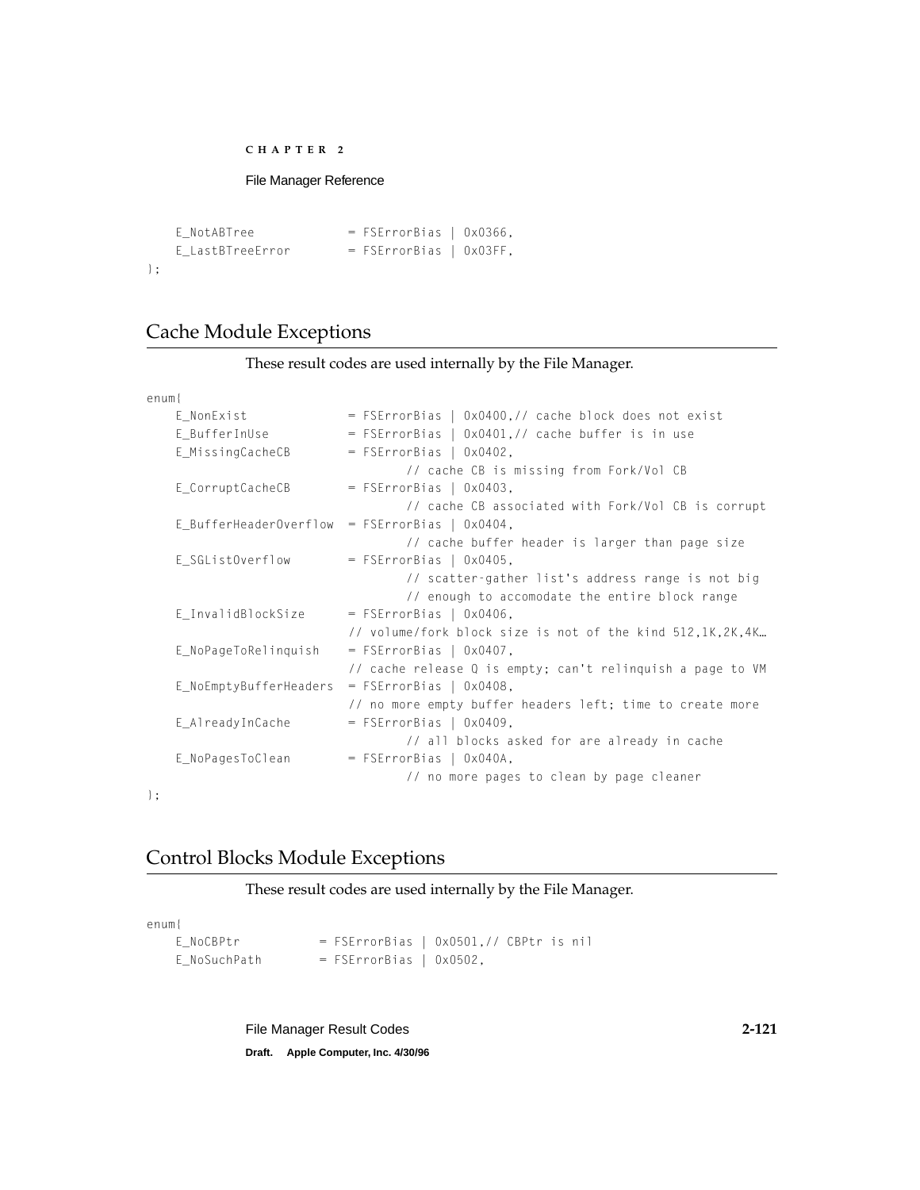```
    E_NotABTree             = FSErrorBias | 0x0366,
    E_LastBTreeError        = FSErrorBias | 0x03FF,
};
```

## Cache Module Exceptions

These result codes are used internally by the File Manager.

```
enum{
    E_NonExist              = FSErrorBias | 0x0400,// cache block does not exist
    E_BufferInUse           = FSErrorBias | 0x0401,// cache buffer is in use
    E_MissingCacheCB        = FSErrorBias | 0x0402,
                                    // cache CB is missing from Fork/Vol CB
    E_CorruptCacheCB        = FSErrorBias | 0x0403,
                                    // cache CB associated with Fork/Vol CB is corrupt
    E_BufferHeaderOverflow  = FSErrorBias | 0x0404,
                                    // cache buffer header is larger than page size
    E_SGListOverflow        = FSErrorBias | 0x0405,
                                    // scatter-gather list's address range is not big
                                    // enough to accomodate the entire block range
    E_InvalidBlockSize      = FSErrorBias | 0x0406,
                            // volume/fork block size is not of the kind 512,1K,2K,4K…
    E_NoPageToRelinquish    = FSErrorBias | 0x0407,
                            // cache release Q is empty; can't relinquish a page to VM
    E_NoEmptyBufferHeaders  = FSErrorBias | 0x0408,
                            // no more empty buffer headers left; time to create more
    E_AlreadyInCache        = FSErrorBias | 0x0409,
                                    // all blocks asked for are already in cache
    E_NoPagesToClean        = FSErrorBias | 0x040A,
                                    // no more pages to clean by page cleaner
};
```

## Control Blocks Module Exceptions

These result codes are used internally by the File Manager.

```
enum{
    E_NoCBPtr           = FSErrorBias | 0x0501,// CBPtr is nil
    E_NoSuchPath        = FSErrorBias | 0x0502,
```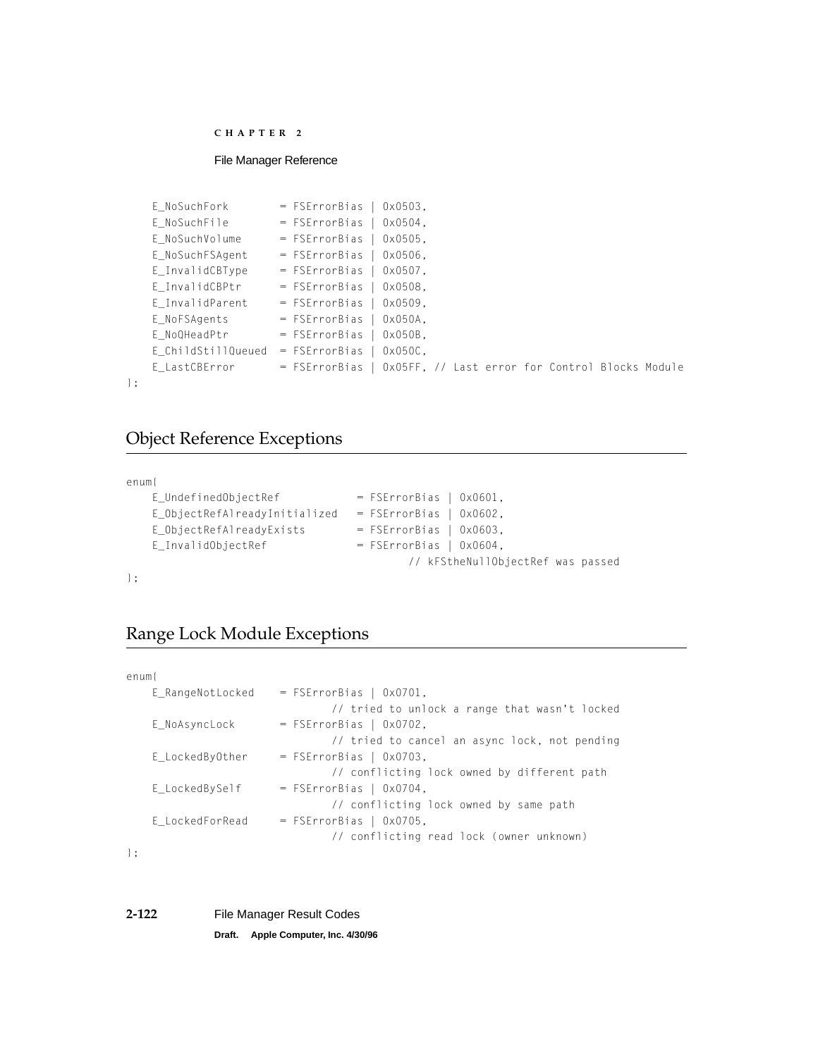```
    E_NoSuchFork        = FSErrorBias | 0x0503,
    E_NoSuchFile        = FSErrorBias | 0x0504,
    E_NoSuchVolume      = FSErrorBias | 0x0505,
    E_NoSuchFSAgent     = FSErrorBias | 0x0506,
    E_InvalidCBType     = FSErrorBias | 0x0507,
    E_InvalidCBPtr      = FSErrorBias | 0x0508,
    E_InvalidParent     = FSErrorBias | 0x0509,
    E_NoFSAgents        = FSErrorBias | 0x050A,
    E_NoQHeadPtr        = FSErrorBias | 0x050B,
    E_ChildStillQueued  = FSErrorBias | 0x050C,
    E_LastCBError       = FSErrorBias | 0x05FF, // Last error for Control Blocks Module
};
```

## Object Reference Exceptions

```
enum{
    E_UndefinedObjectRef            = FSErrorBias | 0x0601,
    E_ObjectRefAlreadyInitialized   = FSErrorBias | 0x0602,
    E_ObjectRefAlreadyExists        = FSErrorBias | 0x0603,
    E_InvalidObjectRef              = FSErrorBias | 0x0604,
                                          // kFStheNullObjectRef was passed
};
```

## Range Lock Module Exceptions

```
enum{
    E_RangeNotLocked    = FSErrorBias | 0x0701,
                            // tried to unlock a range that wasn't locked
    E_NoAsyncLock       = FSErrorBias | 0x0702,
                            // tried to cancel an async lock, not pending
    E_LockedByOther     = FSErrorBias | 0x0703,
                            // conflicting lock owned by different path
    E_LockedBySelf      = FSErrorBias | 0x0704,
                            // conflicting lock owned by same path
    E_LockedForRead     = FSErrorBias | 0x0705,
                            // conflicting read lock (owner unknown)
};
```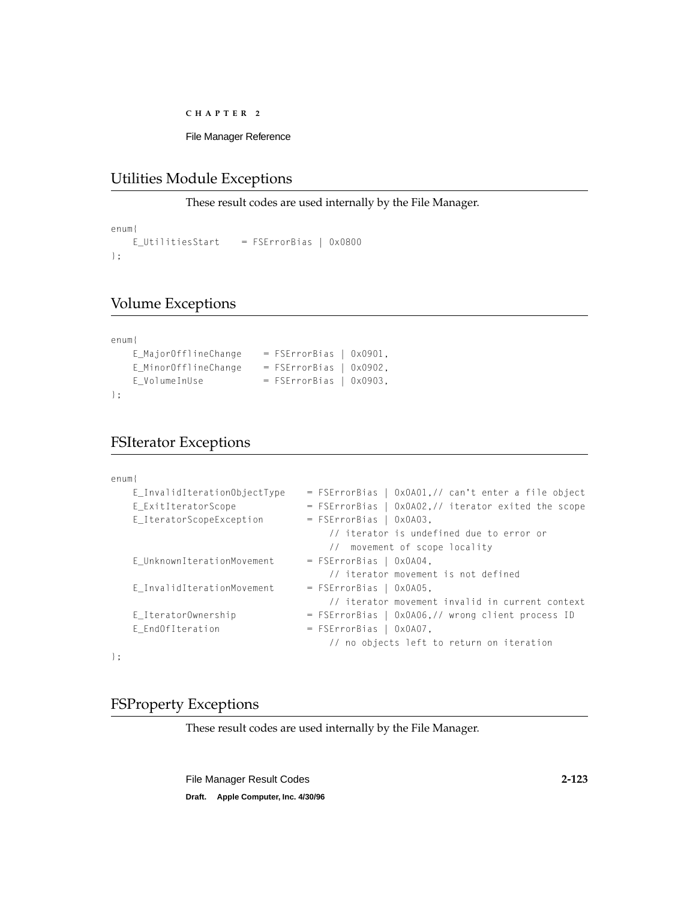## Utilities Module Exceptions

These result codes are used internally by the File Manager.

```
enum{
    E_UtilitiesStart    = FSErrorBias | 0x0800
};
```

## Volume Exceptions

```
enum{
    E_MajorOfflineChange    = FSErrorBias | 0x0901,
    E_MinorOfflineChange    = FSErrorBias | 0x0902,
    E_VolumeInUse           = FSErrorBias | 0x0903,
};
```

## FSIterator Exceptions

```
enum{
    E_InvalidIterationObjectType    = FSErrorBias | 0x0A01,// can't enter a file object
    E_ExitIteratorScope             = FSErrorBias | 0x0A02,// iterator exited the scope
    E_IteratorScopeException        = FSErrorBias | 0x0A03,
                                        // iterator is undefined due to error or
                                        //  movement of scope locality
    E_UnknownIterationMovement      = FSErrorBias | 0x0A04,
                                        // iterator movement is not defined
    E_InvalidIterationMovement      = FSErrorBias | 0x0A05,
                                        // iterator movement invalid in current context
    E_IteratorOwnership             = FSErrorBias | 0x0A06,// wrong client process ID
    E_EndOfIteration                = FSErrorBias | 0x0A07,
                                        // no objects left to return on iteration
};
```

## FSProperty Exceptions

These result codes are used internally by the File Manager.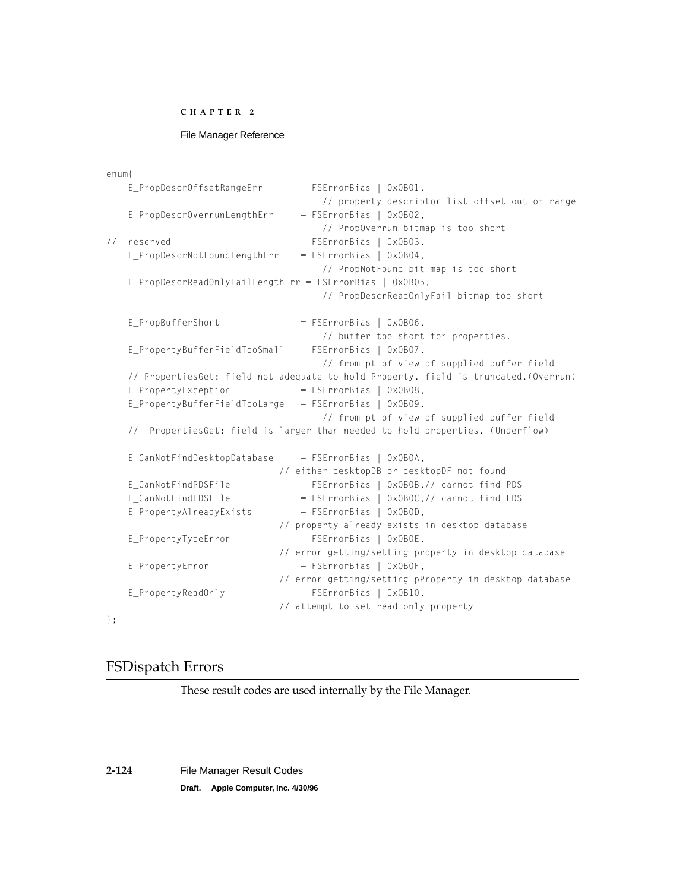```
enum{
    E_PropDescrOffsetRangeErr       = FSErrorBias | 0x0B01,
                                       // property descriptor list offset out of range
    E_PropDescrOverrunLengthErr     = FSErrorBias | 0x0B02,
                                       // PropOverrun bitmap is too short
//  reserved                        = FSErrorBias | 0x0B03,
    E_PropDescrNotFoundLengthErr    = FSErrorBias | 0x0B04,
                                       // PropNotFound bit map is too short
    E_PropDescrReadOnlyFailLengthErr = FSErrorBias | 0x0B05,
                                       // PropDescrReadOnlyFail bitmap too short

    E_PropBufferShort               = FSErrorBias | 0x0B06,
                                       // buffer too short for properties.
    E_PropertyBufferFieldTooSmall   = FSErrorBias | 0x0B07,
                                       // from pt of view of supplied buffer field
    // PropertiesGet: field not adequate to hold Property. field is truncated.(Overrun)
    E_PropertyException             = FSErrorBias | 0x0B08,
    E_PropertyBufferFieldTooLarge   = FSErrorBias | 0x0B09,
                                       // from pt of view of supplied buffer field
    //  PropertiesGet: field is larger than needed to hold properties. (Underflow)

    E_CanNotFindDesktopDatabase     = FSErrorBias | 0x0B0A,
                                // either desktopDB or desktopDF not found
    E_CanNotFindPDSFile             = FSErrorBias | 0x0B0B,// cannot find PDS
    E_CanNotFindEDSFile             = FSErrorBias | 0x0B0C,// cannot find EDS
    E_PropertyAlreadyExists         = FSErrorBias | 0x0B0D,
                                // property already exists in desktop database
    E_PropertyTypeError             = FSErrorBias | 0x0B0E,
                                // error getting/setting property in desktop database
    E_PropertyError                 = FSErrorBias | 0x0B0F,
                                // error getting/setting pProperty in desktop database
    E_PropertyReadOnly              = FSErrorBias | 0x0B10,
                                // attempt to set read-only property
};
```

## FSDispatch Errors

These result codes are used internally by the File Manager.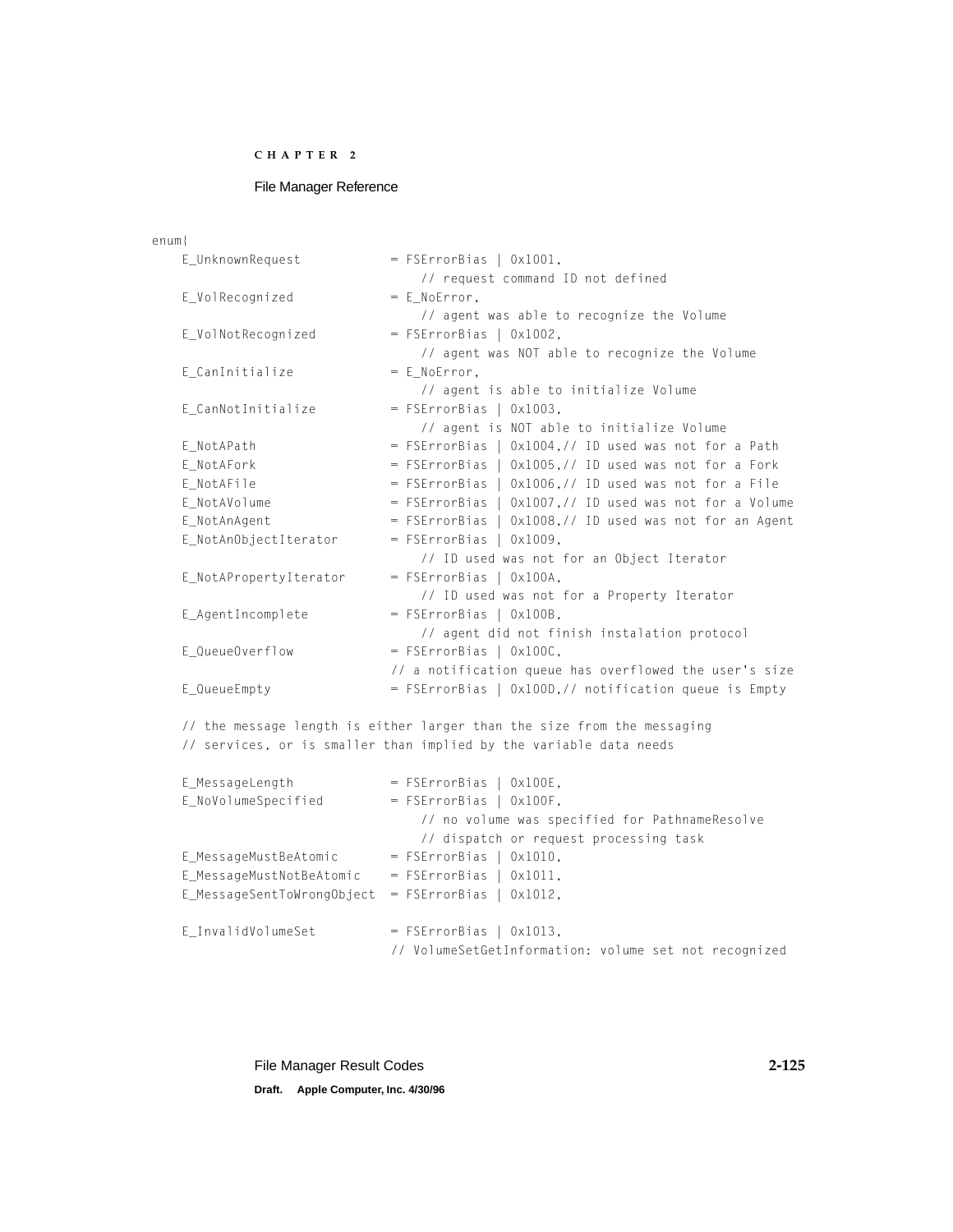```
enum{
    E_UnknownRequest            = FSErrorBias | 0x1001,
                                    // request command ID not defined
    E_VolRecognized             = E_NoError,
                                    // agent was able to recognize the Volume
    E_VolNotRecognized          = FSErrorBias | 0x1002,
                                    // agent was NOT able to recognize the Volume
    E_CanInitialize             = E_NoError,
                                    // agent is able to initialize Volume
    E_CanNotInitialize          = FSErrorBias | 0x1003,
                                    // agent is NOT able to initialize Volume
    E_NotAPath                  = FSErrorBias | 0x1004,// ID used was not for a Path
    E_NotAFork                  = FSErrorBias | 0x1005,// ID used was not for a Fork
    E_NotAFile                  = FSErrorBias | 0x1006,// ID used was not for a File
    E_NotAVolume                = FSErrorBias | 0x1007,// ID used was not for a Volume
    E_NotAnAgent                = FSErrorBias | 0x1008,// ID used was not for an Agent
    E_NotAnObjectIterator       = FSErrorBias | 0x1009,
                                    // ID used was not for an Object Iterator
    E_NotAPropertyIterator      = FSErrorBias | 0x100A,
                                    // ID used was not for a Property Iterator
    E_AgentIncomplete           = FSErrorBias | 0x100B,
                                    // agent did not finish instalation protocol
    E_QueueOverflow             = FSErrorBias | 0x100C,
                                // a notification queue has overflowed the user's size
    E_QueueEmpty                = FSErrorBias | 0x100D,// notification queue is Empty

    // the message length is either larger than the size from the messaging
    // services, or is smaller than implied by the variable data needs

    E_MessageLength             = FSErrorBias | 0x100E,
    E_NoVolumeSpecified         = FSErrorBias | 0x100F,
                                    // no volume was specified for PathnameResolve
                                    // dispatch or request processing task
    E_MessageMustBeAtomic       = FSErrorBias | 0x1010,
    E_MessageMustNotBeAtomic    = FSErrorBias | 0x1011,
    E_MessageSentToWrongObject  = FSErrorBias | 0x1012,

    E_InvalidVolumeSet          = FSErrorBias | 0x1013,
                                // VolumeSetGetInformation: volume set not recognized
```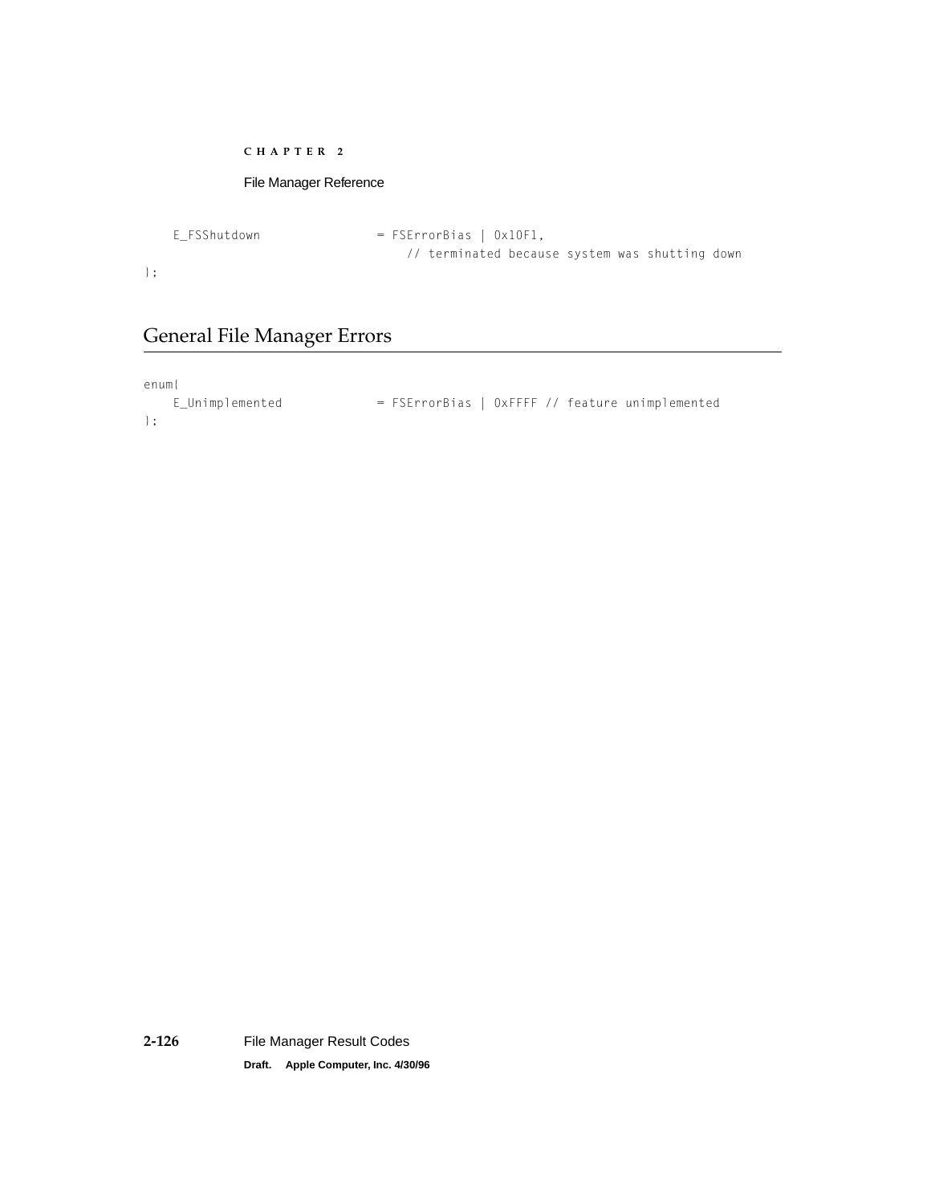```
    E_FSShutdown               = FSErrorBias | 0x10F1,
                                   // terminated because system was shutting down
};
```

## General File Manager Errors

```
enum{
    E_Unimplemented            = FSErrorBias | 0xFFFF // feature unimplemented
};
```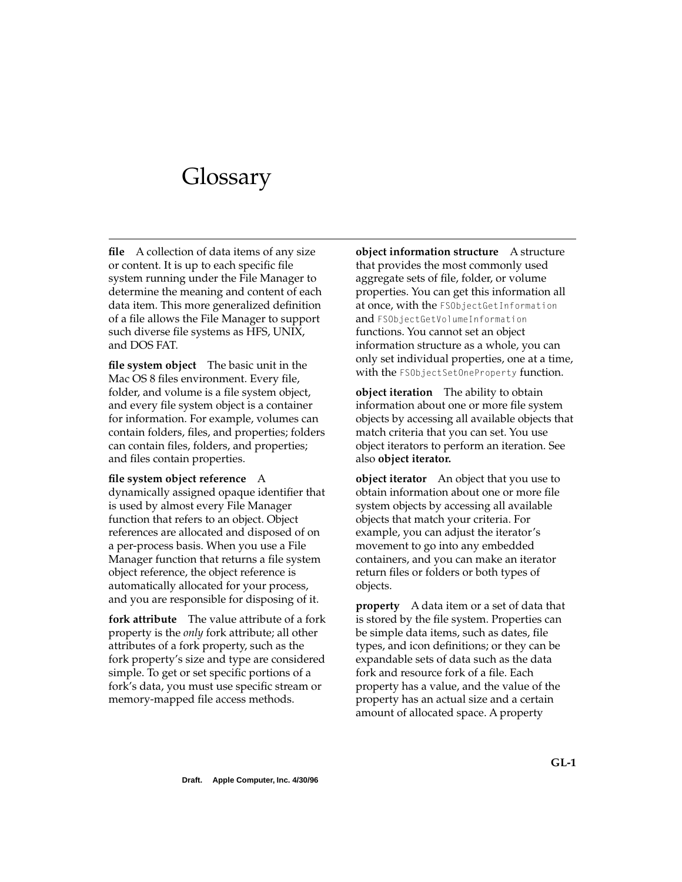# Glossary

**file** A collection of data items of any size or content. It is up to each specific file system running under the File Manager to determine the meaning and content of each data item. This more generalized definition of a file allows the File Manager to support such diverse file systems as HFS, UNIX, and DOS FAT.

**file system object** The basic unit in the Mac OS 8 files environment. Every file, folder, and volume is a file system object, and every file system object is a container for information. For example, volumes can contain folders, files, and properties; folders can contain files, folders, and properties; and files contain properties.

**file system object reference** A dynamically assigned opaque identifier that is used by almost every File Manager function that refers to an object. Object references are allocated and disposed of on a per-process basis. When you use a File Manager function that returns a file system object reference, the object reference is automatically allocated for your process, and you are responsible for disposing of it.

**fork attribute** The value attribute of a fork property is the *only* fork attribute; all other attributes of a fork property, such as the fork property's size and type are considered simple. To get or set specific portions of a fork's data, you must use specific stream or memory-mapped file access methods.

**object information structure** A structure that provides the most commonly used aggregate sets of file, folder, or volume properties. You can get this information all at once, with the `FSObjectGetInformation` and `FSObjectGetVolumeInformation` functions. You cannot set an object information structure as a whole, you can only set individual properties, one at a time, with the `FSObjectSetOneProperty` function.

**object iteration** The ability to obtain information about one or more file system objects by accessing all available objects that match criteria that you can set. You use object iterators to perform an iteration. See also **object iterator.**

**object iterator** An object that you use to obtain information about one or more file system objects by accessing all available objects that match your criteria. For example, you can adjust the iterator's movement to go into any embedded containers, and you can make an iterator return files or folders or both types of objects.

**property** A data item or a set of data that is stored by the file system. Properties can be simple data items, such as dates, file types, and icon definitions; or they can be expandable sets of data such as the data fork and resource fork of a file. Each property has a value, and the value of the property has an actual size and a certain amount of allocated space. A property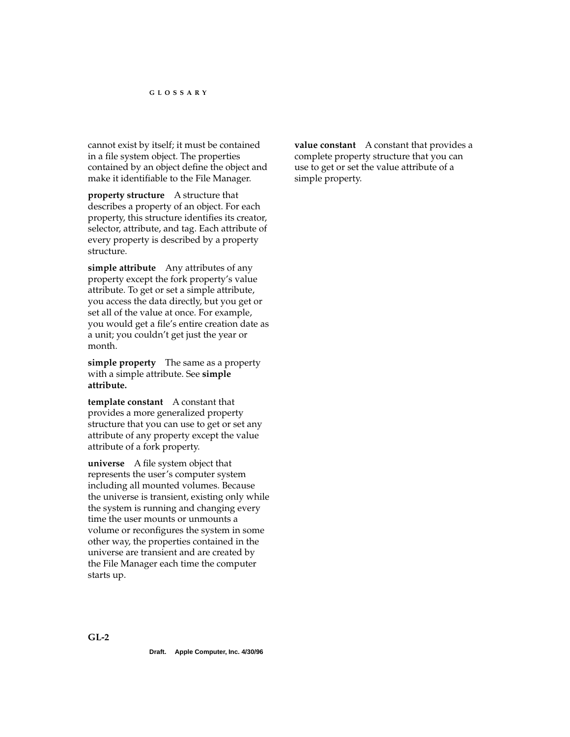cannot exist by itself; it must be contained in a file system object. The properties contained by an object define the object and make it identifiable to the File Manager.

**property structure** A structure that describes a property of an object. For each property, this structure identifies its creator, selector, attribute, and tag. Each attribute of every property is described by a property structure.

**simple attribute** Any attributes of any property except the fork property's value attribute. To get or set a simple attribute, you access the data directly, but you get or set all of the value at once. For example, you would get a file's entire creation date as a unit; you couldn't get just the year or month.

**simple property** The same as a property with a simple attribute. See **simple attribute.**

**template constant** A constant that provides a more generalized property structure that you can use to get or set any attribute of any property except the value attribute of a fork property.

**universe** A file system object that represents the user's computer system including all mounted volumes. Because the universe is transient, existing only while the system is running and changing every time the user mounts or unmounts a volume or reconfigures the system in some other way, the properties contained in the universe are transient and are created by the File Manager each time the computer starts up.

**value constant** A constant that provides a complete property structure that you can use to get or set the value attribute of a simple property.